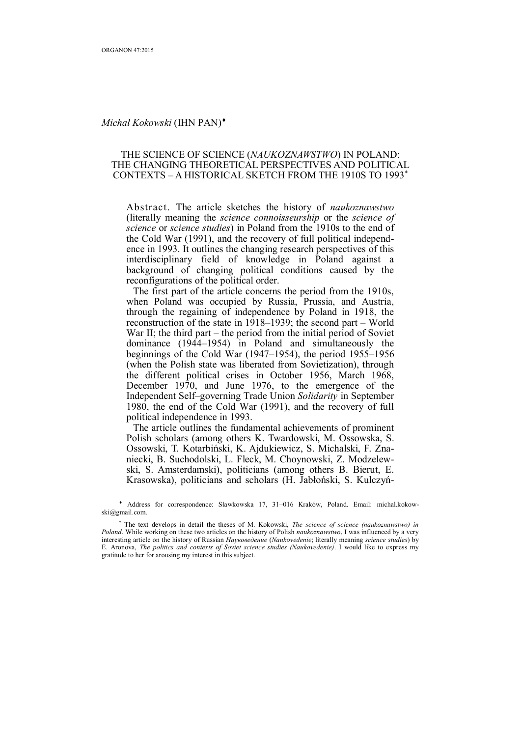*Michał Kokowski* (IHN PAN)[♦]

# THE SCIENCE OF SCIENCE (*NAUKOZNAWSTWO*) IN POLAND: THE CHANGING THEORETICAL PERSPECTIVES AND POLITICAL CONTEXTS – A HISTORICAL SKETCH FROM THE 1910S TO 1993[*]

Abstract. The article sketches the history of *naukoznawstwo* (literally meaning the *science connoisseurship* or the *science of science* or *science studies*) in Poland from the 1910s to the end of the Cold War (1991), and the recovery of full political independence in 1993. It outlines the changing research perspectives of this interdisciplinary field of knowledge in Poland against a background of changing political conditions caused by the reconfigurations of the political order.

The first part of the article concerns the period from the 1910s, when Poland was occupied by Russia, Prussia, and Austria, through the regaining of independence by Poland in 1918, the reconstruction of the state in 1918–1939; the second part – World War II; the third part – the period from the initial period of Soviet dominance (1944–1954) in Poland and simultaneously the beginnings of the Cold War (1947–1954), the period 1955–1956 (when the Polish state was liberated from Sovietization), through the different political crises in October 1956, March 1968, December 1970, and June 1976, to the emergence of the Independent Self–governing Trade Union *Solidarity* in September 1980, the end of the Cold War (1991), and the recovery of full political independence in 1993.

The article outlines the fundamental achievements of prominent Polish scholars (among others K. Twardowski, M. Ossowska, S. Ossowski, T. Kotarbiński, K. Ajdukiewicz, S. Michalski, F. Znaniecki, B. Suchodolski, L. Fleck, M. Choynowski, Z. Modzelewski, S. Amsterdamski), politicians (among others B. Bierut, E. Krasowska), politicians and scholars (H. Jabłoński, S. Kulczyń-

---

[♦] Address for correspondence: Sławkowska 17, 31–016 Kraków, Poland. Email: michal.kokowski@gmail.com.

[*] The text develops in detail the theses of M. Kokowski, *The science of science (naukoznawstwo) in Poland*. While working on these two articles on the history of Polish *naukoznawstwo*, I was influenced by a very interesting article on the history of Russian *Науковедение* (*Naukovedenie*; literally meaning *science studies*) by E. Aronova, *The politics and contexts of Soviet science studies (Naukovedenie)*. I would like to express my gratitude to her for arousing my interest in this subject.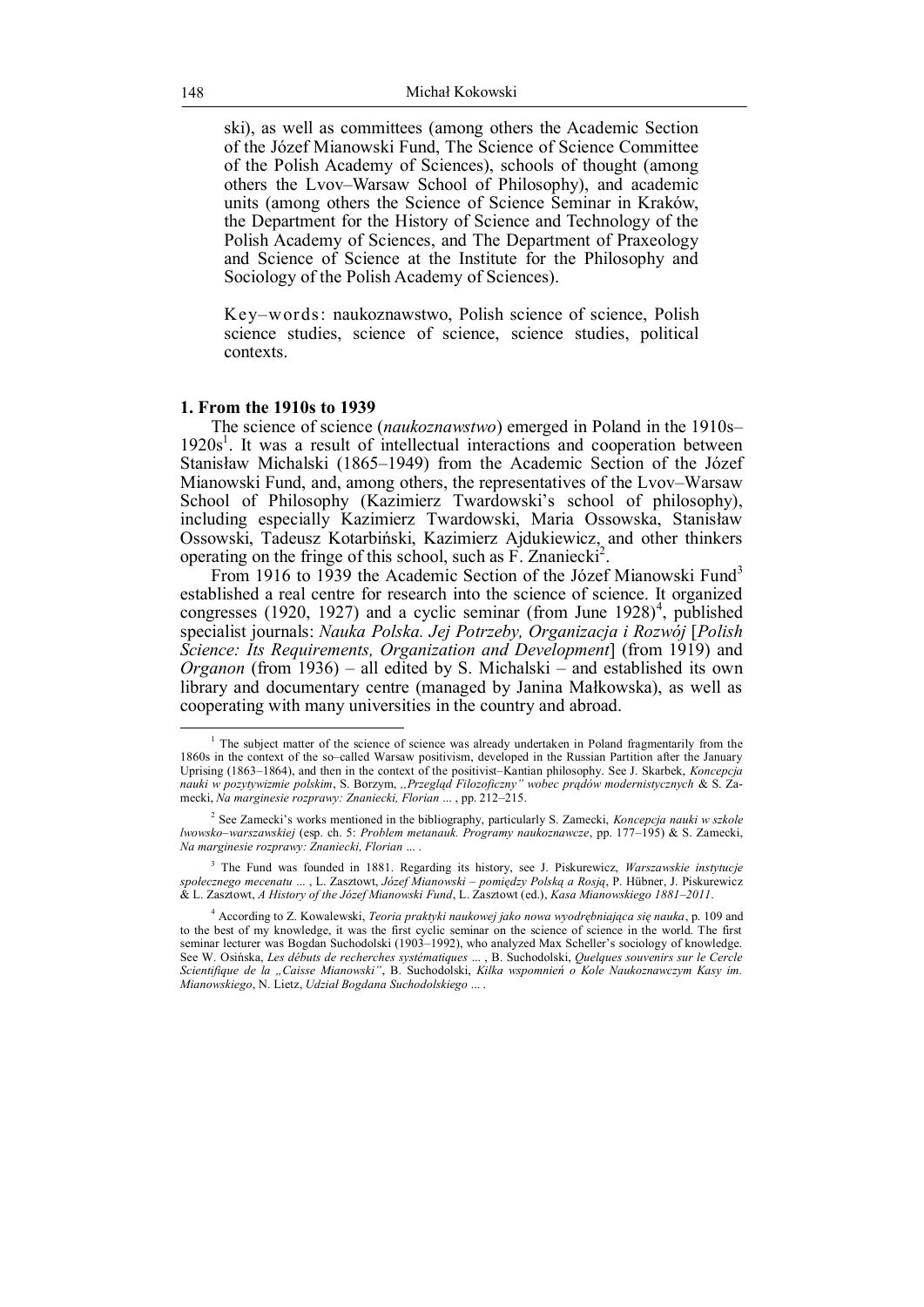ski), as well as committees (among others the Academic Section of the Józef Mianowski Fund, The Science of Science Committee of the Polish Academy of Sciences), schools of thought (among others the Lvov–Warsaw School of Philosophy), and academic units (among others the Science of Science Seminar in Kraków, the Department for the History of Science and Technology of the Polish Academy of Sciences, and The Department of Praxeology and Science of Science at the Institute for the Philosophy and Sociology of the Polish Academy of Sciences).

Key–words: naukoznawstwo, Polish science of science, Polish science studies, science of science, science studies, political contexts.

## 1. From the 1910s to 1939

The science of science (*naukoznawstwo*) emerged in Poland in the 1910s–1920s[1]. It was a result of intellectual interactions and cooperation between Stanisław Michalski (1865–1949) from the Academic Section of the Józef Mianowski Fund, and, among others, the representatives of the Lvov–Warsaw School of Philosophy (Kazimierz Twardowski's school of philosophy), including especially Kazimierz Twardowski, Maria Ossowska, Stanisław Ossowski, Tadeusz Kotarbiński, Kazimierz Ajdukiewicz, and other thinkers operating on the fringe of this school, such as F. Znaniecki[2].

From 1916 to 1939 the Academic Section of the Józef Mianowski Fund[3] established a real centre for research into the science of science. It organized congresses (1920, 1927) and a cyclic seminar (from June 1928)[4], published specialist journals: *Nauka Polska. Jej Potrzeby, Organizacja i Rozwój* [*Polish Science: Its Requirements, Organization and Development*] (from 1919) and *Organon* (from 1936) – all edited by S. Michalski – and established its own library and documentary centre (managed by Janina Małkowska), as well as cooperating with many universities in the country and abroad.

---

[1] The subject matter of the science of science was already undertaken in Poland fragmentarily from the 1860s in the context of the so–called Warsaw positivism, developed in the Russian Partition after the January Uprising (1863–1864), and then in the context of the positivist–Kantian philosophy. See J. Skarbek, *Koncepcja nauki w pozytywizmie polskim*, S. Borzym, *„Przegląd Filozoficzny" wobec prądów modernistycznych* & S. Zamecki, *Na marginesie rozprawy: Znaniecki, Florian ...* , pp. 212–215.

[2] See Zamecki's works mentioned in the bibliography, particularly S. Zamecki, *Koncepcja nauki w szkole lwowsko–warszawskiej* (esp. ch. 5: *Problem metanauk. Programy naukoznawcze*, pp. 177–195) & S. Zamecki, *Na marginesie rozprawy: Znaniecki, Florian ...* .

[3] The Fund was founded in 1881. Regarding its history, see J. Piskurewicz, *Warszawskie instytucje społecznego mecenatu ...* , L. Zasztowt, *Józef Mianowski – pomiędzy Polską a Rosją*, P. Hübner, J. Piskurewicz & L. Zasztowt, *A History of the Józef Mianowski Fund*, L. Zasztowt (ed.), *Kasa Mianowskiego 1881–2011*.

[4] According to Z. Kowalewski, *Teoria praktyki naukowej jako nowa wyodrębniająca się nauka*, p. 109 and to the best of my knowledge, it was the first cyclic seminar on the science of science in the world. The first seminar lecturer was Bogdan Suchodolski (1903–1992), who analyzed Max Scheller's sociology of knowledge. See W. Osińska, *Les débuts de recherches systématiques ...* , B. Suchodolski, *Quelques souvenirs sur le Cercle Scientifique de la „Caisse Mianowski"*, B. Suchodolski, *Kilka wspomnień o Kole Naukoznawczym Kasy im. Mianowskiego*, N. Lietz, *Udział Bogdana Suchodolskiego ...* .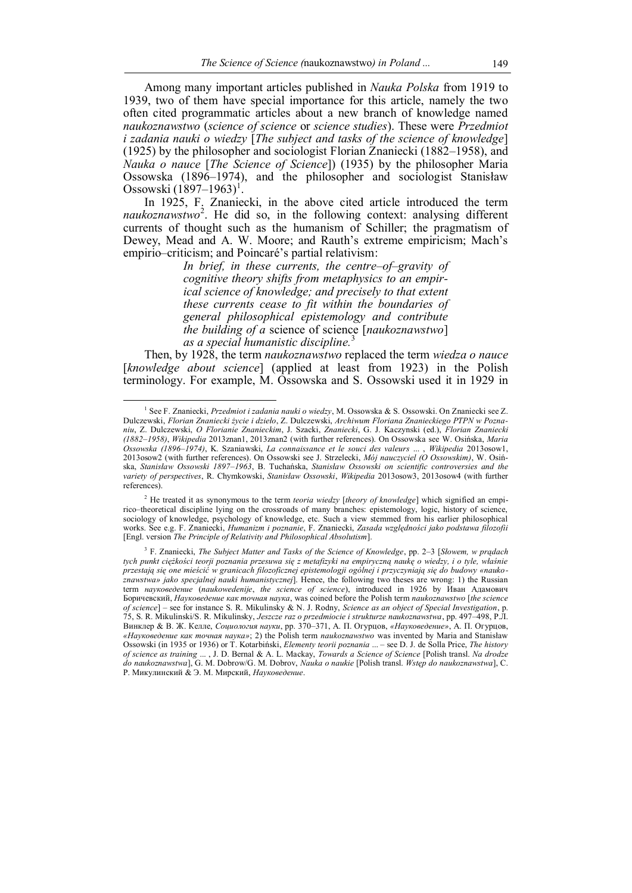Among many important articles published in *Nauka Polska* from 1919 to 1939, two of them have special importance for this article, namely the two often cited programmatic articles about a new branch of knowledge named *naukoznawstwo* (*science of science* or *science studies*). These were *Przedmiot i zadania nauki o wiedzy* [*The subject and tasks of the science of knowledge*] (1925) by the philosopher and sociologist Florian Znaniecki (1882–1958), and *Nauka o nauce* [*The Science of Science*]) (1935) by the philosopher Maria Ossowska (1896–1974), and the philosopher and sociologist Stanisław Ossowski (1897–1963)[1].

In 1925, F. Znaniecki, in the above cited article introduced the term *naukoznawstwo*[2]. He did so, in the following context: analysing different currents of thought such as the humanism of Schiller; the pragmatism of Dewey, Mead and A. W. Moore; and Rauth's extreme empiricism; Mach's empirio–criticism; and Poincaré's partial relativism:

> *In brief, in these currents, the centre–of–gravity of cognitive theory shifts from metaphysics to an empirical science of knowledge; and precisely to that extent these currents cease to fit within the boundaries of general philosophical epistemology and contribute the building of a* science of science [*naukoznawstwo*] *as a special humanistic discipline.*[3]

Then, by 1928, the term *naukoznawstwo* replaced the term *wiedza o nauce* [*knowledge about science*] (applied at least from 1923) in the Polish terminology. For example, M. Ossowska and S. Ossowski used it in 1929 in

---

[1] See F. Znaniecki, *Przedmiot i zadania nauki o wiedzy*, M. Ossowska & S. Ossowski. On Znaniecki see Z. Dulczewski, *Florian Znaniecki życie i dzieło*, Z. Dulczewski, *Archiwum Floriana Znanieckiego PTPN w Poznaniu*, Z. Dulczewski, *O Florianie Znanieckim*, J. Szacki, *Znaniecki*, G. J. Kaczynski (ed.), *Florian Znaniecki (1882–1958)*, *Wikipedia* 2013znan1, 2013znan2 (with further references). On Ossowska see W. Osińska, *Maria Ossowska (1896–1974)*, K. Szaniawski, *La connaissance et le souci des valeurs ...* , *Wikipedia* 2013osow1, 2013osow2 (with further references). On Ossowski see J. Strzelecki, *Mój nauczyciel (O Ossowskim)*, W. Osińska, *Stanisław Ossowski 1897–1963*, B. Tuchańska, *Stanisław Ossowski on scientific controversies and the variety of perspectives*, R. Chymkowski, *Stanisław Ossowski*, *Wikipedia* 2013osow3, 2013osow4 (with further references).

[2] He treated it as synonymous to the term *teoria wiedzy* [*theory of knowledge*] which signified an empirico–theoretical discipline lying on the crossroads of many branches: epistemology, logic, history of science, sociology of knowledge, psychology of knowledge, etc. Such a view stemmed from his earlier philosophical works. See e.g. F. Znaniecki, *Humanizm i poznanie*, F. Znaniecki, *Zasada względności jako podstawa filozofii* [Engl. version *The Principle of Relativity and Philosophical Absolutism*].

[3] F. Znaniecki, *The Subject Matter and Tasks of the Science of Knowledge*, pp. 2–3 [*Słowem, w prądach tych punkt ciężkości teorji poznania przesuwa się z metafizyki na empiryczną naukę o wiedzy, i o tyle, właśnie przestają się one mieścić w granicach filozoficznej epistemologji ogólnej i przyczyniają się do budowy «naukoznawstwa» jako specjalnej nauki humanistycznej*]. Hence, the following two theses are wrong: 1) the Russian term *науковедение* (*naukowedenije*, *the science of science*), introduced in 1926 by Иван Адамович Боричевский, *Науковедение как точная наука*, was coined before the Polish term *naukoznawstwo* [*the science of science*] – see for instance S. R. Mikulinsky & N. J. Rodny, *Science as an object of Special Investigation*, p. 75, S. R. Mikulinski/S. R. Mikulinsky, *Jeszcze raz o przedmiocie i strukturze naukoznawstwa*, pp. 497–498, Р.Л. Винклер & В. Ж. Келле, *Социология науки*, pp. 370–371, А. П. Огурцов, *«Науковедение»*, А. П. Огурцов, *«Науковедение как точная наука»*; 2) the Polish term *naukoznawstwo* was invented by Maria and Stanisław Ossowski (in 1935 or 1936) or T. Kotarbiński, *Elementy teorii poznania ...* – see D. J. de Solla Price, *The history of science as training ...* , J. D. Bernal & A. L. Mackay, *Towards a Science of Science* [Polish transl. *Na drodze do naukoznawstwa*], G. M. Dobrow/G. M. Dobrov, *Nauka o naukie* [Polish transl. *Wstęp do naukoznawstwa*], С. Р. Микулинский & Э. М. Мирский, *Науковедение*.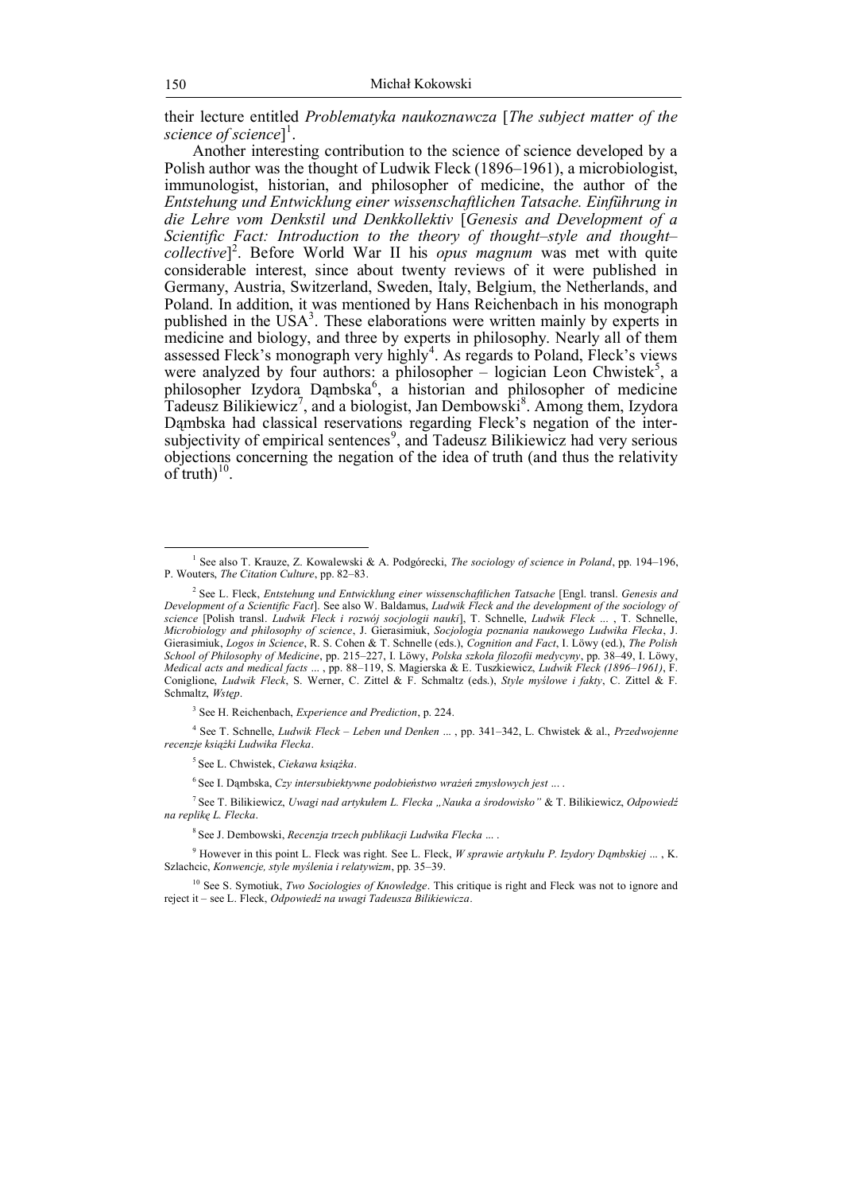their lecture entitled *Problematyka naukoznawcza* [*The subject matter of the science of science*][1].

Another interesting contribution to the science of science developed by a Polish author was the thought of Ludwik Fleck (1896–1961), a microbiologist, immunologist, historian, and philosopher of medicine, the author of the *Entstehung und Entwicklung einer wissenschaftlichen Tatsache. Einführung in die Lehre vom Denkstil und Denkkollektiv* [*Genesis and Development of a Scientific Fact: Introduction to the theory of thought–style and thought–collective*][2]. Before World War II his *opus magnum* was met with quite considerable interest, since about twenty reviews of it were published in Germany, Austria, Switzerland, Sweden, Italy, Belgium, the Netherlands, and Poland. In addition, it was mentioned by Hans Reichenbach in his monograph published in the USA[3]. These elaborations were written mainly by experts in medicine and biology, and three by experts in philosophy. Nearly all of them assessed Fleck's monograph very highly[4]. As regards to Poland, Fleck's views were analyzed by four authors: a philosopher – logician Leon Chwistek[5], a philosopher Izydora Dąmbska[6], a historian and philosopher of medicine Tadeusz Bilikiewicz[7], and a biologist, Jan Dembowski[8]. Among them, Izydora Dąmbska had classical reservations regarding Fleck's negation of the inter-subjectivity of empirical sentences[9], and Tadeusz Bilikiewicz had very serious objections concerning the negation of the idea of truth (and thus the relativity of truth)[10].

---

[1] See also T. Krauze, Z. Kowalewski & A. Podgórecki, *The sociology of science in Poland*, pp. 194–196, P. Wouters, *The Citation Culture*, pp. 82–83.

[2] See L. Fleck, *Entstehung und Entwicklung einer wissenschaftlichen Tatsache* [Engl. transl. *Genesis and Development of a Scientific Fact*]. See also W. Baldamus, *Ludwik Fleck and the development of the sociology of science* [Polish transl. *Ludwik Fleck i rozwój socjologii nauki*], T. Schnelle, *Ludwik Fleck ...* , T. Schnelle, *Microbiology and philosophy of science*, J. Gierasimiuk, *Socjologia poznania naukowego Ludwika Flecka*, J. Gierasimiuk, *Logos in Science*, R. S. Cohen & T. Schnelle (eds.), *Cognition and Fact*, I. Löwy (ed.), *The Polish School of Philosophy of Medicine*, pp. 215–227, I. Löwy, *Polska szkoła filozofii medycyny*, pp. 38–49, I. Löwy, *Medical acts and medical facts ...* , pp. 88–119, S. Magierska & E. Tuszkiewicz, *Ludwik Fleck (1896–1961)*, F. Coniglione, *Ludwik Fleck*, S. Werner, C. Zittel & F. Schmaltz (eds.), *Style myślowe i fakty*, C. Zittel & F. Schmaltz, *Wstęp*.

[3] See H. Reichenbach, *Experience and Prediction*, p. 224.

[4] See T. Schnelle, *Ludwik Fleck – Leben und Denken ...* , pp. 341–342, L. Chwistek & al., *Przedwojenne recenzje książki Ludwika Flecka*.

[5] See L. Chwistek, *Ciekawa książka*.

[6] See I. Dąmbska, *Czy intersubiektywne podobieństwo wrażeń zmysłowych jest ...* .

[7] See T. Bilikiewicz, *Uwagi nad artykułem L. Flecka „Nauka a środowisko"* & T. Bilikiewicz, *Odpowiedź na replikę L. Flecka*.

[8] See J. Dembowski, *Recenzja trzech publikacji Ludwika Flecka ...* .

[9] However in this point L. Fleck was right. See L. Fleck, *W sprawie artykułu P. Izydory Dąmbskiej ...* , K. Szlachcic, *Konwencje, style myślenia i relatywizm*, pp. 35–39.

[10] See S. Symotiuk, *Two Sociologies of Knowledge*. This critique is right and Fleck was not to ignore and reject it – see L. Fleck, *Odpowiedź na uwagi Tadeusza Bilikiewicza*.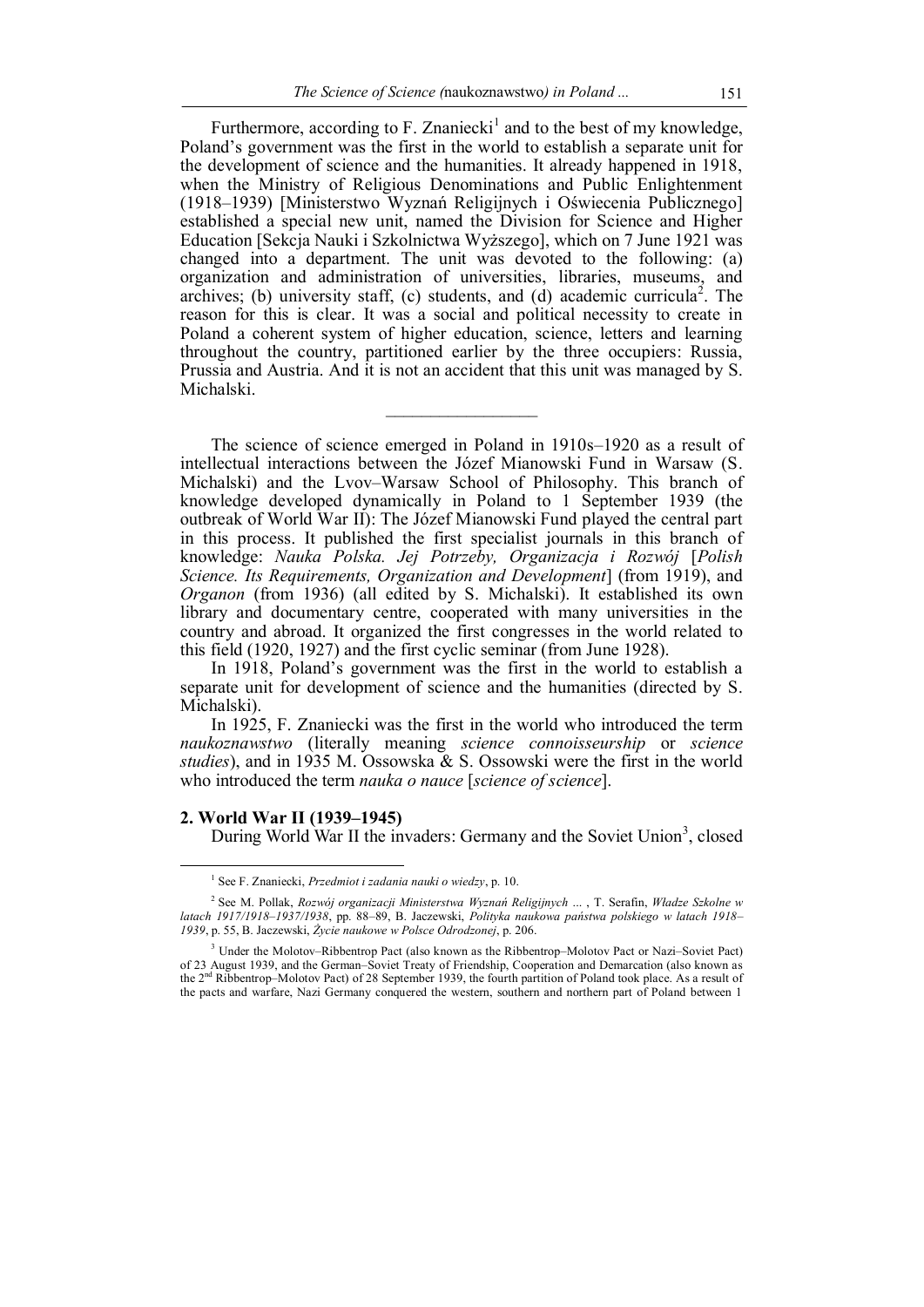Furthermore, according to F. Znaniecki[1] and to the best of my knowledge, Poland's government was the first in the world to establish a separate unit for the development of science and the humanities. It already happened in 1918, when the Ministry of Religious Denominations and Public Enlightenment (1918–1939) [Ministerstwo Wyznań Religijnych i Oświecenia Publicznego] established a special new unit, named the Division for Science and Higher Education [Sekcja Nauki i Szkolnictwa Wyższego], which on 7 June 1921 was changed into a department. The unit was devoted to the following: (a) organization and administration of universities, libraries, museums, and archives; (b) university staff, (c) students, and (d) academic curricula[2]. The reason for this is clear. It was a social and political necessity to create in Poland a coherent system of higher education, science, letters and learning throughout the country, partitioned earlier by the three occupiers: Russia, Prussia and Austria. And it is not an accident that this unit was managed by S. Michalski.

---

The science of science emerged in Poland in 1910s–1920 as a result of intellectual interactions between the Józef Mianowski Fund in Warsaw (S. Michalski) and the Lvov–Warsaw School of Philosophy. This branch of knowledge developed dynamically in Poland to 1 September 1939 (the outbreak of World War II): The Józef Mianowski Fund played the central part in this process. It published the first specialist journals in this branch of knowledge: *Nauka Polska. Jej Potrzeby, Organizacja i Rozwój* [*Polish Science. Its Requirements, Organization and Development*] (from 1919), and *Organon* (from 1936) (all edited by S. Michalski). It established its own library and documentary centre, cooperated with many universities in the country and abroad. It organized the first congresses in the world related to this field (1920, 1927) and the first cyclic seminar (from June 1928).

In 1918, Poland's government was the first in the world to establish a separate unit for development of science and the humanities (directed by S. Michalski).

In 1925, F. Znaniecki was the first in the world who introduced the term *naukoznawstwo* (literally meaning *science connoisseurship* or *science studies*), and in 1935 M. Ossowska & S. Ossowski were the first in the world who introduced the term *nauka o nauce* [*science of science*].

## 2. World War II (1939–1945)

During World War II the invaders: Germany and the Soviet Union[3], closed

---

[1] See F. Znaniecki, *Przedmiot i zadania nauki o wiedzy*, p. 10.

[2] See M. Pollak, *Rozwój organizacji Ministerstwa Wyznań Religijnych ...* , T. Serafin, *Władze Szkolne w latach 1917/1918–1937/1938*, pp. 88–89, B. Jaczewski, *Polityka naukowa państwa polskiego w latach 1918–1939*, p. 55, B. Jaczewski, *Życie naukowe w Polsce Odrodzonej*, p. 206.

[3] Under the Molotov–Ribbentrop Pact (also known as the Ribbentrop–Molotov Pact or Nazi–Soviet Pact) of 23 August 1939, and the German–Soviet Treaty of Friendship, Cooperation and Demarcation (also known as the 2nd Ribbentrop–Molotov Pact) of 28 September 1939, the fourth partition of Poland took place. As a result of the pacts and warfare, Nazi Germany conquered the western, southern and northern part of Poland between 1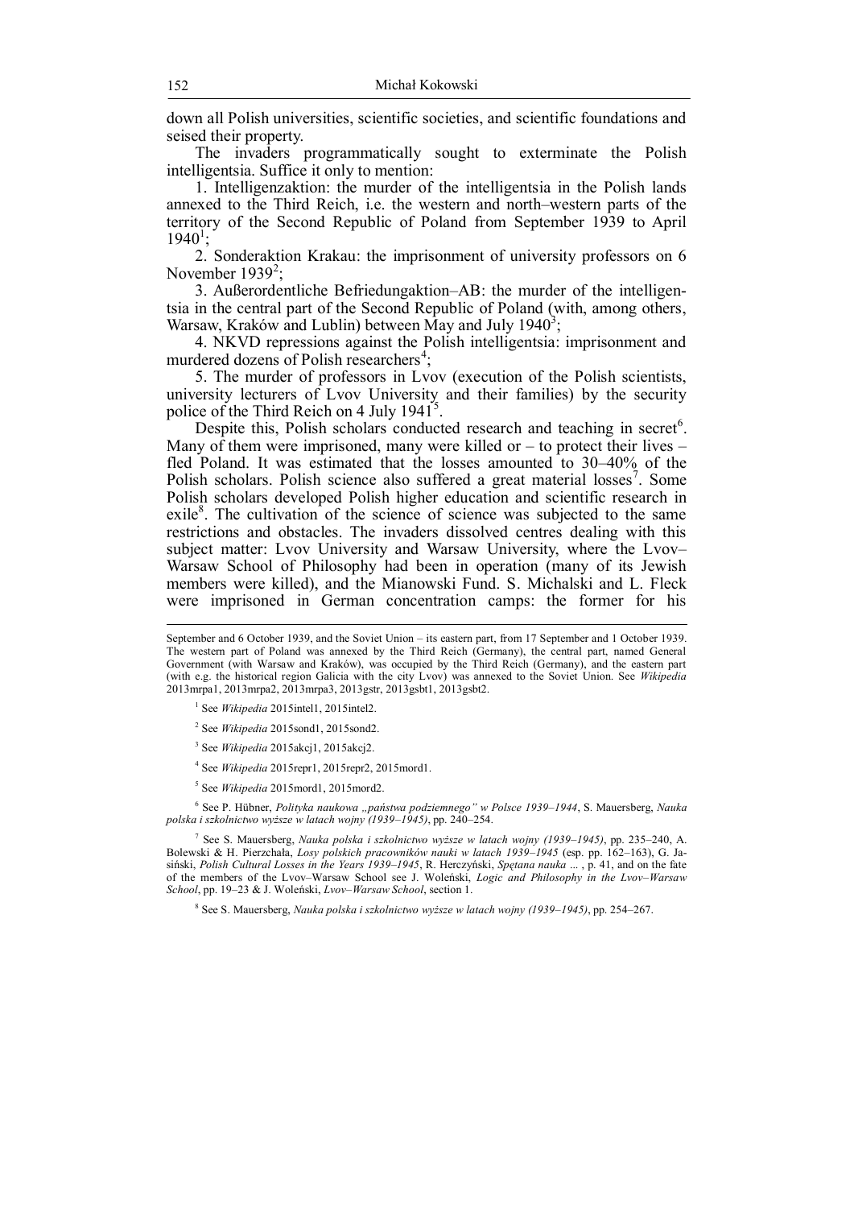down all Polish universities, scientific societies, and scientific foundations and seised their property.

The invaders programmatically sought to exterminate the Polish intelligentsia. Suffice it only to mention:

1. Intelligenzaktion: the murder of the intelligentsia in the Polish lands annexed to the Third Reich, i.e. the western and north–western parts of the territory of the Second Republic of Poland from September 1939 to April 1940[1];

2. Sonderaktion Krakau: the imprisonment of university professors on 6 November 1939[2];

3. Außerordentliche Befriedungaktion–AB: the murder of the intelligentsia in the central part of the Second Republic of Poland (with, among others, Warsaw, Kraków and Lublin) between May and July 1940[3];

4. NKVD repressions against the Polish intelligentsia: imprisonment and murdered dozens of Polish researchers[4];

5. The murder of professors in Lvov (execution of the Polish scientists, university lecturers of Lvov University and their families) by the security police of the Third Reich on 4 July 1941[5].

Despite this, Polish scholars conducted research and teaching in secret[6]. Many of them were imprisoned, many were killed or – to protect their lives – fled Poland. It was estimated that the losses amounted to 30–40% of the Polish scholars. Polish science also suffered a great material losses[7]. Some Polish scholars developed Polish higher education and scientific research in exile[8]. The cultivation of the science of science was subjected to the same restrictions and obstacles. The invaders dissolved centres dealing with this subject matter: Lvov University and Warsaw University, where the Lvov–Warsaw School of Philosophy had been in operation (many of its Jewish members were killed), and the Mianowski Fund. S. Michalski and L. Fleck were imprisoned in German concentration camps: the former for his

---

September and 6 October 1939, and the Soviet Union – its eastern part, from 17 September and 1 October 1939. The western part of Poland was annexed by the Third Reich (Germany), the central part, named General Government (with Warsaw and Kraków), was occupied by the Third Reich (Germany), and the eastern part (with e.g. the historical region Galicia with the city Lvov) was annexed to the Soviet Union. See *Wikipedia* 2013mrpa1, 2013mrpa2, 2013mrpa3, 2013gstr, 2013gsbt1, 2013gsbt2.

[1] See *Wikipedia* 2015intel1, 2015intel2.

[2] See *Wikipedia* 2015sond1, 2015sond2.

[3] See *Wikipedia* 2015akcj1, 2015akcj2.

[4] See *Wikipedia* 2015repr1, 2015repr2, 2015mord1.

[5] See *Wikipedia* 2015mord1, 2015mord2.

[6] See P. Hübner, *Polityka naukowa „państwa podziemnego" w Polsce 1939–1944*, S. Mauersberg, *Nauka polska i szkolnictwo wyższe w latach wojny (1939–1945)*, pp. 240–254.

[7] See S. Mauersberg, *Nauka polska i szkolnictwo wyższe w latach wojny (1939–1945)*, pp. 235–240, A. Bolewski & H. Pierzchała, *Losy polskich pracowników nauki w latach 1939–1945* (esp. pp. 162–163), G. Jasiński, *Polish Cultural Losses in the Years 1939–1945*, R. Herczyński, *Spętana nauka ...* , p. 41, and on the fate of the members of the Lvov–Warsaw School see J. Woleński, *Logic and Philosophy in the Lvov–Warsaw School*, pp. 19–23 & J. Woleński, *Lvov–Warsaw School*, section 1.

[8] See S. Mauersberg, *Nauka polska i szkolnictwo wyższe w latach wojny (1939–1945)*, pp. 254–267.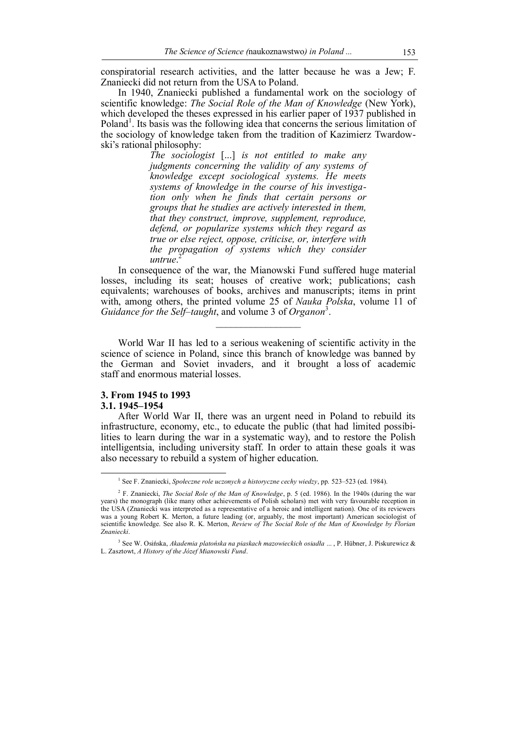conspiratorial research activities, and the latter because he was a Jew; F. Znaniecki did not return from the USA to Poland.

In 1940, Znaniecki published a fundamental work on the sociology of scientific knowledge: *The Social Role of the Man of Knowledge* (New York), which developed the theses expressed in his earlier paper of 1937 published in Poland[1]. Its basis was the following idea that concerns the serious limitation of the sociology of knowledge taken from the tradition of Kazimierz Twardowski's rational philosophy:

> *The sociologist* [...] *is not entitled to make any judgments concerning the validity of any systems of knowledge except sociological systems. He meets systems of knowledge in the course of his investigation only when he finds that certain persons or groups that he studies are actively interested in them, that they construct, improve, supplement, reproduce, defend, or popularize systems which they regard as true or else reject, oppose, criticise, or, interfere with the propagation of systems which they consider untrue*.[2]

In consequence of the war, the Mianowski Fund suffered huge material losses, including its seat; houses of creative work; publications; cash equivalents; warehouses of books, archives and manuscripts; items in print with, among others, the printed volume 25 of *Nauka Polska*, volume 11 of *Guidance for the Self–taught*, and volume 3 of *Organon*[3].

---

World War II has led to a serious weakening of scientific activity in the science of science in Poland, since this branch of knowledge was banned by the German and Soviet invaders, and it brought a loss of academic staff and enormous material losses.

## 3. From 1945 to 1993

### 3.1. 1945–1954

After World War II, there was an urgent need in Poland to rebuild its infrastructure, economy, etc., to educate the public (that had limited possibilities to learn during the war in a systematic way), and to restore the Polish intelligentsia, including university staff. In order to attain these goals it was also necessary to rebuild a system of higher education.

---

[1] See F. Znaniecki, *Społeczne role uczonych a historyczne cechy wiedzy*, pp. 523–523 (ed. 1984).

[2] F. Znaniecki, *The Social Role of the Man of Knowledge*, p. 5 (ed. 1986). In the 1940s (during the war years) the monograph (like many other achievements of Polish scholars) met with very favourable reception in the USA (Znaniecki was interpreted as a representative of a heroic and intelligent nation). One of its reviewers was a young Robert K. Merton, a future leading (or, arguably, the most important) American sociologist of scientific knowledge. See also R. K. Merton, *Review of The Social Role of the Man of Knowledge by Florian Znaniecki*.

[3] See W. Osińska, *Akademia platońska na piaskach mazowieckich osiadła ...* , P. Hübner, J. Piskurewicz & L. Zasztowt, *A History of the Józef Mianowski Fund*.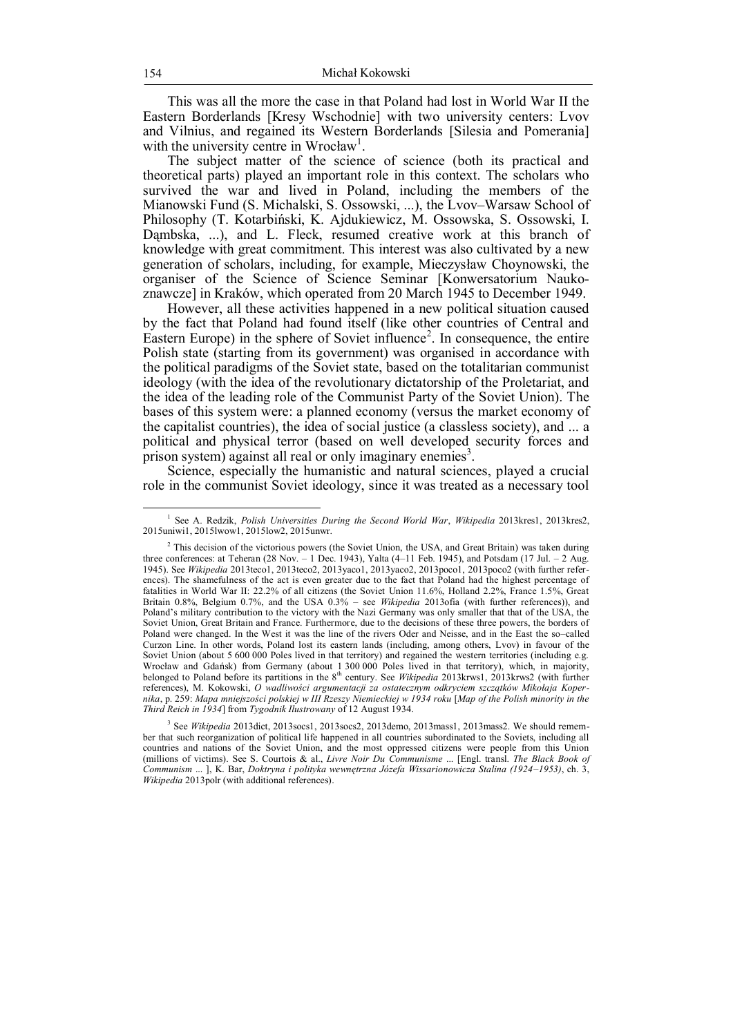This was all the more the case in that Poland had lost in World War II the Eastern Borderlands [Kresy Wschodnie] with two university centers: Lvov and Vilnius, and regained its Western Borderlands [Silesia and Pomerania] with the university centre in Wrocław[1].

The subject matter of the science of science (both its practical and theoretical parts) played an important role in this context. The scholars who survived the war and lived in Poland, including the members of the Mianowski Fund (S. Michalski, S. Ossowski, ...), the Lvov–Warsaw School of Philosophy (T. Kotarbiński, K. Ajdukiewicz, M. Ossowska, S. Ossowski, I. Dąmbska, ...), and L. Fleck, resumed creative work at this branch of knowledge with great commitment. This interest was also cultivated by a new generation of scholars, including, for example, Mieczysław Choynowski, the organiser of the Science of Science Seminar [Konwersatorium Naukoznawcze] in Kraków, which operated from 20 March 1945 to December 1949.

However, all these activities happened in a new political situation caused by the fact that Poland had found itself (like other countries of Central and Eastern Europe) in the sphere of Soviet influence[2]. In consequence, the entire Polish state (starting from its government) was organised in accordance with the political paradigms of the Soviet state, based on the totalitarian communist ideology (with the idea of the revolutionary dictatorship of the Proletariat, and the idea of the leading role of the Communist Party of the Soviet Union). The bases of this system were: a planned economy (versus the market economy of the capitalist countries), the idea of social justice (a classless society), and ... a political and physical terror (based on well developed security forces and prison system) against all real or only imaginary enemies[3].

Science, especially the humanistic and natural sciences, played a crucial role in the communist Soviet ideology, since it was treated as a necessary tool

---

[1] See A. Redzik, *Polish Universities During the Second World War*, *Wikipedia* 2013kres1, 2013kres2, 2015uniwi1, 2015lwow1, 2015low2, 2015unwr.

[2] This decision of the victorious powers (the Soviet Union, the USA, and Great Britain) was taken during three conferences: at Teheran (28 Nov. – 1 Dec. 1943), Yalta (4–11 Feb. 1945), and Potsdam (17 Jul. – 2 Aug. 1945). See *Wikipedia* 2013teco1, 2013teco2, 2013yaco1, 2013yaco2, 2013poco1, 2013poco2 (with further references). The shamefulness of the act is even greater due to the fact that Poland had the highest percentage of fatalities in World War II: 22.2% of all citizens (the Soviet Union 11.6%, Holland 2.2%, France 1.5%, Great Britain 0.8%, Belgium 0.7%, and the USA 0.3% – see *Wikipedia* 2013ofia (with further references)), and Poland's military contribution to the victory with the Nazi Germany was only smaller that that of the USA, the Soviet Union, Great Britain and France. Furthermore, due to the decisions of these three powers, the borders of Poland were changed. In the West it was the line of the rivers Oder and Neisse, and in the East the so–called Curzon Line. In other words, Poland lost its eastern lands (including, among others, Lvov) in favour of the Soviet Union (about 5 600 000 Poles lived in that territory) and regained the western territories (including e.g. Wrocław and Gdańsk) from Germany (about 1 300 000 Poles lived in that territory), which, in majority, belonged to Poland before its partitions in the 8th century. See *Wikipedia* 2013krws1, 2013krws2 (with further references), M. Kokowski, *O wadliwości argumentacji za ostatecznym odkryciem szczątków Mikołaja Kopernika*, p. 259: *Mapa mniejszości polskiej w III Rzeszy Niemieckiej w 1934 roku* [*Map of the Polish minority in the Third Reich in 1934*] from *Tygodnik Ilustrowany* of 12 August 1934.

[3] See *Wikipedia* 2013dict, 2013socs1, 2013socs2, 2013demo, 2013mass1, 2013mass2. We should remember that such reorganization of political life happened in all countries subordinated to the Soviets, including all countries and nations of the Soviet Union, and the most oppressed citizens were people from this Union (millions of victims). See S. Courtois & al., *Livre Noir Du Communisme ...* [Engl. transl. *The Black Book of Communism ...* ], K. Bar, *Doktryna i polityka wewnętrzna Józefa Wissarionowicza Stalina (1924–1953)*, ch. 3, *Wikipedia* 2013polr (with additional references).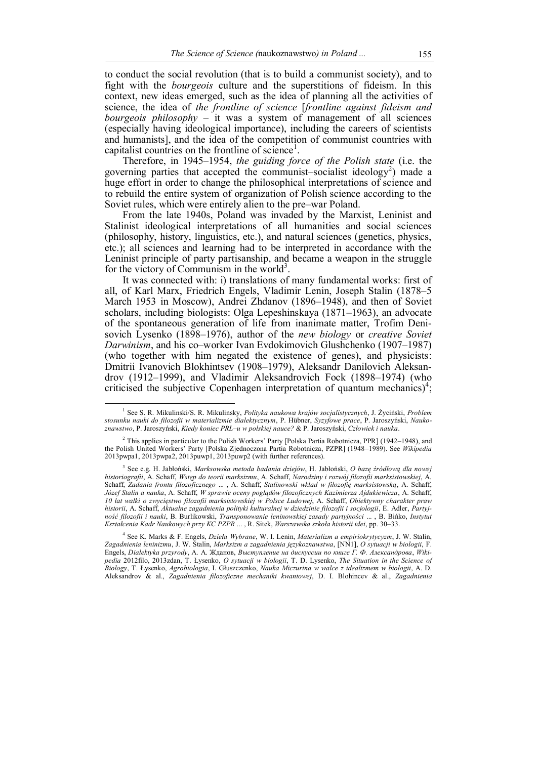to conduct the social revolution (that is to build a communist society), and to fight with the *bourgeois* culture and the superstitions of fideism. In this context, new ideas emerged, such as the idea of planning all the activities of science, the idea of *the frontline of science* [*frontline against fideism and bourgeois philosophy* – it was a system of management of all sciences (especially having ideological importance), including the careers of scientists and humanists], and the idea of the competition of communist countries with capitalist countries on the frontline of science[1].

Therefore, in 1945–1954, *the guiding force of the Polish state* (i.e. the governing parties that accepted the communist–socialist ideology[2]) made a huge effort in order to change the philosophical interpretations of science and to rebuild the entire system of organization of Polish science according to the Soviet rules, which were entirely alien to the pre–war Poland.

From the late 1940s, Poland was invaded by the Marxist, Leninist and Stalinist ideological interpretations of all humanities and social sciences (philosophy, history, linguistics, etc.), and natural sciences (genetics, physics, etc.); all sciences and learning had to be interpreted in accordance with the Leninist principle of party partisanship, and became a weapon in the struggle for the victory of Communism in the world[3].

It was connected with: i) translations of many fundamental works: first of all, of Karl Marx, Friedrich Engels, Vladimir Lenin, Joseph Stalin (1878–5 March 1953 in Moscow), Andrei Zhdanov (1896–1948), and then of Soviet scholars, including biologists: Olga Lepeshinskaya (1871–1963), an advocate of the spontaneous generation of life from inanimate matter, Trofim Denisovich Lysenko (1898–1976), author of the *new biology* or *creative Soviet Darwinism*, and his co–worker Ivan Evdokimovich Glushchenko (1907–1987) (who together with him negated the existence of genes), and physicists: Dmitrii Ivanovich Blokhintsev (1908–1979), Aleksandr Danilovich Aleksandrov (1912–1999), and Vladimir Aleksandrovich Fock (1898–1974) (who criticised the subjective Copenhagen interpretation of quantum mechanics)[4];

---

[1] See S. R. Mikulinski/S. R. Mikulinsky, *Polityka naukowa krajów socjalistycznych*, J. Życiński, *Problem stosunku nauki do filozofii w materializmie dialektycznym*, P. Hübner, *Syzyfowe prace*, P. Jaroszyński, *Naukoznawstwo*, P. Jaroszyński, *Kiedy koniec PRL–u w polskiej nauce?* & P. Jaroszyński, *Człowiek i nauka*.

[2] This applies in particular to the Polish Workers' Party [Polska Partia Robotnicza, PPR] (1942–1948), and the Polish United Workers' Party [Polska Zjednoczona Partia Robotnicza, PZPR] (1948–1989). See *Wikipedia* 2013pwpa1, 2013pwpa2, 2013puwp1, 2013puwp2 (with further references).

[3] See e.g. H. Jabłoński, *Marksowska metoda badania dziejów*, H. Jabłoński, *O bazę źródłową dla nowej historiografii*, A. Schaff, *Wstęp do teorii marksizmu*, A. Schaff, *Narodziny i rozwój filozofii marksistowskiej*, A. Schaff, *Zadania frontu filozoficznego ...*, A. Schaff, *Stalinowski wkład w filozofię marksistowską*, A. Schaff, *Józef Stalin a nauka*, A. Schaff, *W sprawie oceny poglądów filozoficznych Kazimierza Ajdukiewicza*, A. Schaff, *10 lat walki o zwycięstwo filozofii marksistowskiej w Polsce Ludowej*, A. Schaff, *Obiektywny charakter praw historii*, A. Schaff, *Aktualne zagadnienia polityki kulturalnej w dziedzinie filozofii i socjologii*, E. Adler, *Partyjność filozofii i nauki*, B. Burlikowski, *Transponowanie leninowskiej zasady partyjności ...*, B. Bińko, *Instytut Kształcenia Kadr Naukowych przy KC PZPR ...*, R. Sitek, *Warszawska szkoła historii idei*, pp. 30–33.

[4] See K. Marks & F. Engels, *Dzieła Wybrane*, W. I. Lenin, *Materializm a empiriokrytycyzm*, J. W. Stalin, *Zagadnienia leninizmu*, J. W. Stalin, *Marksizm a zagadnienia językoznawstwa*, [NN1], *O sytuacji w biologii*, F. Engels, *Dialektyka przyrody*, А. А. Жданов, *Выступление на дискуссии по книге Г. Ф. Александрова*, *Wikipedia* 2012filo, 2013zdan, T. Łysenko, *O sytuacji w biologii*, T. D. Lysenko, *The Situation in the Science of Biology*, T. Łysenko, *Agrobiologia*, I. Głuszczenko, *Nauka Miczurina w walce z idealizmem w biologii*, A. D. Aleksandrov & al., *Zagadnienia filozoficzne mechaniki kwantowej*, D. I. Blohincev & al., *Zagadnienia*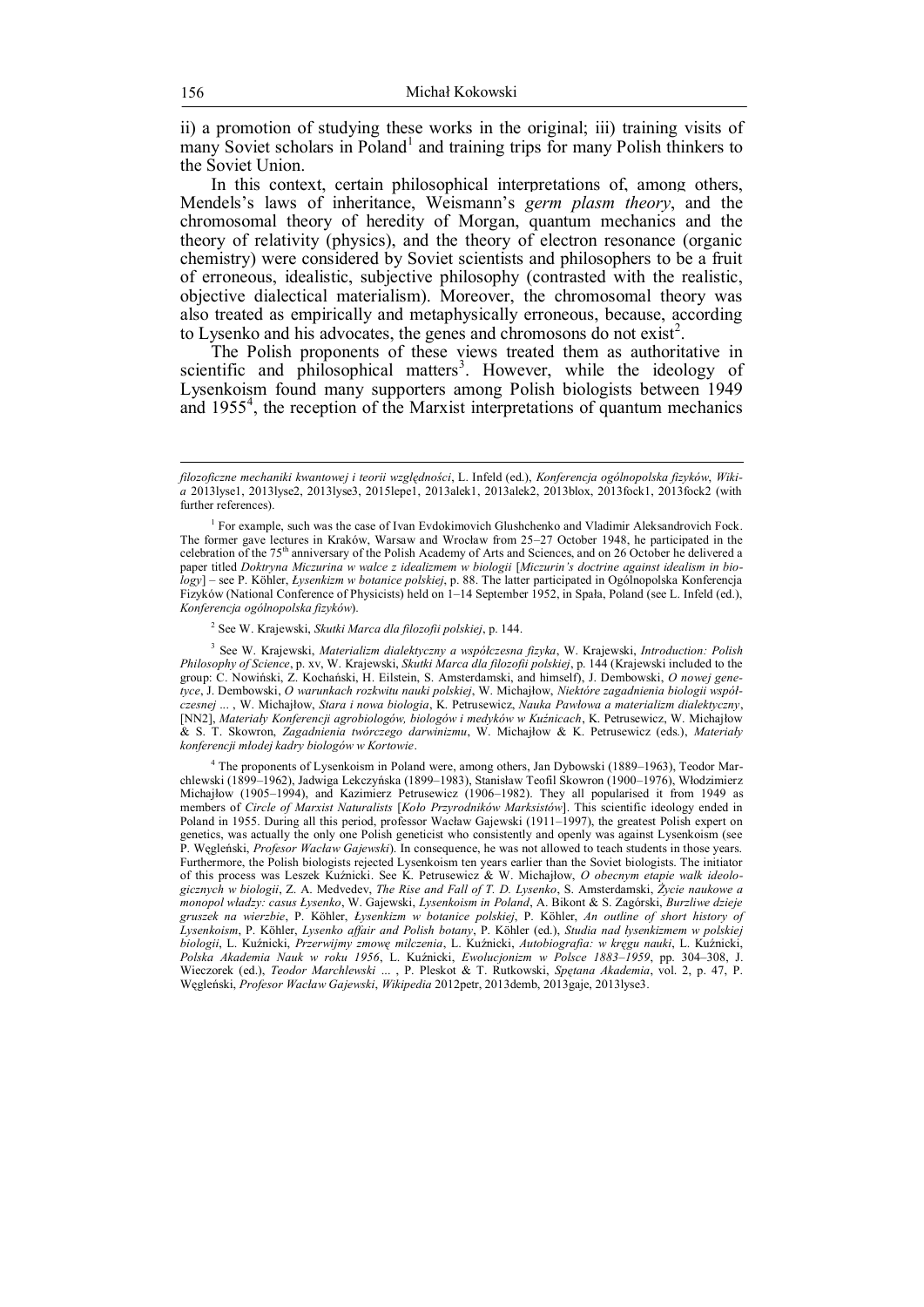ii) a promotion of studying these works in the original; iii) training visits of many Soviet scholars in Poland[1] and training trips for many Polish thinkers to the Soviet Union.

In this context, certain philosophical interpretations of, among others, Mendels's laws of inheritance, Weismann's *germ plasm theory*, and the chromosomal theory of heredity of Morgan, quantum mechanics and the theory of relativity (physics), and the theory of electron resonance (organic chemistry) were considered by Soviet scientists and philosophers to be a fruit of erroneous, idealistic, subjective philosophy (contrasted with the realistic, objective dialectical materialism). Moreover, the chromosomal theory was also treated as empirically and metaphysically erroneous, because, according to Lysenko and his advocates, the genes and chromosons do not exist[2].

The Polish proponents of these views treated them as authoritative in scientific and philosophical matters[3]. However, while the ideology of Lysenkoism found many supporters among Polish biologists between 1949 and 1955[4], the reception of the Marxist interpretations of quantum mechanics

---

*filozoficzne mechaniki kwantowej i teorii względności*, L. Infeld (ed.), *Konferencja ogólnopolska fizyków*, *Wiki-a* 2013lyse1, 2013lyse2, 2013lyse3, 2015lepe1, 2013alek1, 2013alek2, 2013blox, 2013fock1, 2013fock2 (with further references).

[1] For example, such was the case of Ivan Evdokimovich Glushchenko and Vladimir Aleksandrovich Fock. The former gave lectures in Kraków, Warsaw and Wrocław from 25–27 October 1948, he participated in the celebration of the 75th anniversary of the Polish Academy of Arts and Sciences, and on 26 October he delivered a paper titled *Doktryna Miczurina w walce z idealizmem w biologii* [*Miczurin's doctrine against idealism in biology*] – see P. Köhler, *Łysenkizm w botanice polskiej*, p. 88. The latter participated in Ogólnopolska Konferencja Fizyków (National Conference of Physicists) held on 1–14 September 1952, in Spała, Poland (see L. Infeld (ed.), *Konferencja ogólnopolska fizyków*).

[2] See W. Krajewski, *Skutki Marca dla filozofii polskiej*, p. 144.

[3] See W. Krajewski, *Materializm dialektyczny a współczesna fizyka*, W. Krajewski, *Introduction: Polish Philosophy of Science*, p. xv, W. Krajewski, *Skutki Marca dla filozofii polskiej*, p. 144 (Krajewski included to the group: C. Nowiński, Z. Kochański, H. Eilstein, S. Amsterdamski, and himself), J. Dembowski, *O nowej genetyce*, J. Dembowski, *O warunkach rozkwitu nauki polskiej*, W. Michajłow, *Niektóre zagadnienia biologii współczesnej ...* , W. Michajłow, *Stara i nowa biologia*, K. Petrusewicz, *Nauka Pawłowa a materializm dialektyczny*, [NN2], *Materiały Konferencji agrobiologów, biologów i medyków w Kuźnicach*, K. Petrusewicz, W. Michajłow & S. T. Skowron, *Zagadnienia twórczego darwinizmu*, W. Michajłow & K. Petrusewicz (eds.), *Materiały konferencji młodej kadry biologów w Kortowie*.

[4] The proponents of Lysenkoism in Poland were, among others, Jan Dybowski (1889–1963), Teodor Marchlewski (1899–1962), Jadwiga Lekczyńska (1899–1983), Stanisław Teofil Skowron (1900–1976), Włodzimierz Michajłow (1905–1994), and Kazimierz Petrusewicz (1906–1982). They all popularised it from 1949 as members of *Circle of Marxist Naturalists* [*Koło Przyrodników Marksistów*]. This scientific ideology ended in Poland in 1955. During all this period, professor Wacław Gajewski (1911–1997), the greatest Polish expert on genetics, was actually the only one Polish geneticist who consistently and openly was against Lysenkoism (see P. Węgleński, *Profesor Wacław Gajewski*). In consequence, he was not allowed to teach students in those years. Furthermore, the Polish biologists rejected Lysenkoism ten years earlier than the Soviet biologists. The initiator of this process was Leszek Kuźnicki. See K. Petrusewicz & W. Michajłow, *O obecnym etapie walk ideologicznych w biologii*, Z. A. Medvedev, *The Rise and Fall of T. D. Lysenko*, S. Amsterdamski, *Życie naukowe a monopol władzy: casus Łysenko*, W. Gajewski, *Lysenkoism in Poland*, A. Bikont & S. Zagórski, *Burzliwe dzieje gruszek na wierzbie*, P. Köhler, *Łysenkizm w botanice polskiej*, P. Köhler, *An outline of short history of Lysenkoism*, P. Köhler, *Lysenko affair and Polish botany*, P. Köhler (ed.), *Studia nad łysenkizmem w polskiej biologii*, L. Kuźnicki, *Przerwijmy zmowę milczenia*, L. Kuźnicki, *Autobiografia: w kręgu nauki*, L. Kuźnicki, *Polska Akademia Nauk w roku 1956*, L. Kuźnicki, *Ewolucjonizm w Polsce 1883–1959*, pp. 304–308, J. Wieczorek (ed.), *Teodor Marchlewski ...* , P. Pleskot & T. Rutkowski, *Spętana Akademia*, vol. 2, p. 47, P. Węgleński, *Profesor Wacław Gajewski*, *Wikipedia* 2012petr, 2013demb, 2013gaje, 2013lyse3.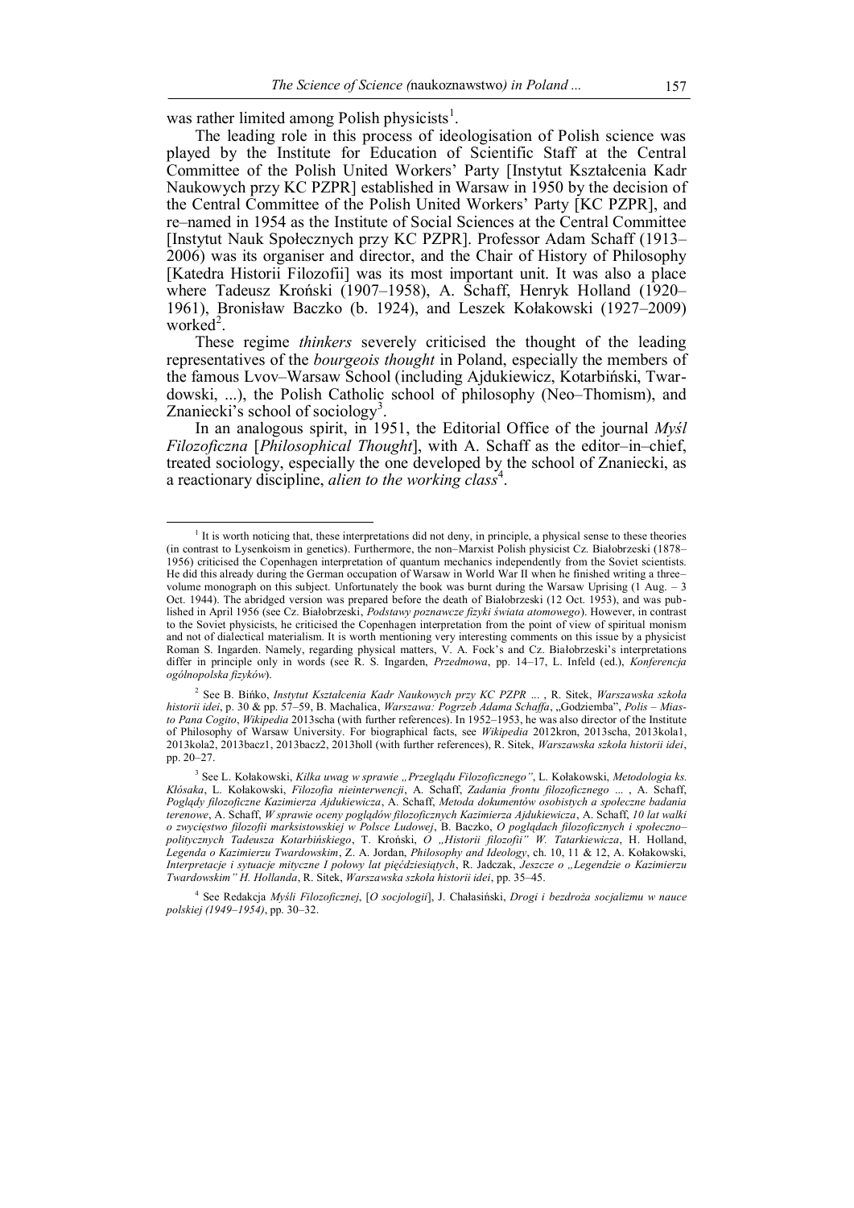was rather limited among Polish physicists[1].

The leading role in this process of ideologisation of Polish science was played by the Institute for Education of Scientific Staff at the Central Committee of the Polish United Workers' Party [Instytut Kształcenia Kadr Naukowych przy KC PZPR] established in Warsaw in 1950 by the decision of the Central Committee of the Polish United Workers' Party [KC PZPR], and re–named in 1954 as the Institute of Social Sciences at the Central Committee [Instytut Nauk Społecznych przy KC PZPR]. Professor Adam Schaff (1913–2006) was its organiser and director, and the Chair of History of Philosophy [Katedra Historii Filozofii] was its most important unit. It was also a place where Tadeusz Kroński (1907–1958), A. Schaff, Henryk Holland (1920–1961), Bronisław Baczko (b. 1924), and Leszek Kołakowski (1927–2009) worked[2].

These regime *thinkers* severely criticised the thought of the leading representatives of the *bourgeois thought* in Poland, especially the members of the famous Lvov–Warsaw School (including Ajdukiewicz, Kotarbiński, Twardowski, ...), the Polish Catholic school of philosophy (Neo–Thomism), and Znaniecki's school of sociology[3].

In an analogous spirit, in 1951, the Editorial Office of the journal *Myśl Filozoficzna* [*Philosophical Thought*], with A. Schaff as the editor–in–chief, treated sociology, especially the one developed by the school of Znaniecki, as a reactionary discipline, *alien to the working class*[4].

---

[1] It is worth noticing that, these interpretations did not deny, in principle, a physical sense to these theories (in contrast to Lysenkoism in genetics). Furthermore, the non–Marxist Polish physicist Cz. Białobrzeski (1878–1956) criticised the Copenhagen interpretation of quantum mechanics independently from the Soviet scientists. He did this already during the German occupation of Warsaw in World War II when he finished writing a three–volume monograph on this subject. Unfortunately the book was burnt during the Warsaw Uprising (1 Aug. – 3 Oct. 1944). The abridged version was prepared before the death of Białobrzeski (12 Oct. 1953), and was published in April 1956 (see Cz. Białobrzeski, *Podstawy poznawcze fizyki świata atomowego*). However, in contrast to the Soviet physicists, he criticised the Copenhagen interpretation from the point of view of spiritual monism and not of dialectical materialism. It is worth mentioning very interesting comments on this issue by a physicist Roman S. Ingarden. Namely, regarding physical matters, V. A. Fock's and Cz. Białobrzeski's interpretations differ in principle only in words (see R. S. Ingarden, *Przedmowa*, pp. 14–17, L. Infeld (ed.), *Konferencja ogólnopolska fizyków*).

[2] See B. Bińko, *Instytut Kształcenia Kadr Naukowych przy KC PZPR ...* , R. Sitek, *Warszawska szkoła historii idei*, p. 30 & pp. 57–59, B. Machalica, *Warszawa: Pogrzeb Adama Schaffa*, „Godziemba", *Polis – Miasto Pana Cogito*, *Wikipedia* 2013scha (with further references). In 1952–1953, he was also director of the Institute of Philosophy of Warsaw University. For biographical facts, see *Wikipedia* 2012kron, 2013scha, 2013kola1, 2013kola2, 2013bacz1, 2013bacz2, 2013holl (with further references), R. Sitek, *Warszawska szkoła historii idei*, pp. 20–27.

[3] See L. Kołakowski, *Kilka uwag w sprawie „Przeglądu Filozoficznego"*, L. Kołakowski, *Metodologia ks. Kłósaka*, L. Kołakowski, *Filozofia nieinterwencji*, A. Schaff, *Zadania frontu filozoficznego ...* , A. Schaff, *Poglądy filozoficzne Kazimierza Ajdukiewicza*, A. Schaff, *Metoda dokumentów osobistych a społeczne badania terenowe*, A. Schaff, *W sprawie oceny poglądów filozoficznych Kazimierza Ajdukiewicza*, A. Schaff, *10 lat walki o zwycięstwo filozofii marksistowskiej w Polsce Ludowej*, B. Baczko, *O poglądach filozoficznych i społeczno–politycznych Tadeusza Kotarbińskiego*, T. Kroński, *O „Historii filozofii" W. Tatarkiewicza*, H. Holland, *Legenda o Kazimierzu Twardowskim*, Z. A. Jordan, *Philosophy and Ideology*, ch. 10, 11 & 12, A. Kołakowski, *Interpretacje i sytuacje mityczne I połowy lat pięćdziesiątych*, R. Jadczak, *Jeszcze o „Legendzie o Kazimierzu Twardowskim" H. Hollanda*, R. Sitek, *Warszawska szkoła historii idei*, pp. 35–45.

[4] See Redakcja *Myśli Filozoficznej*, [*O socjologii*], J. Chałasiński, *Drogi i bezdroża socjalizmu w nauce polskiej (1949–1954)*, pp. 30–32.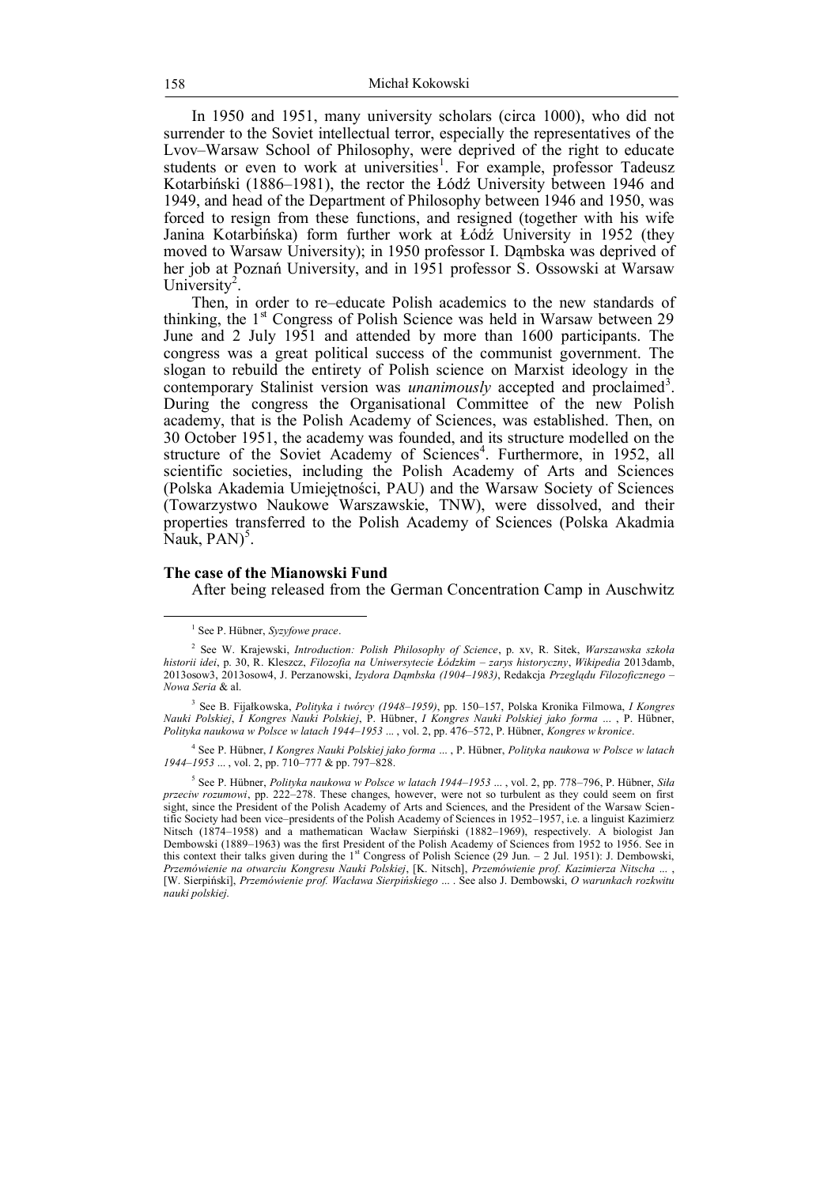In 1950 and 1951, many university scholars (circa 1000), who did not surrender to the Soviet intellectual terror, especially the representatives of the Lvov–Warsaw School of Philosophy, were deprived of the right to educate students or even to work at universities[1]. For example, professor Tadeusz Kotarbiński (1886–1981), the rector the Łódź University between 1946 and 1949, and head of the Department of Philosophy between 1946 and 1950, was forced to resign from these functions, and resigned (together with his wife Janina Kotarbińska) form further work at Łódź University in 1952 (they moved to Warsaw University); in 1950 professor I. Dąmbska was deprived of her job at Poznań University, and in 1951 professor S. Ossowski at Warsaw University[2].

Then, in order to re–educate Polish academics to the new standards of thinking, the 1st Congress of Polish Science was held in Warsaw between 29 June and 2 July 1951 and attended by more than 1600 participants. The congress was a great political success of the communist government. The slogan to rebuild the entirety of Polish science on Marxist ideology in the contemporary Stalinist version was *unanimously* accepted and proclaimed[3]. During the congress the Organisational Committee of the new Polish academy, that is the Polish Academy of Sciences, was established. Then, on 30 October 1951, the academy was founded, and its structure modelled on the structure of the Soviet Academy of Sciences[4]. Furthermore, in 1952, all scientific societies, including the Polish Academy of Arts and Sciences (Polska Akademia Umiejętności, PAU) and the Warsaw Society of Sciences (Towarzystwo Naukowe Warszawskie, TNW), were dissolved, and their properties transferred to the Polish Academy of Sciences (Polska Akadmia Nauk, PAN)[5].

**The case of the Mianowski Fund**

After being released from the German Concentration Camp in Auschwitz

---

[1] See P. Hübner, *Syzyfowe prace*.

[2] See W. Krajewski, *Introduction: Polish Philosophy of Science*, p. xv, R. Sitek, *Warszawska szkoła historii idei*, p. 30, R. Kleszcz, *Filozofia na Uniwersytecie Łódzkim – zarys historyczny*, *Wikipedia* 2013damb, 2013osow3, 2013osow4, J. Perzanowski, *Izydora Dąmbska (1904–1983)*, Redakcja *Przeglądu Filozoficznego – Nowa Seria* & al.

[3] See B. Fijałkowska, *Polityka i twórcy (1948–1959)*, pp. 150–157, Polska Kronika Filmowa, *I Kongres Nauki Polskiej*, *I Kongres Nauki Polskiej*, P. Hübner, *I Kongres Nauki Polskiej jako forma ...* , P. Hübner, *Polityka naukowa w Polsce w latach 1944–1953 ...* , vol. 2, pp. 476–572, P. Hübner, *Kongres w kronice*.

[4] See P. Hübner, *I Kongres Nauki Polskiej jako forma ...* , P. Hübner, *Polityka naukowa w Polsce w latach 1944–1953 ...* , vol. 2, pp. 710–777 & pp. 797–828.

[5] See P. Hübner, *Polityka naukowa w Polsce w latach 1944–1953 ...* , vol. 2, pp. 778–796, P. Hübner, *Siła przeciw rozumowi*, pp. 222–278. These changes, however, were not so turbulent as they could seem on first sight, since the President of the Polish Academy of Arts and Sciences, and the President of the Warsaw Scientific Society had been vice–presidents of the Polish Academy of Sciences in 1952–1957, i.e. a linguist Kazimierz Nitsch (1874–1958) and a mathematican Wacław Sierpiński (1882–1969), respectively. A biologist Jan Dembowski (1889–1963) was the first President of the Polish Academy of Sciences from 1952 to 1956. See in this context their talks given during the 1st Congress of Polish Science (29 Jun. – 2 Jul. 1951): J. Dembowski, *Przemówienie na otwarciu Kongresu Nauki Polskiej*, [K. Nitsch], *Przemówienie prof. Kazimierza Nitscha ...* , [W. Sierpiński], *Przemówienie prof. Wacława Sierpińskiego ...* . See also J. Dembowski, *O warunkach rozkwitu nauki polskiej*.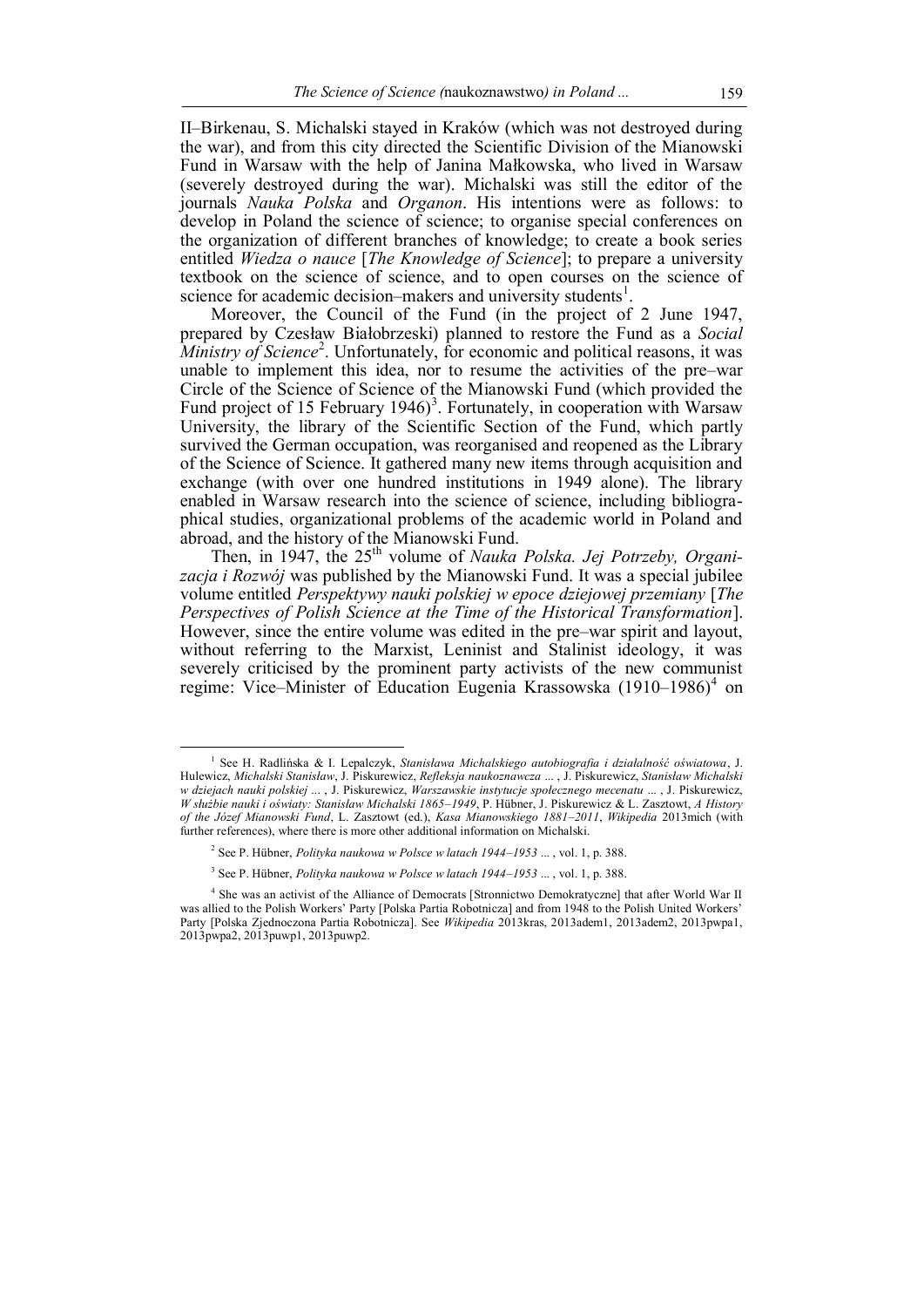II–Birkenau, S. Michalski stayed in Kraków (which was not destroyed during the war), and from this city directed the Scientific Division of the Mianowski Fund in Warsaw with the help of Janina Małkowska, who lived in Warsaw (severely destroyed during the war). Michalski was still the editor of the journals *Nauka Polska* and *Organon*. His intentions were as follows: to develop in Poland the science of science; to organise special conferences on the organization of different branches of knowledge; to create a book series entitled *Wiedza o nauce* [*The Knowledge of Science*]; to prepare a university textbook on the science of science, and to open courses on the science of science for academic decision–makers and university students[1].

Moreover, the Council of the Fund (in the project of 2 June 1947, prepared by Czesław Białobrzeski) planned to restore the Fund as a *Social Ministry of Science*[2]. Unfortunately, for economic and political reasons, it was unable to implement this idea, nor to resume the activities of the pre–war Circle of the Science of Science of the Mianowski Fund (which provided the Fund project of 15 February 1946)[3]. Fortunately, in cooperation with Warsaw University, the library of the Scientific Section of the Fund, which partly survived the German occupation, was reorganised and reopened as the Library of the Science of Science. It gathered many new items through acquisition and exchange (with over one hundred institutions in 1949 alone). The library enabled in Warsaw research into the science of science, including bibliographical studies, organizational problems of the academic world in Poland and abroad, and the history of the Mianowski Fund.

Then, in 1947, the 25th volume of *Nauka Polska. Jej Potrzeby, Organizacja i Rozwój* was published by the Mianowski Fund. It was a special jubilee volume entitled *Perspektywy nauki polskiej w epoce dziejowej przemiany* [*The Perspectives of Polish Science at the Time of the Historical Transformation*]. However, since the entire volume was edited in the pre–war spirit and layout, without referring to the Marxist, Leninist and Stalinist ideology, it was severely criticised by the prominent party activists of the new communist regime: Vice–Minister of Education Eugenia Krassowska (1910–1986)[4] on

---

[1] See H. Radlińska & I. Lepalczyk, *Stanisława Michalskiego autobiografia i działalność oświatowa*, J. Hulewicz, *Michalski Stanisław*, J. Piskurewicz, *Refleksja naukoznawcza ...* , J. Piskurewicz, *Stanisław Michalski w dziejach nauki polskiej ...* , J. Piskurewicz, *Warszawskie instytucje społecznego mecenatu ...* , J. Piskurewicz, *W służbie nauki i oświaty: Stanisław Michalski 1865–1949*, P. Hübner, J. Piskurewicz & L. Zasztowt, *A History of the Józef Mianowski Fund*, L. Zasztowt (ed.), *Kasa Mianowskiego 1881–2011*, *Wikipedia* 2013mich (with further references), where there is more other additional information on Michalski.

[2] See P. Hübner, *Polityka naukowa w Polsce w latach 1944–1953 ...* , vol. 1, p. 388.

[3] See P. Hübner, *Polityka naukowa w Polsce w latach 1944–1953 ...* , vol. 1, p. 388.

[4] She was an activist of the Alliance of Democrats [Stronnictwo Demokratyczne] that after World War II was allied to the Polish Workers' Party [Polska Partia Robotnicza] and from 1948 to the Polish United Workers' Party [Polska Zjednoczona Partia Robotnicza]. See *Wikipedia* 2013kras, 2013adem1, 2013adem2, 2013pwpa1, 2013pwpa2, 2013puwp1, 2013puwp2.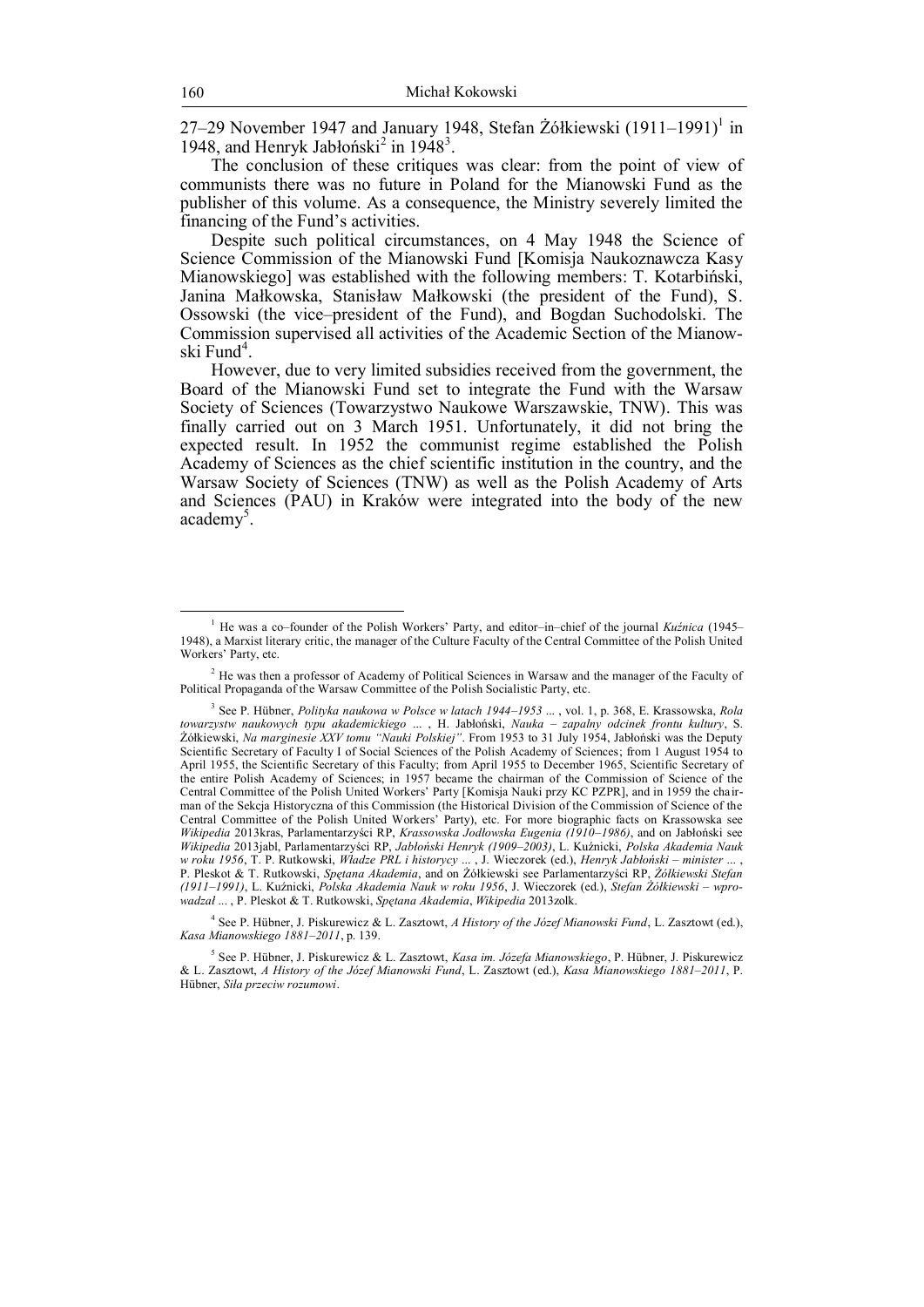27–29 November 1947 and January 1948, Stefan Żółkiewski (1911–1991)[1] in 1948, and Henryk Jabłoński[2] in 1948[3].

The conclusion of these critiques was clear: from the point of view of communists there was no future in Poland for the Mianowski Fund as the publisher of this volume. As a consequence, the Ministry severely limited the financing of the Fund's activities.

Despite such political circumstances, on 4 May 1948 the Science of Science Commission of the Mianowski Fund [Komisja Naukoznawcza Kasy Mianowskiego] was established with the following members: T. Kotarbiński, Janina Małkowska, Stanisław Małkowski (the president of the Fund), S. Ossowski (the vice–president of the Fund), and Bogdan Suchodolski. The Commission supervised all activities of the Academic Section of the Mianowski Fund[4].

However, due to very limited subsidies received from the government, the Board of the Mianowski Fund set to integrate the Fund with the Warsaw Society of Sciences (Towarzystwo Naukowe Warszawskie, TNW). This was finally carried out on 3 March 1951. Unfortunately, it did not bring the expected result. In 1952 the communist regime established the Polish Academy of Sciences as the chief scientific institution in the country, and the Warsaw Society of Sciences (TNW) as well as the Polish Academy of Arts and Sciences (PAU) in Kraków were integrated into the body of the new academy[5].

---

[1] He was a co–founder of the Polish Workers' Party, and editor–in–chief of the journal *Kuźnica* (1945–1948), a Marxist literary critic, the manager of the Culture Faculty of the Central Committee of the Polish United Workers' Party, etc.

[2] He was then a professor of Academy of Political Sciences in Warsaw and the manager of the Faculty of Political Propaganda of the Warsaw Committee of the Polish Socialistic Party, etc.

[3] See P. Hübner, *Polityka naukowa w Polsce w latach 1944–1953 ...* , vol. 1, p. 368, E. Krassowska, *Rola towarzystw naukowych typu akademickiego ...* , H. Jabłoński, *Nauka – zapalny odcinek frontu kultury*, S. Żółkiewski, *Na marginesie XXV tomu "Nauki Polskiej"*. From 1953 to 31 July 1954, Jabłoński was the Deputy Scientific Secretary of Faculty I of Social Sciences of the Polish Academy of Sciences; from 1 August 1954 to April 1955, the Scientific Secretary of this Faculty; from April 1955 to December 1965, Scientific Secretary of the entire Polish Academy of Sciences; in 1957 became the chairman of the Commission of Science of the Central Committee of the Polish United Workers' Party [Komisja Nauki przy KC PZPR], and in 1959 the chairman of the Sekcja Historyczna of this Commission (the Historical Division of the Commission of Science of the Central Committee of the Polish United Workers' Party), etc. For more biographic facts on Krassowska see *Wikipedia* 2013kras, Parlamentarzyści RP, *Krassowska Jodłowska Eugenia (1910–1986)*, and on Jabłoński see *Wikipedia* 2013jabl, Parlamentarzyści RP, *Jabłoński Henryk (1909–2003)*, L. Kuźnicki, *Polska Akademia Nauk w roku 1956*, T. P. Rutkowski, *Władze PRL i historycy ...* , J. Wieczorek (ed.), *Henryk Jabłoński – minister ...* , P. Pleskot & T. Rutkowski, *Spętana Akademia*, and on Żółkiewski see Parlamentarzyści RP, *Żółkiewski Stefan (1911–1991)*, L. Kuźnicki, *Polska Akademia Nauk w roku 1956*, J. Wieczorek (ed.), *Stefan Żółkiewski – wprowadzał ...* , P. Pleskot & T. Rutkowski, *Spętana Akademia*, *Wikipedia* 2013zolk.

[4] See P. Hübner, J. Piskurewicz & L. Zasztowt, *A History of the Józef Mianowski Fund*, L. Zasztowt (ed.), *Kasa Mianowskiego 1881–2011*, p. 139.

[5] See P. Hübner, J. Piskurewicz & L. Zasztowt, *Kasa im. Józefa Mianowskiego*, P. Hübner, J. Piskurewicz & L. Zasztowt, *A History of the Józef Mianowski Fund*, L. Zasztowt (ed.), *Kasa Mianowskiego 1881–2011*, P. Hübner, *Siła przeciw rozumowi*.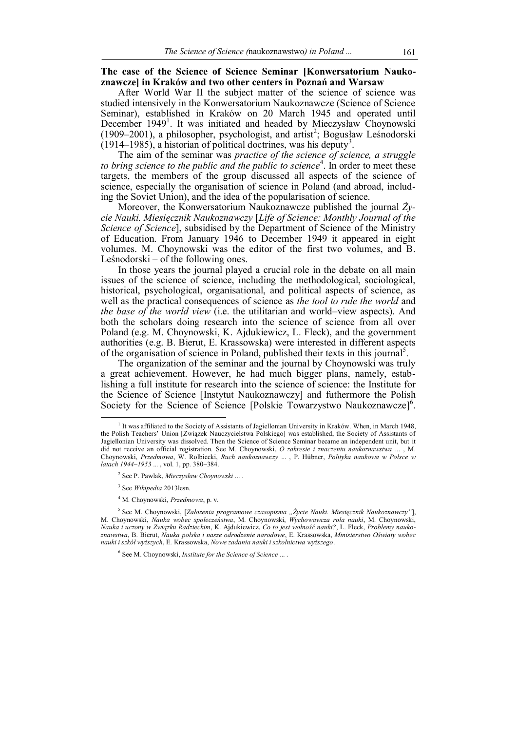**The case of the Science of Science Seminar [Konwersatorium Naukoznawcze] in Kraków and two other centers in Poznań and Warsaw**

After World War II the subject matter of the science of science was studied intensively in the Konwersatorium Naukoznawcze (Science of Science Seminar), established in Kraków on 20 March 1945 and operated until December 1949[1]. It was initiated and headed by Mieczysław Choynowski (1909–2001), a philosopher, psychologist, and artist[2]; Bogusław Leśnodorski (1914–1985), a historian of political doctrines, was his deputy[3].

The aim of the seminar was *practice of the science of science, a struggle to bring science to the public and the public to science*[4]. In order to meet these targets, the members of the group discussed all aspects of the science of science, especially the organisation of science in Poland (and abroad, including the Soviet Union), and the idea of the popularisation of science.

Moreover, the Konwersatorium Naukoznawcze published the journal *Życie Nauki. Miesięcznik Naukoznawczy* [*Life of Science: Monthly Journal of the Science of Science*], subsidised by the Department of Science of the Ministry of Education. From January 1946 to December 1949 it appeared in eight volumes. M. Choynowski was the editor of the first two volumes, and B. Leśnodorski – of the following ones.

In those years the journal played a crucial role in the debate on all main issues of the science of science, including the methodological, sociological, historical, psychological, organisational, and political aspects of science, as well as the practical consequences of science as *the tool to rule the world* and *the base of the world view* (i.e. the utilitarian and world–view aspects). And both the scholars doing research into the science of science from all over Poland (e.g. M. Choynowski, K. Ajdukiewicz, L. Fleck), and the government authorities (e.g. B. Bierut, E. Krassowska) were interested in different aspects of the organisation of science in Poland, published their texts in this journal[5].

The organization of the seminar and the journal by Choynowski was truly a great achievement. However, he had much bigger plans, namely, establishing a full institute for research into the science of science: the Institute for the Science of Science [Instytut Naukoznawczy] and futhermore the Polish Society for the Science of Science [Polskie Towarzystwo Naukoznawcze][6].

---

[1] It was affiliated to the Society of Assistants of Jagiellonian University in Kraków. When, in March 1948, the Polish Teachers' Union [Związek Nauczycielstwa Polskiego] was established, the Society of Assistants of Jagiellonian University was dissolved. Then the Science of Science Seminar became an independent unit, but it did not receive an official registration. See M. Choynowski, *O zakresie i znaczeniu naukoznawstwa ...* , M. Choynowski, *Przedmowa*, W. Rolbiecki, *Ruch naukoznawczy ...* , P. Hübner, *Polityka naukowa w Polsce w latach 1944–1953 ...* , vol. 1, pp. 380–384.

[2] See P. Pawlak, *Mieczysław Choynowski ...* .

[3] See *Wikipedia* 2013lesn.

[4] M. Choynowski, *Przedmowa*, p. v.

[5] See M. Choynowski, [*Założenia programowe czasopisma „Życie Nauki. Miesięcznik Naukoznawczy"*], M. Choynowski, *Nauka wobec społeczeństwa*, M. Choynowski, *Wychowawcza rola nauki*, M. Choynowski, *Nauka i uczony w Związku Radzieckim*, K. Ajdukiewicz, *Co to jest wolność nauki?*, L. Fleck, *Problemy naukoznawstwa*, B. Bierut, *Nauka polska i nasze odrodzenie narodowe*, E. Krassowska, *Ministerstwo Oświaty wobec nauki i szkół wyższych*, E. Krassowska, *Nowe zadania nauki i szkolnictwa wyższego*.

[6] See M. Choynowski, *Institute for the Science of Science ...* .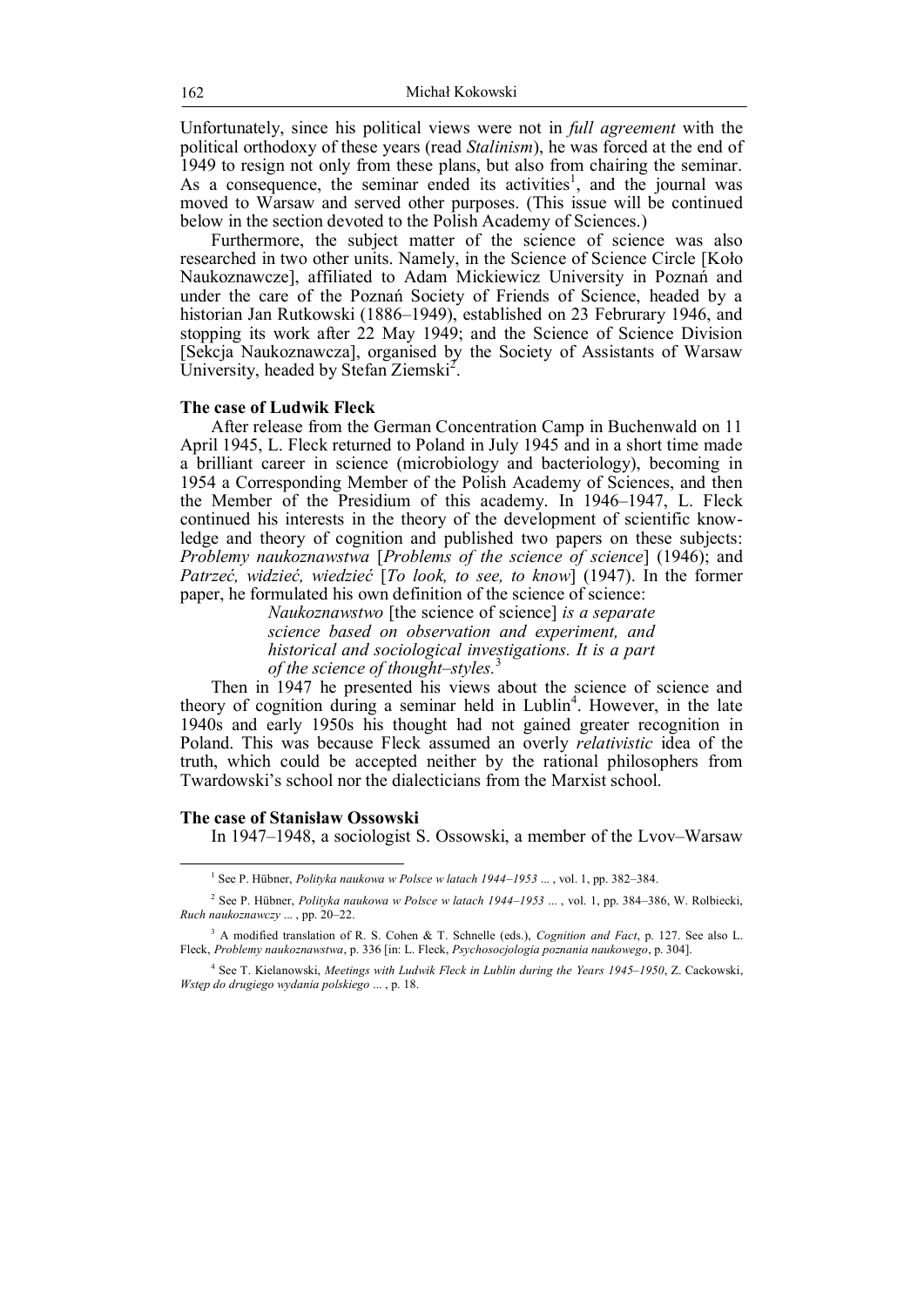Unfortunately, since his political views were not in *full agreement* with the political orthodoxy of these years (read *Stalinism*), he was forced at the end of 1949 to resign not only from these plans, but also from chairing the seminar. As a consequence, the seminar ended its activities[1], and the journal was moved to Warsaw and served other purposes. (This issue will be continued below in the section devoted to the Polish Academy of Sciences.)

Furthermore, the subject matter of the science of science was also researched in two other units. Namely, in the Science of Science Circle [Koło Naukoznawcze], affiliated to Adam Mickiewicz University in Poznań and under the care of the Poznań Society of Friends of Science, headed by a historian Jan Rutkowski (1886–1949), established on 23 Februrary 1946, and stopping its work after 22 May 1949; and the Science of Science Division [Sekcja Naukoznawcza], organised by the Society of Assistants of Warsaw University, headed by Stefan Ziemski[2].

**The case of Ludwik Fleck**

After release from the German Concentration Camp in Buchenwald on 11 April 1945, L. Fleck returned to Poland in July 1945 and in a short time made a brilliant career in science (microbiology and bacteriology), becoming in 1954 a Corresponding Member of the Polish Academy of Sciences, and then the Member of the Presidium of this academy. In 1946–1947, L. Fleck continued his interests in the theory of the development of scientific knowledge and theory of cognition and published two papers on these subjects: *Problemy naukoznawstwa* [*Problems of the science of science*] (1946); and *Patrzeć, widzieć, wiedzieć* [*To look, to see, to know*] (1947). In the former paper, he formulated his own definition of the science of science:

> *Naukoznawstwo* [the science of science] *is a separate science based on observation and experiment, and historical and sociological investigations. It is a part of the science of thought–styles.*[3]

Then in 1947 he presented his views about the science of science and theory of cognition during a seminar held in Lublin[4]. However, in the late 1940s and early 1950s his thought had not gained greater recognition in Poland. This was because Fleck assumed an overly *relativistic* idea of the truth, which could be accepted neither by the rational philosophers from Twardowski's school nor the dialecticians from the Marxist school.

**The case of Stanisław Ossowski**

In 1947–1948, a sociologist S. Ossowski, a member of the Lvov–Warsaw

---

[1] See P. Hübner, *Polityka naukowa w Polsce w latach 1944–1953 ...* , vol. 1, pp. 382–384.

[2] See P. Hübner, *Polityka naukowa w Polsce w latach 1944–1953 ...* , vol. 1, pp. 384–386, W. Rolbiecki, *Ruch naukoznawczy ...* , pp. 20–22.

[3] A modified translation of R. S. Cohen & T. Schnelle (eds.), *Cognition and Fact*, p. 127. See also L. Fleck, *Problemy naukoznawstwa*, p. 336 [in: L. Fleck, *Psychosocjologia poznania naukowego*, p. 304].

[4] See T. Kielanowski, *Meetings with Ludwik Fleck in Lublin during the Years 1945–1950*, Z. Cackowski, *Wstęp do drugiego wydania polskiego ...* , p. 18.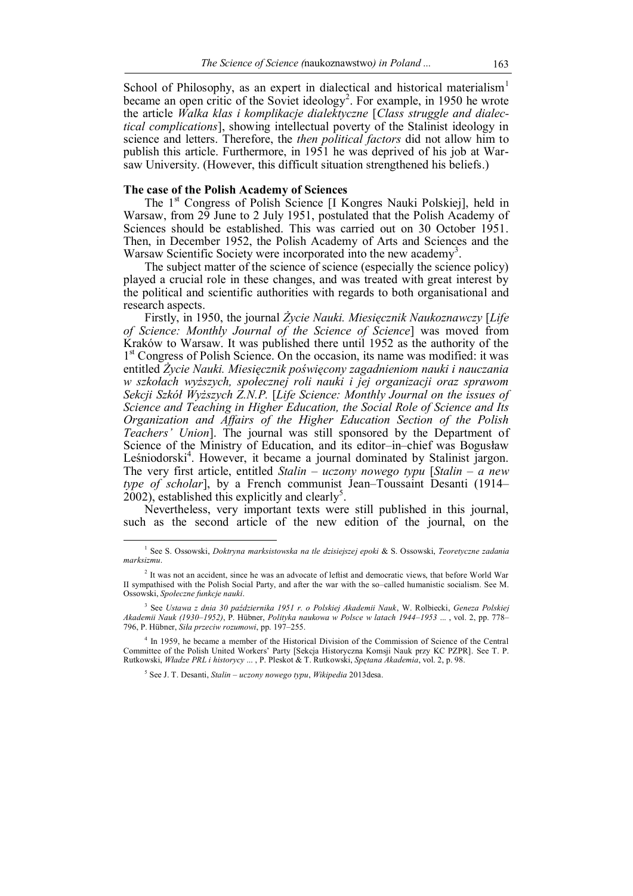School of Philosophy, as an expert in dialectical and historical materialism[1] became an open critic of the Soviet ideology[2]. For example, in 1950 he wrote the article *Walka klas i komplikacje dialektyczne* [*Class struggle and dialectical complications*], showing intellectual poverty of the Stalinist ideology in science and letters. Therefore, the *then political factors* did not allow him to publish this article. Furthermore, in 1951 he was deprived of his job at Warsaw University. (However, this difficult situation strengthened his beliefs.)

**The case of the Polish Academy of Sciences**

The 1st Congress of Polish Science [I Kongres Nauki Polskiej], held in Warsaw, from 29 June to 2 July 1951, postulated that the Polish Academy of Sciences should be established. This was carried out on 30 October 1951. Then, in December 1952, the Polish Academy of Arts and Sciences and the Warsaw Scientific Society were incorporated into the new academy[3].

The subject matter of the science of science (especially the science policy) played a crucial role in these changes, and was treated with great interest by the political and scientific authorities with regards to both organisational and research aspects.

Firstly, in 1950, the journal *Życie Nauki. Miesięcznik Naukoznawczy* [*Life of Science: Monthly Journal of the Science of Science*] was moved from Kraków to Warsaw. It was published there until 1952 as the authority of the 1st Congress of Polish Science. On the occasion, its name was modified: it was entitled *Życie Nauki. Miesięcznik poświęcony zagadnieniom nauki i nauczania w szkołach wyższych, społecznej roli nauki i jej organizacji oraz sprawom Sekcji Szkół Wyższych Z.N.P.* [*Life Science: Monthly Journal on the issues of Science and Teaching in Higher Education, the Social Role of Science and Its Organization and Affairs of the Higher Education Section of the Polish Teachers' Union*]. The journal was still sponsored by the Department of Science of the Ministry of Education, and its editor–in–chief was Bogusław Leśniodorski[4]. However, it became a journal dominated by Stalinist jargon. The very first article, entitled *Stalin – uczony nowego typu* [*Stalin – a new type of scholar*], by a French communist Jean–Toussaint Desanti (1914–2002), established this explicitly and clearly[5].

Nevertheless, very important texts were still published in this journal, such as the second article of the new edition of the journal, on the

---

[1] See S. Ossowski, *Doktryna marksistowska na tle dzisiejszej epoki* & S. Ossowski, *Teoretyczne zadania marksizmu*.

[2] It was not an accident, since he was an advocate of leftist and democratic views, that before World War II sympathised with the Polish Social Party, and after the war with the so–called humanistic socialism. See M. Ossowski, *Społeczne funkcje nauki*.

[3] See *Ustawa z dnia 30 października 1951 r. o Polskiej Akademii Nauk*, W. Rolbiecki, *Geneza Polskiej Akademii Nauk (1930–1952)*, P. Hübner, *Polityka naukowa w Polsce w latach 1944–1953 ...* , vol. 2, pp. 778–796, P. Hübner, *Siła przeciw rozumowi*, pp. 197–255.

[4] In 1959, he became a member of the Historical Division of the Commission of Science of the Central Committee of the Polish United Workers' Party [Sekcja Historyczna Komsji Nauk przy KC PZPR]. See T. P. Rutkowski, *Władze PRL i historycy ...* , P. Pleskot & T. Rutkowski, *Spętana Akademia*, vol. 2, p. 98.

[5] See J. T. Desanti, *Stalin – uczony nowego typu*, *Wikipedia* 2013desa.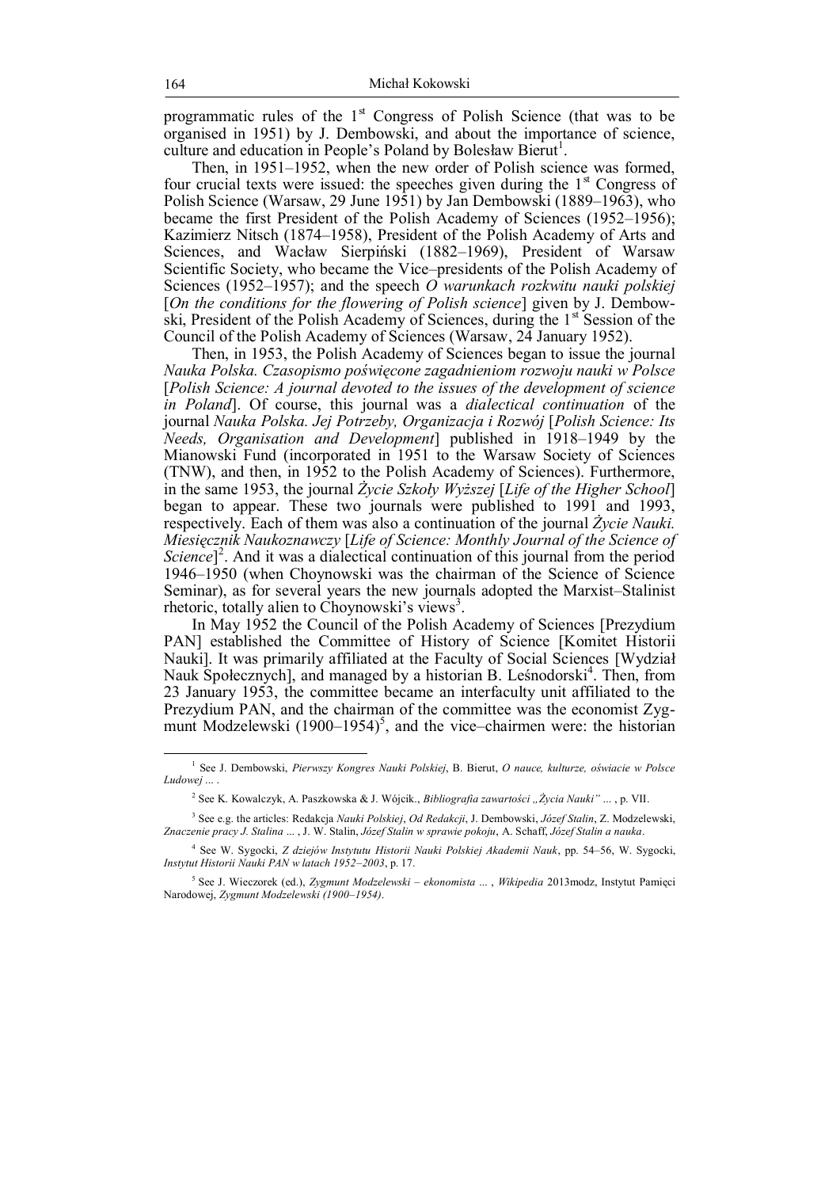programmatic rules of the 1st Congress of Polish Science (that was to be organised in 1951) by J. Dembowski, and about the importance of science, culture and education in People's Poland by Bolesław Bierut[1].

Then, in 1951–1952, when the new order of Polish science was formed, four crucial texts were issued: the speeches given during the 1st Congress of Polish Science (Warsaw, 29 June 1951) by Jan Dembowski (1889–1963), who became the first President of the Polish Academy of Sciences (1952–1956); Kazimierz Nitsch (1874–1958), President of the Polish Academy of Arts and Sciences, and Wacław Sierpiński (1882–1969), President of Warsaw Scientific Society, who became the Vice–presidents of the Polish Academy of Sciences (1952–1957); and the speech *O warunkach rozkwitu nauki polskiej* [*On the conditions for the flowering of Polish science*] given by J. Dembowski, President of the Polish Academy of Sciences, during the 1st Session of the Council of the Polish Academy of Sciences (Warsaw, 24 January 1952).

Then, in 1953, the Polish Academy of Sciences began to issue the journal *Nauka Polska. Czasopismo poświęcone zagadnieniom rozwoju nauki w Polsce* [*Polish Science: A journal devoted to the issues of the development of science in Poland*]. Of course, this journal was a *dialectical continuation* of the journal *Nauka Polska. Jej Potrzeby, Organizacja i Rozwój* [*Polish Science: Its Needs, Organisation and Development*] published in 1918–1949 by the Mianowski Fund (incorporated in 1951 to the Warsaw Society of Sciences (TNW), and then, in 1952 to the Polish Academy of Sciences). Furthermore, in the same 1953, the journal *Życie Szkoły Wyższej* [*Life of the Higher School*] began to appear. These two journals were published to 1991 and 1993, respectively. Each of them was also a continuation of the journal *Życie Nauki. Miesięcznik Naukoznawczy* [*Life of Science: Monthly Journal of the Science of Science*][2]. And it was a dialectical continuation of this journal from the period 1946–1950 (when Choynowski was the chairman of the Science of Science Seminar), as for several years the new journals adopted the Marxist–Stalinist rhetoric, totally alien to Choynowski's views[3].

In May 1952 the Council of the Polish Academy of Sciences [Prezydium PAN] established the Committee of History of Science [Komitet Historii Nauki]. It was primarily affiliated at the Faculty of Social Sciences [Wydział Nauk Społecznych], and managed by a historian B. Leśnodorski[4]. Then, from 23 January 1953, the committee became an interfaculty unit affiliated to the Prezydium PAN, and the chairman of the committee was the economist Zygmunt Modzelewski (1900–1954)[5], and the vice–chairmen were: the historian

---

[1] See J. Dembowski, *Pierwszy Kongres Nauki Polskiej*, B. Bierut, *O nauce, kulturze, oświacie w Polsce Ludowej ...* .

[2] See K. Kowalczyk, A. Paszkowska & J. Wójcik., *Bibliografia zawartości „Życia Nauki" ...* , p. VII.

[3] See e.g. the articles: Redakcja *Nauki Polskiej*, *Od Redakcji*, J. Dembowski, *Józef Stalin*, Z. Modzelewski, *Znaczenie pracy J. Stalina ...* , J. W. Stalin, *Józef Stalin w sprawie pokoju*, A. Schaff, *Józef Stalin a nauka*.

[4] See W. Sygocki, *Z dziejów Instytutu Historii Nauki Polskiej Akademii Nauk*, pp. 54–56, W. Sygocki, *Instytut Historii Nauki PAN w latach 1952–2003*, p. 17.

[5] See J. Wieczorek (ed.), *Zygmunt Modzelewski – ekonomista ...* , *Wikipedia* 2013modz, Instytut Pamięci Narodowej, *Zygmunt Modzelewski (1900–1954)*.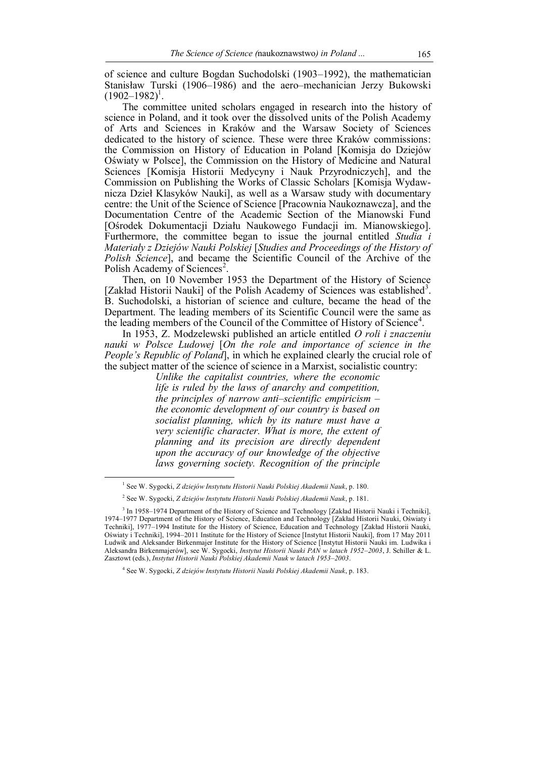of science and culture Bogdan Suchodolski (1903–1992), the mathematician Stanisław Turski (1906–1986) and the aero–mechanician Jerzy Bukowski (1902–1982)[1].

The committee united scholars engaged in research into the history of science in Poland, and it took over the dissolved units of the Polish Academy of Arts and Sciences in Kraków and the Warsaw Society of Sciences dedicated to the history of science. These were three Kraków commissions: the Commission on History of Education in Poland [Komisja do Dziejów Oświaty w Polsce], the Commission on the History of Medicine and Natural Sciences [Komisja Historii Medycyny i Nauk Przyrodniczych], and the Commission on Publishing the Works of Classic Scholars [Komisja Wydawnicza Dzieł Klasyków Nauki], as well as a Warsaw study with documentary centre: the Unit of the Science of Science [Pracownia Naukoznawcza], and the Documentation Centre of the Academic Section of the Mianowski Fund [Ośrodek Dokumentacji Działu Naukowego Fundacji im. Mianowskiego]. Furthermore, the committee began to issue the journal entitled *Studia i Materiały z Dziejów Nauki Polskiej* [*Studies and Proceedings of the History of Polish Science*], and became the Scientific Council of the Archive of the Polish Academy of Sciences[2].

Then, on 10 November 1953 the Department of the History of Science [Zakład Historii Nauki] of the Polish Academy of Sciences was established[3]. B. Suchodolski, a historian of science and culture, became the head of the Department. The leading members of its Scientific Council were the same as the leading members of the Council of the Committee of History of Science[4].

In 1953, Z. Modzelewski published an article entitled *O roli i znaczeniu nauki w Polsce Ludowej* [*On the role and importance of science in the People's Republic of Poland*], in which he explained clearly the crucial role of the subject matter of the science of science in a Marxist, socialistic country:

> *Unlike the capitalist countries, where the economic life is ruled by the laws of anarchy and competition, the principles of narrow anti–scientific empiricism – the economic development of our country is based on socialist planning, which by its nature must have a very scientific character. What is more, the extent of planning and its precision are directly dependent upon the accuracy of our knowledge of the objective laws governing society. Recognition of the principle*

---

[1] See W. Sygocki, *Z dziejów Instytutu Historii Nauki Polskiej Akademii Nauk*, p. 180.

[2] See W. Sygocki, *Z dziejów Instytutu Historii Nauki Polskiej Akademii Nauk*, p. 181.

[3] In 1958–1974 Department of the History of Science and Technology [Zakład Historii Nauki i Techniki], 1974–1977 Department of the History of Science, Education and Technology [Zakład Historii Nauki, Oświaty i Techniki], 1977–1994 Institute for the History of Science, Education and Technology [Zakład Historii Nauki, Oświaty i Techniki], 1994–2011 Institute for the History of Science [Instytut Historii Nauki], from 17 May 2011 Ludwik and Aleksander Birkenmajer Institute for the History of Science [Instytut Historii Nauki im. Ludwika i Aleksandra Birkenmajerów], see W. Sygocki, *Instytut Historii Nauki PAN w latach 1952–2003*, J. Schiller & L. Zasztowt (eds.), *Instytut Historii Nauki Polskiej Akademii Nauk w latach 1953–2003*.

[4] See W. Sygocki, *Z dziejów Instytutu Historii Nauki Polskiej Akademii Nauk*, p. 183.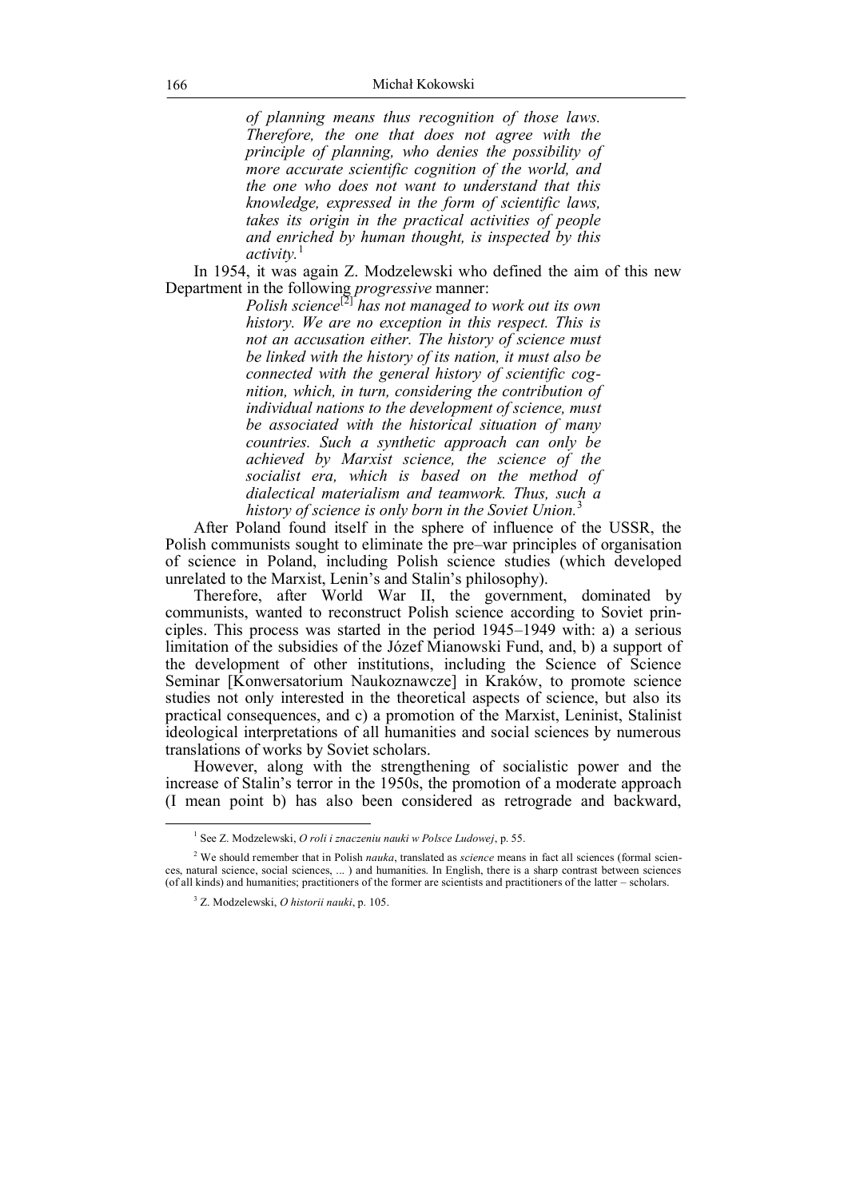> *of planning means thus recognition of those laws. Therefore, the one that does not agree with the principle of planning, who denies the possibility of more accurate scientific cognition of the world, and the one who does not want to understand that this knowledge, expressed in the form of scientific laws, takes its origin in the practical activities of people and enriched by human thought, is inspected by this activity.*[1]

In 1954, it was again Z. Modzelewski who defined the aim of this new Department in the following *progressive* manner:

> *Polish science*[2] *has not managed to work out its own history. We are no exception in this respect. This is not an accusation either. The history of science must be linked with the history of its nation, it must also be connected with the general history of scientific cognition, which, in turn, considering the contribution of individual nations to the development of science, must be associated with the historical situation of many countries. Such a synthetic approach can only be achieved by Marxist science, the science of the socialist era, which is based on the method of dialectical materialism and teamwork. Thus, such a history of science is only born in the Soviet Union.*[3]

After Poland found itself in the sphere of influence of the USSR, the Polish communists sought to eliminate the pre–war principles of organisation of science in Poland, including Polish science studies (which developed unrelated to the Marxist, Lenin's and Stalin's philosophy).

Therefore, after World War II, the government, dominated by communists, wanted to reconstruct Polish science according to Soviet principles. This process was started in the period 1945–1949 with: a) a serious limitation of the subsidies of the Józef Mianowski Fund, and, b) a support of the development of other institutions, including the Science of Science Seminar [Konwersatorium Naukoznawcze] in Kraków, to promote science studies not only interested in the theoretical aspects of science, but also its practical consequences, and c) a promotion of the Marxist, Leninist, Stalinist ideological interpretations of all humanities and social sciences by numerous translations of works by Soviet scholars.

However, along with the strengthening of socialistic power and the increase of Stalin's terror in the 1950s, the promotion of a moderate approach (I mean point b) has also been considered as retrograde and backward,

---

[1] See Z. Modzelewski, *O roli i znaczeniu nauki w Polsce Ludowej*, p. 55.

[2] We should remember that in Polish *nauka*, translated as *science* means in fact all sciences (formal sciences, natural science, social sciences, ... ) and humanities. In English, there is a sharp contrast between sciences (of all kinds) and humanities; practitioners of the former are scientists and practitioners of the latter – scholars.

[3] Z. Modzelewski, *O historii nauki*, p. 105.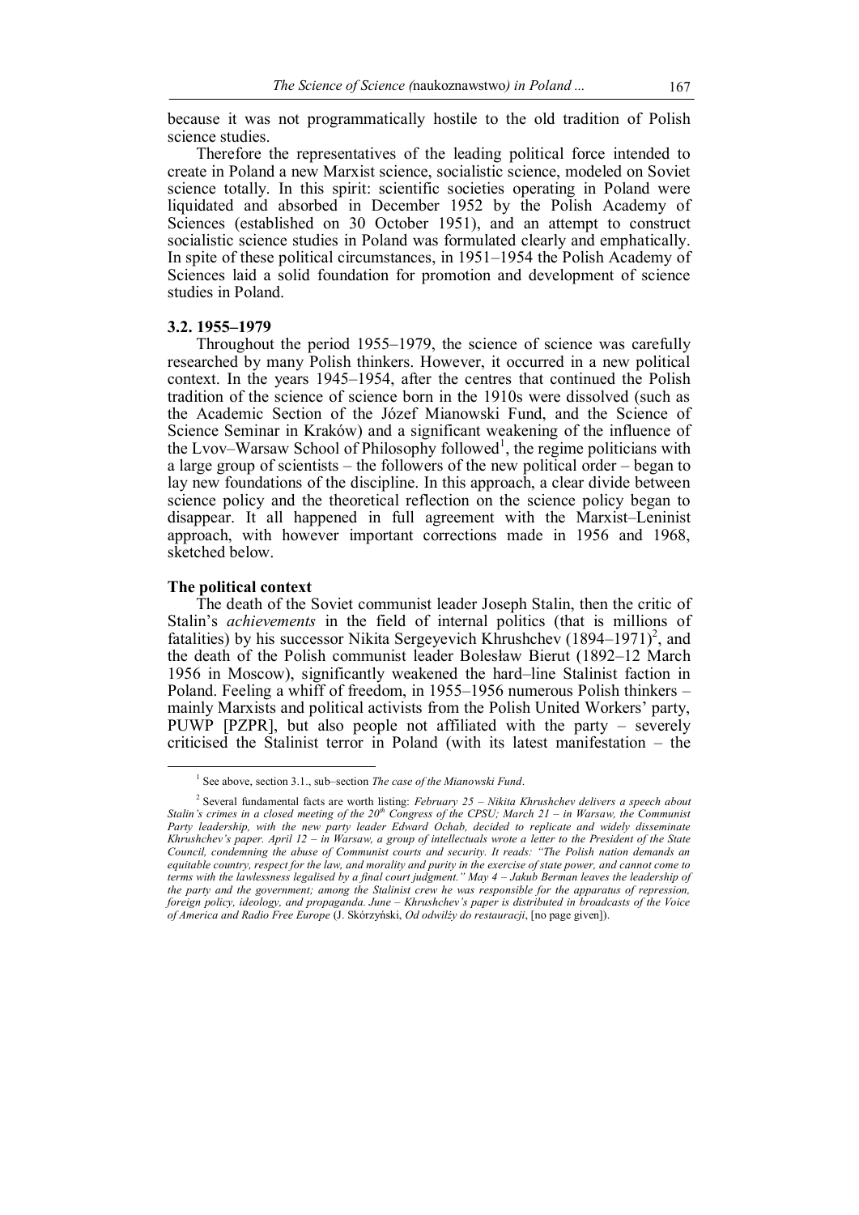because it was not programmatically hostile to the old tradition of Polish science studies.

Therefore the representatives of the leading political force intended to create in Poland a new Marxist science, socialistic science, modeled on Soviet science totally. In this spirit: scientific societies operating in Poland were liquidated and absorbed in December 1952 by the Polish Academy of Sciences (established on 30 October 1951), and an attempt to construct socialistic science studies in Poland was formulated clearly and emphatically. In spite of these political circumstances, in 1951–1954 the Polish Academy of Sciences laid a solid foundation for promotion and development of science studies in Poland.

### 3.2. 1955–1979

Throughout the period 1955–1979, the science of science was carefully researched by many Polish thinkers. However, it occurred in a new political context. In the years 1945–1954, after the centres that continued the Polish tradition of the science of science born in the 1910s were dissolved (such as the Academic Section of the Józef Mianowski Fund, and the Science of Science Seminar in Kraków) and a significant weakening of the influence of the Lvov–Warsaw School of Philosophy followed[1], the regime politicians with a large group of scientists – the followers of the new political order – began to lay new foundations of the discipline. In this approach, a clear divide between science policy and the theoretical reflection on the science policy began to disappear. It all happened in full agreement with the Marxist–Leninist approach, with however important corrections made in 1956 and 1968, sketched below.

#### The political context

The death of the Soviet communist leader Joseph Stalin, then the critic of Stalin's *achievements* in the field of internal politics (that is millions of fatalities) by his successor Nikita Sergeyevich Khrushchev (1894–1971)[2], and the death of the Polish communist leader Bolesław Bierut (1892–12 March 1956 in Moscow), significantly weakened the hard–line Stalinist faction in Poland. Feeling a whiff of freedom, in 1955–1956 numerous Polish thinkers – mainly Marxists and political activists from the Polish United Workers' party, PUWP [PZPR], but also people not affiliated with the party – severely criticised the Stalinist terror in Poland (with its latest manifestation – the

---

[1] See above, section 3.1., sub–section *The case of the Mianowski Fund*.

[2] Several fundamental facts are worth listing: *February 25 – Nikita Khrushchev delivers a speech about Stalin's crimes in a closed meeting of the 20th Congress of the CPSU; March 21 – in Warsaw, the Communist Party leadership, with the new party leader Edward Ochab, decided to replicate and widely disseminate Khrushchev's paper. April 12 – in Warsaw, a group of intellectuals wrote a letter to the President of the State Council, condemning the abuse of Communist courts and security. It reads: "The Polish nation demands an equitable country, respect for the law, and morality and purity in the exercise of state power, and cannot come to terms with the lawlessness legalised by a final court judgment." May 4 – Jakub Berman leaves the leadership of the party and the government; among the Stalinist crew he was responsible for the apparatus of repression, foreign policy, ideology, and propaganda. June – Khrushchev's paper is distributed in broadcasts of the Voice of America and Radio Free Europe* (J. Skórzyński, *Od odwilży do restauracji*, [no page given]).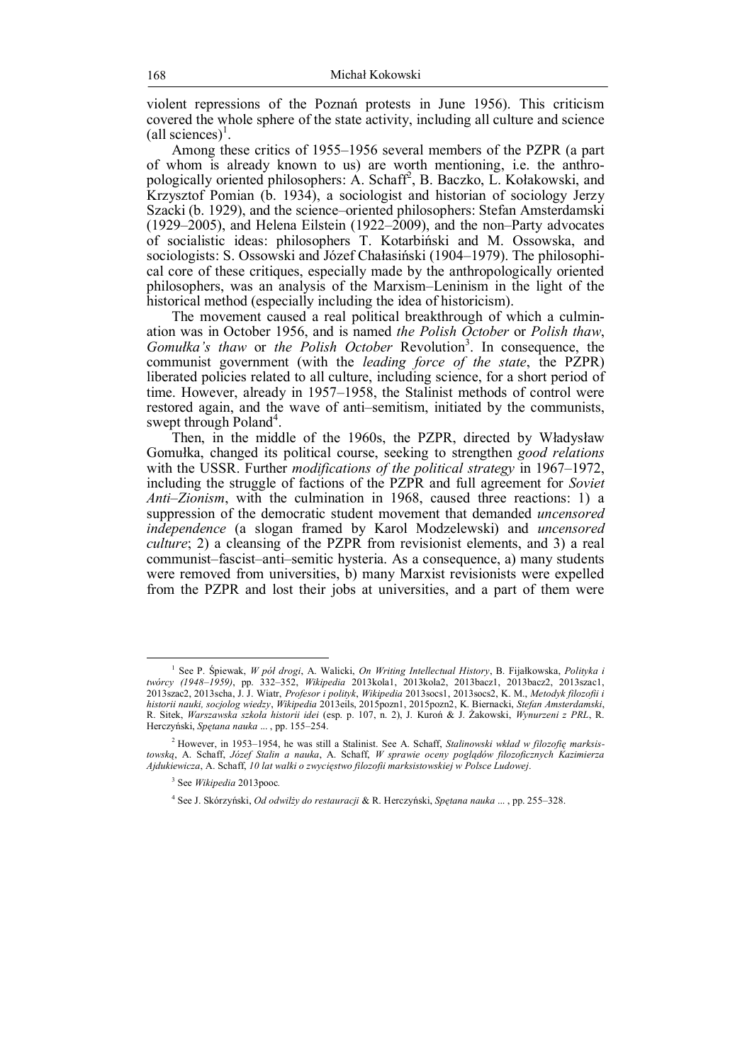violent repressions of the Poznań protests in June 1956). This criticism covered the whole sphere of the state activity, including all culture and science (all sciences)[1].

Among these critics of 1955–1956 several members of the PZPR (a part of whom is already known to us) are worth mentioning, i.e. the anthropologically oriented philosophers: A. Schaff[2], B. Baczko, L. Kołakowski, and Krzysztof Pomian (b. 1934), a sociologist and historian of sociology Jerzy Szacki (b. 1929), and the science–oriented philosophers: Stefan Amsterdamski (1929–2005), and Helena Eilstein (1922–2009), and the non–Party advocates of socialistic ideas: philosophers T. Kotarbiński and M. Ossowska, and sociologists: S. Ossowski and Józef Chałasiński (1904–1979). The philosophical core of these critiques, especially made by the anthropologically oriented philosophers, was an analysis of the Marxism–Leninism in the light of the historical method (especially including the idea of historicism).

The movement caused a real political breakthrough of which a culmination was in October 1956, and is named *the Polish October* or *Polish thaw*, *Gomułka's thaw* or *the Polish October* Revolution[3]. In consequence, the communist government (with the *leading force of the state*, the PZPR) liberated policies related to all culture, including science, for a short period of time. However, already in 1957–1958, the Stalinist methods of control were restored again, and the wave of anti–semitism, initiated by the communists, swept through Poland[4].

Then, in the middle of the 1960s, the PZPR, directed by Władysław Gomułka, changed its political course, seeking to strengthen *good relations* with the USSR. Further *modifications of the political strategy* in 1967–1972, including the struggle of factions of the PZPR and full agreement for *Soviet Anti–Zionism*, with the culmination in 1968, caused three reactions: 1) a suppression of the democratic student movement that demanded *uncensored independence* (a slogan framed by Karol Modzelewski) and *uncensored culture*; 2) a cleansing of the PZPR from revisionist elements, and 3) a real communist–fascist–anti–semitic hysteria. As a consequence, a) many students were removed from universities, b) many Marxist revisionists were expelled from the PZPR and lost their jobs at universities, and a part of them were

---

[1] See P. Śpiewak, *W pół drogi*, A. Walicki, *On Writing Intellectual History*, B. Fijałkowska, *Polityka i twórcy (1948–1959)*, pp. 332–352, *Wikipedia* 2013kola1, 2013kola2, 2013bacz1, 2013bacz2, 2013szac1, 2013szac2, 2013scha, J. J. Wiatr, *Profesor i polityk*, *Wikipedia* 2013socs1, 2013socs2, K. M., *Metodyk filozofii i historii nauki, socjolog wiedzy*, *Wikipedia* 2013eils, 2015pozn1, 2015pozn2, K. Biernacki, *Stefan Amsterdamski*, R. Sitek, *Warszawska szkoła historii idei* (esp. p. 107, n. 2), J. Kuroń & J. Żakowski, *Wynurzeni z PRL*, R. Herczyński, *Spętana nauka ...* , pp. 155–254.

[2] However, in 1953–1954, he was still a Stalinist. See A. Schaff, *Stalinowski wkład w filozofię marksistowską*, A. Schaff, *Józef Stalin a nauka*, A. Schaff, *W sprawie oceny poglądów filozoficznych Kazimierza Ajdukiewicza*, A. Schaff, *10 lat walki o zwycięstwo filozofii marksistowskiej w Polsce Ludowej*.

[3] See *Wikipedia* 2013pooc.

[4] See J. Skórzyński, *Od odwilży do restauracji* & R. Herczyński, *Spętana nauka ...* , pp. 255–328.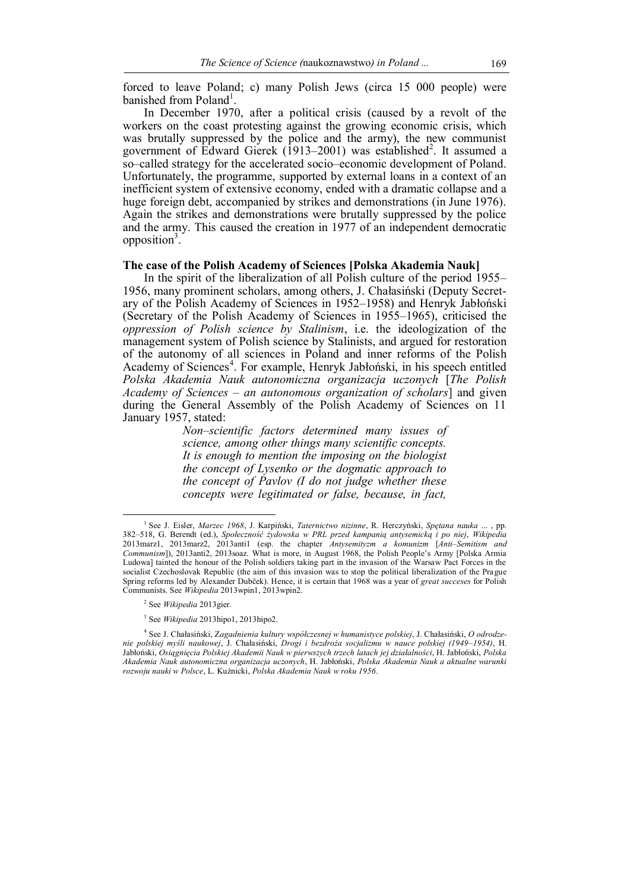forced to leave Poland; c) many Polish Jews (circa 15 000 people) were banished from Poland[1].

In December 1970, after a political crisis (caused by a revolt of the workers on the coast protesting against the growing economic crisis, which was brutally suppressed by the police and the army), the new communist government of Edward Gierek (1913–2001) was established[2]. It assumed a so–called strategy for the accelerated socio–economic development of Poland. Unfortunately, the programme, supported by external loans in a context of an inefficient system of extensive economy, ended with a dramatic collapse and a huge foreign debt, accompanied by strikes and demonstrations (in June 1976). Again the strikes and demonstrations were brutally suppressed by the police and the army. This caused the creation in 1977 of an independent democratic opposition[3].

**The case of the Polish Academy of Sciences [Polska Akademia Nauk]**

In the spirit of the liberalization of all Polish culture of the period 1955–1956, many prominent scholars, among others, J. Chałasiński (Deputy Secretary of the Polish Academy of Sciences in 1952–1958) and Henryk Jabłoński (Secretary of the Polish Academy of Sciences in 1955–1965), criticised the *oppression of Polish science by Stalinism*, i.e. the ideologization of the management system of Polish science by Stalinists, and argued for restoration of the autonomy of all sciences in Poland and inner reforms of the Polish Academy of Sciences[4]. For example, Henryk Jabłoński, in his speech entitled *Polska Akademia Nauk autonomiczna organizacja uczonych* [*The Polish Academy of Sciences – an autonomous organization of scholars*] and given during the General Assembly of the Polish Academy of Sciences on 11 January 1957, stated:

> *Non–scientific factors determined many issues of science, among other things many scientific concepts. It is enough to mention the imposing on the biologist the concept of Lysenko or the dogmatic approach to the concept of Pavlov (I do not judge whether these concepts were legitimated or false, because, in fact,*

---

[1] See J. Eisler, *Marzec 1968*, J. Karpiński, *Taternictwo nizinne*, R. Herczyński, *Spętana nauka ...* , pp. 382–518, G. Berendt (ed.), *Społeczność żydowska w PRL przed kampanią antysemicką i po niej*, *Wikipedia* 2013marz1, 2013marz2, 2013anti1 (esp. the chapter *Antysemityzm a komunizm* [*Anti–Semitism and Communism*]), 2013anti2, 2013soaz. What is more, in August 1968, the Polish People's Army [Polska Armia Ludowa] tainted the honour of the Polish soldiers taking part in the invasion of the Warsaw Pact Forces in the socialist Czechoslovak Republic (the aim of this invasion was to stop the political liberalization of the Prague Spring reforms led by Alexander Dubček). Hence, it is certain that 1968 was a year of *great succeses* for Polish Communists. See *Wikipedia* 2013wpin1, 2013wpin2.

[2] See *Wikipedia* 2013gier.

[3] See *Wikipedia* 2013hipo1, 2013hipo2.

[4] See J. Chałasiński, *Zagadnienia kultury współczesnej w humanistyce polskiej*, J. Chałasiński, *O odrodzenie polskiej myśli naukowej*, J. Chałasiński, *Drogi i bezdroża socjalizmu w nauce polskiej (1949–1954)*, H. Jabłoński, *Osiągnięcia Polskiej Akademii Nauk w pierwszych trzech latach jej działalności*, H. Jabłoński, *Polska Akademia Nauk autonomiczna organizacja uczonych*, H. Jabłoński, *Polska Akademia Nauk a aktualne warunki rozwoju nauki w Polsce*, L. Kuźnicki, *Polska Akademia Nauk w roku 1956*.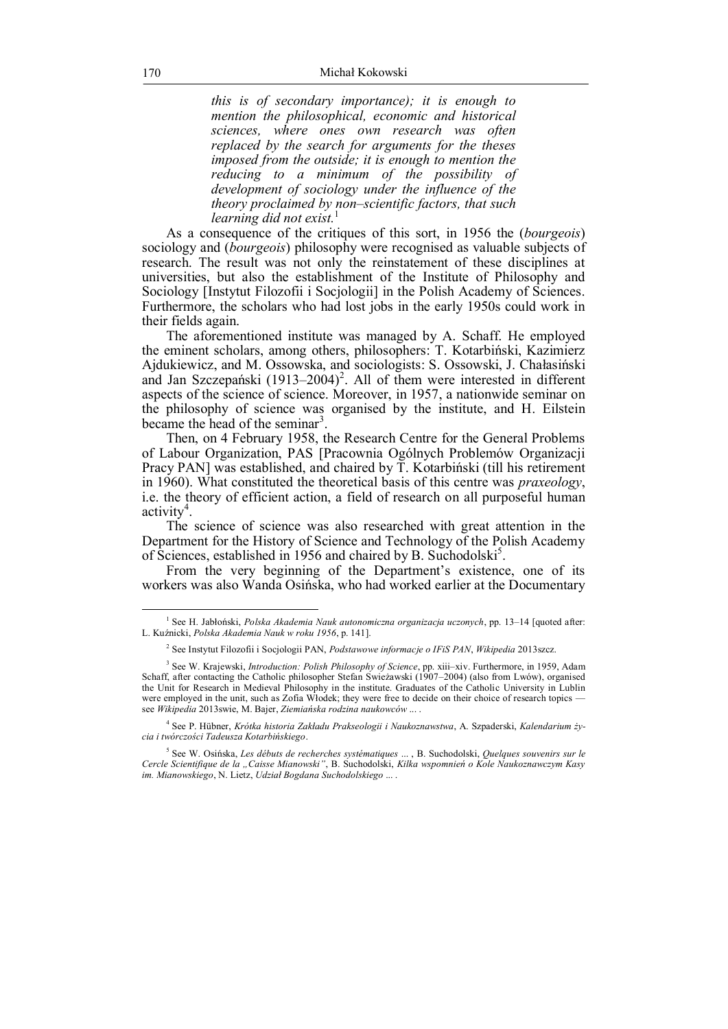> *this is of secondary importance); it is enough to mention the philosophical, economic and historical sciences, where ones own research was often replaced by the search for arguments for the theses imposed from the outside; it is enough to mention the reducing to a minimum of the possibility of development of sociology under the influence of the theory proclaimed by non–scientific factors, that such learning did not exist.*[1]

As a consequence of the critiques of this sort, in 1956 the (*bourgeois*) sociology and (*bourgeois*) philosophy were recognised as valuable subjects of research. The result was not only the reinstatement of these disciplines at universities, but also the establishment of the Institute of Philosophy and Sociology [Instytut Filozofii i Socjologii] in the Polish Academy of Sciences. Furthermore, the scholars who had lost jobs in the early 1950s could work in their fields again.

The aforementioned institute was managed by A. Schaff. He employed the eminent scholars, among others, philosophers: T. Kotarbiński, Kazimierz Ajdukiewicz, and M. Ossowska, and sociologists: S. Ossowski, J. Chałasiński and Jan Szczepański (1913–2004)[2]. All of them were interested in different aspects of the science of science. Moreover, in 1957, a nationwide seminar on the philosophy of science was organised by the institute, and H. Eilstein became the head of the seminar[3].

Then, on 4 February 1958, the Research Centre for the General Problems of Labour Organization, PAS [Pracownia Ogólnych Problemów Organizacji Pracy PAN] was established, and chaired by T. Kotarbiński (till his retirement in 1960). What constituted the theoretical basis of this centre was *praxeology*, i.e. the theory of efficient action, a field of research on all purposeful human activity[4].

The science of science was also researched with great attention in the Department for the History of Science and Technology of the Polish Academy of Sciences, established in 1956 and chaired by B. Suchodolski[5].

From the very beginning of the Department's existence, one of its workers was also Wanda Osińska, who had worked earlier at the Documentary

---

[1] See H. Jabłoński, *Polska Akademia Nauk autonomiczna organizacja uczonych*, pp. 13–14 [quoted after: L. Kuźnicki, *Polska Akademia Nauk w roku 1956*, p. 141].

[2] See Instytut Filozofii i Socjologii PAN, *Podstawowe informacje o IFiS PAN*, *Wikipedia* 2013szcz.

[3] See W. Krajewski, *Introduction: Polish Philosophy of Science*, pp. xiii–xiv. Furthermore, in 1959, Adam Schaff, after contacting the Catholic philosopher Stefan Swieżawski (1907–2004) (also from Lwów), organised the Unit for Research in Medieval Philosophy in the institute. Graduates of the Catholic University in Lublin were employed in the unit, such as Zofia Włodek; they were free to decide on their choice of research topics — see *Wikipedia* 2013swie, M. Bajer, *Ziemiańska rodzina naukowców ...* .

[4] See P. Hübner, *Krótka historia Zakładu Prakseologii i Naukoznawstwa*, A. Szpaderski, *Kalendarium życia i twórczości Tadeusza Kotarbińskiego*.

[5] See W. Osińska, *Les débuts de recherches systématiques ...* , B. Suchodolski, *Quelques souvenirs sur le Cercle Scientifique de la „Caisse Mianowski"*, B. Suchodolski, *Kilka wspomnień o Kole Naukoznawczym Kasy im. Mianowskiego*, N. Lietz, *Udział Bogdana Suchodolskiego ...* .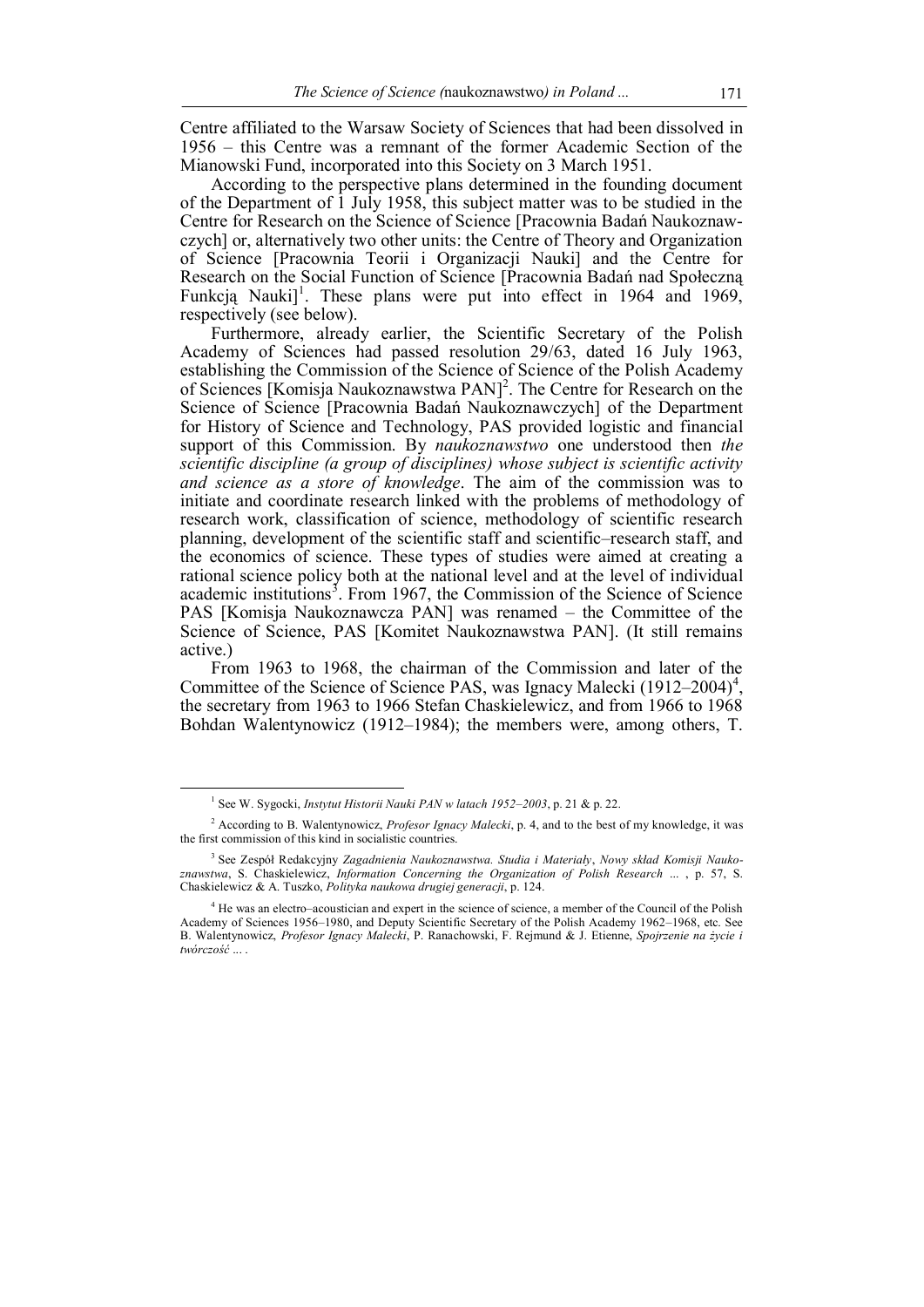Centre affiliated to the Warsaw Society of Sciences that had been dissolved in 1956 – this Centre was a remnant of the former Academic Section of the Mianowski Fund, incorporated into this Society on 3 March 1951.

According to the perspective plans determined in the founding document of the Department of 1 July 1958, this subject matter was to be studied in the Centre for Research on the Science of Science [Pracownia Badań Naukoznawczych] or, alternatively two other units: the Centre of Theory and Organization of Science [Pracownia Teorii i Organizacji Nauki] and the Centre for Research on the Social Function of Science [Pracownia Badań nad Społeczną Funkcją Nauki][1]. These plans were put into effect in 1964 and 1969, respectively (see below).

Furthermore, already earlier, the Scientific Secretary of the Polish Academy of Sciences had passed resolution 29/63, dated 16 July 1963, establishing the Commission of the Science of Science of the Polish Academy of Sciences [Komisja Naukoznawstwa PAN][2]. The Centre for Research on the Science of Science [Pracownia Badań Naukoznawczych] of the Department for History of Science and Technology, PAS provided logistic and financial support of this Commission. By *naukoznawstwo* one understood then *the scientific discipline (a group of disciplines) whose subject is scientific activity and science as a store of knowledge*. The aim of the commission was to initiate and coordinate research linked with the problems of methodology of research work, classification of science, methodology of scientific research planning, development of the scientific staff and scientific–research staff, and the economics of science. These types of studies were aimed at creating a rational science policy both at the national level and at the level of individual academic institutions[3]. From 1967, the Commission of the Science of Science PAS [Komisja Naukoznawcza PAN] was renamed – the Committee of the Science of Science, PAS [Komitet Naukoznawstwa PAN]. (It still remains active.)

From 1963 to 1968, the chairman of the Commission and later of the Committee of the Science of Science PAS, was Ignacy Malecki (1912–2004)[4], the secretary from 1963 to 1966 Stefan Chaskielewicz, and from 1966 to 1968 Bohdan Walentynowicz (1912–1984); the members were, among others, T.

---

[1] See W. Sygocki, *Instytut Historii Nauki PAN w latach 1952–2003*, p. 21 & p. 22.

[2] According to B. Walentynowicz, *Profesor Ignacy Malecki*, p. 4, and to the best of my knowledge, it was the first commission of this kind in socialistic countries.

[3] See Zespół Redakcyjny *Zagadnienia Naukoznawstwa. Studia i Materiały*, *Nowy skład Komisji Naukoznawstwa*, S. Chaskielewicz, *Information Concerning the Organization of Polish Research ...* , p. 57, S. Chaskielewicz & A. Tuszko, *Polityka naukowa drugiej generacji*, p. 124.

[4] He was an electro–acoustician and expert in the science of science, a member of the Council of the Polish Academy of Sciences 1956–1980, and Deputy Scientific Secretary of the Polish Academy 1962–1968, etc. See B. Walentynowicz, *Profesor Ignacy Malecki*, P. Ranachowski, F. Rejmund & J. Etienne, *Spojrzenie na życie i twórczość ...* .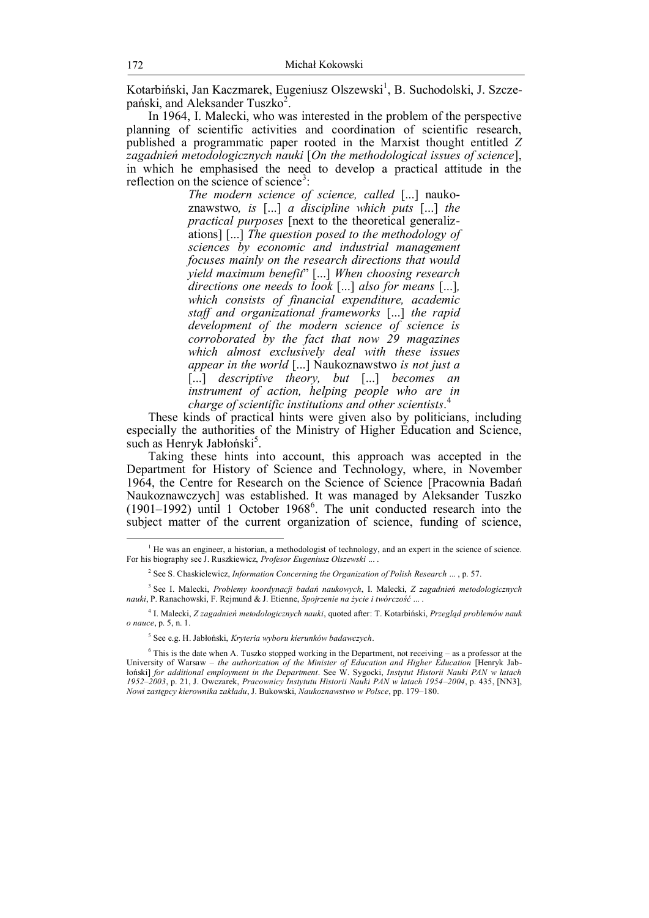Kotarbiński, Jan Kaczmarek, Eugeniusz Olszewski[1], B. Suchodolski, J. Szczepański, and Aleksander Tuszko[2].

In 1964, I. Malecki, who was interested in the problem of the perspective planning of scientific activities and coordination of scientific research, published a programmatic paper rooted in the Marxist thought entitled *Z zagadnień metodologicznych nauki* [*On the methodological issues of science*], in which he emphasised the need to develop a practical attitude in the reflection on the science of science[3]:

> *The modern science of science, called* [...] naukoznawstwo*, is* [...] *a discipline which puts* [...] *the practical purposes* [next to the theoretical generalizations] [...] *The question posed to the methodology of sciences by economic and industrial management focuses mainly on the research directions that would yield maximum benefit*" [...] *When choosing research directions one needs to look* [...] *also for means* [...]*, which consists of financial expenditure, academic staff and organizational frameworks* [...] *the rapid development of the modern science of science is corroborated by the fact that now 29 magazines which almost exclusively deal with these issues appear in the world* [...] Naukoznawstwo *is not just a* [...] *descriptive theory, but* [...] *becomes an instrument of action, helping people who are in charge of scientific institutions and other scientists*.[4]

These kinds of practical hints were given also by politicians, including especially the authorities of the Ministry of Higher Education and Science, such as Henryk Jabłoński[5].

Taking these hints into account, this approach was accepted in the Department for History of Science and Technology, where, in November 1964, the Centre for Research on the Science of Science [Pracownia Badań Naukoznawczych] was established. It was managed by Aleksander Tuszko (1901–1992) until 1 October 1968[6]. The unit conducted research into the subject matter of the current organization of science, funding of science,

---

[1] He was an engineer, a historian, a methodologist of technology, and an expert in the science of science. For his biography see J. Ruszkiewicz, *Profesor Eugeniusz Olszewski ...* .

[2] See S. Chaskielewicz, *Information Concerning the Organization of Polish Research ...* , p. 57.

[3] See I. Malecki, *Problemy koordynacji badań naukowych*, I. Malecki, *Z zagadnień metodologicznych nauki*, P. Ranachowski, F. Rejmund & J. Etienne, *Spojrzenie na życie i twórczość ...* .

[4] I. Malecki, *Z zagadnień metodologicznych nauki*, quoted after: T. Kotarbiński, *Przegląd problemów nauk o nauce*, p. 5, n. 1.

[5] See e.g. H. Jabłoński, *Kryteria wyboru kierunków badawczych*.

[6] This is the date when A. Tuszko stopped working in the Department, not receiving – as a professor at the University of Warsaw – *the authorization of the Minister of Education and Higher Education* [Henryk Jabłoński] *for additional employment in the Department*. See W. Sygocki, *Instytut Historii Nauki PAN w latach 1952–2003*, p. 21, J. Owczarek, *Pracownicy Instytutu Historii Nauki PAN w latach 1954–2004*, p. 435, [NN3], *Nowi zastępcy kierownika zakładu*, J. Bukowski, *Naukoznawstwo w Polsce*, pp. 179–180.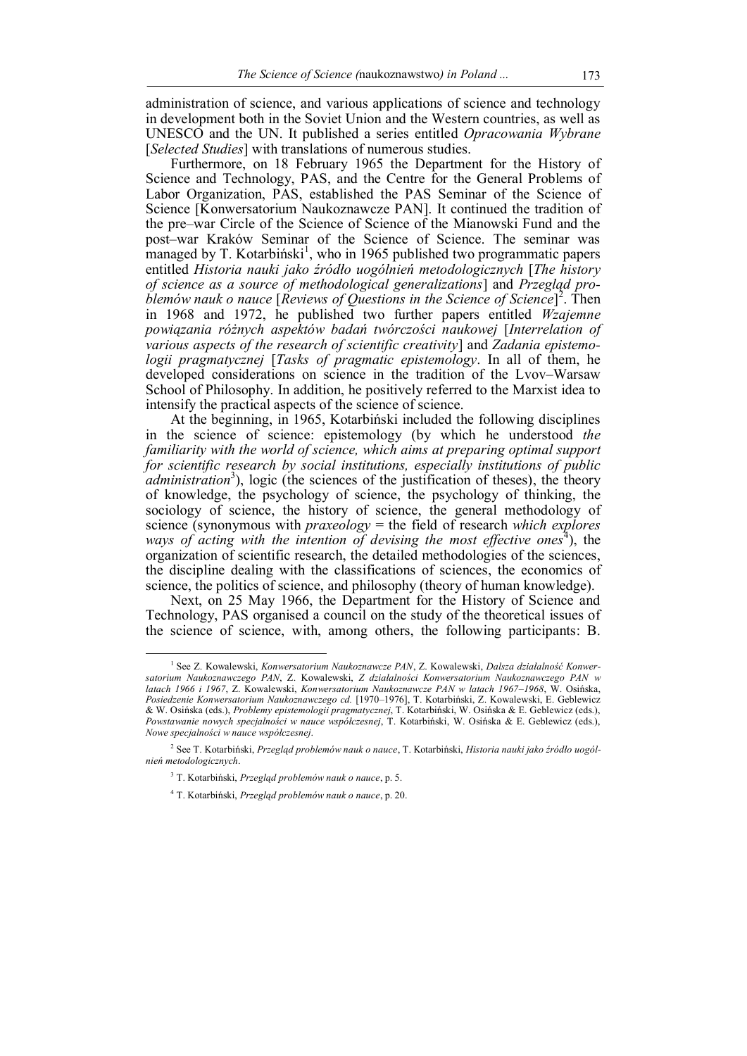administration of science, and various applications of science and technology in development both in the Soviet Union and the Western countries, as well as UNESCO and the UN. It published a series entitled *Opracowania Wybrane* [*Selected Studies*] with translations of numerous studies.

Furthermore, on 18 February 1965 the Department for the History of Science and Technology, PAS, and the Centre for the General Problems of Labor Organization, PAS, established the PAS Seminar of the Science of Science [Konwersatorium Naukoznawcze PAN]. It continued the tradition of the pre–war Circle of the Science of Science of the Mianowski Fund and the post–war Kraków Seminar of the Science of Science. The seminar was managed by T. Kotarbiński[1], who in 1965 published two programmatic papers entitled *Historia nauki jako źródło uogólnień metodologicznych* [*The history of science as a source of methodological generalizations*] and *Przegląd problemów nauk o nauce* [*Reviews of Questions in the Science of Science*][2]. Then in 1968 and 1972, he published two further papers entitled *Wzajemne powiązania różnych aspektów badań twórczości naukowej* [*Interrelation of various aspects of the research of scientific creativity*] and *Zadania epistemologii pragmatycznej* [*Tasks of pragmatic epistemology*. In all of them, he developed considerations on science in the tradition of the Lvov–Warsaw School of Philosophy. In addition, he positively referred to the Marxist idea to intensify the practical aspects of the science of science.

At the beginning, in 1965, Kotarbiński included the following disciplines in the science of science: epistemology (by which he understood *the familiarity with the world of science, which aims at preparing optimal support for scientific research by social institutions, especially institutions of public administration*[3]), logic (the sciences of the justification of theses), the theory of knowledge, the psychology of science, the psychology of thinking, the sociology of science, the history of science, the general methodology of science (synonymous with *praxeology* = the field of research *which explores ways of acting with the intention of devising the most effective ones*[4]), the organization of scientific research, the detailed methodologies of the sciences, the discipline dealing with the classifications of sciences, the economics of science, the politics of science, and philosophy (theory of human knowledge).

Next, on 25 May 1966, the Department for the History of Science and Technology, PAS organised a council on the study of the theoretical issues of the science of science, with, among others, the following participants: B.

---

[1] See Z. Kowalewski, *Konwersatorium Naukoznawcze PAN*, Z. Kowalewski, *Dalsza działalność Konwersatorium Naukoznawczego PAN*, Z. Kowalewski, *Z działalności Konwersatorium Naukoznawczego PAN w latach 1966 i 1967*, Z. Kowalewski, *Konwersatorium Naukoznawcze PAN w latach 1967–1968*, W. Osińska, *Posiedzenie Konwersatorium Naukoznawczego cd.* [1970–1976], T. Kotarbiński, Z. Kowalewski, E. Geblewicz & W. Osińska (eds.), *Problemy epistemologii pragmatycznej*, T. Kotarbiński, W. Osińska & E. Geblewicz (eds.), *Powstawanie nowych specjalności w nauce współczesnej*, T. Kotarbiński, W. Osińska & E. Geblewicz (eds.), *Nowe specjalności w nauce współczesnej*.

[2] See T. Kotarbiński, *Przegląd problemów nauk o nauce*, T. Kotarbiński, *Historia nauki jako źródło uogólnień metodologicznych*.

[3] T. Kotarbiński, *Przegląd problemów nauk o nauce*, p. 5.

[4] T. Kotarbiński, *Przegląd problemów nauk o nauce*, p. 20.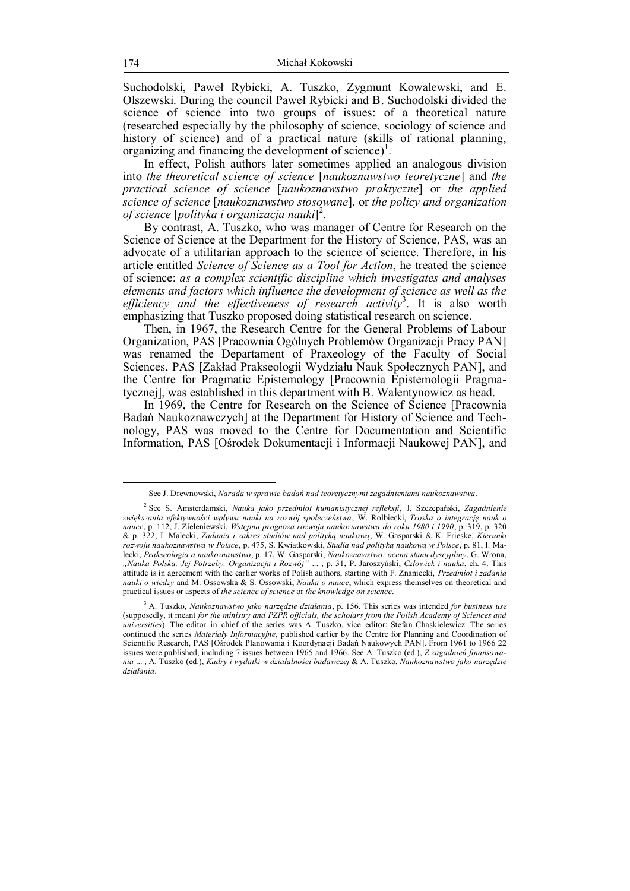Suchodolski, Paweł Rybicki, A. Tuszko, Zygmunt Kowalewski, and E. Olszewski. During the council Paweł Rybicki and B. Suchodolski divided the science of science into two groups of issues: of a theoretical nature (researched especially by the philosophy of science, sociology of science and history of science) and of a practical nature (skills of rational planning, organizing and financing the development of science)[1].

In effect, Polish authors later sometimes applied an analogous division into *the theoretical science of science* [*naukoznawstwo teoretyczne*] and *the practical science of science* [*naukoznawstwo praktyczne*] or *the applied science of science* [*naukoznawstwo stosowane*], or *the policy and organization of science* [*polityka i organizacja nauki*][2].

By contrast, A. Tuszko, who was manager of Centre for Research on the Science of Science at the Department for the History of Science, PAS, was an advocate of a utilitarian approach to the science of science. Therefore, in his article entitled *Science of Science as a Tool for Action*, he treated the science of science: *as a complex scientific discipline which investigates and analyses elements and factors which influence the development of science as well as the efficiency and the effectiveness of research activity*[3]. It is also worth emphasizing that Tuszko proposed doing statistical research on science.

Then, in 1967, the Research Centre for the General Problems of Labour Organization, PAS [Pracownia Ogólnych Problemów Organizacji Pracy PAN] was renamed the Departament of Praxeology of the Faculty of Social Sciences, PAS [Zakład Prakseologii Wydziału Nauk Społecznych PAN], and the Centre for Pragmatic Epistemology [Pracownia Epistemologii Pragmatycznej], was established in this department with B. Walentynowicz as head.

In 1969, the Centre for Research on the Science of Science [Pracownia Badań Naukoznawczych] at the Department for History of Science and Technology, PAS was moved to the Centre for Documentation and Scientific Information, PAS [Ośrodek Dokumentacji i Informacji Naukowej PAN], and

---

[1] See J. Drewnowski, *Narada w sprawie badań nad teoretycznymi zagadnieniami naukoznawstwa*.

[2] See S. Amsterdamski, *Nauka jako przedmiot humanistycznej refleksji*, J. Szczepański, *Zagadnienie zwiększania efektywności wpływu nauki na rozwój społeczeństwa*, W. Rolbiecki, *Troska o integrację nauk o nauce*, p. 112, J. Zieleniewski, *Wstępna prognoza rozwoju naukoznawstwa do roku 1980 i 1990*, p. 319, p. 320 & p. 322, I. Malecki, *Zadania i zakres studiów nad polityką naukową*, W. Gasparski & K. Frieske, *Kierunki rozwoju naukoznawstwa w Polsce*, p. 475, S. Kwiatkowski, *Studia nad polityką naukową w Polsce*, p. 81, I. Malecki, *Prakseologia a naukoznawstwo*, p. 17, W. Gasparski, *Naukoznawstwo: ocena stanu dyscypliny*, G. Wrona, *„Nauka Polska. Jej Potrzeby, Organizacja i Rozwój” ...* , p. 31, P. Jaroszyński, *Człowiek i nauka*, ch. 4. This attitude is in agreement with the earlier works of Polish authors, starting with F. Znaniecki, *Przedmiot i zadania nauki o wiedzy* and M. Ossowska & S. Ossowski, *Nauka o nauce*, which express themselves on theoretical and practical issues or aspects of *the science of science* or *the knowledge on science*.

[3] A. Tuszko, *Naukoznawstwo jako narzędzie działania*, p. 156. This series was intended *for business use* (supposedly, it meant *for the ministry and PZPR officials, the scholars from the Polish Academy of Sciences and universities*). The editor–in–chief of the series was A. Tuszko, vice–editor: Stefan Chaskielewicz. The series continued the series *Materiały Informacyjne*, published earlier by the Centre for Planning and Coordination of Scientific Research, PAS [Ośrodek Planowania i Koordynacji Badań Naukowych PAN]. From 1961 to 1966 22 issues were published, including 7 issues between 1965 and 1966. See A. Tuszko (ed.), *Z zagadnień finansowania ...* , A. Tuszko (ed.), *Kadry i wydatki w działalności badawczej* & A. Tuszko, *Naukoznawstwo jako narzędzie działania*.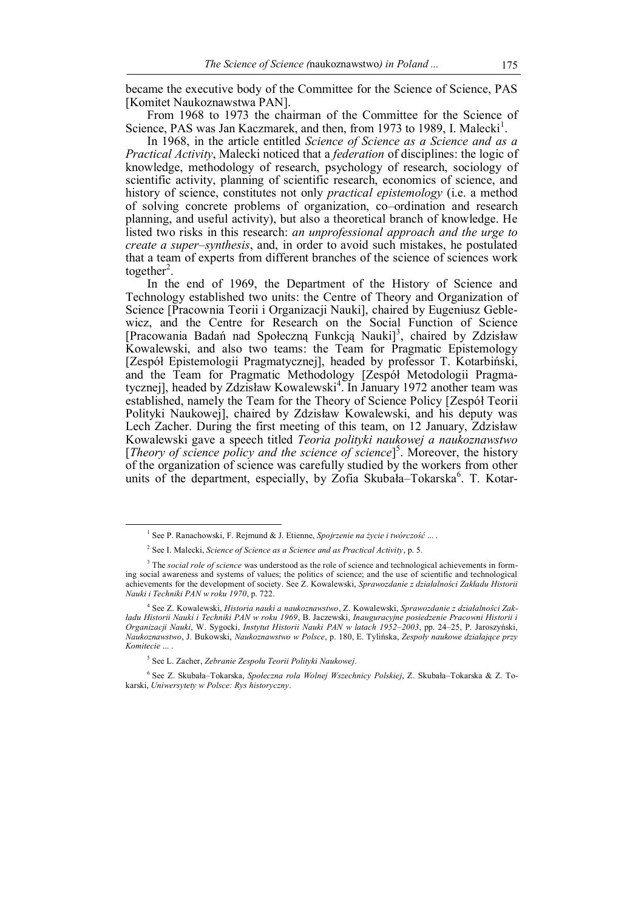became the executive body of the Committee for the Science of Science, PAS [Komitet Naukoznawstwa PAN].

From 1968 to 1973 the chairman of the Committee for the Science of Science, PAS was Jan Kaczmarek, and then, from 1973 to 1989, I. Malecki[1].

In 1968, in the article entitled *Science of Science as a Science and as a Practical Activity*, Malecki noticed that a *federation* of disciplines: the logic of knowledge, methodology of research, psychology of research, sociology of scientific activity, planning of scientific research, economics of science, and history of science, constitutes not only *practical epistemology* (i.e. a method of solving concrete problems of organization, co–ordination and research planning, and useful activity), but also a theoretical branch of knowledge. He listed two risks in this research: *an unprofessional approach and the urge to create a super–synthesis*, and, in order to avoid such mistakes, he postulated that a team of experts from different branches of the science of sciences work together[2].

In the end of 1969, the Department of the History of Science and Technology established two units: the Centre of Theory and Organization of Science [Pracownia Teorii i Organizacji Nauki], chaired by Eugeniusz Geblewicz, and the Centre for Research on the Social Function of Science [Pracowania Badań nad Społeczną Funkcją Nauki][3], chaired by Zdzisław Kowalewski, and also two teams: the Team for Pragmatic Epistemology [Zespół Epistemologii Pragmatycznej], headed by professor T. Kotarbiński, and the Team for Pragmatic Methodology [Zespół Metodologii Pragmatycznej], headed by Zdzisław Kowalewski[4]. In January 1972 another team was established, namely the Team for the Theory of Science Policy [Zespół Teorii Polityki Naukowej], chaired by Zdzisław Kowalewski, and his deputy was Lech Zacher. During the first meeting of this team, on 12 January, Zdzisław Kowalewski gave a speech titled *Teoria polityki naukowej a naukoznawstwo* [*Theory of science policy and the science of science*][5]. Moreover, the history of the organization of science was carefully studied by the workers from other units of the department, especially, by Zofia Skubała–Tokarska[6]. T. Kotar-

---

[1] See P. Ranachowski, F. Rejmund & J. Etienne, *Spojrzenie na życie i twórczość ...* .

[2] See I. Malecki, *Science of Science as a Science and as Practical Activity*, p. 5.

[3] The *social role of science* was understood as the role of science and technological achievements in forming social awareness and systems of values; the politics of science; and the use of scientific and technological achievements for the development of society. See Z. Kowalewski, *Sprawozdanie z działalności Zakładu Historii Nauki i Techniki PAN w roku 1970*, p. 722.

[4] See Z. Kowalewski, *Historia nauki a naukoznawstwo*, Z. Kowalewski, *Sprawozdanie z działalności Zakładu Historii Nauki i Techniki PAN w roku 1969*, B. Jaczewski, *Inauguracyjne posiedzenie Pracowni Historii i Organizacji Nauki*, W. Sygocki, *Instytut Historii Nauki PAN w latach 1952–2003*, pp. 24–25, P. Jaroszyński, *Naukoznawstwo*, J. Bukowski, *Naukoznawstwo w Polsce*, p. 180, E. Tylińska, *Zespoły naukowe działające przy Komitecie ...* .

[5] See L. Zacher, *Zebranie Zespołu Teorii Polityki Naukowej*.

[6] See Z. Skubała–Tokarska, *Społeczna rola Wolnej Wszechnicy Polskiej*, Z. Skubała–Tokarska & Z. Tokarski, *Uniwersytety w Polsce: Rys historyczny*.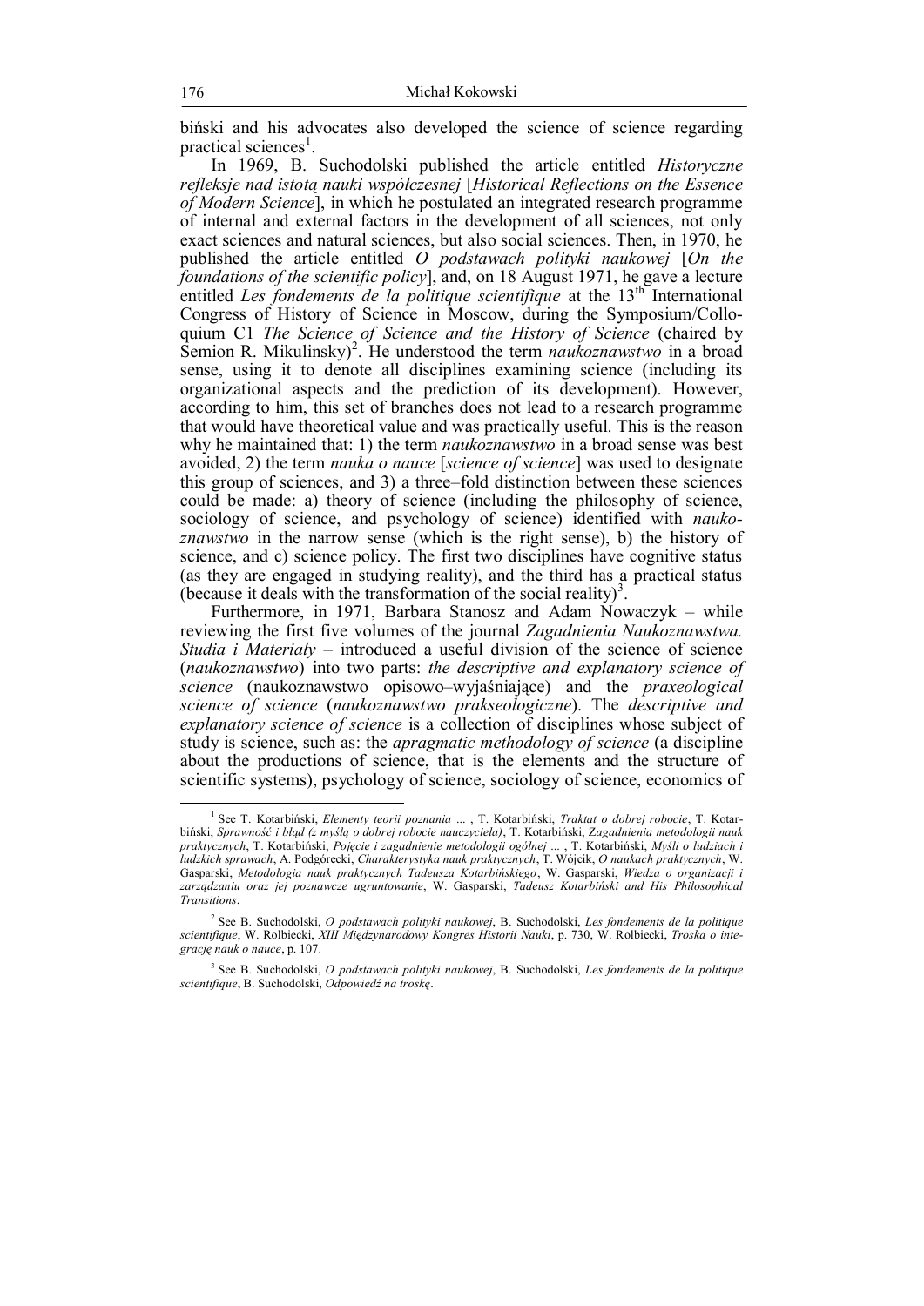biński and his advocates also developed the science of science regarding practical sciences[1].

In 1969, B. Suchodolski published the article entitled *Historyczne refleksje nad istotą nauki współczesnej* [*Historical Reflections on the Essence of Modern Science*], in which he postulated an integrated research programme of internal and external factors in the development of all sciences, not only exact sciences and natural sciences, but also social sciences. Then, in 1970, he published the article entitled *O podstawach polityki naukowej* [*On the foundations of the scientific policy*], and, on 18 August 1971, he gave a lecture entitled *Les fondements de la politique scientifique* at the 13th International Congress of History of Science in Moscow, during the Symposium/Colloquium C1 *The Science of Science and the History of Science* (chaired by Semion R. Mikulinsky)[2]. He understood the term *naukoznawstwo* in a broad sense, using it to denote all disciplines examining science (including its organizational aspects and the prediction of its development). However, according to him, this set of branches does not lead to a research programme that would have theoretical value and was practically useful. This is the reason why he maintained that: 1) the term *naukoznawstwo* in a broad sense was best avoided, 2) the term *nauka o nauce* [*science of science*] was used to designate this group of sciences, and 3) a three–fold distinction between these sciences could be made: a) theory of science (including the philosophy of science, sociology of science, and psychology of science) identified with *naukoznawstwo* in the narrow sense (which is the right sense), b) the history of science, and c) science policy. The first two disciplines have cognitive status (as they are engaged in studying reality), and the third has a practical status (because it deals with the transformation of the social reality)[3].

Furthermore, in 1971, Barbara Stanosz and Adam Nowaczyk – while reviewing the first five volumes of the journal *Zagadnienia Naukoznawstwa. Studia i Materiały* – introduced a useful division of the science of science (*naukoznawstwo*) into two parts: *the descriptive and explanatory science of science* (naukoznawstwo opisowo–wyjaśniające) and the *praxeological science of science* (*naukoznawstwo prakseologiczne*). The *descriptive and explanatory science of science* is a collection of disciplines whose subject of study is science, such as: the *apragmatic methodology of science* (a discipline about the productions of science, that is the elements and the structure of scientific systems), psychology of science, sociology of science, economics of

---

[1] See T. Kotarbiński, *Elementy teorii poznania ...* , T. Kotarbiński, *Traktat o dobrej robocie*, T. Kotarbiński, *Sprawność i błąd (z myślą o dobrej robocie nauczyciela)*, T. Kotarbiński, *Zagadnienia metodologii nauk praktycznych*, T. Kotarbiński, *Pojęcie i zagadnienie metodologii ogólnej ...* , T. Kotarbiński, *Myśli o ludziach i ludzkich sprawach*, A. Podgórecki, *Charakterystyka nauk praktycznych*, T. Wójcik, *O naukach praktycznych*, W. Gasparski, *Metodologia nauk praktycznych Tadeusza Kotarbińskiego*, W. Gasparski, *Wiedza o organizacji i zarządzaniu oraz jej poznawcze ugruntowanie*, W. Gasparski, *Tadeusz Kotarbiński and His Philosophical Transitions*.

[2] See B. Suchodolski, *O podstawach polityki naukowej*, B. Suchodolski, *Les fondements de la politique scientifique*, W. Rolbiecki, *XIII Międzynarodowy Kongres Historii Nauki*, p. 730, W. Rolbiecki, *Troska o integrację nauk o nauce*, p. 107.

[3] See B. Suchodolski, *O podstawach polityki naukowej*, B. Suchodolski, *Les fondements de la politique scientifique*, B. Suchodolski, *Odpowiedź na troskę*.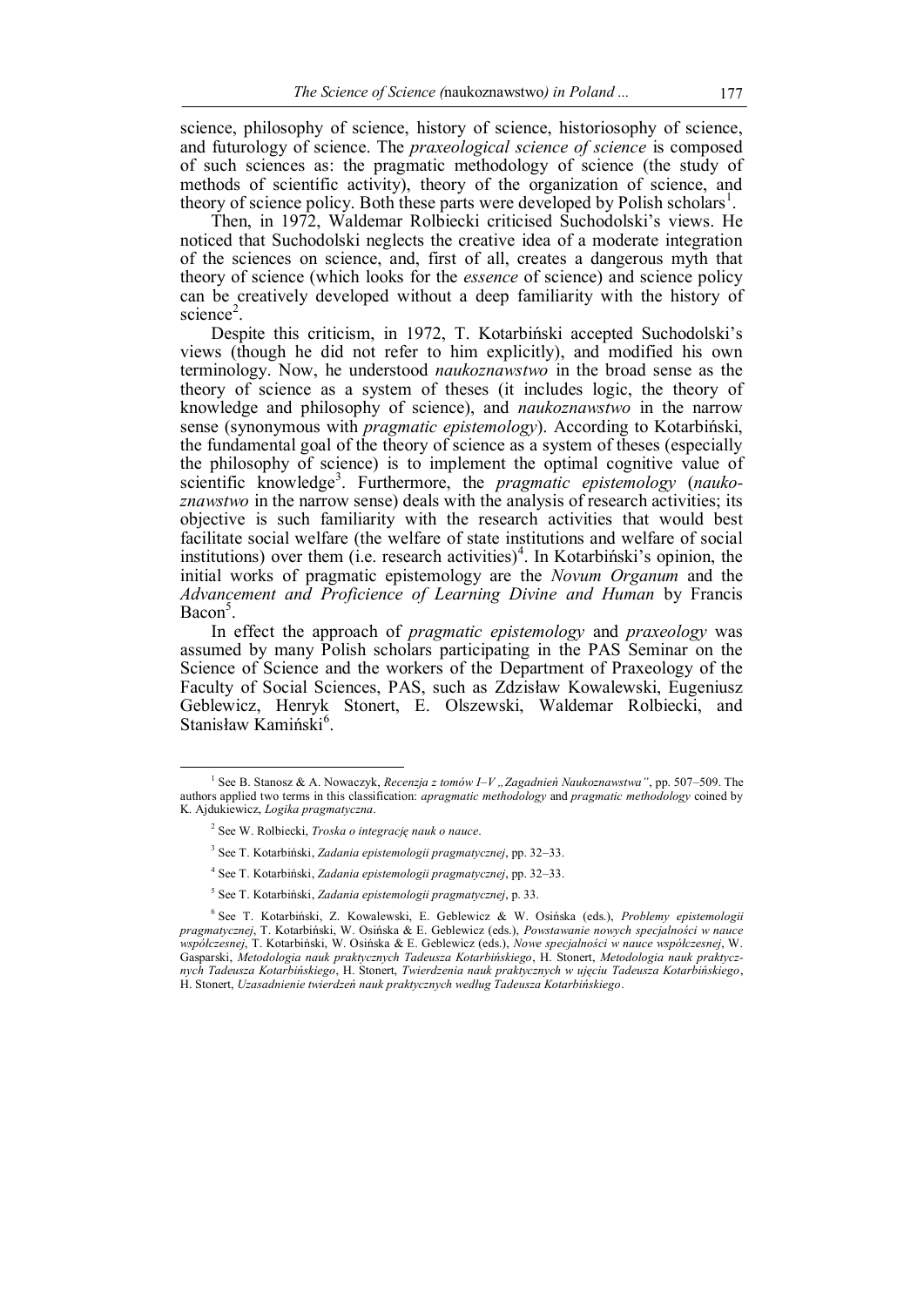science, philosophy of science, history of science, historiosophy of science, and futurology of science. The *praxeological science of science* is composed of such sciences as: the pragmatic methodology of science (the study of methods of scientific activity), theory of the organization of science, and theory of science policy. Both these parts were developed by Polish scholars[1].

Then, in 1972, Waldemar Rolbiecki criticised Suchodolski's views. He noticed that Suchodolski neglects the creative idea of a moderate integration of the sciences on science, and, first of all, creates a dangerous myth that theory of science (which looks for the *essence* of science) and science policy can be creatively developed without a deep familiarity with the history of science[2].

Despite this criticism, in 1972, T. Kotarbiński accepted Suchodolski's views (though he did not refer to him explicitly), and modified his own terminology. Now, he understood *naukoznawstwo* in the broad sense as the theory of science as a system of theses (it includes logic, the theory of knowledge and philosophy of science), and *naukoznawstwo* in the narrow sense (synonymous with *pragmatic epistemology*). According to Kotarbiński, the fundamental goal of the theory of science as a system of theses (especially the philosophy of science) is to implement the optimal cognitive value of scientific knowledge[3]. Furthermore, the *pragmatic epistemology* (*naukoznawstwo* in the narrow sense) deals with the analysis of research activities; its objective is such familiarity with the research activities that would best facilitate social welfare (the welfare of state institutions and welfare of social institutions) over them (i.e. research activities)[4]. In Kotarbiński's opinion, the initial works of pragmatic epistemology are the *Novum Organum* and the *Advancement and Proficience of Learning Divine and Human* by Francis Bacon[5].

In effect the approach of *pragmatic epistemology* and *praxeology* was assumed by many Polish scholars participating in the PAS Seminar on the Science of Science and the workers of the Department of Praxeology of the Faculty of Social Sciences, PAS, such as Zdzisław Kowalewski, Eugeniusz Geblewicz, Henryk Stonert, E. Olszewski, Waldemar Rolbiecki, and Stanisław Kamiński[6].

---

[1] See B. Stanosz & A. Nowaczyk, *Recenzja z tomów I–V „Zagadnień Naukoznawstwa"*, pp. 507–509. The authors applied two terms in this classification: *apragmatic methodology* and *pragmatic methodology* coined by K. Ajdukiewicz, *Logika pragmatyczna*.

[2] See W. Rolbiecki, *Troska o integrację nauk o nauce*.

[3] See T. Kotarbiński, *Zadania epistemologii pragmatycznej*, pp. 32–33.

[4] See T. Kotarbiński, *Zadania epistemologii pragmatycznej*, pp. 32–33.

[5] See T. Kotarbiński, *Zadania epistemologii pragmatycznej*, p. 33.

[6] See T. Kotarbiński, Z. Kowalewski, E. Geblewicz & W. Osińska (eds.), *Problemy epistemologii pragmatycznej*, T. Kotarbiński, W. Osińska & E. Geblewicz (eds.), *Powstawanie nowych specjalności w nauce współczesnej*, T. Kotarbiński, W. Osińska & E. Geblewicz (eds.), *Nowe specjalności w nauce współczesnej*, W. Gasparski, *Metodologia nauk praktycznych Tadeusza Kotarbińskiego*, H. Stonert, *Metodologia nauk praktycznych Tadeusza Kotarbińskiego*, H. Stonert, *Twierdzenia nauk praktycznych w ujęciu Tadeusza Kotarbińskiego*, H. Stonert, *Uzasadnienie twierdzeń nauk praktycznych według Tadeusza Kotarbińskiego*.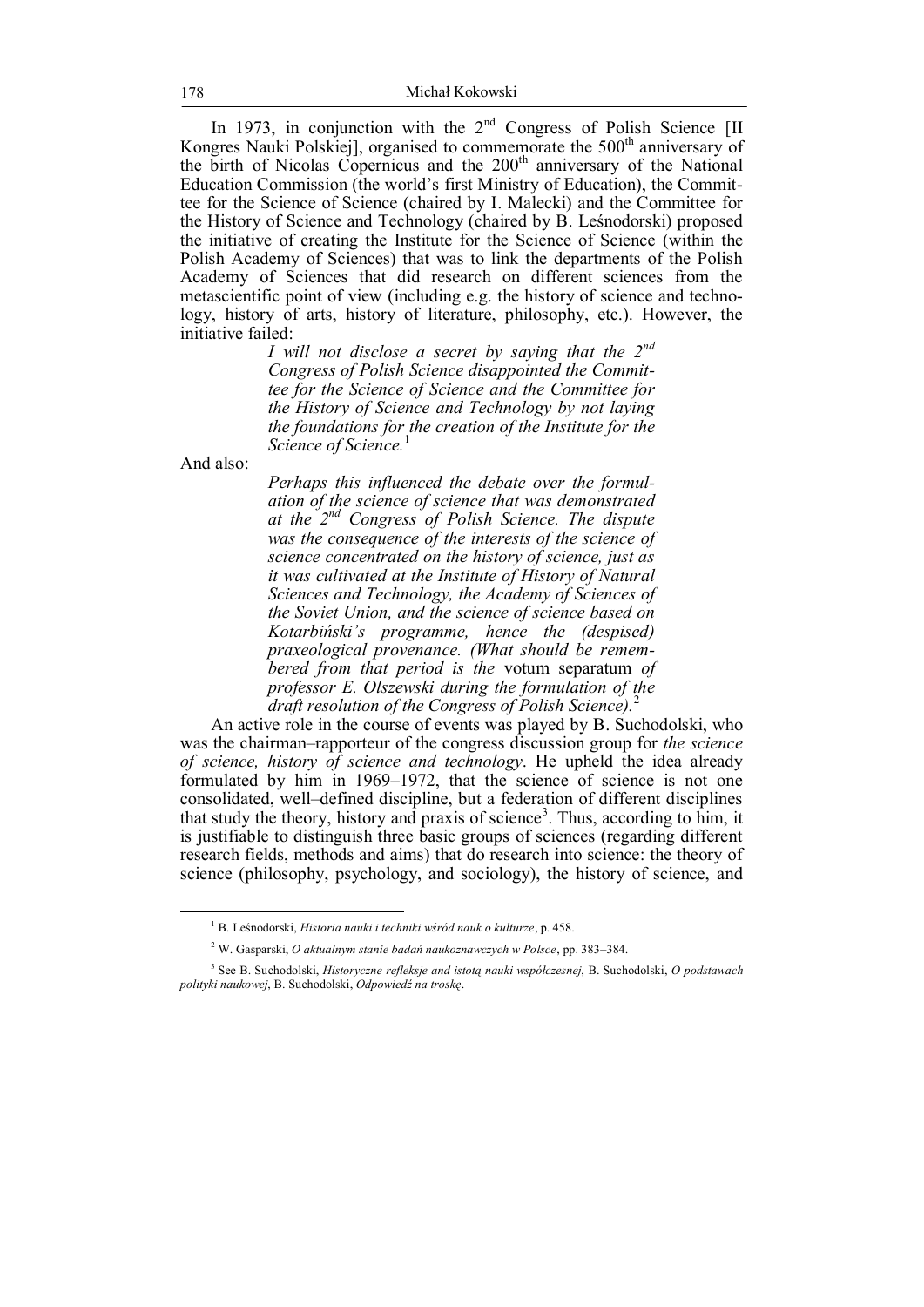In 1973, in conjunction with the 2nd Congress of Polish Science [II Kongres Nauki Polskiej], organised to commemorate the 500th anniversary of the birth of Nicolas Copernicus and the 200th anniversary of the National Education Commission (the world's first Ministry of Education), the Committee for the Science of Science (chaired by I. Malecki) and the Committee for the History of Science and Technology (chaired by B. Leśnodorski) proposed the initiative of creating the Institute for the Science of Science (within the Polish Academy of Sciences) that was to link the departments of the Polish Academy of Sciences that did research on different sciences from the metascientific point of view (including e.g. the history of science and technology, history of arts, history of literature, philosophy, etc.). However, the initiative failed:

> *I will not disclose a secret by saying that the 2nd Congress of Polish Science disappointed the Committee for the Science of Science and the Committee for the History of Science and Technology by not laying the foundations for the creation of the Institute for the Science of Science.*[1]

And also:

> *Perhaps this influenced the debate over the formulation of the science of science that was demonstrated at the 2nd Congress of Polish Science. The dispute was the consequence of the interests of the science of science concentrated on the history of science, just as it was cultivated at the Institute of History of Natural Sciences and Technology, the Academy of Sciences of the Soviet Union, and the science of science based on Kotarbiński's programme, hence the (despised) praxeological provenance. (What should be remembered from that period is the* votum separatum *of professor E. Olszewski during the formulation of the draft resolution of the Congress of Polish Science).*[2]

An active role in the course of events was played by B. Suchodolski, who was the chairman–rapporteur of the congress discussion group for *the science of science, history of science and technology*. He upheld the idea already formulated by him in 1969–1972, that the science of science is not one consolidated, well–defined discipline, but a federation of different disciplines that study the theory, history and praxis of science[3]. Thus, according to him, it is justifiable to distinguish three basic groups of sciences (regarding different research fields, methods and aims) that do research into science: the theory of science (philosophy, psychology, and sociology), the history of science, and

---

[1] B. Leśnodorski, *Historia nauki i techniki wśród nauk o kulturze*, p. 458.

[2] W. Gasparski, *O aktualnym stanie badań naukoznawczych w Polsce*, pp. 383–384.

[3] See B. Suchodolski, *Historyczne refleksje and istotą nauki współczesnej*, B. Suchodolski, *O podstawach polityki naukowej*, B. Suchodolski, *Odpowiedź na troskę*.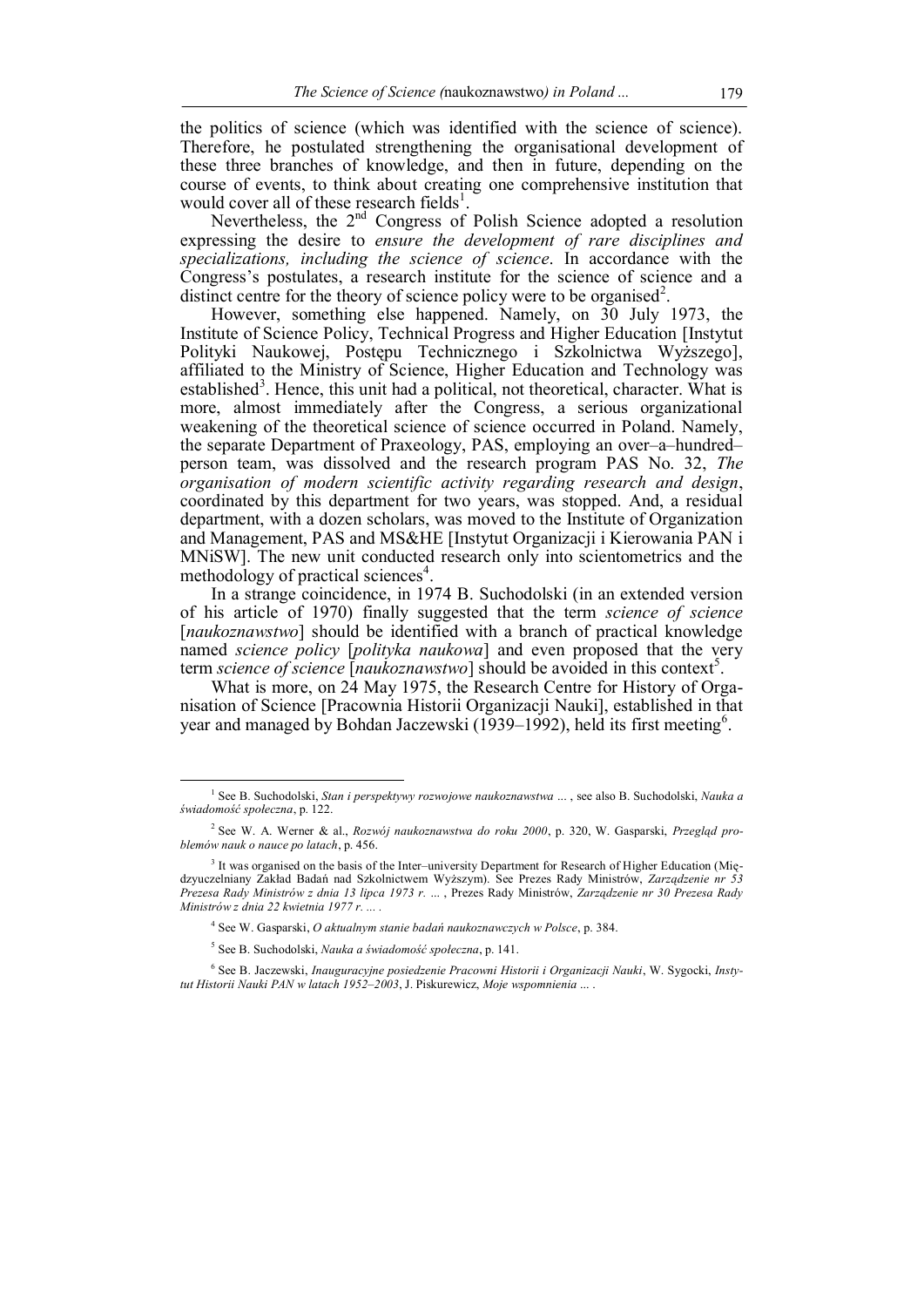the politics of science (which was identified with the science of science). Therefore, he postulated strengthening the organisational development of these three branches of knowledge, and then in future, depending on the course of events, to think about creating one comprehensive institution that would cover all of these research fields[1].

Nevertheless, the 2nd Congress of Polish Science adopted a resolution expressing the desire to *ensure the development of rare disciplines and specializations, including the science of science*. In accordance with the Congress's postulates, a research institute for the science of science and a distinct centre for the theory of science policy were to be organised[2].

However, something else happened. Namely, on 30 July 1973, the Institute of Science Policy, Technical Progress and Higher Education [Instytut Polityki Naukowej, Postępu Technicznego i Szkolnictwa Wyższego], affiliated to the Ministry of Science, Higher Education and Technology was established[3]. Hence, this unit had a political, not theoretical, character. What is more, almost immediately after the Congress, a serious organizational weakening of the theoretical science of science occurred in Poland. Namely, the separate Department of Praxeology, PAS, employing an over–a–hundred–person team, was dissolved and the research program PAS No. 32, *The organisation of modern scientific activity regarding research and design*, coordinated by this department for two years, was stopped. And, a residual department, with a dozen scholars, was moved to the Institute of Organization and Management, PAS and MS&HE [Instytut Organizacji i Kierowania PAN i MNiSW]. The new unit conducted research only into scientometrics and the methodology of practical sciences[4].

In a strange coincidence, in 1974 B. Suchodolski (in an extended version of his article of 1970) finally suggested that the term *science of science* [*naukoznawstwo*] should be identified with a branch of practical knowledge named *science policy* [*polityka naukowa*] and even proposed that the very term *science of science* [*naukoznawstwo*] should be avoided in this context[5].

What is more, on 24 May 1975, the Research Centre for History of Organisation of Science [Pracownia Historii Organizacji Nauki], established in that year and managed by Bohdan Jaczewski (1939–1992), held its first meeting[6].

---

[1] See B. Suchodolski, *Stan i perspektywy rozwojowe naukoznawstwa ...* , see also B. Suchodolski, *Nauka a świadomość społeczna*, p. 122.

[2] See W. A. Werner & al., *Rozwój naukoznawstwa do roku 2000*, p. 320, W. Gasparski, *Przegląd problemów nauk o nauce po latach*, p. 456.

[3] It was organised on the basis of the Inter–university Department for Research of Higher Education (Międzyuczelniany Zakład Badań nad Szkolnictwem Wyższym). See Prezes Rady Ministrów, *Zarządzenie nr 53 Prezesa Rady Ministrów z dnia 13 lipca 1973 r. ...* , Prezes Rady Ministrów, *Zarządzenie nr 30 Prezesa Rady Ministrów z dnia 22 kwietnia 1977 r. ...* .

[4] See W. Gasparski, *O aktualnym stanie badań naukoznawczych w Polsce*, p. 384.

[5] See B. Suchodolski, *Nauka a świadomość społeczna*, p. 141.

[6] See B. Jaczewski, *Inauguracyjne posiedzenie Pracowni Historii i Organizacji Nauki*, W. Sygocki, *Instytut Historii Nauki PAN w latach 1952–2003*, J. Piskurewicz, *Moje wspomnienia ...* .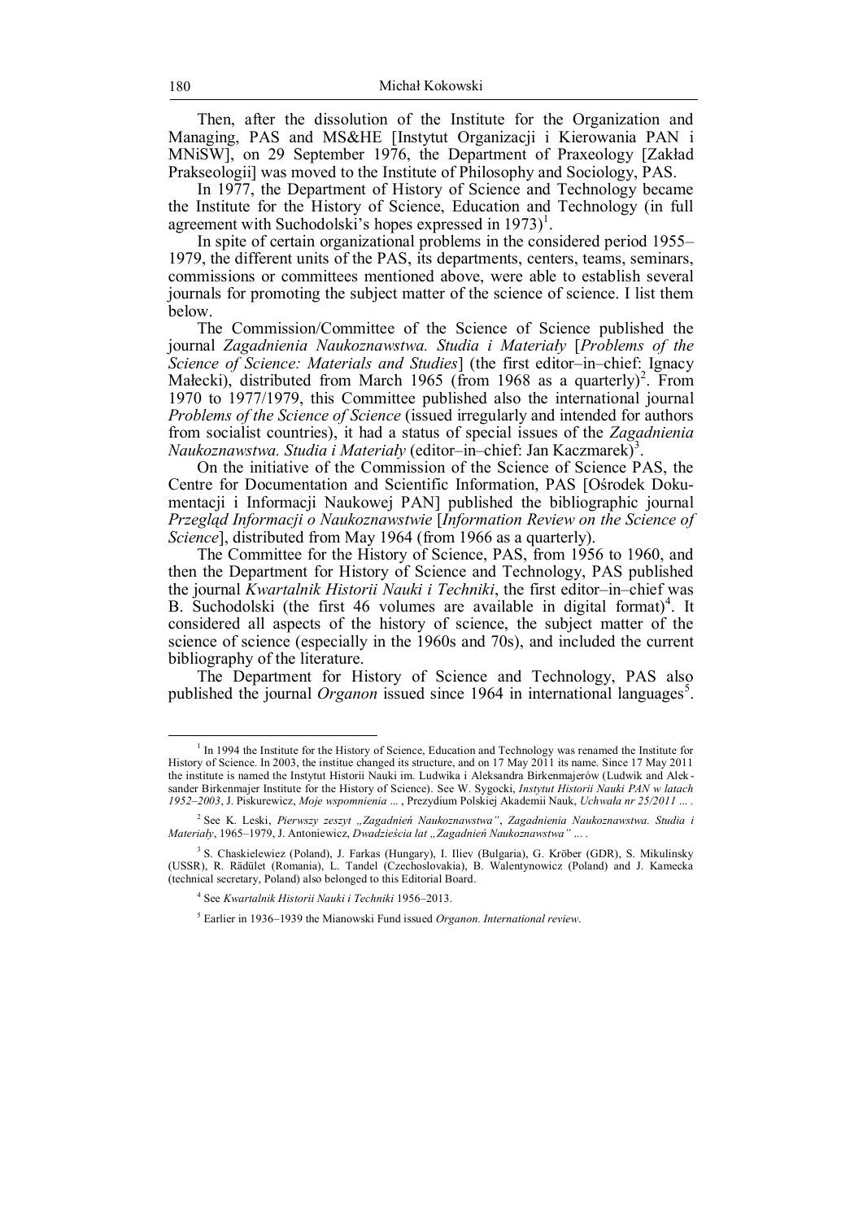Then, after the dissolution of the Institute for the Organization and Managing, PAS and MS&HE [Instytut Organizacji i Kierowania PAN i MNiSW], on 29 September 1976, the Department of Praxeology [Zakład Prakseologii] was moved to the Institute of Philosophy and Sociology, PAS.

In 1977, the Department of History of Science and Technology became the Institute for the History of Science, Education and Technology (in full agreement with Suchodolski's hopes expressed in 1973)[1].

In spite of certain organizational problems in the considered period 1955–1979, the different units of the PAS, its departments, centers, teams, seminars, commissions or committees mentioned above, were able to establish several journals for promoting the subject matter of the science of science. I list them below.

The Commission/Committee of the Science of Science published the journal *Zagadnienia Naukoznawstwa. Studia i Materiały* [*Problems of the Science of Science: Materials and Studies*] (the first editor–in–chief: Ignacy Małecki), distributed from March 1965 (from 1968 as a quarterly)[2]. From 1970 to 1977/1979, this Committee published also the international journal *Problems of the Science of Science* (issued irregularly and intended for authors from socialist countries), it had a status of special issues of the *Zagadnienia Naukoznawstwa. Studia i Materiały* (editor–in–chief: Jan Kaczmarek)[3].

On the initiative of the Commission of the Science of Science PAS, the Centre for Documentation and Scientific Information, PAS [Ośrodek Dokumentacji i Informacji Naukowej PAN] published the bibliographic journal *Przegląd Informacji o Naukoznawstwie* [*Information Review on the Science of Science*], distributed from May 1964 (from 1966 as a quarterly).

The Committee for the History of Science, PAS, from 1956 to 1960, and then the Department for History of Science and Technology, PAS published the journal *Kwartalnik Historii Nauki i Techniki*, the first editor–in–chief was B. Suchodolski (the first 46 volumes are available in digital format)[4]. It considered all aspects of the history of science, the subject matter of the science of science (especially in the 1960s and 70s), and included the current bibliography of the literature.

The Department for History of Science and Technology, PAS also published the journal *Organon* issued since 1964 in international languages[5].

---

[1] In 1994 the Institute for the History of Science, Education and Technology was renamed the Institute for History of Science. In 2003, the institue changed its structure, and on 17 May 2011 its name. Since 17 May 2011 the institute is named the Instytut Historii Nauki im. Ludwika i Aleksandra Birkenmajerów (Ludwik and Aleksander Birkenmajer Institute for the History of Science). See W. Sygocki, *Instytut Historii Nauki PAN w latach 1952–2003*, J. Piskurewicz, *Moje wspomnienia ...* , Prezydium Polskiej Akademii Nauk, *Uchwała nr 25/2011 ...* .

[2] See K. Leski, *Pierwszy zeszyt „Zagadnień Naukoznawstwa"*, *Zagadnienia Naukoznawstwa. Studia i Materiały*, 1965–1979, J. Antoniewicz, *Dwadzieścia lat „Zagadnień Naukoznawstwa" ...* .

[3] S. Chaskielewiez (Poland), J. Farkas (Hungary), I. Iliev (Bulgaria), G. Kröber (GDR), S. Mikulinsky (USSR), R. Rădulet (Romania), L. Tandel (Czechoslovakia), B. Walentynowicz (Poland) and J. Kamecka (technical secretary, Poland) also belonged to this Editorial Board.

[4] See *Kwartalnik Historii Nauki i Techniki* 1956–2013.

[5] Earlier in 1936–1939 the Mianowski Fund issued *Organon. International review*.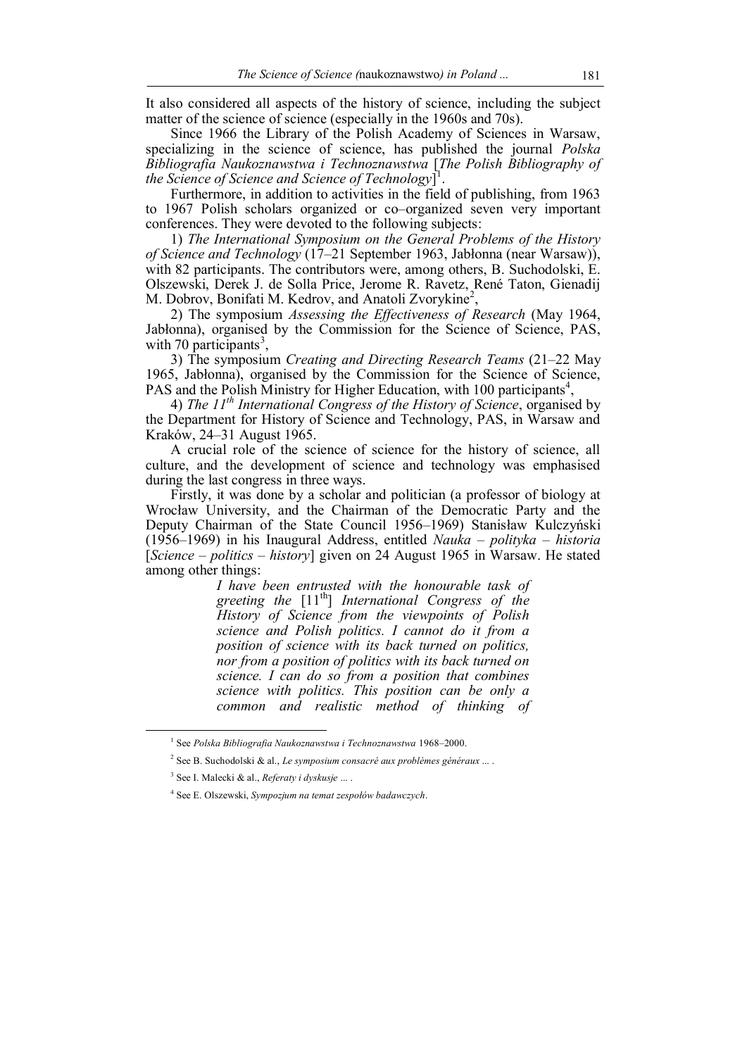It also considered all aspects of the history of science, including the subject matter of the science of science (especially in the 1960s and 70s).

Since 1966 the Library of the Polish Academy of Sciences in Warsaw, specializing in the science of science, has published the journal *Polska Bibliografia Naukoznawstwa i Technoznawstwa* [*The Polish Bibliography of the Science of Science and Science of Technology*][1].

Furthermore, in addition to activities in the field of publishing, from 1963 to 1967 Polish scholars organized or co–organized seven very important conferences. They were devoted to the following subjects:

1) *The International Symposium on the General Problems of the History of Science and Technology* (17–21 September 1963, Jabłonna (near Warsaw)), with 82 participants. The contributors were, among others, B. Suchodolski, E. Olszewski, Derek J. de Solla Price, Jerome R. Ravetz, René Taton, Gienadij M. Dobrov, Bonifati M. Kedrov, and Anatoli Zvorykine[2],

2) The symposium *Assessing the Effectiveness of Research* (May 1964, Jabłonna), organised by the Commission for the Science of Science, PAS, with 70 participants[3],

3) The symposium *Creating and Directing Research Teams* (21–22 May 1965, Jabłonna), organised by the Commission for the Science of Science, PAS and the Polish Ministry for Higher Education, with 100 participants[4],

4) *The 11th International Congress of the History of Science*, organised by the Department for History of Science and Technology, PAS, in Warsaw and Kraków, 24–31 August 1965.

A crucial role of the science of science for the history of science, all culture, and the development of science and technology was emphasised during the last congress in three ways.

Firstly, it was done by a scholar and politician (a professor of biology at Wrocław University, and the Chairman of the Democratic Party and the Deputy Chairman of the State Council 1956–1969) Stanisław Kulczyński (1956–1969) in his Inaugural Address, entitled *Nauka – polityka – historia* [*Science – politics – history*] given on 24 August 1965 in Warsaw. He stated among other things:

> *I have been entrusted with the honourable task of greeting the* [11th] *International Congress of the History of Science from the viewpoints of Polish science and Polish politics. I cannot do it from a position of science with its back turned on politics, nor from a position of politics with its back turned on science. I can do so from a position that combines science with politics. This position can be only a common and realistic method of thinking of*

---

[1] See *Polska Bibliografia Naukoznawstwa i Technoznawstwa* 1968–2000.

[2] See B. Suchodolski & al., *Le symposium consacré aux problèmes généraux ...* .

[3] See I. Malecki & al., *Referaty i dyskusje ...* .

[4] See E. Olszewski, *Sympozjum na temat zespołów badawczych*.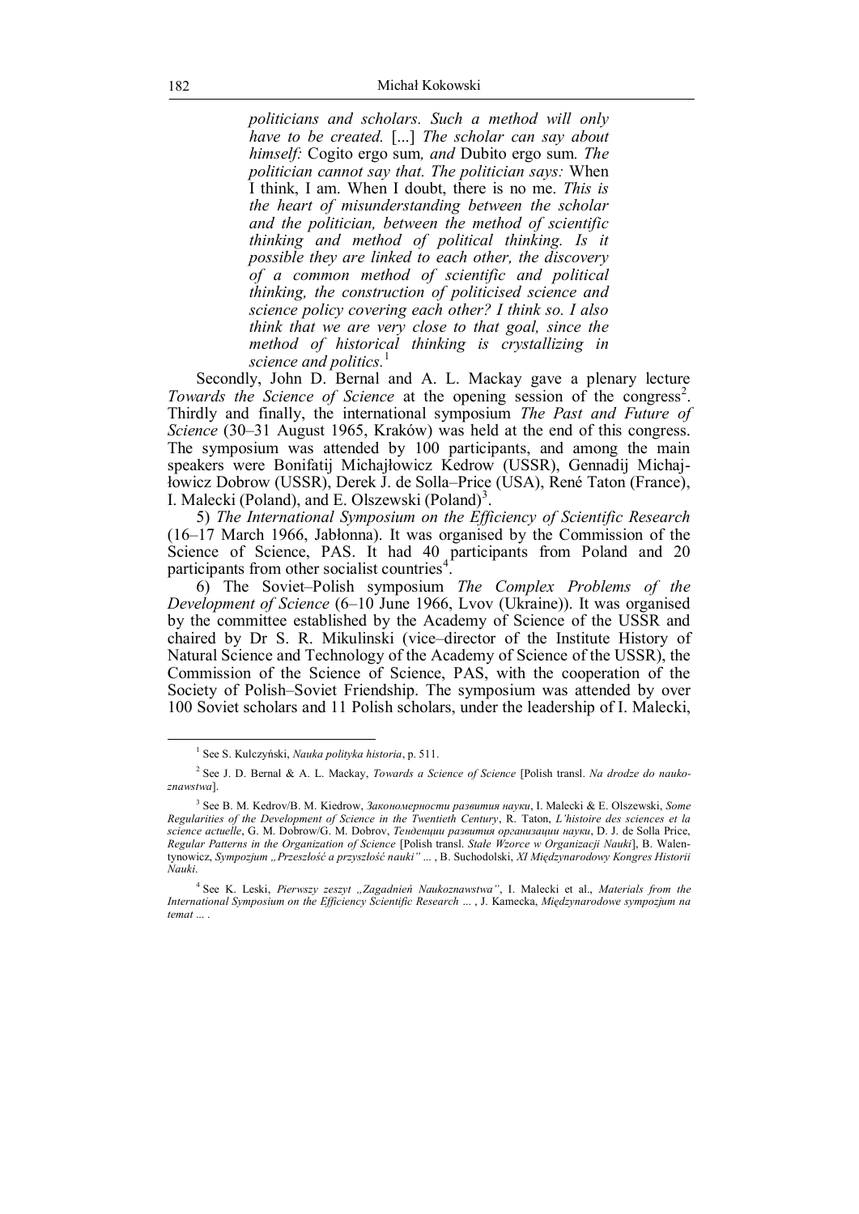> *politicians and scholars. Such a method will only have to be created.* [...] *The scholar can say about himself:* Cogito ergo sum*, and* Dubito ergo sum*. The politician cannot say that. The politician says:* When I think, I am. When I doubt, there is no me. *This is the heart of misunderstanding between the scholar and the politician, between the method of scientific thinking and method of political thinking. Is it possible they are linked to each other, the discovery of a common method of scientific and political thinking, the construction of politicised science and science policy covering each other? I think so. I also think that we are very close to that goal, since the method of historical thinking is crystallizing in science and politics.*[1]

Secondly, John D. Bernal and A. L. Mackay gave a plenary lecture *Towards the Science of Science* at the opening session of the congress[2]. Thirdly and finally, the international symposium *The Past and Future of Science* (30–31 August 1965, Kraków) was held at the end of this congress. The symposium was attended by 100 participants, and among the main speakers were Bonifatij Michajłowicz Kedrow (USSR), Gennadij Michajłowicz Dobrow (USSR), Derek J. de Solla–Price (USA), René Taton (France), I. Malecki (Poland), and E. Olszewski (Poland)[3].

5) *The International Symposium on the Efficiency of Scientific Research* (16–17 March 1966, Jabłonna). It was organised by the Commission of the Science of Science, PAS. It had 40 participants from Poland and 20 participants from other socialist countries[4].

6) The Soviet–Polish symposium *The Complex Problems of the Development of Science* (6–10 June 1966, Lvov (Ukraine)). It was organised by the committee established by the Academy of Science of the USSR and chaired by Dr S. R. Mikulinski (vice–director of the Institute History of Natural Science and Technology of the Academy of Science of the USSR), the Commission of the Science of Science, PAS, with the cooperation of the Society of Polish–Soviet Friendship. The symposium was attended by over 100 Soviet scholars and 11 Polish scholars, under the leadership of I. Malecki,

---

[1] See S. Kulczyński, *Nauka polityka historia*, p. 511.

[2] See J. D. Bernal & A. L. Mackay, *Towards a Science of Science* [Polish transl. *Na drodze do naukoznawstwa*].

[3] See B. M. Kedrov/B. M. Kiedrow, *Закономерности развития науки*, I. Malecki & E. Olszewski, *Some Regularities of the Development of Science in the Twentieth Century*, R. Taton, *L'histoire des sciences et la science actuelle*, G. M. Dobrow/G. M. Dobrov, *Тенденции развития организации науки*, D. J. de Solla Price, *Regular Patterns in the Organization of Science* [Polish transl. *Stałe Wzorce w Organizacji Nauki*], B. Walentynowicz, *Sympozjum „Przeszłość a przyszłość nauki" ...* , B. Suchodolski, *XI Międzynarodowy Kongres Historii Nauki*.

[4] See K. Leski, *Pierwszy zeszyt „Zagadnień Naukoznawstwa"*, I. Malecki et al., *Materials from the International Symposium on the Efficiency Scientific Research ...* , J. Kamecka, *Międzynarodowe sympozjum na temat ...* .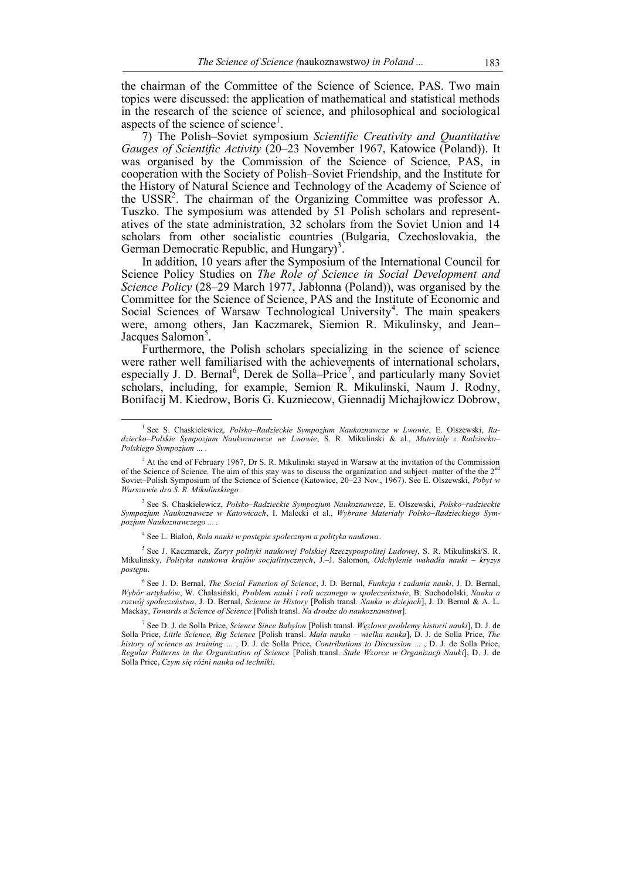the chairman of the Committee of the Science of Science, PAS. Two main topics were discussed: the application of mathematical and statistical methods in the research of the science of science, and philosophical and sociological aspects of the science of science[1].

7) The Polish–Soviet symposium *Scientific Creativity and Quantitative Gauges of Scientific Activity* (20–23 November 1967, Katowice (Poland)). It was organised by the Commission of the Science of Science, PAS, in cooperation with the Society of Polish–Soviet Friendship, and the Institute for the History of Natural Science and Technology of the Academy of Science of the USSR[2]. The chairman of the Organizing Committee was professor A. Tuszko. The symposium was attended by 51 Polish scholars and representatives of the state administration, 32 scholars from the Soviet Union and 14 scholars from other socialistic countries (Bulgaria, Czechoslovakia, the German Democratic Republic, and Hungary)[3].

In addition, 10 years after the Symposium of the International Council for Science Policy Studies on *The Role of Science in Social Development and Science Policy* (28–29 March 1977, Jabłonna (Poland)), was organised by the Committee for the Science of Science, PAS and the Institute of Economic and Social Sciences of Warsaw Technological University[4]. The main speakers were, among others, Jan Kaczmarek, Siemion R. Mikulinsky, and Jean–Jacques Salomon[5].

Furthermore, the Polish scholars specializing in the science of science were rather well familiarised with the achievements of international scholars, especially J. D. Bernal[6], Derek de Solla–Price[7], and particularly many Soviet scholars, including, for example, Semion R. Mikulinski, Naum J. Rodny, Bonifacij M. Kiedrow, Boris G. Kuzniecow, Giennadij Michajłowicz Dobrow,

---

[1] See S. Chaskielewicz, *Polsko–Radzieckie Sympozjum Naukoznawcze w Lwowie*, E. Olszewski, *Radziecko–Polskie Sympozjum Naukoznawcze we Lwowie*, S. R. Mikulinski & al., *Materiały z Radziecko–Polskiego Sympozjum ...* .

[2] At the end of February 1967, Dr S. R. Mikulinski stayed in Warsaw at the invitation of the Commission of the Science of Science. The aim of this stay was to discuss the organization and subject–matter of the the 2nd Soviet–Polish Symposium of the Science of Science (Katowice, 20–23 Nov., 1967). See E. Olszewski, *Pobyt w Warszawie dra S. R. Mikulinskiego*.

[3] See S. Chaskielewicz, *Polsko–Radzieckie Sympozjum Naukoznawcze*, E. Olszewski, *Polsko–radzieckie Sympozjum Naukoznawcze w Katowicach*, I. Malecki et al., *Wybrane Materiały Polsko–Radzieckiego Sympozjum Naukoznawczego ...* .

[4] See L. Białoń, *Rola nauki w postępie społecznym a polityka naukowa*.

[5] See J. Kaczmarek, *Zarys polityki naukowej Polskiej Rzeczypospolitej Ludowej*, S. R. Mikulinski/S. R. Mikulinsky, *Polityka naukowa krajów socjalistycznych*, J.–J. Salomon, *Odchylenie wahadła nauki – kryzys postępu*.

[6] See J. D. Bernal, *The Social Function of Science*, J. D. Bernal, *Funkcja i zadania nauki*, J. D. Bernal, *Wybór artykułów*, W. Chałasiński, *Problem nauki i roli uczonego w społeczeństwie*, B. Suchodolski, *Nauka a rozwój społeczeństwa*, J. D. Bernal, *Science in History* [Polish transl. *Nauka w dziejach*], J. D. Bernal & A. L. Mackay, *Towards a Science of Science* [Polish transl. *Na drodze do naukoznawstwa*].

[7] See D. J. de Solla Price, *Science Since Babylon* [Polish transl. *Węzłowe problemy historii nauki*], D. J. de Solla Price, *Little Science, Big Science* [Polish transl. *Mała nauka – wielka nauka*], D. J. de Solla Price, *The history of science as training ...* , D. J. de Solla Price, *Contributions to Discussion ...* , D. J. de Solla Price, *Regular Patterns in the Organization of Science* [Polish transl. *Stałe Wzorce w Organizacji Nauki*], D. J. de Solla Price, *Czym się różni nauka od techniki*.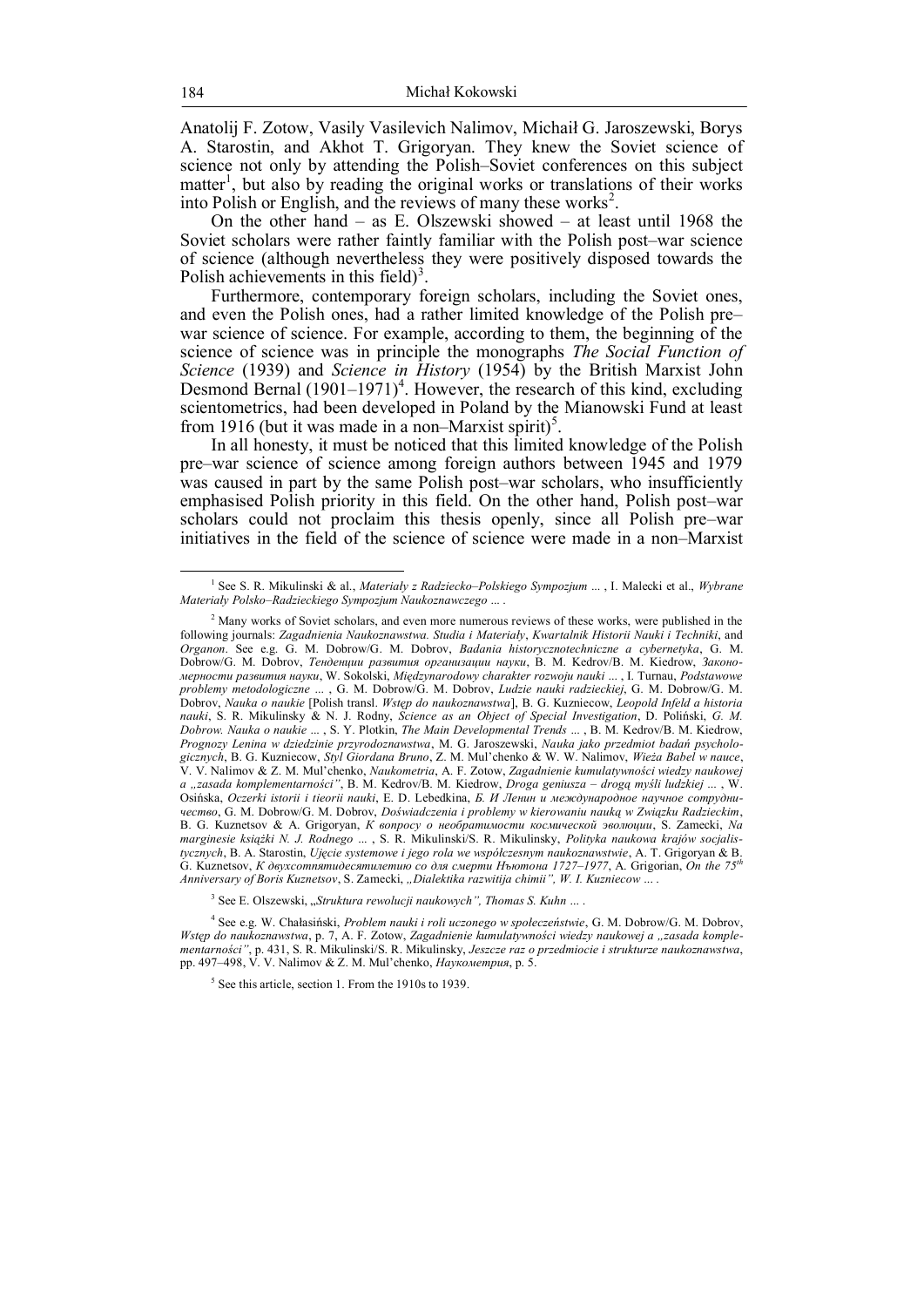Anatolij F. Zotow, Vasily Vasilevich Nalimov, Michaił G. Jaroszewski, Borys A. Starostin, and Akhot T. Grigoryan. They knew the Soviet science of science not only by attending the Polish–Soviet conferences on this subject matter[1], but also by reading the original works or translations of their works into Polish or English, and the reviews of many these works[2].

On the other hand – as E. Olszewski showed – at least until 1968 the Soviet scholars were rather faintly familiar with the Polish post–war science of science (although nevertheless they were positively disposed towards the Polish achievements in this field)[3].

Furthermore, contemporary foreign scholars, including the Soviet ones, and even the Polish ones, had a rather limited knowledge of the Polish pre–war science of science. For example, according to them, the beginning of the science of science was in principle the monographs *The Social Function of Science* (1939) and *Science in History* (1954) by the British Marxist John Desmond Bernal (1901–1971)[4]. However, the research of this kind, excluding scientometrics, had been developed in Poland by the Mianowski Fund at least from 1916 (but it was made in a non–Marxist spirit)[5].

In all honesty, it must be noticed that this limited knowledge of the Polish pre–war science of science among foreign authors between 1945 and 1979 was caused in part by the same Polish post–war scholars, who insufficiently emphasised Polish priority in this field. On the other hand, Polish post–war scholars could not proclaim this thesis openly, since all Polish pre–war initiatives in the field of the science of science were made in a non–Marxist

---

[1] See S. R. Mikulinski & al., *Materiały z Radziecko–Polskiego Sympozjum …* , I. Malecki et al., *Wybrane Materiały Polsko–Radzieckiego Sympozjum Naukoznawczego …* .

[2] Many works of Soviet scholars, and even more numerous reviews of these works, were published in the following journals: *Zagadnienia Naukoznawstwa. Studia i Materiały*, *Kwartalnik Historii Nauki i Techniki*, and *Organon*. See e.g. G. M. Dobrow/G. M. Dobrov, *Badania historycznotechniczne a cybernetyka*, G. M. Dobrow/G. M. Dobrov, *Тенденции развития организации науки*, B. M. Kedrov/B. M. Kiedrow, *Закономерности развития науки*, W. Sokolski, *Międzynarodowy charakter rozwoju nauki …* , I. Turnau, *Podstawowe problemy metodologiczne …* , G. M. Dobrow/G. M. Dobrov, *Ludzie nauki radzieckiej*, G. M. Dobrow/G. M. Dobrov, *Nauka o naukie* [Polish transl. *Wstęp do naukoznawstwa*], B. G. Kuzniecow, *Leopold Infeld a historia nauki*, S. R. Mikulinsky & N. J. Rodny, *Science as an Object of Special Investigation*, D. Poliński, *G. M. Dobrow. Nauka o naukie …* , S. Y. Plotkin, *The Main Developmental Trends …* , B. M. Kedrov/B. M. Kiedrow, *Prognozy Lenina w dziedzinie przyrodoznawstwa*, M. G. Jaroszewski, *Nauka jako przedmiot badań psychologicznych*, B. G. Kuzniecow, *Styl Giordana Bruno*, Z. M. Mul'chenko & W. W. Nalimov, *Wieża Babel w nauce*, V. V. Nalimov & Z. M. Mul'chenko, *Naukometria*, A. F. Zotow, *Zagadnienie kumulatywności wiedzy naukowej a „zasada komplementarności"*, B. M. Kedrov/B. M. Kiedrow, *Droga geniusza – drogą myśli ludzkiej …* , W. Osińska, *Oczerki istorii i tieorii nauki*, E. D. Lebedkina, *Б. И Ленин и международное научное сотрудничество*, G. M. Dobrow/G. M. Dobrov, *Doświadczenia i problemy w kierowaniu nauką w Związku Radzieckim*, B. G. Kuznetsov & A. Grigoryan, *К вопросу о необратимости космической эволюции*, S. Zamecki, *Na marginesie książki N. J. Rodnego …* , S. R. Mikulinski/S. R. Mikulinsky, *Polityka naukowa krajów socjalistycznych*, B. A. Starostin, *Ujęcie systemowe i jego rola we współczesnym naukoznawstwie*, A. T. Grigoryan & B. G. Kuznetsov, *К двухсотпятидесятилетию со для смерти Ньютона 1727–1977*, A. Grigorian, *On the 75th Anniversary of Boris Kuznetsov*, S. Zamecki, *„Dialektika razwitija chimii", W. I. Kuzniecow …* .

[3] See E. Olszewski, *„Struktura rewolucji naukowych", Thomas S. Kuhn …* .

[4] See e.g. W. Chałasiński, *Problem nauki i roli uczonego w społeczeństwie*, G. M. Dobrow/G. M. Dobrov, *Wstęp do naukoznawstwa*, p. 7, A. F. Zotow, *Zagadnienie kumulatywności wiedzy naukowej a „zasada komplementarności"*, p. 431, S. R. Mikulinski/S. R. Mikulinsky, *Jeszcze raz o przedmiocie i strukturze naukoznawstwa*, pp. 497–498, V. V. Nalimov & Z. M. Mul'chenko, *Наукометрия*, p. 5.

[5] See this article, section 1. From the 1910s to 1939.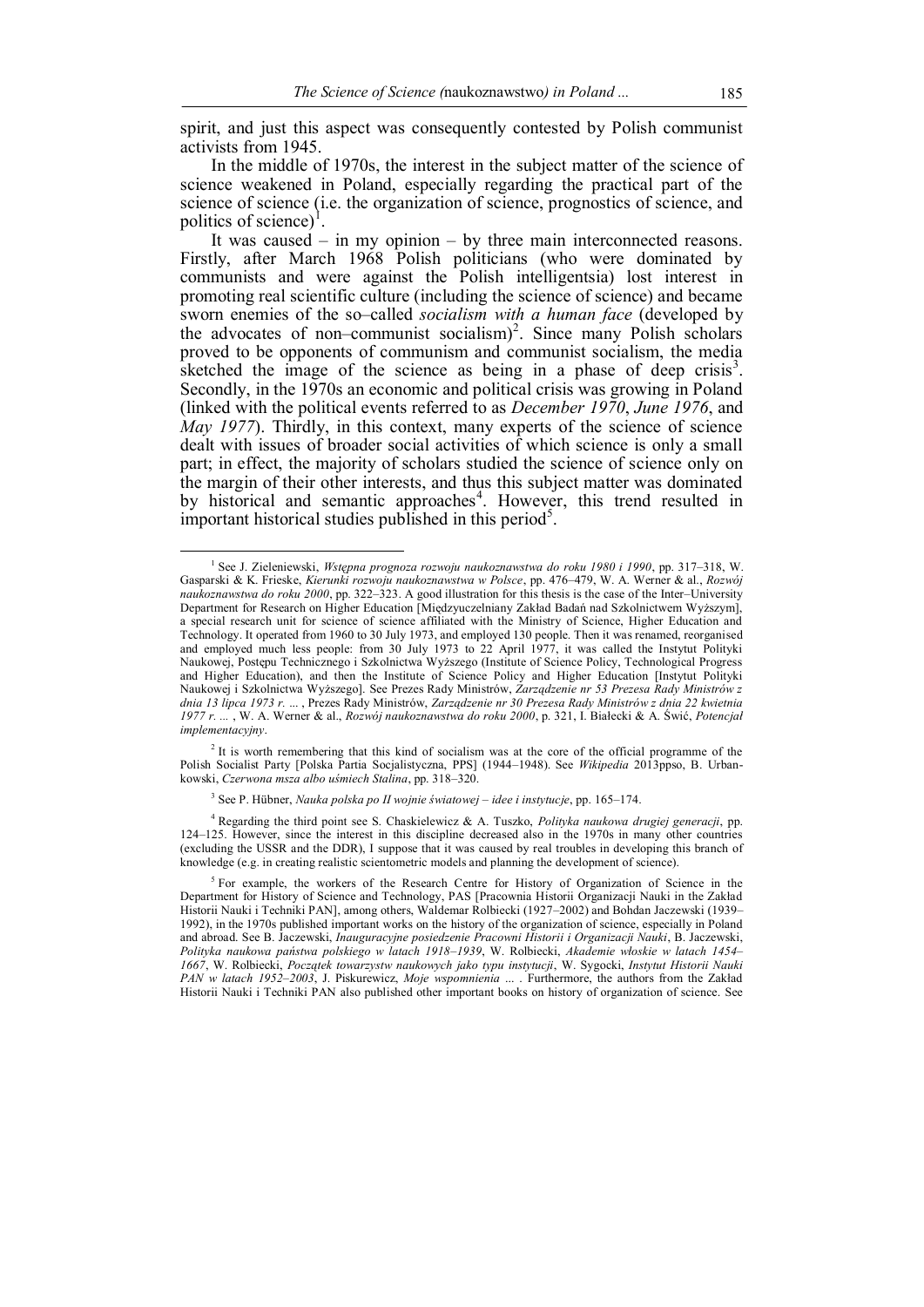spirit, and just this aspect was consequently contested by Polish communist activists from 1945.

In the middle of 1970s, the interest in the subject matter of the science of science weakened in Poland, especially regarding the practical part of the science of science (i.e. the organization of science, prognostics of science, and politics of science)[1].

It was caused – in my opinion – by three main interconnected reasons. Firstly, after March 1968 Polish politicians (who were dominated by communists and were against the Polish intelligentsia) lost interest in promoting real scientific culture (including the science of science) and became sworn enemies of the so–called *socialism with a human face* (developed by the advocates of non–communist socialism)[2]. Since many Polish scholars proved to be opponents of communism and communist socialism, the media sketched the image of the science as being in a phase of deep crisis[3]. Secondly, in the 1970s an economic and political crisis was growing in Poland (linked with the political events referred to as *December 1970*, *June 1976*, and *May 1977*). Thirdly, in this context, many experts of the science of science dealt with issues of broader social activities of which science is only a small part; in effect, the majority of scholars studied the science of science only on the margin of their other interests, and thus this subject matter was dominated by historical and semantic approaches[4]. However, this trend resulted in important historical studies published in this period[5].

---

[1] See J. Zieleniewski, *Wstępna prognoza rozwoju naukoznawstwa do roku 1980 i 1990*, pp. 317–318, W. Gasparski & K. Frieske, *Kierunki rozwoju naukoznawstwa w Polsce*, pp. 476–479, W. A. Werner & al., *Rozwój naukoznawstwa do roku 2000*, pp. 322–323. A good illustration for this thesis is the case of the Inter–University Department for Research on Higher Education [Międzyuczelniany Zakład Badań nad Szkolnictwem Wyższym], a special research unit for science of science affiliated with the Ministry of Science, Higher Education and Technology. It operated from 1960 to 30 July 1973, and employed 130 people. Then it was renamed, reorganised and employed much less people: from 30 July 1973 to 22 April 1977, it was called the Instytut Polityki Naukowej, Postępu Technicznego i Szkolnictwa Wyższego (Institute of Science Policy, Technological Progress and Higher Education), and then the Institute of Science Policy and Higher Education [Instytut Polityki Naukowej i Szkolnictwa Wyższego]. See Prezes Rady Ministrów, *Zarządzenie nr 53 Prezesa Rady Ministrów z dnia 13 lipca 1973 r. ...* , Prezes Rady Ministrów, *Zarządzenie nr 30 Prezesa Rady Ministrów z dnia 22 kwietnia 1977 r. ...* , W. A. Werner & al., *Rozwój naukoznawstwa do roku 2000*, p. 321, I. Białecki & A. Świć, *Potencjał implementacyjny*.

[2] It is worth remembering that this kind of socialism was at the core of the official programme of the Polish Socialist Party [Polska Partia Socjalistyczna, PPS] (1944–1948). See *Wikipedia* 2013ppso, B. Urbankowski, *Czerwona msza albo uśmiech Stalina*, pp. 318–320.

[3] See P. Hübner, *Nauka polska po II wojnie światowej – idee i instytucje*, pp. 165–174.

[4] Regarding the third point see S. Chaskielewicz & A. Tuszko, *Polityka naukowa drugiej generacji*, pp. 124–125. However, since the interest in this discipline decreased also in the 1970s in many other countries (excluding the USSR and the DDR), I suppose that it was caused by real troubles in developing this branch of knowledge (e.g. in creating realistic scientometric models and planning the development of science).

[5] For example, the workers of the Research Centre for History of Organization of Science in the Department for History of Science and Technology, PAS [Pracownia Historii Organizacji Nauki in the Zakład Historii Nauki i Techniki PAN], among others, Waldemar Rolbiecki (1927–2002) and Bohdan Jaczewski (1939–1992), in the 1970s published important works on the history of the organization of science, especially in Poland and abroad. See B. Jaczewski, *Inauguracyjne posiedzenie Pracowni Historii i Organizacji Nauki*, B. Jaczewski, *Polityka naukowa państwa polskiego w latach 1918–1939*, W. Rolbiecki, *Akademie włoskie w latach 1454–1667*, W. Rolbiecki, *Początek towarzystw naukowych jako typu instytucji*, W. Sygocki, *Instytut Historii Nauki PAN w latach 1952–2003*, J. Piskurewicz, *Moje wspomnienia ...* . Furthermore, the authors from the Zakład Historii Nauki i Techniki PAN also published other important books on history of organization of science. See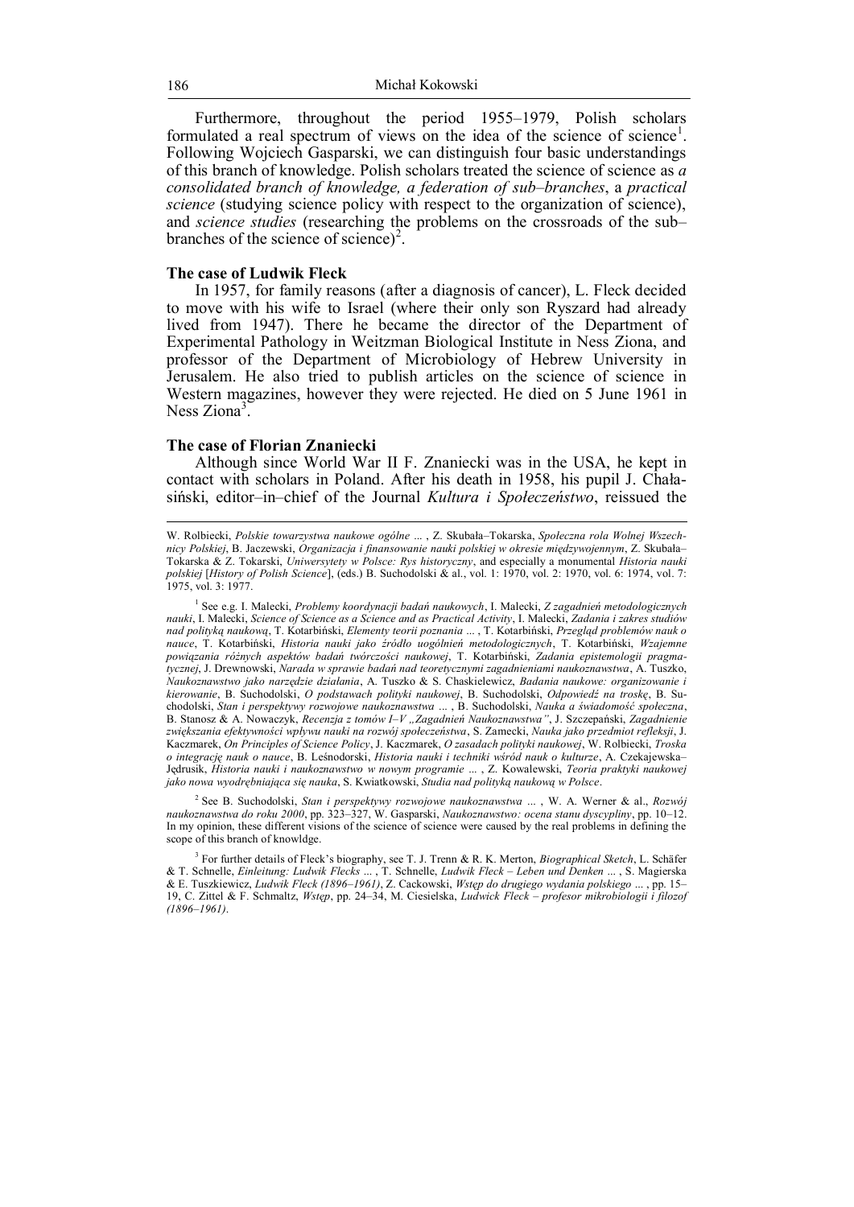Furthermore, throughout the period 1955–1979, Polish scholars formulated a real spectrum of views on the idea of the science of science[1]. Following Wojciech Gasparski, we can distinguish four basic understandings of this branch of knowledge. Polish scholars treated the science of science as *a consolidated branch of knowledge, a federation of sub–branches*, a *practical science* (studying science policy with respect to the organization of science), and *science studies* (researching the problems on the crossroads of the sub–branches of the science of science)[2].

**The case of Ludwik Fleck**

In 1957, for family reasons (after a diagnosis of cancer), L. Fleck decided to move with his wife to Israel (where their only son Ryszard had already lived from 1947). There he became the director of the Department of Experimental Pathology in Weitzman Biological Institute in Ness Ziona, and professor of the Department of Microbiology of Hebrew University in Jerusalem. He also tried to publish articles on the science of science in Western magazines, however they were rejected. He died on 5 June 1961 in Ness Ziona[3].

**The case of Florian Znaniecki**

Although since World War II F. Znaniecki was in the USA, he kept in contact with scholars in Poland. After his death in 1958, his pupil J. Chałasiński, editor–in–chief of the Journal *Kultura i Społeczeństwo*, reissued the

---

W. Rolbiecki, *Polskie towarzystwa naukowe ogólne ...* , Z. Skubała–Tokarska, *Społeczna rola Wolnej Wszechnicy Polskiej*, B. Jaczewski, *Organizacja i finansowanie nauki polskiej w okresie międzywojennym*, Z. Skubała–Tokarska & Z. Tokarski, *Uniwersytety w Polsce: Rys historyczny*, and especially a monumental *Historia nauki polskiej* [*History of Polish Science*], (eds.) B. Suchodolski & al., vol. 1: 1970, vol. 2: 1970, vol. 6: 1974, vol. 7: 1975, vol. 3: 1977.

[1] See e.g. I. Malecki, *Problemy koordynacji badań naukowych*, I. Malecki, *Z zagadnień metodologicznych nauki*, I. Malecki, *Science of Science as a Science and as Practical Activity*, I. Malecki, *Zadania i zakres studiów nad polityką naukową*, T. Kotarbiński, *Elementy teorii poznania ...* , T. Kotarbiński, *Przegląd problemów nauk o nauce*, T. Kotarbiński, *Historia nauki jako źródło uogólnień metodologicznych*, T. Kotarbiński, *Wzajemne powiązania różnych aspektów badań twórczości naukowej*, T. Kotarbiński, *Zadania epistemologii pragmatycznej*, J. Drewnowski, *Narada w sprawie badań nad teoretycznymi zagadnieniami naukoznawstwa*, A. Tuszko, *Naukoznawstwo jako narzędzie działania*, A. Tuszko & S. Chaskielewicz, *Badania naukowe: organizowanie i kierowanie*, B. Suchodolski, *O podstawach polityki naukowej*, B. Suchodolski, *Odpowiedź na troskę*, B. Suchodolski, *Stan i perspektywy rozwojowe naukoznawstwa ...* , B. Suchodolski, *Nauka a świadomość społeczna*, B. Stanosz & A. Nowaczyk, *Recenzja z tomów I–V „Zagadnień Naukoznawstwa"*, J. Szczepański, *Zagadnienie zwiększania efektywności wpływu nauki na rozwój społeczeństwa*, S. Zamecki, *Nauka jako przedmiot refleksji*, J. Kaczmarek, *On Principles of Science Policy*, J. Kaczmarek, *O zasadach polityki naukowej*, W. Rolbiecki, *Troska o integrację nauk o nauce*, B. Leśnodorski, *Historia nauki i techniki wśród nauk o kulturze*, A. Czekajewska–Jędrusik, *Historia nauki i naukoznawstwo w nowym programie ...* , Z. Kowalewski, *Teoria praktyki naukowej jako nowa wyodrębniająca się nauka*, S. Kwiatkowski, *Studia nad polityką naukową w Polsce*.

[2] See B. Suchodolski, *Stan i perspektywy rozwojowe naukoznawstwa ...* , W. A. Werner & al., *Rozwój naukoznawstwa do roku 2000*, pp. 323–327, W. Gasparski, *Naukoznawstwo: ocena stanu dyscypliny*, pp. 10–12. In my opinion, these different visions of the science of science were caused by the real problems in defining the scope of this branch of knowldge.

[3] For further details of Fleck's biography, see T. J. Trenn & R. K. Merton, *Biographical Sketch*, L. Schäfer & T. Schnelle, *Einleitung: Ludwik Flecks ...* , T. Schnelle, *Ludwik Fleck – Leben und Denken ...* , S. Magierska & E. Tuszkiewicz, *Ludwik Fleck (1896–1961)*, Z. Cackowski, *Wstęp do drugiego wydania polskiego ...* , pp. 15–19, C. Zittel & F. Schmaltz, *Wstęp*, pp. 24–34, M. Ciesielska, *Ludwick Fleck – profesor mikrobiologii i filozof (1896–1961)*.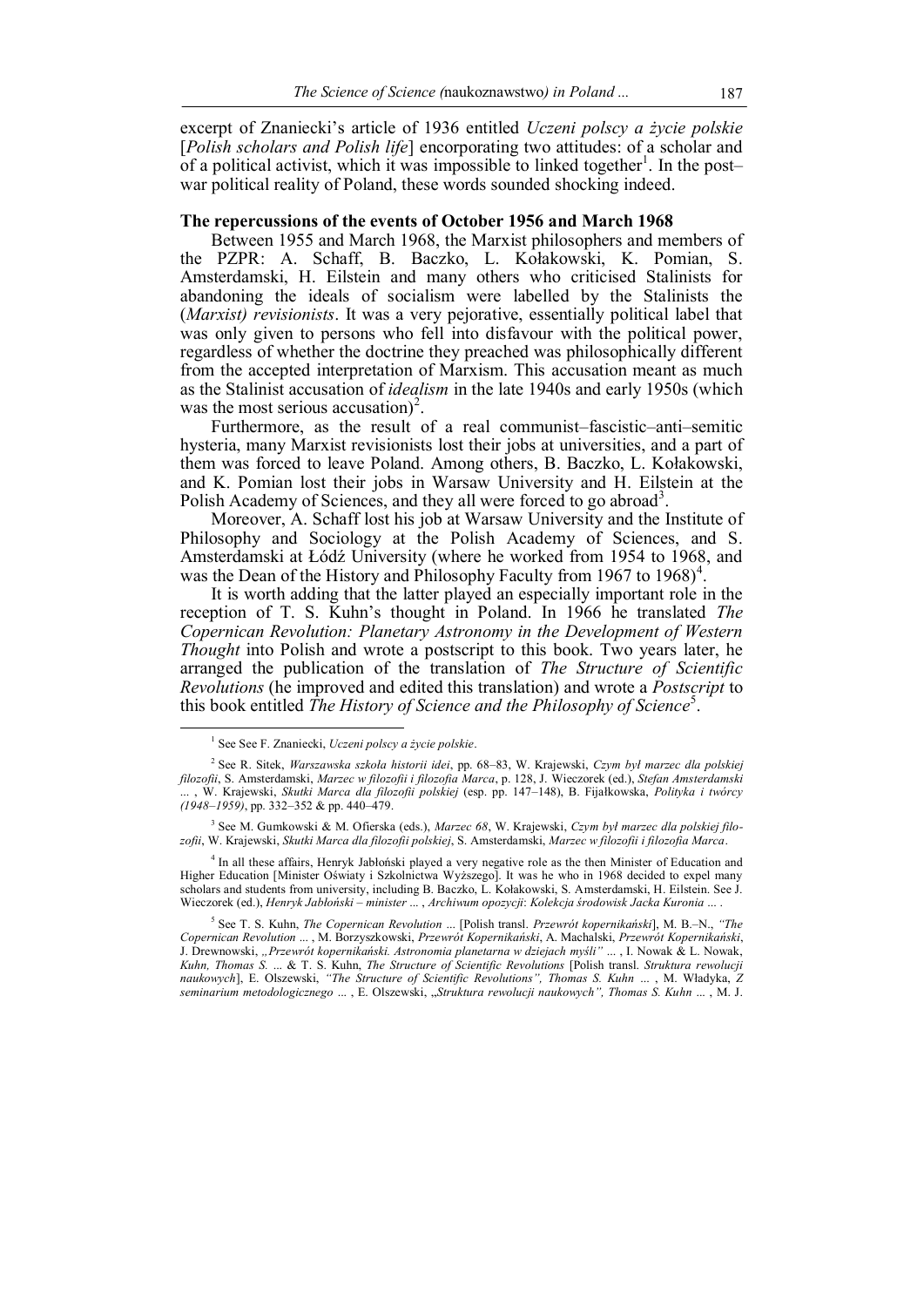excerpt of Znaniecki's article of 1936 entitled *Uczeni polscy a życie polskie* [*Polish scholars and Polish life*] encorporating two attitudes: of a scholar and of a political activist, which it was impossible to linked together[1]. In the post–war political reality of Poland, these words sounded shocking indeed.

**The repercussions of the events of October 1956 and March 1968**

Between 1955 and March 1968, the Marxist philosophers and members of the PZPR: A. Schaff, B. Baczko, L. Kołakowski, K. Pomian, S. Amsterdamski, H. Eilstein and many others who criticised Stalinists for abandoning the ideals of socialism were labelled by the Stalinists the (*Marxist) revisionists*. It was a very pejorative, essentially political label that was only given to persons who fell into disfavour with the political power, regardless of whether the doctrine they preached was philosophically different from the accepted interpretation of Marxism. This accusation meant as much as the Stalinist accusation of *idealism* in the late 1940s and early 1950s (which was the most serious accusation)[2].

Furthermore, as the result of a real communist–fascistic–anti–semitic hysteria, many Marxist revisionists lost their jobs at universities, and a part of them was forced to leave Poland. Among others, B. Baczko, L. Kołakowski, and K. Pomian lost their jobs in Warsaw University and H. Eilstein at the Polish Academy of Sciences, and they all were forced to go abroad[3].

Moreover, A. Schaff lost his job at Warsaw University and the Institute of Philosophy and Sociology at the Polish Academy of Sciences, and S. Amsterdamski at Łódź University (where he worked from 1954 to 1968, and was the Dean of the History and Philosophy Faculty from 1967 to 1968)[4].

It is worth adding that the latter played an especially important role in the reception of T. S. Kuhn's thought in Poland. In 1966 he translated *The Copernican Revolution: Planetary Astronomy in the Development of Western Thought* into Polish and wrote a postscript to this book. Two years later, he arranged the publication of the translation of *The Structure of Scientific Revolutions* (he improved and edited this translation) and wrote a *Postscript* to this book entitled *The History of Science and the Philosophy of Science*[5].

---

[1] See See F. Znaniecki, *Uczeni polscy a życie polskie*.

[2] See R. Sitek, *Warszawska szkoła historii idei*, pp. 68–83, W. Krajewski, *Czym był marzec dla polskiej filozofii*, S. Amsterdamski, *Marzec w filozofii i filozofia Marca*, p. 128, J. Wieczorek (ed.), *Stefan Amsterdamski ...* , W. Krajewski, *Skutki Marca dla filozofii polskiej* (esp. pp. 147–148), B. Fijałkowska, *Polityka i twórcy (1948–1959)*, pp. 332–352 & pp. 440–479.

[3] See M. Gumkowski & M. Ofierska (eds.), *Marzec 68*, W. Krajewski, *Czym był marzec dla polskiej filozofii*, W. Krajewski, *Skutki Marca dla filozofii polskiej*, S. Amsterdamski, *Marzec w filozofii i filozofia Marca*.

[4] In all these affairs, Henryk Jabłoński played a very negative role as the then Minister of Education and Higher Education [Minister Oświaty i Szkolnictwa Wyższego]. It was he who in 1968 decided to expel many scholars and students from university, including B. Baczko, L. Kołakowski, S. Amsterdamski, H. Eilstein. See J. Wieczorek (ed.), *Henryk Jabłoński – minister ...* , *Archiwum opozycji*: *Kolekcja środowisk Jacka Kuronia ...* .

[5] See T. S. Kuhn, *The Copernican Revolution ...* [Polish transl. *Przewrót kopernikański*], M. B.–N., *"The Copernican Revolution ...* , M. Borzyszkowski, *Przewrót Kopernikański*, A. Machalski, *Przewrót Kopernikański*, J. Drewnowski, *„Przewrót kopernikański. Astronomia planetarna w dziejach myśli" ...* , I. Nowak & L. Nowak, *Kuhn, Thomas S. ...* & T. S. Kuhn, *The Structure of Scientific Revolutions* [Polish transl. *Struktura rewolucji naukowych*], E. Olszewski, *"The Structure of Scientific Revolutions", Thomas S. Kuhn ...* , M. Władyka, *Z seminarium metodologicznego ...* , E. Olszewski, *„Struktura rewolucji naukowych", Thomas S. Kuhn ...* , M. J.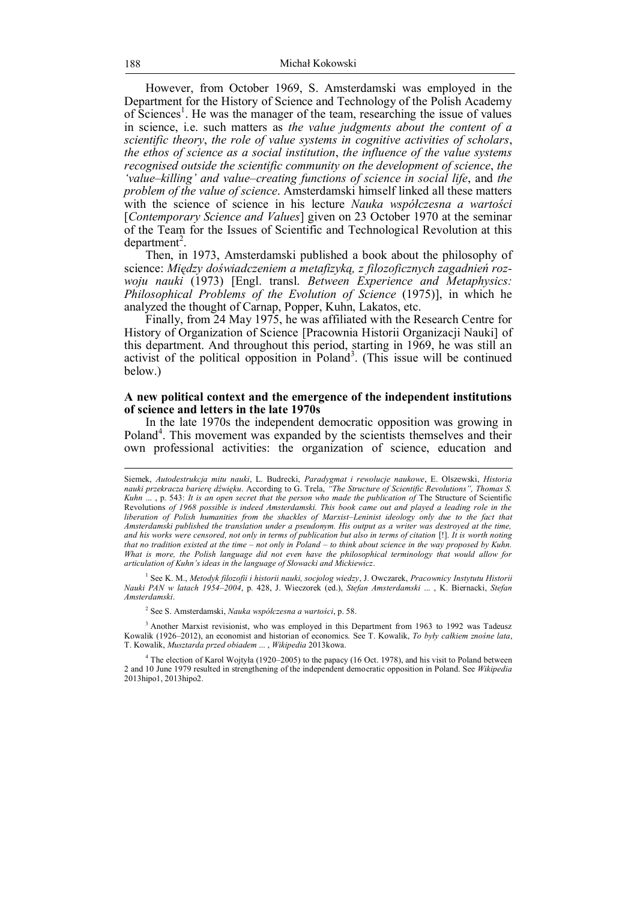However, from October 1969, S. Amsterdamski was employed in the Department for the History of Science and Technology of the Polish Academy of Sciences[1]. He was the manager of the team, researching the issue of values in science, i.e. such matters as *the value judgments about the content of a scientific theory*, *the role of value systems in cognitive activities of scholars*, *the ethos of science as a social institution*, *the influence of the value systems recognised outside the scientific community on the development of science*, *the 'value–killing' and value–creating functions of science in social life*, and *the problem of the value of science*. Amsterdamski himself linked all these matters with the science of science in his lecture *Nauka współczesna a wartości* [*Contemporary Science and Values*] given on 23 October 1970 at the seminar of the Team for the Issues of Scientific and Technological Revolution at this department[2].

Then, in 1973, Amsterdamski published a book about the philosophy of science: *Między doświadczeniem a metafizyką, z filozoficznych zagadnień rozwoju nauki* (1973) [Engl. transl. *Between Experience and Metaphysics: Philosophical Problems of the Evolution of Science* (1975)], in which he analyzed the thought of Carnap, Popper, Kuhn, Lakatos, etc.

Finally, from 24 May 1975, he was affiliated with the Research Centre for History of Organization of Science [Pracownia Historii Organizacji Nauki] of this department. And throughout this period, starting in 1969, he was still an activist of the political opposition in Poland[3]. (This issue will be continued below.)

**A new political context and the emergence of the independent institutions of science and letters in the late 1970s**

In the late 1970s the independent democratic opposition was growing in Poland[4]. This movement was expanded by the scientists themselves and their own professional activities: the organization of science, education and

---

Siemek, *Autodestrukcja mitu nauki*, L. Budrecki, *Paradygmat i rewolucje naukowe*, E. Olszewski, *Historia nauki przekracza barierę dźwięku*. According to G. Trela, *"The Structure of Scientific Revolutions", Thomas S. Kuhn ...* , p. 543: *It is an open secret that the person who made the publication of* The Structure of Scientific Revolutions *of 1968 possible is indeed Amsterdamski. This book came out and played a leading role in the liberation of Polish humanities from the shackles of Marxist–Leninist ideology only due to the fact that Amsterdamski published the translation under a pseudonym. His output as a writer was destroyed at the time, and his works were censored, not only in terms of publication but also in terms of citation* [!]. *It is worth noting that no tradition existed at the time – not only in Poland – to think about science in the way proposed by Kuhn. What is more, the Polish language did not even have the philosophical terminology that would allow for articulation of Kuhn's ideas in the language of Słowacki and Mickiewicz*.

[1] See K. M., *Metodyk filozofii i historii nauki, socjolog wiedzy*, J. Owczarek, *Pracownicy Instytutu Historii Nauki PAN w latach 1954–2004*, p. 428, J. Wieczorek (ed.), *Stefan Amsterdamski ...* , K. Biernacki, *Stefan Amsterdamski*.

[2] See S. Amsterdamski, *Nauka współczesna a wartości*, p. 58.

[3] Another Marxist revisionist, who was employed in this Department from 1963 to 1992 was Tadeusz Kowalik (1926–2012), an economist and historian of economics. See T. Kowalik, *To były całkiem znośne lata*, T. Kowalik, *Musztarda przed obiadem ...* , *Wikipedia* 2013kowa.

[4] The election of Karol Wojtyła (1920–2005) to the papacy (16 Oct. 1978), and his visit to Poland between 2 and 10 June 1979 resulted in strengthening of the independent democratic opposition in Poland. See *Wikipedia* 2013hipo1, 2013hipo2.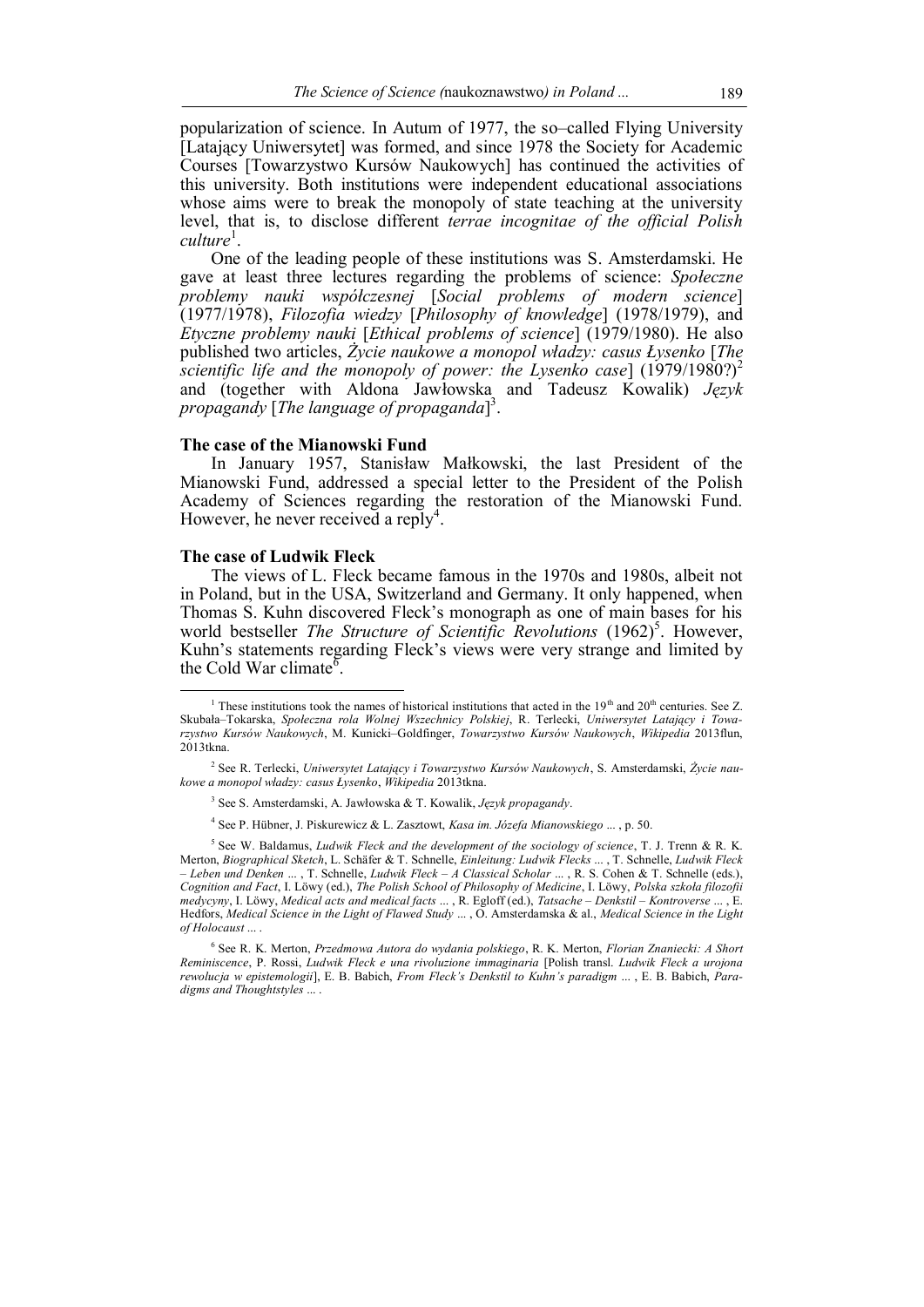popularization of science. In Autum of 1977, the so–called Flying University [Latający Uniwersytet] was formed, and since 1978 the Society for Academic Courses [Towarzystwo Kursów Naukowych] has continued the activities of this university. Both institutions were independent educational associations whose aims were to break the monopoly of state teaching at the university level, that is, to disclose different *terrae incognitae of the official Polish culture*[1].

One of the leading people of these institutions was S. Amsterdamski. He gave at least three lectures regarding the problems of science: *Społeczne problemy nauki współczesnej* [*Social problems of modern science*] (1977/1978), *Filozofia wiedzy* [*Philosophy of knowledge*] (1978/1979), and *Etyczne problemy nauki* [*Ethical problems of science*] (1979/1980). He also published two articles, *Życie naukowe a monopol władzy: casus Łysenko* [*The scientific life and the monopoly of power: the Lysenko case*] (1979/1980?)[2] and (together with Aldona Jawłowska and Tadeusz Kowalik) *Język propagandy* [*The language of propaganda*][3].

### The case of the Mianowski Fund

In January 1957, Stanisław Małkowski, the last President of the Mianowski Fund, addressed a special letter to the President of the Polish Academy of Sciences regarding the restoration of the Mianowski Fund. However, he never received a reply[4].

### The case of Ludwik Fleck

The views of L. Fleck became famous in the 1970s and 1980s, albeit not in Poland, but in the USA, Switzerland and Germany. It only happened, when Thomas S. Kuhn discovered Fleck's monograph as one of main bases for his world bestseller *The Structure of Scientific Revolutions* (1962)[5]. However, Kuhn's statements regarding Fleck's views were very strange and limited by the Cold War climate[6].

---

[1] These institutions took the names of historical institutions that acted in the 19th and 20th centuries. See Z. Skubała–Tokarska, *Społeczna rola Wolnej Wszechnicy Polskiej*, R. Terlecki, *Uniwersytet Latający i Towarzystwo Kursów Naukowych*, M. Kunicki–Goldfinger, *Towarzystwo Kursów Naukowych*, *Wikipedia* 2013flun, 2013tkna.

[2] See R. Terlecki, *Uniwersytet Latający i Towarzystwo Kursów Naukowych*, S. Amsterdamski, *Życie naukowe a monopol władzy: casus Łysenko*, *Wikipedia* 2013tkna.

[3] See S. Amsterdamski, A. Jawłowska & T. Kowalik, *Język propagandy*.

[4] See P. Hübner, J. Piskurewicz & L. Zasztowt, *Kasa im. Józefa Mianowskiego ...* , p. 50.

[5] See W. Baldamus, *Ludwik Fleck and the development of the sociology of science*, T. J. Trenn & R. K. Merton, *Biographical Sketch*, L. Schäfer & T. Schnelle, *Einleitung: Ludwik Flecks ...* , T. Schnelle, *Ludwik Fleck – Leben und Denken ...* , T. Schnelle, *Ludwik Fleck – A Classical Scholar ...* , R. S. Cohen & T. Schnelle (eds.), *Cognition and Fact*, I. Löwy (ed.), *The Polish School of Philosophy of Medicine*, I. Löwy, *Polska szkoła filozofii medycyny*, I. Löwy, *Medical acts and medical facts ...* , R. Egloff (ed.), *Tatsache – Denkstil – Kontroverse ...* , E. Hedfors, *Medical Science in the Light of Flawed Study ...* , O. Amsterdamska & al., *Medical Science in the Light of Holocaust ...* .

[6] See R. K. Merton, *Przedmowa Autora do wydania polskiego*, R. K. Merton, *Florian Znaniecki: A Short Reminiscence*, P. Rossi, *Ludwik Fleck e una rivoluzione immaginaria* [Polish transl. *Ludwik Fleck a urojona rewolucja w epistemologii*], E. B. Babich, *From Fleck's Denkstil to Kuhn's paradigm ...* , E. B. Babich, *Paradigms and Thoughtstyles ...* .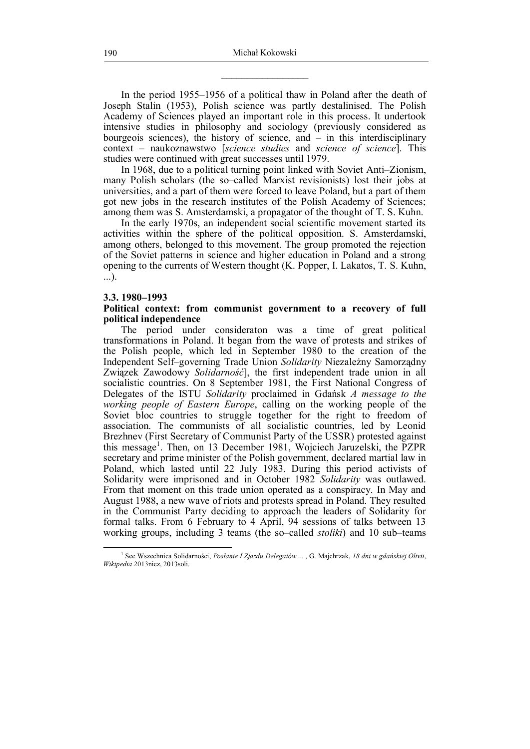---

In the period 1955–1956 of a political thaw in Poland after the death of Joseph Stalin (1953), Polish science was partly destalinised. The Polish Academy of Sciences played an important role in this process. It undertook intensive studies in philosophy and sociology (previously considered as bourgeois sciences), the history of science, and – in this interdisciplinary context – naukoznawstwo [*science studies* and *science of science*]. This studies were continued with great successes until 1979.

In 1968, due to a political turning point linked with Soviet Anti–Zionism, many Polish scholars (the so–called Marxist revisionists) lost their jobs at universities, and a part of them were forced to leave Poland, but a part of them got new jobs in the research institutes of the Polish Academy of Sciences; among them was S. Amsterdamski, a propagator of the thought of T. S. Kuhn.

In the early 1970s, an independent social scientific movement started its activities within the sphere of the political opposition. S. Amsterdamski, among others, belonged to this movement. The group promoted the rejection of the Soviet patterns in science and higher education in Poland and a strong opening to the currents of Western thought (K. Popper, I. Lakatos, T. S. Kuhn, ...).

### 3.3. 1980–1993

**Political context: from communist government to a recovery of full political independence**

The period under consideraton was a time of great political transformations in Poland. It began from the wave of protests and strikes of the Polish people, which led in September 1980 to the creation of the Independent Self–governing Trade Union *Solidarity* Niezależny Samorządny Związek Zawodowy *Solidarność*], the first independent trade union in all socialistic countries. On 8 September 1981, the First National Congress of Delegates of the ISTU *Solidarity* proclaimed in Gdańsk *A message to the working people of Eastern Europe*, calling on the working people of the Soviet bloc countries to struggle together for the right to freedom of association. The communists of all socialistic countries, led by Leonid Brezhnev (First Secretary of Communist Party of the USSR) protested against this message[1]. Then, on 13 December 1981, Wojciech Jaruzelski, the PZPR secretary and prime minister of the Polish government, declared martial law in Poland, which lasted until 22 July 1983. During this period activists of Solidarity were imprisoned and in October 1982 *Solidarity* was outlawed. From that moment on this trade union operated as a conspiracy. In May and August 1988, a new wave of riots and protests spread in Poland. They resulted in the Communist Party deciding to approach the leaders of Solidarity for formal talks. From 6 February to 4 April, 94 sessions of talks between 13 working groups, including 3 teams (the so–called *stoliki*) and 10 sub–teams

---

[1] See Wszechnica Solidarności, *Posłanie I Zjazdu Delegatów ...* , G. Majchrzak, *18 dni w gdańskiej Olivii*, *Wikipedia* 2013niez, 2013soli.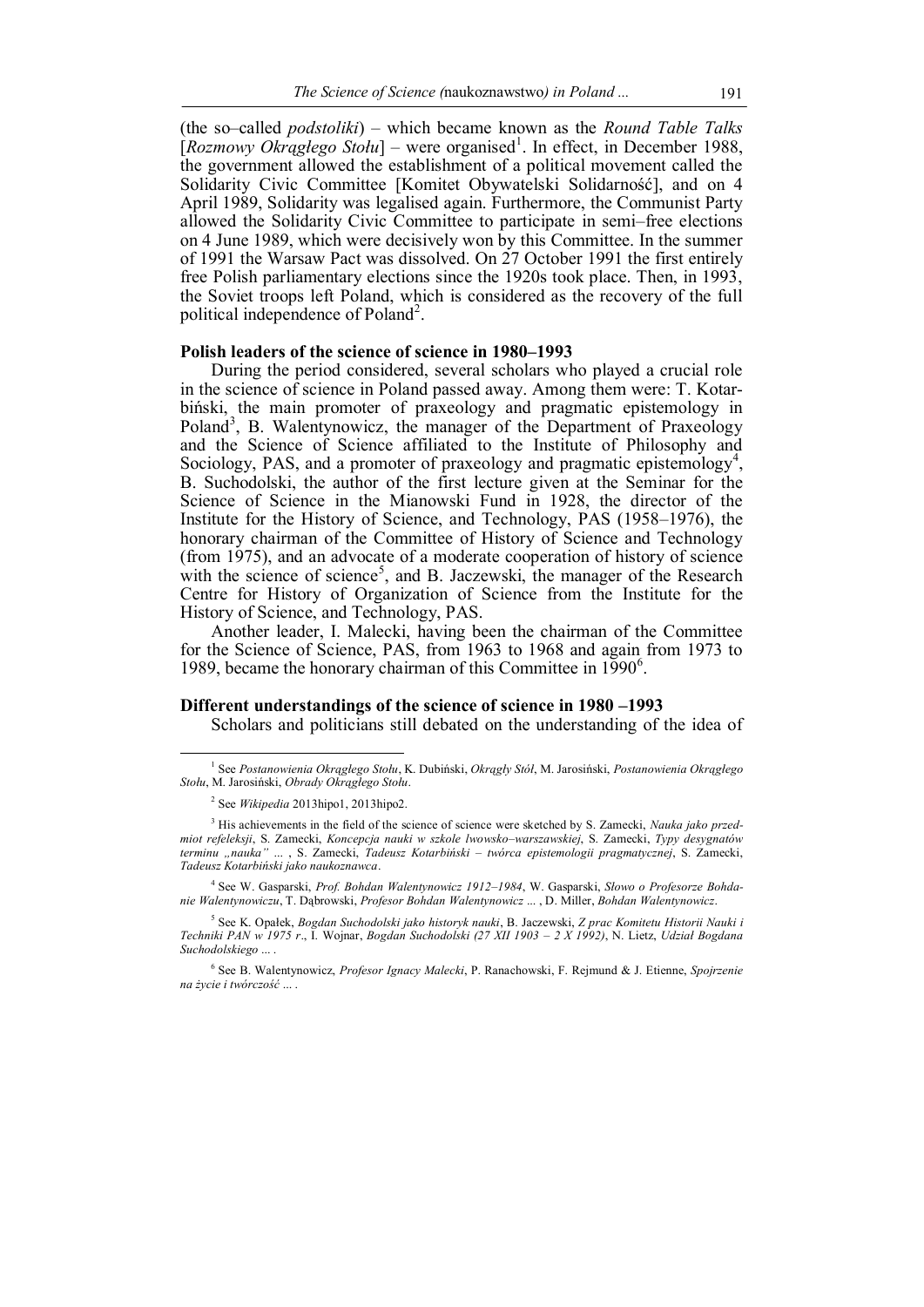(the so–called *podstoliki*) – which became known as the *Round Table Talks* [*Rozmowy Okrągłego Stołu*] – were organised[1]. In effect, in December 1988, the government allowed the establishment of a political movement called the Solidarity Civic Committee [Komitet Obywatelski Solidarność], and on 4 April 1989, Solidarity was legalised again. Furthermore, the Communist Party allowed the Solidarity Civic Committee to participate in semi–free elections on 4 June 1989, which were decisively won by this Committee. In the summer of 1991 the Warsaw Pact was dissolved. On 27 October 1991 the first entirely free Polish parliamentary elections since the 1920s took place. Then, in 1993, the Soviet troops left Poland, which is considered as the recovery of the full political independence of Poland[2].

**Polish leaders of the science of science in 1980–1993**

During the period considered, several scholars who played a crucial role in the science of science in Poland passed away. Among them were: T. Kotarbiński, the main promoter of praxeology and pragmatic epistemology in Poland[3], B. Walentynowicz, the manager of the Department of Praxeology and the Science of Science affiliated to the Institute of Philosophy and Sociology, PAS, and a promoter of praxeology and pragmatic epistemology[4], B. Suchodolski, the author of the first lecture given at the Seminar for the Science of Science in the Mianowski Fund in 1928, the director of the Institute for the History of Science, and Technology, PAS (1958–1976), the honorary chairman of the Committee of History of Science and Technology (from 1975), and an advocate of a moderate cooperation of history of science with the science of science[5], and B. Jaczewski, the manager of the Research Centre for History of Organization of Science from the Institute for the History of Science, and Technology, PAS.

Another leader, I. Malecki, having been the chairman of the Committee for the Science of Science, PAS, from 1963 to 1968 and again from 1973 to 1989, became the honorary chairman of this Committee in 1990[6].

**Different understandings of the science of science in 1980 –1993**

Scholars and politicians still debated on the understanding of the idea of

---

[1] See *Postanowienia Okrągłego Stołu*, K. Dubiński, *Okrągły Stół*, M. Jarosiński, *Postanowienia Okrągłego Stołu*, M. Jarosiński, *Obrady Okrągłego Stołu*.

[2] See *Wikipedia* 2013hipo1, 2013hipo2.

[3] His achievements in the field of the science of science were sketched by S. Zamecki, *Nauka jako przedmiot refeleksji*, S. Zamecki, *Koncepcja nauki w szkole lwowsko–warszawskiej*, S. Zamecki, *Typy desygnatów terminu „nauka” ...* , S. Zamecki, *Tadeusz Kotarbiński – twórca epistemologii pragmatycznej*, S. Zamecki, *Tadeusz Kotarbiński jako naukoznawca*.

[4] See W. Gasparski, *Prof. Bohdan Walentynowicz 1912–1984*, W. Gasparski, *Słowo o Profesorze Bohdanie Walentynowiczu*, T. Dąbrowski, *Profesor Bohdan Walentynowicz ...* , D. Miller, *Bohdan Walentynowicz*.

[5] See K. Opałek, *Bogdan Suchodolski jako historyk nauki*, B. Jaczewski, *Z prac Komitetu Historii Nauki i Techniki PAN w 1975 r*., I. Wojnar, *Bogdan Suchodolski (27 XII 1903 – 2 X 1992)*, N. Lietz, *Udział Bogdana Suchodolskiego ...* .

[6] See B. Walentynowicz, *Profesor Ignacy Malecki*, P. Ranachowski, F. Rejmund & J. Etienne, *Spojrzenie na życie i twórczość ...* .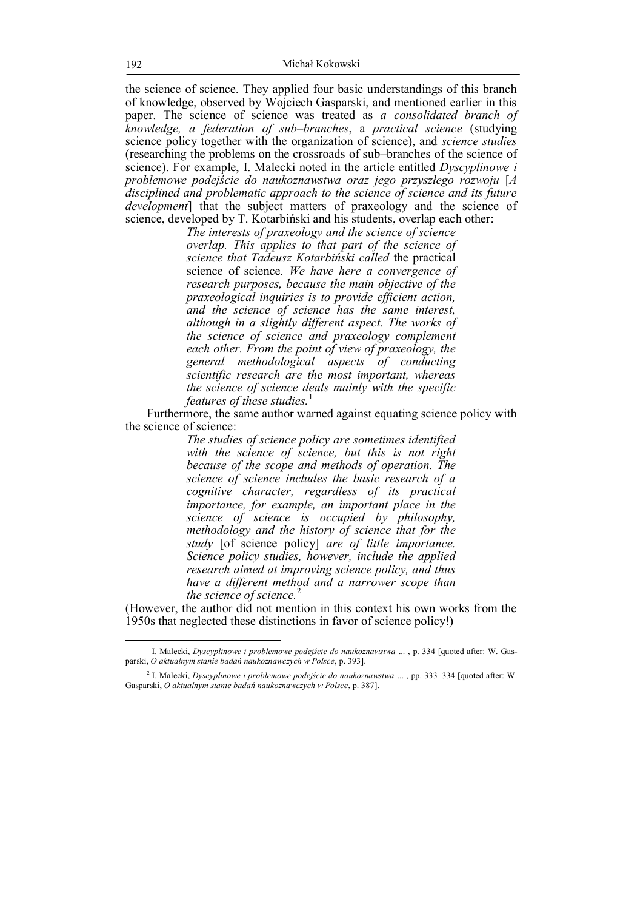the science of science. They applied four basic understandings of this branch of knowledge, observed by Wojciech Gasparski, and mentioned earlier in this paper. The science of science was treated as *a consolidated branch of knowledge, a federation of sub–branches*, a *practical science* (studying science policy together with the organization of science), and *science studies* (researching the problems on the crossroads of sub–branches of the science of science). For example, I. Malecki noted in the article entitled *Dyscyplinowe i problemowe podejście do naukoznawstwa oraz jego przyszłego rozwoju* [*A disciplined and problematic approach to the science of science and its future development*] that the subject matters of praxeology and the science of science, developed by T. Kotarbiński and his students, overlap each other:

> *The interests of praxeology and the science of science overlap. This applies to that part of the science of science that Tadeusz Kotarbiński called* the practical science of science*. We have here a convergence of research purposes, because the main objective of the praxeological inquiries is to provide efficient action, and the science of science has the same interest, although in a slightly different aspect. The works of the science of science and praxeology complement each other. From the point of view of praxeology, the general methodological aspects of conducting scientific research are the most important, whereas the science of science deals mainly with the specific features of these studies.*[1]

Furthermore, the same author warned against equating science policy with the science of science:

> *The studies of science policy are sometimes identified with the science of science, but this is not right because of the scope and methods of operation. The science of science includes the basic research of a cognitive character, regardless of its practical importance, for example, an important place in the science of science is occupied by philosophy, methodology and the history of science that for the study* [of science policy] *are of little importance. Science policy studies, however, include the applied research aimed at improving science policy, and thus have a different method and a narrower scope than the science of science.*[2]

(However, the author did not mention in this context his own works from the 1950s that neglected these distinctions in favor of science policy!)

---

[1] I. Malecki, *Dyscyplinowe i problemowe podejście do naukoznawstwa ...* , p. 334 [quoted after: W. Gasparski, *O aktualnym stanie badań naukoznawczych w Polsce*, p. 393].

[2] I. Malecki, *Dyscyplinowe i problemowe podejście do naukoznawstwa ...* , pp. 333–334 [quoted after: W. Gasparski, *O aktualnym stanie badań naukoznawczych w Polsce*, p. 387].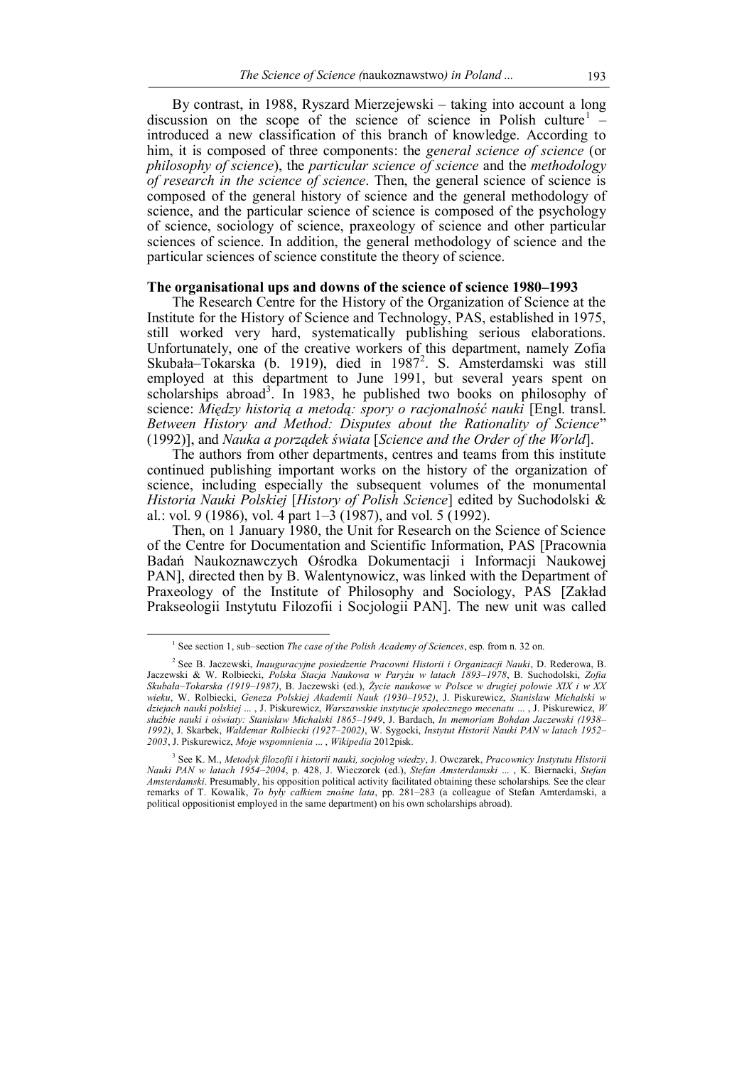By contrast, in 1988, Ryszard Mierzejewski – taking into account a long discussion on the scope of the science of science in Polish culture[1] – introduced a new classification of this branch of knowledge. According to him, it is composed of three components: the *general science of science* (or *philosophy of science*), the *particular science of science* and the *methodology of research in the science of science*. Then, the general science of science is composed of the general history of science and the general methodology of science, and the particular science of science is composed of the psychology of science, sociology of science, praxeology of science and other particular sciences of science. In addition, the general methodology of science and the particular sciences of science constitute the theory of science.

**The organisational ups and downs of the science of science 1980–1993**

The Research Centre for the History of the Organization of Science at the Institute for the History of Science and Technology, PAS, established in 1975, still worked very hard, systematically publishing serious elaborations. Unfortunately, one of the creative workers of this department, namely Zofia Skubała–Tokarska (b. 1919), died in 1987[2]. S. Amsterdamski was still employed at this department to June 1991, but several years spent on scholarships abroad[3]. In 1983, he published two books on philosophy of science: *Między historią a metodą: spory o racjonalność nauki* [Engl. transl. *Between History and Method: Disputes about the Rationality of Science*" (1992)], and *Nauka a porządek świata* [*Science and the Order of the World*].

The authors from other departments, centres and teams from this institute continued publishing important works on the history of the organization of science, including especially the subsequent volumes of the monumental *Historia Nauki Polskiej* [*History of Polish Science*] edited by Suchodolski & al.: vol. 9 (1986), vol. 4 part 1–3 (1987), and vol. 5 (1992).

Then, on 1 January 1980, the Unit for Research on the Science of Science of the Centre for Documentation and Scientific Information, PAS [Pracownia Badań Naukoznawczych Ośrodka Dokumentacji i Informacji Naukowej PAN], directed then by B. Walentynowicz, was linked with the Department of Praxeology of the Institute of Philosophy and Sociology, PAS [Zakład Prakseologii Instytutu Filozofii i Socjologii PAN]. The new unit was called

---

[1] See section 1, sub–section *The case of the Polish Academy of Sciences*, esp. from n. 32 on.

[2] See B. Jaczewski, *Inauguracyjne posiedzenie Pracowni Historii i Organizacji Nauki*, D. Rederowa, B. Jaczewski & W. Rolbiecki, *Polska Stacja Naukowa w Paryżu w latach 1893–1978*, B. Suchodolski, *Zofia Skubała–Tokarska (1919–1987)*, B. Jaczewski (ed.), *Życie naukowe w Polsce w drugiej połowie XIX i w XX wieku*, W. Rolbiecki, *Geneza Polskiej Akademii Nauk (1930–1952)*, J. Piskurewicz, *Stanisław Michalski w dziejach nauki polskiej ...* , J. Piskurewicz, *Warszawskie instytucje społecznego mecenatu ...* , J. Piskurewicz, *W służbie nauki i oświaty: Stanisław Michalski 1865–1949*, J. Bardach, *In memoriam Bohdan Jaczewski (1938–1992)*, J. Skarbek, *Waldemar Rolbiecki (1927–2002)*, W. Sygocki, *Instytut Historii Nauki PAN w latach 1952–2003*, J. Piskurewicz, *Moje wspomnienia ...* , *Wikipedia* 2012pisk.

[3] See K. M., *Metodyk filozofii i historii nauki, socjolog wiedzy*, J. Owczarek, *Pracownicy Instytutu Historii Nauki PAN w latach 1954–2004*, p. 428, J. Wieczorek (ed.), *Stefan Amsterdamski ...* , K. Biernacki, *Stefan Amsterdamski*. Presumably, his opposition political activity facilitated obtaining these scholarships. See the clear remarks of T. Kowalik, *To były całkiem znośne lata*, pp. 281–283 (a colleague of Stefan Amterdamski, a political oppositionist employed in the same department) on his own scholarships abroad).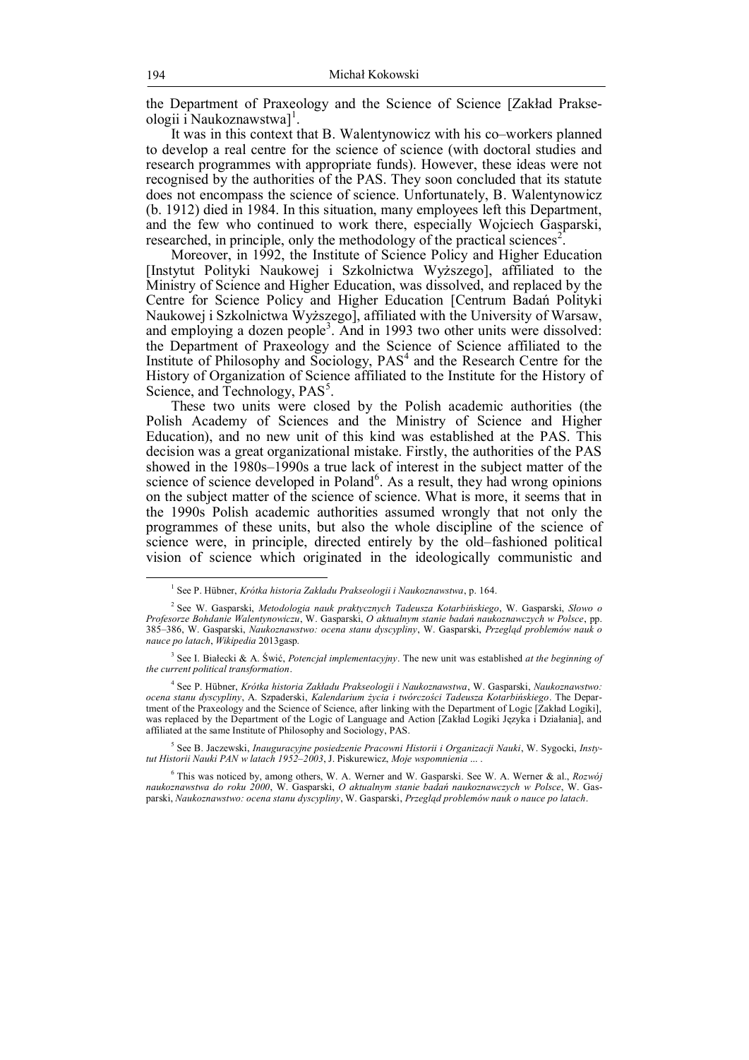the Department of Praxeology and the Science of Science [Zakład Prakseologii i Naukoznawstwa][1].

It was in this context that B. Walentynowicz with his co–workers planned to develop a real centre for the science of science (with doctoral studies and research programmes with appropriate funds). However, these ideas were not recognised by the authorities of the PAS. They soon concluded that its statute does not encompass the science of science. Unfortunately, B. Walentynowicz (b. 1912) died in 1984. In this situation, many employees left this Department, and the few who continued to work there, especially Wojciech Gasparski, researched, in principle, only the methodology of the practical sciences[2].

Moreover, in 1992, the Institute of Science Policy and Higher Education [Instytut Polityki Naukowej i Szkolnictwa Wyższego], affiliated to the Ministry of Science and Higher Education, was dissolved, and replaced by the Centre for Science Policy and Higher Education [Centrum Badań Polityki Naukowej i Szkolnictwa Wyższego], affiliated with the University of Warsaw, and employing a dozen people[3]. And in 1993 two other units were dissolved: the Department of Praxeology and the Science of Science affiliated to the Institute of Philosophy and Sociology, PAS[4] and the Research Centre for the History of Organization of Science affiliated to the Institute for the History of Science, and Technology, PAS[5].

These two units were closed by the Polish academic authorities (the Polish Academy of Sciences and the Ministry of Science and Higher Education), and no new unit of this kind was established at the PAS. This decision was a great organizational mistake. Firstly, the authorities of the PAS showed in the 1980s–1990s a true lack of interest in the subject matter of the science of science developed in Poland[6]. As a result, they had wrong opinions on the subject matter of the science of science. What is more, it seems that in the 1990s Polish academic authorities assumed wrongly that not only the programmes of these units, but also the whole discipline of the science of science were, in principle, directed entirely by the old–fashioned political vision of science which originated in the ideologically communistic and

---

[1] See P. Hübner, *Krótka historia Zakładu Prakseologii i Naukoznawstwa*, p. 164.

[2] See W. Gasparski, *Metodologia nauk praktycznych Tadeusza Kotarbińskiego*, W. Gasparski, *Słowo o Profesorze Bohdanie Walentynowiczu*, W. Gasparski, *O aktualnym stanie badań naukoznawczych w Polsce*, pp. 385–386, W. Gasparski, *Naukoznawstwo: ocena stanu dyscypliny*, W. Gasparski, *Przegląd problemów nauk o nauce po latach*, *Wikipedia* 2013gasp.

[3] See I. Białecki & A. Świć, *Potencjał implementacyjny*. The new unit was established *at the beginning of the current political transformation*.

[4] See P. Hübner, *Krótka historia Zakładu Prakseologii i Naukoznawstwa*, W. Gasparski, *Naukoznawstwo: ocena stanu dyscypliny*, A. Szpaderski, *Kalendarium życia i twórczości Tadeusza Kotarbińskiego*. The Department of the Praxeology and the Science of Science, after linking with the Department of Logic [Zakład Logiki], was replaced by the Department of the Logic of Language and Action [Zakład Logiki Języka i Działania], and affiliated at the same Institute of Philosophy and Sociology, PAS.

[5] See B. Jaczewski, *Inauguracyjne posiedzenie Pracowni Historii i Organizacji Nauki*, W. Sygocki, *Instytut Historii Nauki PAN w latach 1952–2003*, J. Piskurewicz, *Moje wspomnienia ...* .

[6] This was noticed by, among others, W. A. Werner and W. Gasparski. See W. A. Werner & al., *Rozwój naukoznawstwa do roku 2000*, W. Gasparski, *O aktualnym stanie badań naukoznawczych w Polsce*, W. Gasparski, *Naukoznawstwo: ocena stanu dyscypliny*, W. Gasparski, *Przegląd problemów nauk o nauce po latach*.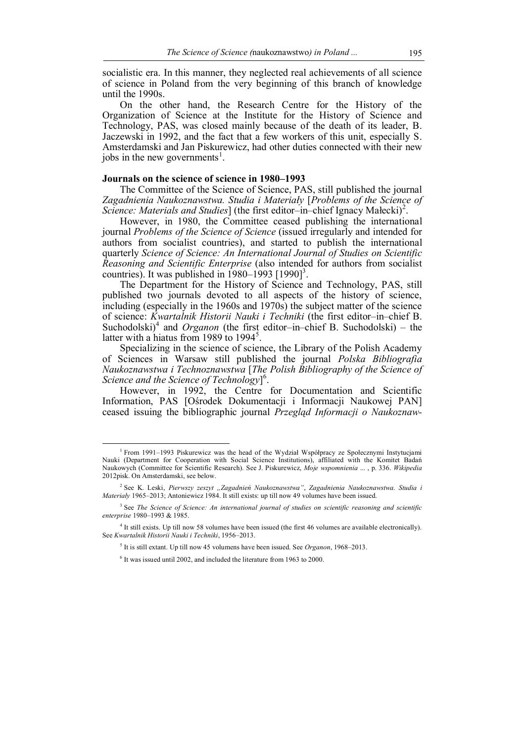socialistic era. In this manner, they neglected real achievements of all science of science in Poland from the very beginning of this branch of knowledge until the 1990s.

On the other hand, the Research Centre for the History of the Organization of Science at the Institute for the History of Science and Technology, PAS, was closed mainly because of the death of its leader, B. Jaczewski in 1992, and the fact that a few workers of this unit, especially S. Amsterdamski and Jan Piskurewicz, had other duties connected with their new jobs in the new governments[1].

**Journals on the science of science in 1980–1993**

The Committee of the Science of Science, PAS, still published the journal *Zagadnienia Naukoznawstwa. Studia i Materiały* [*Problems of the Science of Science: Materials and Studies*] (the first editor–in–chief Ignacy Małecki)[2].

However, in 1980, the Committee ceased publishing the international journal *Problems of the Science of Science* (issued irregularly and intended for authors from socialist countries), and started to publish the international quarterly *Science of Science: An International Journal of Studies on Scientific Reasoning and Scientific Enterprise* (also intended for authors from socialist countries). It was published in 1980–1993 [1990][3].

The Department for the History of Science and Technology, PAS, still published two journals devoted to all aspects of the history of science, including (especially in the 1960s and 1970s) the subject matter of the science of science: *Kwartalnik Historii Nauki i Techniki* (the first editor–in–chief B. Suchodolski)[4] and *Organon* (the first editor–in–chief B. Suchodolski) – the latter with a hiatus from 1989 to 1994[5].

Specializing in the science of science, the Library of the Polish Academy of Sciences in Warsaw still published the journal *Polska Bibliografia Naukoznawstwa i Technoznawstwa* [*The Polish Bibliography of the Science of Science and the Science of Technology*][6].

However, in 1992, the Centre for Documentation and Scientific Information, PAS [Ośrodek Dokumentacji i Informacji Naukowej PAN] ceased issuing the bibliographic journal *Przegląd Informacji o Naukoznaw-*

---

[1] From 1991–1993 Piskurewicz was the head of the Wydział Współpracy ze Społecznymi Instytucjami Nauki (Department for Cooperation with Social Science Institutions), affiliated with the Komitet Badań Naukowych (Committee for Scientific Research). See J. Piskurewicz, *Moje wspomnienia ...* , p. 336. *Wikipedia* 2012pisk. On Amsterdamski, see below.

[2] See K. Leski, *Pierwszy zeszyt „Zagadnień Naukoznawstwa"*, *Zagadnienia Naukoznawstwa. Studia i Materiały* 1965–2013; Antoniewicz 1984. It still exists: up till now 49 volumes have been issued.

[3] See *The Science of Science: An international journal of studies on scientific reasoning and scientific enterprise* 1980–1993 & 1985.

[4] It still exists. Up till now 58 volumes have been issued (the first 46 volumes are available electronically). See *Kwartalnik Historii Nauki i Techniki*, 1956–2013.

[5] It is still extant. Up till now 45 volumens have been issued. See *Organon*, 1968–2013.

[6] It was issued until 2002, and included the literature from 1963 to 2000.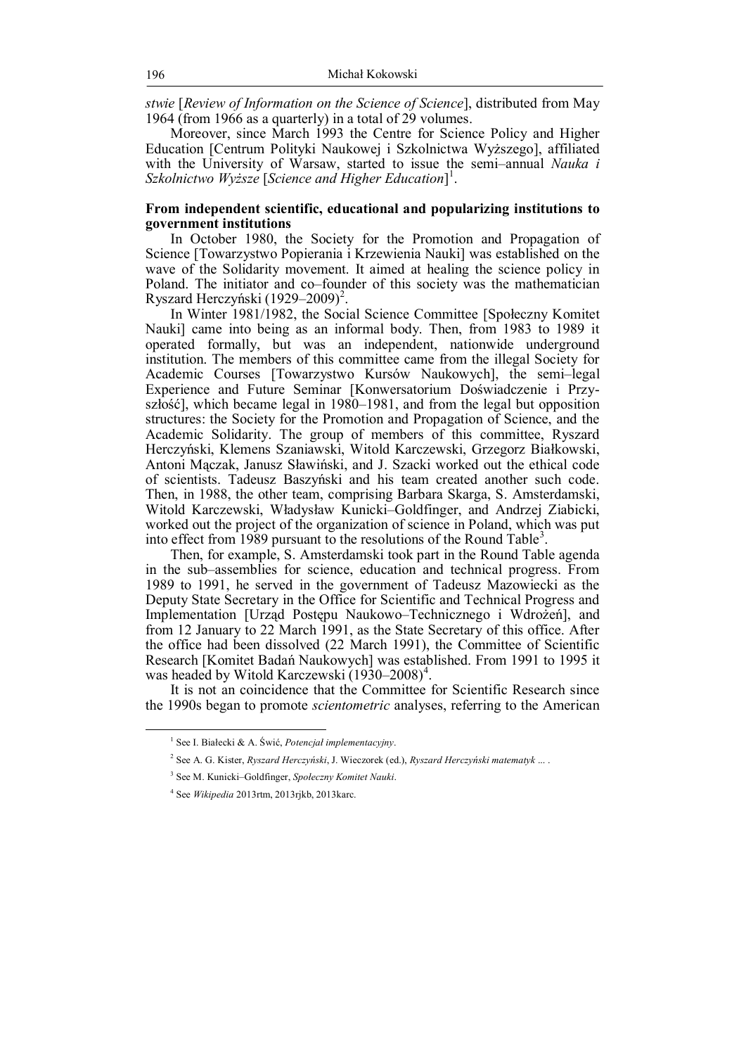*stwie* [*Review of Information on the Science of Science*], distributed from May 1964 (from 1966 as a quarterly) in a total of 29 volumes.

Moreover, since March 1993 the Centre for Science Policy and Higher Education [Centrum Polityki Naukowej i Szkolnictwa Wyższego], affiliated with the University of Warsaw, started to issue the semi–annual *Nauka i Szkolnictwo Wyższe* [*Science and Higher Education*][1].

**From independent scientific, educational and popularizing institutions to government institutions**

In October 1980, the Society for the Promotion and Propagation of Science [Towarzystwo Popierania i Krzewienia Nauki] was established on the wave of the Solidarity movement. It aimed at healing the science policy in Poland. The initiator and co–founder of this society was the mathematician Ryszard Herczyński (1929–2009)[2].

In Winter 1981/1982, the Social Science Committee [Społeczny Komitet Nauki] came into being as an informal body. Then, from 1983 to 1989 it operated formally, but was an independent, nationwide underground institution. The members of this committee came from the illegal Society for Academic Courses [Towarzystwo Kursów Naukowych], the semi–legal Experience and Future Seminar [Konwersatorium Doświadczenie i Przyszłość], which became legal in 1980–1981, and from the legal but opposition structures: the Society for the Promotion and Propagation of Science, and the Academic Solidarity. The group of members of this committee, Ryszard Herczyński, Klemens Szaniawski, Witold Karczewski, Grzegorz Białkowski, Antoni Mączak, Janusz Sławiński, and J. Szacki worked out the ethical code of scientists. Tadeusz Baszyński and his team created another such code. Then, in 1988, the other team, comprising Barbara Skarga, S. Amsterdamski, Witold Karczewski, Władysław Kunicki–Goldfinger, and Andrzej Ziabicki, worked out the project of the organization of science in Poland, which was put into effect from 1989 pursuant to the resolutions of the Round Table[3].

Then, for example, S. Amsterdamski took part in the Round Table agenda in the sub–assemblies for science, education and technical progress. From 1989 to 1991, he served in the government of Tadeusz Mazowiecki as the Deputy State Secretary in the Office for Scientific and Technical Progress and Implementation [Urząd Postępu Naukowo–Technicznego i Wdrożeń], and from 12 January to 22 March 1991, as the State Secretary of this office. After the office had been dissolved (22 March 1991), the Committee of Scientific Research [Komitet Badań Naukowych] was established. From 1991 to 1995 it was headed by Witold Karczewski (1930–2008)[4].

It is not an coincidence that the Committee for Scientific Research since the 1990s began to promote *scientometric* analyses, referring to the American

---

[1] See I. Białecki & A. Świć, *Potencjał implementacyjny*.

[2] See A. G. Kister, *Ryszard Herczyński*, J. Wieczorek (ed.), *Ryszard Herczyński matematyk ...* .

[3] See M. Kunicki–Goldfinger, *Społeczny Komitet Nauki*.

[4] See *Wikipedia* 2013rtm, 2013rjkb, 2013karc.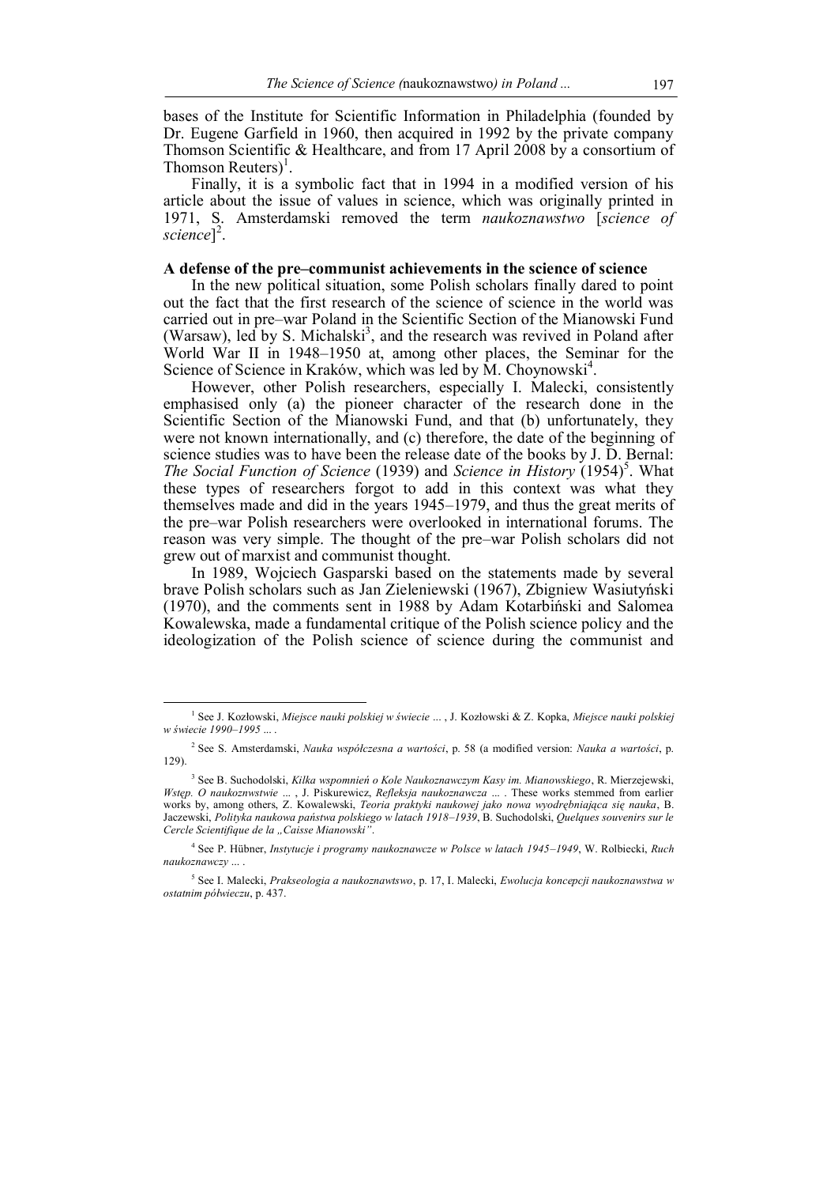bases of the Institute for Scientific Information in Philadelphia (founded by Dr. Eugene Garfield in 1960, then acquired in 1992 by the private company Thomson Scientific & Healthcare, and from 17 April 2008 by a consortium of Thomson Reuters)[1].

Finally, it is a symbolic fact that in 1994 in a modified version of his article about the issue of values in science, which was originally printed in 1971, S. Amsterdamski removed the term *naukoznawstwo* [*science of science*][2].

**A defense of the pre–communist achievements in the science of science**

In the new political situation, some Polish scholars finally dared to point out the fact that the first research of the science of science in the world was carried out in pre–war Poland in the Scientific Section of the Mianowski Fund (Warsaw), led by S. Michalski[3], and the research was revived in Poland after World War II in 1948–1950 at, among other places, the Seminar for the Science of Science in Kraków, which was led by M. Choynowski[4].

However, other Polish researchers, especially I. Malecki, consistently emphasised only (a) the pioneer character of the research done in the Scientific Section of the Mianowski Fund, and that (b) unfortunately, they were not known internationally, and (c) therefore, the date of the beginning of science studies was to have been the release date of the books by J. D. Bernal: *The Social Function of Science* (1939) and *Science in History* (1954)[5]. What these types of researchers forgot to add in this context was what they themselves made and did in the years 1945–1979, and thus the great merits of the pre–war Polish researchers were overlooked in international forums. The reason was very simple. The thought of the pre–war Polish scholars did not grew out of marxist and communist thought.

In 1989, Wojciech Gasparski based on the statements made by several brave Polish scholars such as Jan Zieleniewski (1967), Zbigniew Wasiutyński (1970), and the comments sent in 1988 by Adam Kotarbiński and Salomea Kowalewska, made a fundamental critique of the Polish science policy and the ideologization of the Polish science of science during the communist and

---

[1] See J. Kozłowski, *Miejsce nauki polskiej w świecie ...* , J. Kozłowski & Z. Kopka, *Miejsce nauki polskiej w świecie 1990–1995 ...* .

[2] See S. Amsterdamski, *Nauka współczesna a wartości*, p. 58 (a modified version: *Nauka a wartości*, p. 129).

[3] See B. Suchodolski, *Kilka wspomnień o Kole Naukoznawczym Kasy im. Mianowskiego*, R. Mierzejewski, *Wstęp. O naukoznwstwie ...* , J. Piskurewicz, *Refleksja naukoznawcza ...* . These works stemmed from earlier works by, among others, Z. Kowalewski, *Teoria praktyki naukowej jako nowa wyodrębniająca się nauka*, B. Jaczewski, *Polityka naukowa państwa polskiego w latach 1918–1939*, B. Suchodolski, *Quelques souvenirs sur le Cercle Scientifique de la „Caisse Mianowski"*.

[4] See P. Hübner, *Instytucje i programy naukoznawcze w Polsce w latach 1945–1949*, W. Rolbiecki, *Ruch naukoznawczy ...* .

[5] See I. Malecki, *Prakseologia a naukoznawtswo*, p. 17, I. Malecki, *Ewolucja koncepcji naukoznawstwa w ostatnim półwieczu*, p. 437.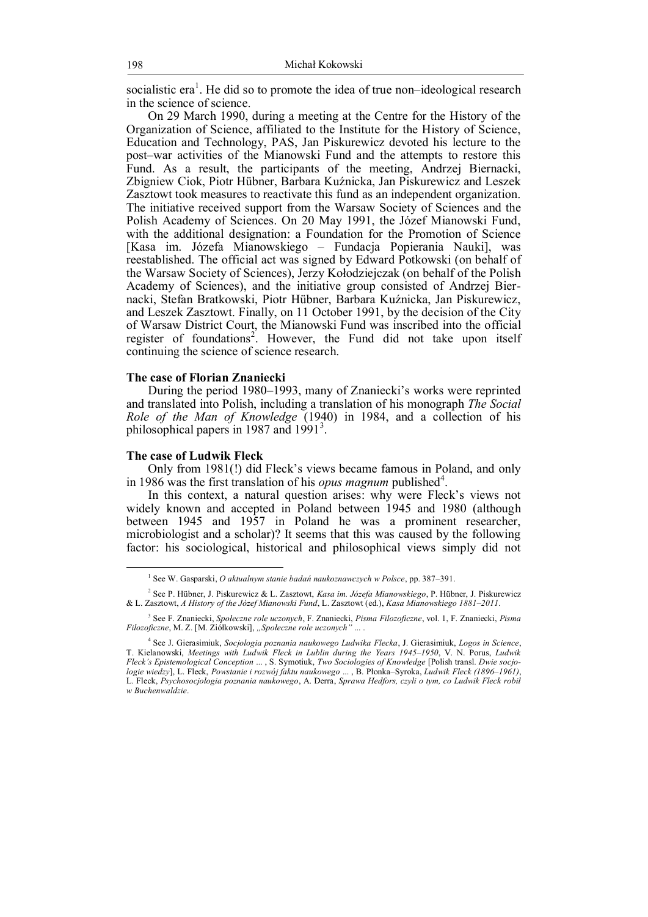socialistic era[1]. He did so to promote the idea of true non–ideological research in the science of science.

On 29 March 1990, during a meeting at the Centre for the History of the Organization of Science, affiliated to the Institute for the History of Science, Education and Technology, PAS, Jan Piskurewicz devoted his lecture to the post–war activities of the Mianowski Fund and the attempts to restore this Fund. As a result, the participants of the meeting, Andrzej Biernacki, Zbigniew Ciok, Piotr Hübner, Barbara Kuźnicka, Jan Piskurewicz and Leszek Zasztowt took measures to reactivate this fund as an independent organization. The initiative received support from the Warsaw Society of Sciences and the Polish Academy of Sciences. On 20 May 1991, the Józef Mianowski Fund, with the additional designation: a Foundation for the Promotion of Science [Kasa im. Józefa Mianowskiego – Fundacja Popierania Nauki], was reestablished. The official act was signed by Edward Potkowski (on behalf of the Warsaw Society of Sciences), Jerzy Kołodziejczak (on behalf of the Polish Academy of Sciences), and the initiative group consisted of Andrzej Biernacki, Stefan Bratkowski, Piotr Hübner, Barbara Kuźnicka, Jan Piskurewicz, and Leszek Zasztowt. Finally, on 11 October 1991, by the decision of the City of Warsaw District Court, the Mianowski Fund was inscribed into the official register of foundations[2]. However, the Fund did not take upon itself continuing the science of science research.

**The case of Florian Znaniecki**

During the period 1980–1993, many of Znaniecki's works were reprinted and translated into Polish, including a translation of his monograph *The Social Role of the Man of Knowledge* (1940) in 1984, and a collection of his philosophical papers in 1987 and 1991[3].

**The case of Ludwik Fleck**

Only from 1981(!) did Fleck's views became famous in Poland, and only in 1986 was the first translation of his *opus magnum* published[4].

In this context, a natural question arises: why were Fleck's views not widely known and accepted in Poland between 1945 and 1980 (although between 1945 and 1957 in Poland he was a prominent researcher, microbiologist and a scholar)? It seems that this was caused by the following factor: his sociological, historical and philosophical views simply did not

---

[1] See W. Gasparski, *O aktualnym stanie badań naukoznawczych w Polsce*, pp. 387–391.

[2] See P. Hübner, J. Piskurewicz & L. Zasztowt, *Kasa im. Józefa Mianowskiego*, P. Hübner, J. Piskurewicz & L. Zasztowt, *A History of the Józef Mianowski Fund*, L. Zasztowt (ed.), *Kasa Mianowskiego 1881–2011*.

[3] See F. Znaniecki, *Społeczne role uczonych*, F. Znaniecki, *Pisma Filozoficzne*, vol. 1, F. Znaniecki, *Pisma Filozoficzne*, M. Z. [M. Ziółkowski], *„Społeczne role uczonych" ...* .

[4] See J. Gierasimiuk, *Socjologia poznania naukowego Ludwika Flecka*, J. Gierasimiuk, *Logos in Science*, T. Kielanowski, *Meetings with Ludwik Fleck in Lublin during the Years 1945–1950*, V. N. Porus, *Ludwik Fleck's Epistemological Conception ...* , S. Symotiuk, *Two Sociologies of Knowledge* [Polish transl. *Dwie socjologie wiedzy*], L. Fleck, *Powstanie i rozwój faktu naukowego ...* , B. Płonka–Syroka, *Ludwik Fleck (1896–1961)*, L. Fleck, *Psychosocjologia poznania naukowego*, A. Derra, *Sprawa Hedfors, czyli o tym, co Ludwik Fleck robił w Buchenwaldzie*.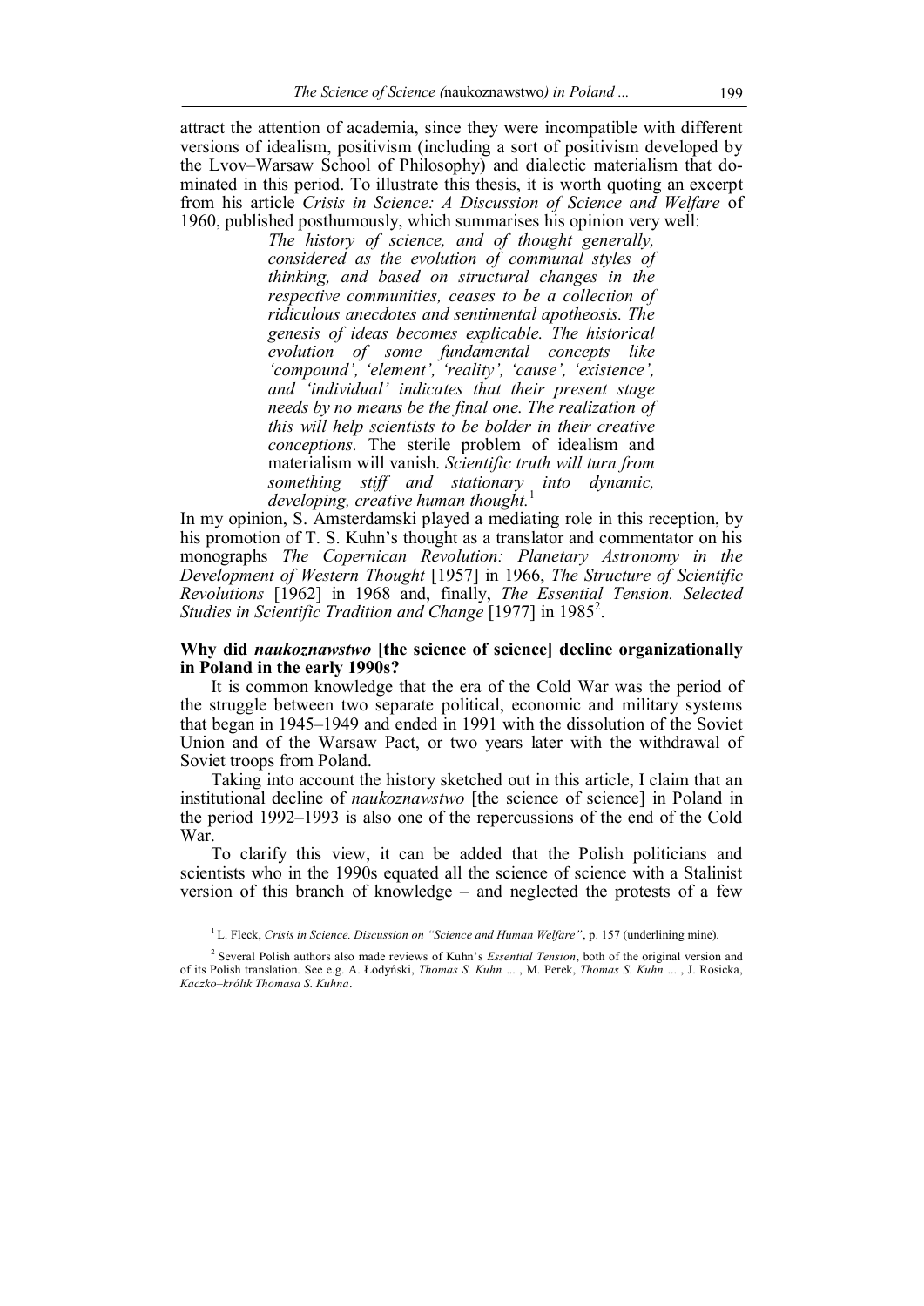attract the attention of academia, since they were incompatible with different versions of idealism, positivism (including a sort of positivism developed by the Lvov–Warsaw School of Philosophy) and dialectic materialism that dominated in this period. To illustrate this thesis, it is worth quoting an excerpt from his article *Crisis in Science: A Discussion of Science and Welfare* of 1960, published posthumously, which summarises his opinion very well:

> *The history of science, and of thought generally, considered as the evolution of communal styles of thinking, and based on structural changes in the respective communities, ceases to be a collection of ridiculous anecdotes and sentimental apotheosis. The genesis of ideas becomes explicable. The historical evolution of some fundamental concepts like 'compound', 'element', 'reality', 'cause', 'existence', and 'individual' indicates that their present stage needs by no means be the final one. The realization of this will help scientists to be bolder in their creative conceptions.* The sterile problem of idealism and materialism will vanish. *Scientific truth will turn from something stiff and stationary into dynamic, developing, creative human thought.*[1]

In my opinion, S. Amsterdamski played a mediating role in this reception, by his promotion of T. S. Kuhn's thought as a translator and commentator on his monographs *The Copernican Revolution: Planetary Astronomy in the Development of Western Thought* [1957] in 1966, *The Structure of Scientific Revolutions* [1962] in 1968 and, finally, *The Essential Tension. Selected Studies in Scientific Tradition and Change* [1977] in 1985[2].

**Why did *naukoznawstwo* [the science of science] decline organizationally in Poland in the early 1990s?**

It is common knowledge that the era of the Cold War was the period of the struggle between two separate political, economic and military systems that began in 1945–1949 and ended in 1991 with the dissolution of the Soviet Union and of the Warsaw Pact, or two years later with the withdrawal of Soviet troops from Poland.

Taking into account the history sketched out in this article, I claim that an institutional decline of *naukoznawstwo* [the science of science] in Poland in the period 1992–1993 is also one of the repercussions of the end of the Cold War.

To clarify this view, it can be added that the Polish politicians and scientists who in the 1990s equated all the science of science with a Stalinist version of this branch of knowledge – and neglected the protests of a few

---

[1] L. Fleck, *Crisis in Science. Discussion on "Science and Human Welfare"*, p. 157 (underlining mine).

[2] Several Polish authors also made reviews of Kuhn's *Essential Tension*, both of the original version and of its Polish translation. See e.g. A. Łodyński, *Thomas S. Kuhn ...* , M. Perek, *Thomas S. Kuhn ...* , J. Rosicka, *Kaczko–królik Thomasa S. Kuhna*.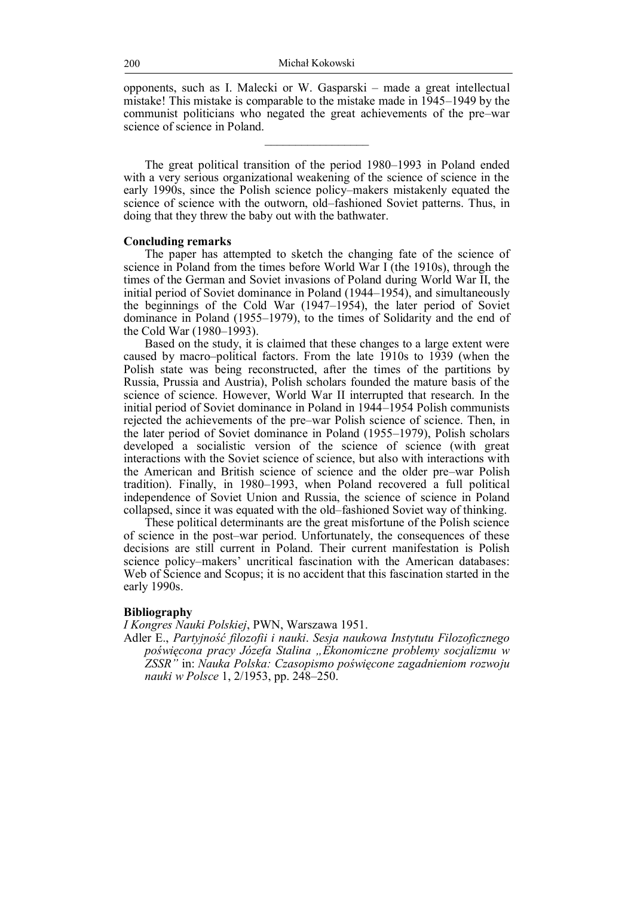opponents, such as I. Malecki or W. Gasparski – made a great intellectual mistake! This mistake is comparable to the mistake made in 1945–1949 by the communist politicians who negated the great achievements of the pre–war science of science in Poland.

―――――――――――

The great political transition of the period 1980–1993 in Poland ended with a very serious organizational weakening of the science of science in the early 1990s, since the Polish science policy–makers mistakenly equated the science of science with the outworn, old–fashioned Soviet patterns. Thus, in doing that they threw the baby out with the bathwater.

**Concluding remarks**

The paper has attempted to sketch the changing fate of the science of science in Poland from the times before World War I (the 1910s), through the times of the German and Soviet invasions of Poland during World War II, the initial period of Soviet dominance in Poland (1944–1954), and simultaneously the beginnings of the Cold War (1947–1954), the later period of Soviet dominance in Poland (1955–1979), to the times of Solidarity and the end of the Cold War (1980–1993).

Based on the study, it is claimed that these changes to a large extent were caused by macro–political factors. From the late 1910s to 1939 (when the Polish state was being reconstructed, after the times of the partitions by Russia, Prussia and Austria), Polish scholars founded the mature basis of the science of science. However, World War II interrupted that research. In the initial period of Soviet dominance in Poland in 1944–1954 Polish communists rejected the achievements of the pre–war Polish science of science. Then, in the later period of Soviet dominance in Poland (1955–1979), Polish scholars developed a socialistic version of the science of science (with great interactions with the Soviet science of science, but also with interactions with the American and British science of science and the older pre–war Polish tradition). Finally, in 1980–1993, when Poland recovered a full political independence of Soviet Union and Russia, the science of science in Poland collapsed, since it was equated with the old–fashioned Soviet way of thinking.

These political determinants are the great misfortune of the Polish science of science in the post–war period. Unfortunately, the consequences of these decisions are still current in Poland. Their current manifestation is Polish science policy–makers' uncritical fascination with the American databases: Web of Science and Scopus; it is no accident that this fascination started in the early 1990s.

**Bibliography**

*I Kongres Nauki Polskiej*, PWN, Warszawa 1951.

Adler E., *Partyjność filozofii i nauki*. *Sesja naukowa Instytutu Filozoficznego poświęcona pracy Józefa Stalina „Ekonomiczne problemy socjalizmu w ZSSR"* in: *Nauka Polska: Czasopismo poświęcone zagadnieniom rozwoju nauki w Polsce* 1, 2/1953, pp. 248–250.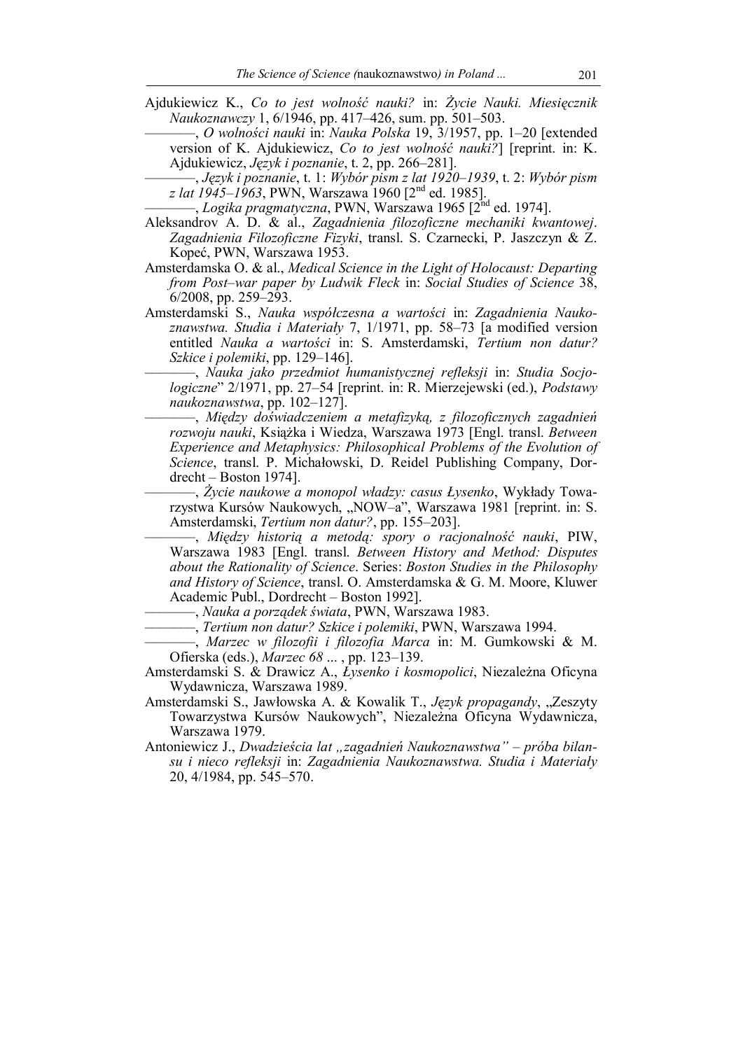Ajdukiewicz K., *Co to jest wolność nauki?* in: *Życie Nauki. Miesięcznik Naukoznawczy* 1, 6/1946, pp. 417–426, sum. pp. 501–503.

————, *O wolności nauki* in: *Nauka Polska* 19, 3/1957, pp. 1–20 [extended version of K. Ajdukiewicz, *Co to jest wolność nauki?*] [reprint. in: K. Ajdukiewicz, *Język i poznanie*, t. 2, pp. 266–281].

————, *Język i poznanie*, t. 1: *Wybór pism z lat 1920–1939*, t. 2: *Wybór pism z lat 1945–1963*, PWN, Warszawa 1960 [2nd ed. 1985].

————, *Logika pragmatyczna*, PWN, Warszawa 1965 [2nd ed. 1974].

Aleksandrov A. D. & al., *Zagadnienia filozoficzne mechaniki kwantowej*. *Zagadnienia Filozoficzne Fizyki*, transl. S. Czarnecki, P. Jaszczyn & Z. Kopeć, PWN, Warszawa 1953.

Amsterdamska O. & al., *Medical Science in the Light of Holocaust: Departing from Post–war paper by Ludwik Fleck* in: *Social Studies of Science* 38, 6/2008, pp. 259–293.

Amsterdamski S., *Nauka współczesna a wartości* in: *Zagadnienia Naukoznawstwa. Studia i Materiały* 7, 1/1971, pp. 58–73 [a modified version entitled *Nauka a wartości* in: S. Amsterdamski, *Tertium non datur? Szkice i polemiki*, pp. 129–146].

————, *Nauka jako przedmiot humanistycznej refleksji* in: *Studia Socjologiczne*" 2/1971, pp. 27–54 [reprint. in: R. Mierzejewski (ed.), *Podstawy naukoznawstwa*, pp. 102–127].

————, *Między doświadczeniem a metafizyką, z filozoficznych zagadnień rozwoju nauki*, Książka i Wiedza, Warszawa 1973 [Engl. transl. *Between Experience and Metaphysics: Philosophical Problems of the Evolution of Science*, transl. P. Michałowski, D. Reidel Publishing Company, Dordrecht – Boston 1974].

————, *Życie naukowe a monopol władzy: casus Łysenko*, Wykłady Towarzystwa Kursów Naukowych, „NOW–a", Warszawa 1981 [reprint. in: S. Amsterdamski, *Tertium non datur?*, pp. 155–203].

————, *Między historią a metodą: spory o racjonalność nauki*, PIW, Warszawa 1983 [Engl. transl. *Between History and Method: Disputes about the Rationality of Science*. Series: *Boston Studies in the Philosophy and History of Science*, transl. O. Amsterdamska & G. M. Moore, Kluwer Academic Publ., Dordrecht – Boston 1992].

————, *Nauka a porządek świata*, PWN, Warszawa 1983.

————, *Tertium non datur? Szkice i polemiki*, PWN, Warszawa 1994.

————, *Marzec w filozofii i filozofia Marca* in: M. Gumkowski & M. Ofierska (eds.), *Marzec 68 ...* , pp. 123–139.

Amsterdamski S. & Drawicz A., *Łysenko i kosmopolici*, Niezależna Oficyna Wydawnicza, Warszawa 1989.

Amsterdamski S., Jawłowska A. & Kowalik T., *Język propagandy*, „Zeszyty Towarzystwa Kursów Naukowych", Niezależna Oficyna Wydawnicza, Warszawa 1979.

Antoniewicz J., *Dwadzieścia lat „zagadnień Naukoznawstwa" – próba bilansu i nieco refleksji* in: *Zagadnienia Naukoznawstwa. Studia i Materiały* 20, 4/1984, pp. 545–570.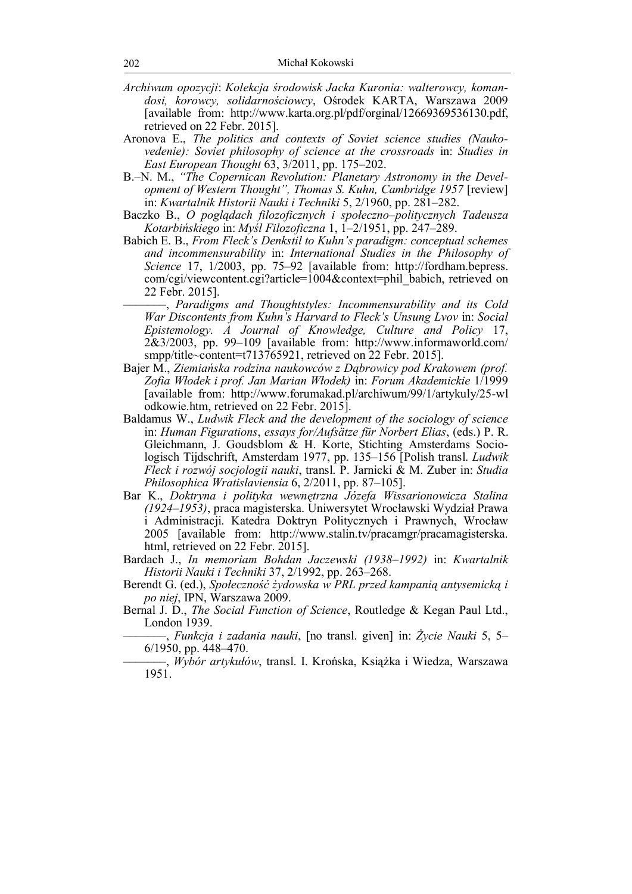*Archiwum opozycji*: *Kolekcja środowisk Jacka Kuronia: walterowcy, komandosi, korowcy, solidarnościowcy*, Ośrodek KARTA, Warszawa 2009 [available from: http://www.karta.org.pl/pdf/orginal/12669369536130.pdf, retrieved on 22 Febr. 2015].

Aronova E., *The politics and contexts of Soviet science studies (Naukovedenie): Soviet philosophy of science at the crossroads* in: *Studies in East European Thought* 63, 3/2011, pp. 175–202.

B.–N. M., *"The Copernican Revolution: Planetary Astronomy in the Development of Western Thought", Thomas S. Kuhn, Cambridge 1957* [review] in: *Kwartalnik Historii Nauki i Techniki* 5, 2/1960, pp. 281–282.

Baczko B., *O poglądach filozoficznych i społeczno–politycznych Tadeusza Kotarbińskiego* in: *Myśl Filozoficzna* 1, 1–2/1951, pp. 247–289.

Babich E. B., *From Fleck's Denkstil to Kuhn's paradigm: conceptual schemes and incommensurability* in: *International Studies in the Philosophy of Science* 17, 1/2003, pp. 75–92 [available from: http://fordham.bepress.com/cgi/viewcontent.cgi?article=1004&context=phil_babich, retrieved on 22 Febr. 2015].

———, *Paradigms and Thoughtstyles: Incommensurability and its Cold War Discontents from Kuhn's Harvard to Fleck's Unsung Lvov* in: *Social Epistemology. A Journal of Knowledge, Culture and Policy* 17, 2&3/2003, pp. 99–109 [available from: http://www.informaworld.com/smpp/title~content=t713765921, retrieved on 22 Febr. 2015].

Bajer M., *Ziemiańska rodzina naukowców z Dąbrowicy pod Krakowem (prof. Zofia Włodek i prof. Jan Marian Włodek)* in: *Forum Akademickie* 1/1999 [available from: http://www.forumakad.pl/archiwum/99/1/artykuly/25-wlodkowie.htm, retrieved on 22 Febr. 2015].

Baldamus W., *Ludwik Fleck and the development of the sociology of science* in: *Human Figurations*, *essays for/Aufsätze für Norbert Elias*, (eds.) P. R. Gleichmann, J. Goudsblom & H. Korte, Stichting Amsterdams Sociologisch Tijdschrift, Amsterdam 1977, pp. 135–156 [Polish transl. *Ludwik Fleck i rozwój socjologii nauki*, transl. P. Jarnicki & M. Zuber in: *Studia Philosophica Wratislaviensia* 6, 2/2011, pp. 87–105].

Bar K., *Doktryna i polityka wewnętrzna Józefa Wissarionowicza Stalina (1924–1953)*, praca magisterska. Uniwersytet Wrocławski Wydział Prawa i Administracji. Katedra Doktryn Politycznych i Prawnych, Wrocław 2005 [available from: http://www.stalin.tv/pracamgr/pracamagisterska.html, retrieved on 22 Febr. 2015].

Bardach J., *In memoriam Bohdan Jaczewski (1938–1992)* in: *Kwartalnik Historii Nauki i Techniki* 37, 2/1992, pp. 263–268.

Berendt G. (ed.), *Społeczność żydowska w PRL przed kampanią antysemicką i po niej*, IPN, Warszawa 2009.

Bernal J. D., *The Social Function of Science*, Routledge & Kegan Paul Ltd., London 1939.

———, *Funkcja i zadania nauki*, [no transl. given] in: *Życie Nauki* 5, 5–6/1950, pp. 448–470.

———, *Wybór artykułów*, transl. I. Krońska, Książka i Wiedza, Warszawa 1951.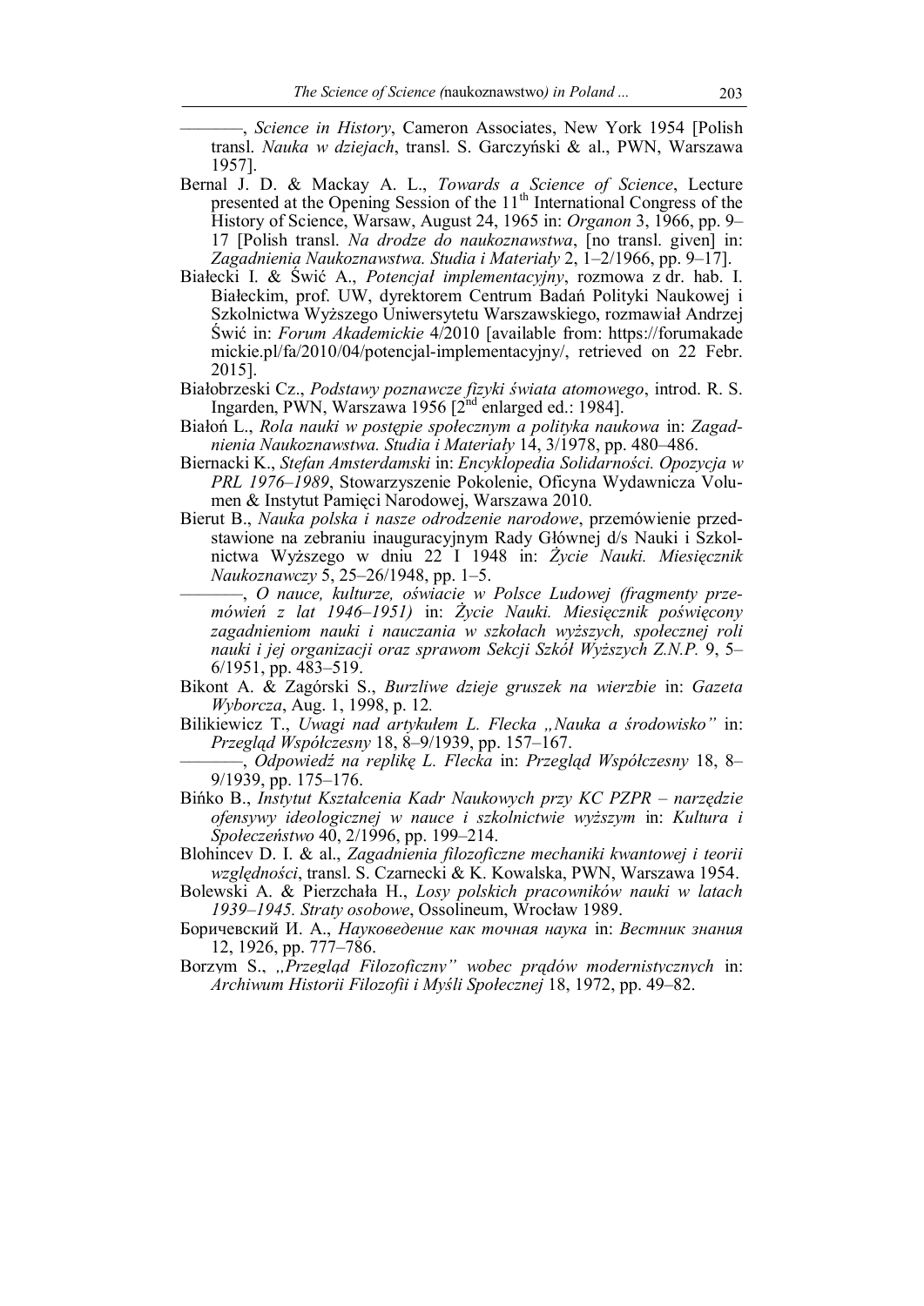————, *Science in History*, Cameron Associates, New York 1954 [Polish transl. *Nauka w dziejach*, transl. S. Garczyński & al., PWN, Warszawa 1957].

Bernal J. D. & Mackay A. L., *Towards a Science of Science*, Lecture presented at the Opening Session of the 11th International Congress of the History of Science, Warsaw, August 24, 1965 in: *Organon* 3, 1966, pp. 9–17 [Polish transl. *Na drodze do naukoznawstwa*, [no transl. given] in: *Zagadnienia Naukoznawstwa. Studia i Materiały* 2, 1–2/1966, pp. 9–17].

Białecki I. & Świć A., *Potencjał implementacyjny*, rozmowa z dr. hab. I. Białeckim, prof. UW, dyrektorem Centrum Badań Polityki Naukowej i Szkolnictwa Wyższego Uniwersytetu Warszawskiego, rozmawiał Andrzej Świć in: *Forum Akademickie* 4/2010 [available from: https://forumakademickie.pl/fa/2010/04/potencjal-implementacyjny/, retrieved on 22 Febr. 2015].

Białobrzeski Cz., *Podstawy poznawcze fizyki świata atomowego*, introd. R. S. Ingarden, PWN, Warszawa 1956 [2nd enlarged ed.: 1984].

Białoń L., *Rola nauki w postępie społecznym a polityka naukowa* in: *Zagadnienia Naukoznawstwa. Studia i Materiały* 14, 3/1978, pp. 480–486.

Biernacki K., *Stefan Amsterdamski* in: *Encyklopedia Solidarności. Opozycja w PRL 1976–1989*, Stowarzyszenie Pokolenie, Oficyna Wydawnicza Volumen & Instytut Pamięci Narodowej, Warszawa 2010.

Bierut B., *Nauka polska i nasze odrodzenie narodowe*, przemówienie przedstawione na zebraniu inauguracyjnym Rady Głównej d/s Nauki i Szkolnictwa Wyższego w dniu 22 I 1948 in: *Życie Nauki. Miesięcznik Naukoznawczy* 5, 25–26/1948, pp. 1–5.

————, *O nauce, kulturze, oświacie w Polsce Ludowej (fragmenty przemówień z lat 1946–1951)* in: *Życie Nauki. Miesięcznik poświęcony zagadnieniom nauki i nauczania w szkołach wyższych, społecznej roli nauki i jej organizacji oraz sprawom Sekcji Szkół Wyższych Z.N.P.* 9, 5–6/1951, pp. 483–519.

Bikont A. & Zagórski S., *Burzliwe dzieje gruszek na wierzbie* in: *Gazeta Wyborcza*, Aug. 1, 1998, p. 12.

Bilikiewicz T., *Uwagi nad artykułem L. Flecka „Nauka a środowisko”* in: *Przegląd Współczesny* 18, 8–9/1939, pp. 157–167.

————, *Odpowiedź na replikę L. Flecka* in: *Przegląd Współczesny* 18, 8–9/1939, pp. 175–176.

Bińko B., *Instytut Kształcenia Kadr Naukowych przy KC PZPR – narzędzie ofensywy ideologicznej w nauce i szkolnictwie wyższym* in: *Kultura i Społeczeństwo* 40, 2/1996, pp. 199–214.

Blohincev D. I. & al., *Zagadnienia filozoficzne mechaniki kwantowej i teorii względności*, transl. S. Czarnecki & K. Kowalska, PWN, Warszawa 1954.

Bolewski A. & Pierzchała H., *Losy polskich pracowników nauki w latach 1939–1945. Straty osobowe*, Ossolineum, Wrocław 1989.

Боричевский И. А., *Науковедение как точная наука* in: *Вестник знания* 12, 1926, pp. 777–786.

Borzym S., *„Przegląd Filozoficzny” wobec prądów modernistycznych* in: *Archiwum Historii Filozofii i Myśli Społecznej* 18, 1972, pp. 49–82.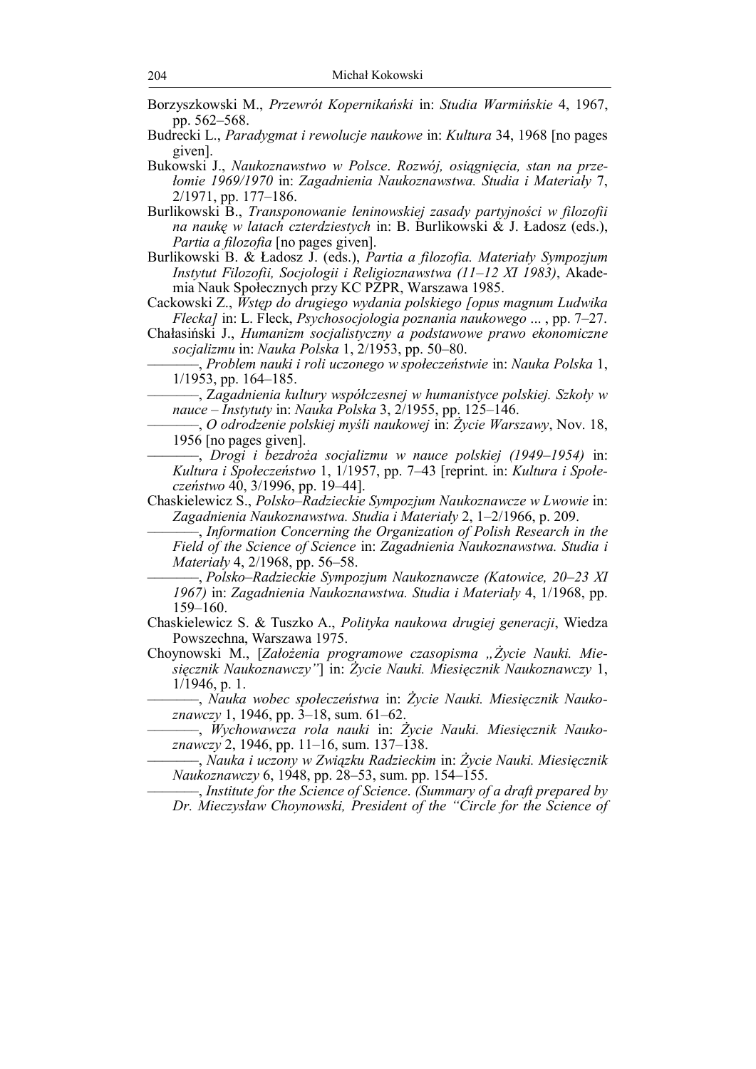Borzyszkowski M., *Przewrót Kopernikański* in: *Studia Warmińskie* 4, 1967, pp. 562–568.

Budrecki L., *Paradygmat i rewolucje naukowe* in: *Kultura* 34, 1968 [no pages given].

Bukowski J., *Naukoznawstwo w Polsce. Rozwój, osiągnięcia, stan na przełomie 1969/1970* in: *Zagadnienia Naukoznawstwa. Studia i Materiały* 7, 2/1971, pp. 177–186.

Burlikowski B., *Transponowanie leninowskiej zasady partyjności w filozofii na naukę w latach czterdziestych* in: B. Burlikowski & J. Ładosz (eds.), *Partia a filozofia* [no pages given].

Burlikowski B. & Ładosz J. (eds.), *Partia a filozofia. Materiały Sympozjum Instytut Filozofii, Socjologii i Religioznawstwa (11–12 XI 1983)*, Akademia Nauk Społecznych przy KC PZPR, Warszawa 1985.

Cackowski Z., *Wstęp do drugiego wydania polskiego [opus magnum Ludwika Flecka]* in: L. Fleck, *Psychosocjologia poznania naukowego ...* , pp. 7–27.

Chałasiński J., *Humanizm socjalistyczny a podstawowe prawo ekonomiczne socjalizmu* in: *Nauka Polska* 1, 2/1953, pp. 50–80.

———, *Problem nauki i roli uczonego w społeczeństwie* in: *Nauka Polska* 1, 1/1953, pp. 164–185.

———, *Zagadnienia kultury współczesnej w humanistyce polskiej. Szkoły w nauce – Instytuty* in: *Nauka Polska* 3, 2/1955, pp. 125–146.

———, *O odrodzenie polskiej myśli naukowej* in: *Życie Warszawy*, Nov. 18, 1956 [no pages given].

———, *Drogi i bezdroża socjalizmu w nauce polskiej (1949–1954)* in: *Kultura i Społeczeństwo* 1, 1/1957, pp. 7–43 [reprint. in: *Kultura i Społeczeństwo* 40, 3/1996, pp. 19–44].

Chaskielewicz S., *Polsko–Radzieckie Sympozjum Naukoznawcze w Lwowie* in: *Zagadnienia Naukoznawstwa. Studia i Materiały* 2, 1–2/1966, p. 209.

———, *Information Concerning the Organization of Polish Research in the Field of the Science of Science* in: *Zagadnienia Naukoznawstwa. Studia i Materiały* 4, 2/1968, pp. 56–58.

———, *Polsko–Radzieckie Sympozjum Naukoznawcze (Katowice, 20–23 XI 1967)* in: *Zagadnienia Naukoznawstwa. Studia i Materiały* 4, 1/1968, pp. 159–160.

Chaskielewicz S. & Tuszko A., *Polityka naukowa drugiej generacji*, Wiedza Powszechna, Warszawa 1975.

Choynowski M., [*Założenia programowe czasopisma „Życie Nauki. Miesięcznik Naukoznawczy"*] in: *Życie Nauki. Miesięcznik Naukoznawczy* 1, 1/1946, p. 1.

———, *Nauka wobec społeczeństwa* in: *Życie Nauki. Miesięcznik Naukoznawczy* 1, 1946, pp. 3–18, sum. 61–62.

———, *Wychowawcza rola nauki* in: *Życie Nauki. Miesięcznik Naukoznawczy* 2, 1946, pp. 11–16, sum. 137–138.

———, *Nauka i uczony w Związku Radzieckim* in: *Życie Nauki. Miesięcznik Naukoznawczy* 6, 1948, pp. 28–53, sum. pp. 154–155.

———, *Institute for the Science of Science. (Summary of a draft prepared by Dr. Mieczysław Choynowski, President of the "Circle for the Science of*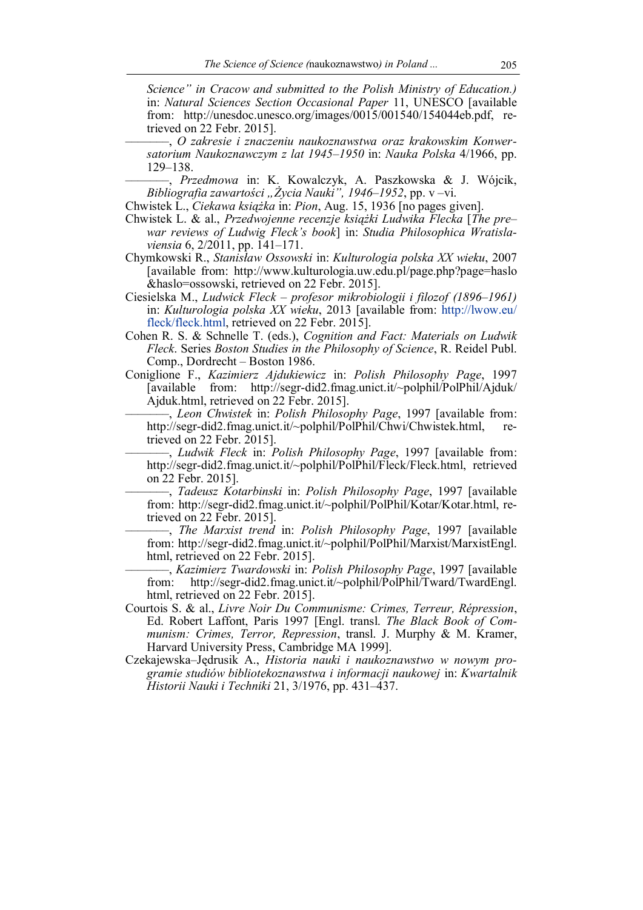*Science" in Cracow and submitted to the Polish Ministry of Education.)* in: *Natural Sciences Section Occasional Paper* 11, UNESCO [available from: http://unesdoc.unesco.org/images/0015/001540/154044eb.pdf, retrieved on 22 Febr. 2015].

———, *O zakresie i znaczeniu naukoznawstwa oraz krakowskim Konwersatorium Naukoznawczym z lat 1945–1950* in: *Nauka Polska* 4/1966, pp. 129–138.

———, *Przedmowa* in: K. Kowalczyk, A. Paszkowska & J. Wójcik, *Bibliografia zawartości „Życia Nauki", 1946–1952*, pp. v –vi.

Chwistek L., *Ciekawa książka* in: *Pion*, Aug. 15, 1936 [no pages given].

Chwistek L. & al., *Przedwojenne recenzje książki Ludwika Flecka* [*The pre–war reviews of Ludwig Fleck's book*] in: *Studia Philosophica Wratislaviensia* 6, 2/2011, pp. 141–171.

Chymkowski R., *Stanisław Ossowski* in: *Kulturologia polska XX wieku*, 2007 [available from: http://www.kulturologia.uw.edu.pl/page.php?page=haslo&haslo=ossowski, retrieved on 22 Febr. 2015].

Ciesielska M., *Ludwick Fleck – profesor mikrobiologii i filozof (1896–1961)* in: *Kulturologia polska XX wieku*, 2013 [available from: http://lwow.eu/fleck/fleck.html, retrieved on 22 Febr. 2015].

Cohen R. S. & Schnelle T. (eds.), *Cognition and Fact: Materials on Ludwik Fleck*. Series *Boston Studies in the Philosophy of Science*, R. Reidel Publ. Comp., Dordrecht – Boston 1986.

Coniglione F., *Kazimierz Ajdukiewicz* in: *Polish Philosophy Page*, 1997 [available from: http://segr-did2.fmag.unict.it/~polphil/PolPhil/Ajduk/Ajduk.html, retrieved on 22 Febr. 2015].

———, *Leon Chwistek* in: *Polish Philosophy Page*, 1997 [available from: http://segr-did2.fmag.unict.it/~polphil/PolPhil/Chwi/Chwistek.html, retrieved on 22 Febr. 2015].

———, *Ludwik Fleck* in: *Polish Philosophy Page*, 1997 [available from: http://segr-did2.fmag.unict.it/~polphil/PolPhil/Fleck/Fleck.html, retrieved on 22 Febr. 2015].

———, *Tadeusz Kotarbinski* in: *Polish Philosophy Page*, 1997 [available from: http://segr-did2.fmag.unict.it/~polphil/PolPhil/Kotar/Kotar.html, retrieved on 22 Febr. 2015].

———, *The Marxist trend* in: *Polish Philosophy Page*, 1997 [available from: http://segr-did2.fmag.unict.it/~polphil/PolPhil/Marxist/MarxistEngl.html, retrieved on 22 Febr. 2015].

———, *Kazimierz Twardowski* in: *Polish Philosophy Page*, 1997 [available from: http://segr-did2.fmag.unict.it/~polphil/PolPhil/Tward/TwardEngl.html, retrieved on 22 Febr. 2015].

Courtois S. & al., *Livre Noir Du Communisme: Crimes, Terreur, Répression*, Ed. Robert Laffont, Paris 1997 [Engl. transl. *The Black Book of Communism: Crimes, Terror, Repression*, transl. J. Murphy & M. Kramer, Harvard University Press, Cambridge MA 1999].

Czekajewska–Jędrusik A., *Historia nauki i naukoznawstwo w nowym programie studiów bibliotekoznawstwa i informacji naukowej* in: *Kwartalnik Historii Nauki i Techniki* 21, 3/1976, pp. 431–437.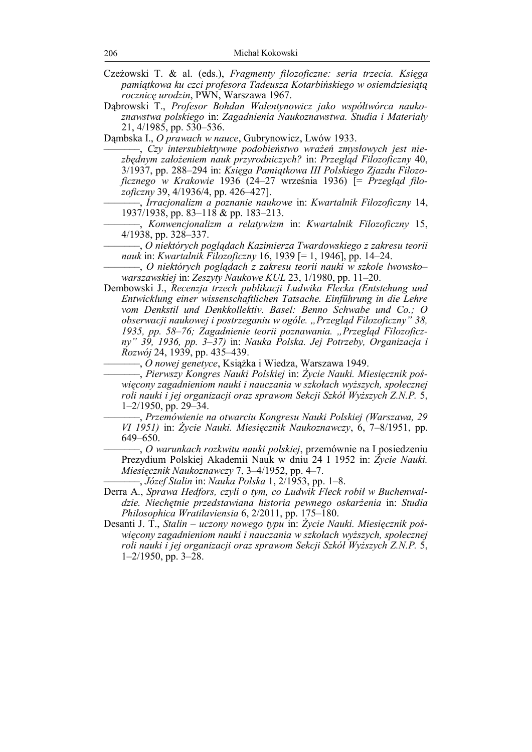Czeżowski T. & al. (eds.), *Fragmenty filozoficzne: seria trzecia. Księga pamiątkowa ku czci profesora Tadeusza Kotarbińskiego w osiemdziesiątą rocznicę urodzin*, PWN, Warszawa 1967.

Dąbrowski T., *Profesor Bohdan Walentynowicz jako współtwórca naukoznawstwa polskiego* in: *Zagadnienia Naukoznawstwa. Studia i Materiały* 21, 4/1985, pp. 530–536.

Dąmbska I., *O prawach w nauce*, Gubrynowicz, Lwów 1933.

———, *Czy intersubiektywne podobieństwo wrażeń zmysłowych jest niezbędnym założeniem nauk przyrodniczych?* in: *Przegląd Filozoficzny* 40, 3/1937, pp. 288–294 in: *Księga Pamiątkowa III Polskiego Zjazdu Filozoficznego w Krakowie* 1936 (24–27 września 1936) [= *Przegląd filozoficzny* 39, 4/1936/4, pp. 426–427].

———, *Irracjonalizm a poznanie naukowe* in: *Kwartalnik Filozoficzny* 14, 1937/1938, pp. 83–118 & pp. 183–213.

———, *Konwencjonalizm a relatywizm* in: *Kwartalnik Filozoficzny* 15, 4/1938, pp. 328–337.

———, *O niektórych poglądach Kazimierza Twardowskiego z zakresu teorii nauk* in: *Kwartalnik Filozoficzny* 16, 1939 [= 1, 1946], pp. 14–24.

———, *O niektórych poglądach z zakresu teorii nauki w szkole lwowsko–warszawskiej* in: *Zeszyty Naukowe KUL* 23, 1/1980, pp. 11–20.

Dembowski J., *Recenzja trzech publikacji Ludwika Flecka (Entstehung und Entwicklung einer wissenschaftlichen Tatsache. Einführung in die Lehre vom Denkstil und Denkkollektiv. Basel: Benno Schwabe und Co.; O obserwacji naukowej i postrzeganiu w ogóle. „Przegląd Filozoficzny" 38, 1935, pp. 58–76; Zagadnienie teorii poznawania. „Przegląd Filozoficzny" 39, 1936, pp. 3–37)* in: *Nauka Polska. Jej Potrzeby, Organizacja i Rozwój* 24, 1939, pp. 435–439.

———, *O nowej genetyce*, Książka i Wiedza, Warszawa 1949.

———, *Pierwszy Kongres Nauki Polskiej* in: *Życie Nauki. Miesięcznik poświęcony zagadnieniom nauki i nauczania w szkołach wyższych, społecznej roli nauki i jej organizacji oraz sprawom Sekcji Szkół Wyższych Z.N.P.* 5, 1–2/1950, pp. 29–34.

———, *Przemówienie na otwarciu Kongresu Nauki Polskiej (Warszawa, 29 VI 1951)* in: *Życie Nauki. Miesięcznik Naukoznawczy*, 6, 7–8/1951, pp. 649–650.

———, *O warunkach rozkwitu nauki polskiej*, przemównie na I posiedzeniu Prezydium Polskiej Akademii Nauk w dniu 24 I 1952 in: *Życie Nauki. Miesięcznik Naukoznawczy* 7, 3–4/1952, pp. 4–7.

———, *Józef Stalin* in: *Nauka Polska* 1, 2/1953, pp. 1–8.

Derra A., *Sprawa Hedfors, czyli o tym, co Ludwik Fleck robił w Buchenwaldzie. Niechętnie przedstawiana historia pewnego oskarżenia* in: *Studia Philosophica Wratilaviensia* 6, 2/2011, pp. 175–180.

Desanti J. T., *Stalin – uczony nowego typu* in: *Życie Nauki. Miesięcznik poświęcony zagadnieniom nauki i nauczania w szkołach wyższych, społecznej roli nauki i jej organizacji oraz sprawom Sekcji Szkół Wyższych Z.N.P.* 5, 1–2/1950, pp. 3–28.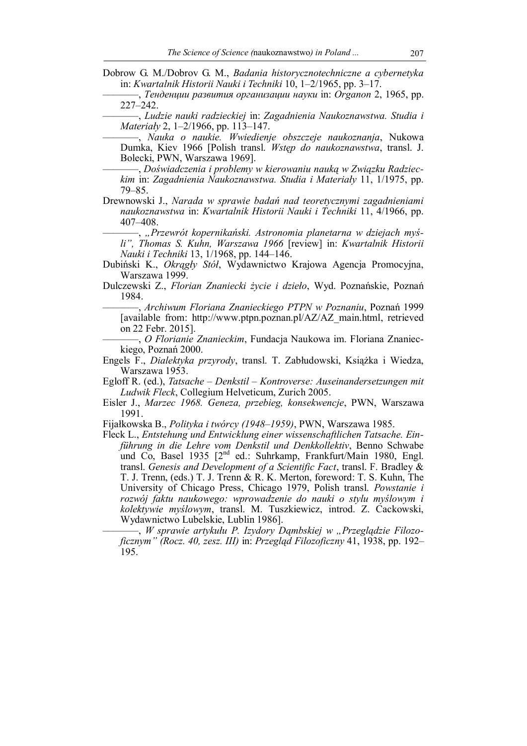Dobrow G. M./Dobrov G. M., *Badania historycznotechniczne a cybernetyka* in: *Kwartalnik Historii Nauki i Techniki* 10, 1–2/1965, pp. 3–17.

————, *Тенденции развития организации науки* in: *Organon* 2, 1965, pp. 227–242.

————, *Ludzie nauki radzieckiej* in: *Zagadnienia Naukoznawstwa. Studia i Materiały* 2, 1–2/1966, pp. 113–147.

————, *Nauka o naukie. Wwiedienje obszczeje naukoznanja*, Nukowa Dumka, Kiev 1966 [Polish transl. *Wstęp do naukoznawstwa*, transl. J. Bolecki, PWN, Warszawa 1969].

————, *Doświadczenia i problemy w kierowaniu nauką w Związku Radzieckim* in: *Zagadnienia Naukoznawstwa. Studia i Materiały* 11, 1/1975, pp. 79–85.

Drewnowski J., *Narada w sprawie badań nad teoretycznymi zagadnieniami naukoznawstwa* in: *Kwartalnik Historii Nauki i Techniki* 11, 4/1966, pp. 407–408.

————, *„Przewrót kopernikański. Astronomia planetarna w dziejach myśli", Thomas S. Kuhn, Warszawa 1966* [review] in: *Kwartalnik Historii Nauki i Techniki* 13, 1/1968, pp. 144–146.

Dubiński K., *Okrągły Stół*, Wydawnictwo Krajowa Agencja Promocyjna, Warszawa 1999.

Dulczewski Z., *Florian Znaniecki życie i dzieło*, Wyd. Poznańskie, Poznań 1984.

————, *Archiwum Floriana Znanieckiego PTPN w Poznaniu*, Poznań 1999 [available from: http://www.ptpn.poznan.pl/AZ/AZ_main.html, retrieved on 22 Febr. 2015].

————, *O Florianie Znanieckim*, Fundacja Naukowa im. Floriana Znanieckiego, Poznań 2000.

Engels F., *Dialektyka przyrody*, transl. T. Zabłudowski, Książka i Wiedza, Warszawa 1953.

Egloff R. (ed.), *Tatsache – Denkstil – Kontroverse: Auseinandersetzungen mit Ludwik Fleck*, Collegium Helveticum, Zurich 2005.

Eisler J., *Marzec 1968. Geneza, przebieg, konsekwencje*, PWN, Warszawa 1991.

Fijałkowska B., *Polityka i twórcy (1948–1959)*, PWN, Warszawa 1985.

Fleck L., *Entstehung und Entwicklung einer wissenschaftlichen Tatsache. Einführung in die Lehre vom Denkstil und Denkkollektiv*, Benno Schwabe und Co, Basel 1935 [2nd ed.: Suhrkamp, Frankfurt/Main 1980, Engl. transl. *Genesis and Development of a Scientific Fact*, transl. F. Bradley & T. J. Trenn, (eds.) T. J. Trenn & R. K. Merton, foreword: T. S. Kuhn, The University of Chicago Press, Chicago 1979, Polish transl. *Powstanie i rozwój faktu naukowego: wprowadzenie do nauki o stylu myślowym i kolektywie myślowym*, transl. M. Tuszkiewicz, introd. Z. Cackowski, Wydawnictwo Lubelskie, Lublin 1986].

————, *W sprawie artykułu P. Izydory Dąmbskiej w „Przeglądzie Filozoficznym" (Rocz. 40, zesz. III)* in: *Przegląd Filozoficzny* 41, 1938, pp. 192–195.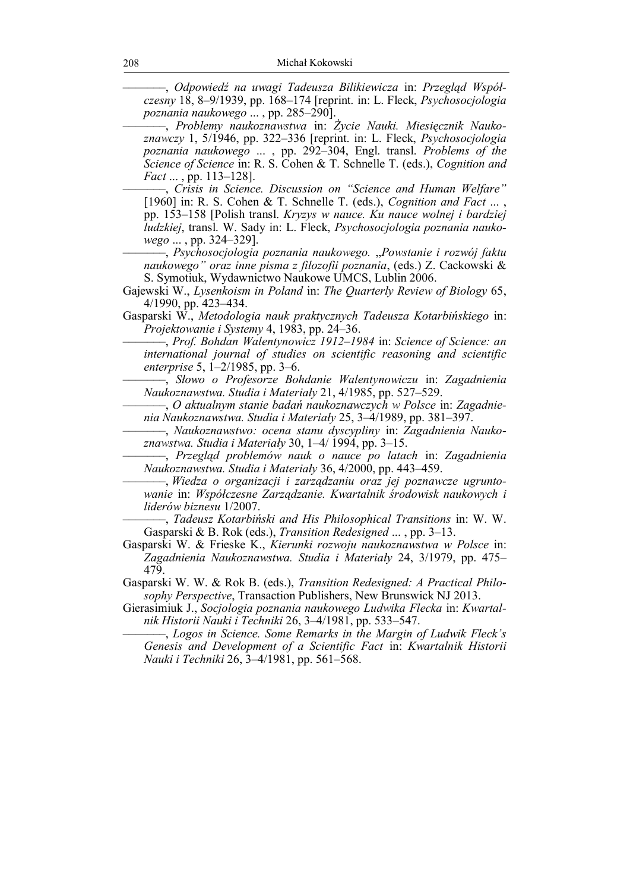———, *Odpowiedź na uwagi Tadeusza Bilikiewicza* in: *Przegląd Współczesny* 18, 8–9/1939, pp. 168–174 [reprint. in: L. Fleck, *Psychosocjologia poznania naukowego* ... , pp. 285–290].

———, *Problemy naukoznawstwa* in: *Życie Nauki. Miesięcznik Naukoznawczy* 1, 5/1946, pp. 322–336 [reprint. in: L. Fleck, *Psychosocjologia poznania naukowego* ... , pp. 292–304, Engl. transl. *Problems of the Science of Science* in: R. S. Cohen & T. Schnelle T. (eds.), *Cognition and Fact* ... , pp. 113–128].

———, *Crisis in Science. Discussion on "Science and Human Welfare"* [1960] in: R. S. Cohen & T. Schnelle T. (eds.), *Cognition and Fact* ... , pp. 153–158 [Polish transl. *Kryzys w nauce. Ku nauce wolnej i bardziej ludzkiej*, transl. W. Sady in: L. Fleck, *Psychosocjologia poznania naukowego* ... , pp. 324–329].

———, *Psychosocjologia poznania naukowego. „Powstanie i rozwój faktu naukowego" oraz inne pisma z filozofii poznania*, (eds.) Z. Cackowski & S. Symotiuk, Wydawnictwo Naukowe UMCS, Lublin 2006.

Gajewski W., *Lysenkoism in Poland* in: *The Quarterly Review of Biology* 65, 4/1990, pp. 423–434.

Gasparski W., *Metodologia nauk praktycznych Tadeusza Kotarbińskiego* in: *Projektowanie i Systemy* 4, 1983, pp. 24–36.

———, *Prof. Bohdan Walentynowicz 1912–1984* in: *Science of Science: an international journal of studies on scientific reasoning and scientific enterprise* 5, 1–2/1985, pp. 3–6.

———, *Słowo o Profesorze Bohdanie Walentynowiczu* in: *Zagadnienia Naukoznawstwa. Studia i Materiały* 21, 4/1985, pp. 527–529.

———, *O aktualnym stanie badań naukoznawczych w Polsce* in: *Zagadnienia Naukoznawstwa. Studia i Materiały* 25, 3–4/1989, pp. 381–397.

———, *Naukoznawstwo: ocena stanu dyscypliny* in: *Zagadnienia Naukoznawstwa. Studia i Materiały* 30, 1–4/ 1994, pp. 3–15.

———, *Przegląd problemów nauk o nauce po latach* in: *Zagadnienia Naukoznawstwa. Studia i Materiały* 36, 4/2000, pp. 443–459.

———, *Wiedza o organizacji i zarządzaniu oraz jej poznawcze ugruntowanie* in: *Współczesne Zarządzanie. Kwartalnik środowisk naukowych i liderów biznesu* 1/2007.

———, *Tadeusz Kotarbiński and His Philosophical Transitions* in: W. W. Gasparski & B. Rok (eds.), *Transition Redesigned* ... , pp. 3–13.

Gasparski W. & Frieske K., *Kierunki rozwoju naukoznawstwa w Polsce* in: *Zagadnienia Naukoznawstwa. Studia i Materiały* 24, 3/1979, pp. 475–479.

Gasparski W. W. & Rok B. (eds.), *Transition Redesigned: A Practical Philosophy Perspective*, Transaction Publishers, New Brunswick NJ 2013.

Gierasimiuk J., *Socjologia poznania naukowego Ludwika Flecka* in: *Kwartalnik Historii Nauki i Techniki* 26, 3–4/1981, pp. 533–547.

———, *Logos in Science. Some Remarks in the Margin of Ludwik Fleck's Genesis and Development of a Scientific Fact* in: *Kwartalnik Historii Nauki i Techniki* 26, 3–4/1981, pp. 561–568.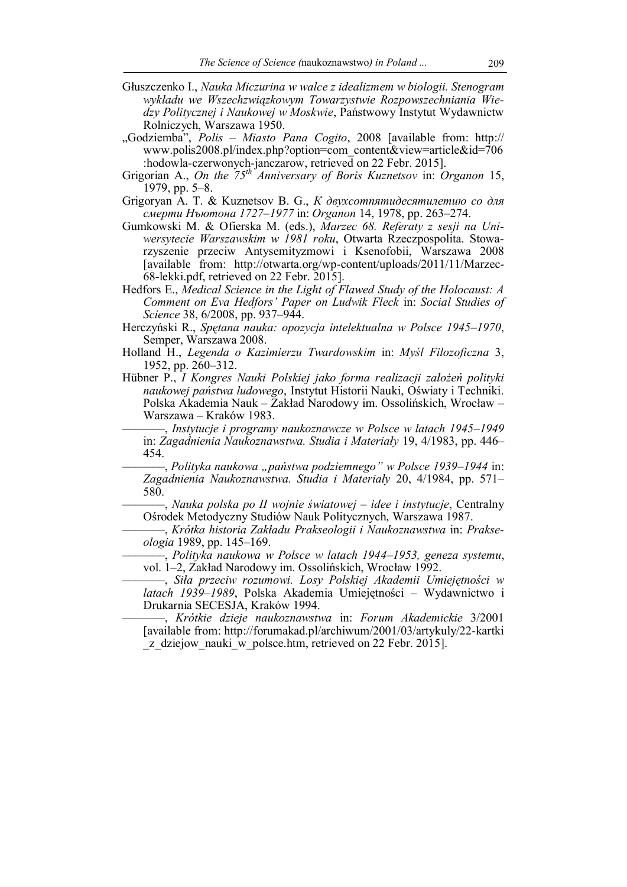Głuszczenko I., *Nauka Miczurina w walce z idealizmem w biologii. Stenogram wykładu we Wszechzwiązkowym Towarzystwie Rozpowszechniania Wiedzy Politycznej i Naukowej w Moskwie*, Państwowy Instytut Wydawnictw Rolniczych, Warszawa 1950.

„Godziemba", *Polis – Miasto Pana Cogito*, 2008 [available from: http://www.polis2008.pl/index.php?option=com_content&view=article&id=706:hodowla-czerwonych-janczarow, retrieved on 22 Febr. 2015].

Grigorian A., *On the 75th Anniversary of Boris Kuznetsov* in: *Organon* 15, 1979, pp. 5–8.

Grigoryan A. T. & Kuznetsov B. G., *К двухсотпятидесятилетию со дня смерти Ньютона 1727–1977* in: *Organon* 14, 1978, pp. 263–274.

Gumkowski M. & Ofierska M. (eds.), *Marzec 68. Referaty z sesji na Uniwersytecie Warszawskim w 1981 roku*, Otwarta Rzeczpospolita. Stowarzyszenie przeciw Antysemityzmowi i Ksenofobii, Warszawa 2008 [available from: http://otwarta.org/wp-content/uploads/2011/11/Marzec-68-lekki.pdf, retrieved on 22 Febr. 2015].

Hedfors E., *Medical Science in the Light of Flawed Study of the Holocaust: A Comment on Eva Hedfors' Paper on Ludwik Fleck* in: *Social Studies of Science* 38, 6/2008, pp. 937–944.

Herczyński R., *Spętana nauka: opozycja intelektualna w Polsce 1945–1970*, Semper, Warszawa 2008.

Holland H., *Legenda o Kazimierzu Twardowskim* in: *Myśl Filozoficzna* 3, 1952, pp. 260–312.

Hübner P., *I Kongres Nauki Polskiej jako forma realizacji założeń polityki naukowej państwa ludowego*, Instytut Historii Nauki, Oświaty i Techniki. Polska Akademia Nauk – Zakład Narodowy im. Ossolińskich, Wrocław – Warszawa – Kraków 1983.

————, *Instytucje i programy naukoznawcze w Polsce w latach 1945–1949* in: *Zagadnienia Naukoznawstwa. Studia i Materiały* 19, 4/1983, pp. 446–454.

————, *Polityka naukowa „państwa podziemnego" w Polsce 1939–1944* in: *Zagadnienia Naukoznawstwa. Studia i Materiały* 20, 4/1984, pp. 571–580.

————, *Nauka polska po II wojnie światowej – idee i instytucje*, Centralny Ośrodek Metodyczny Studiów Nauk Politycznych, Warszawa 1987.

————, *Krótka historia Zakładu Prakseologii i Naukoznawstwa* in: *Prakseologia* 1989, pp. 145–169.

————, *Polityka naukowa w Polsce w latach 1944–1953, geneza systemu*, vol. 1–2, Zakład Narodowy im. Ossolińskich, Wrocław 1992.

————, *Siła przeciw rozumowi. Losy Polskiej Akademii Umiejętności w latach 1939–1989*, Polska Akademia Umiejętności – Wydawnictwo i Drukarnia SECESJA, Kraków 1994.

————, *Krótkie dzieje naukoznawstwa* in: *Forum Akademickie* 3/2001 [available from: http://forumakad.pl/archiwum/2001/03/artykuly/22-kartki_z_dziejow_nauki_w_polsce.htm, retrieved on 22 Febr. 2015].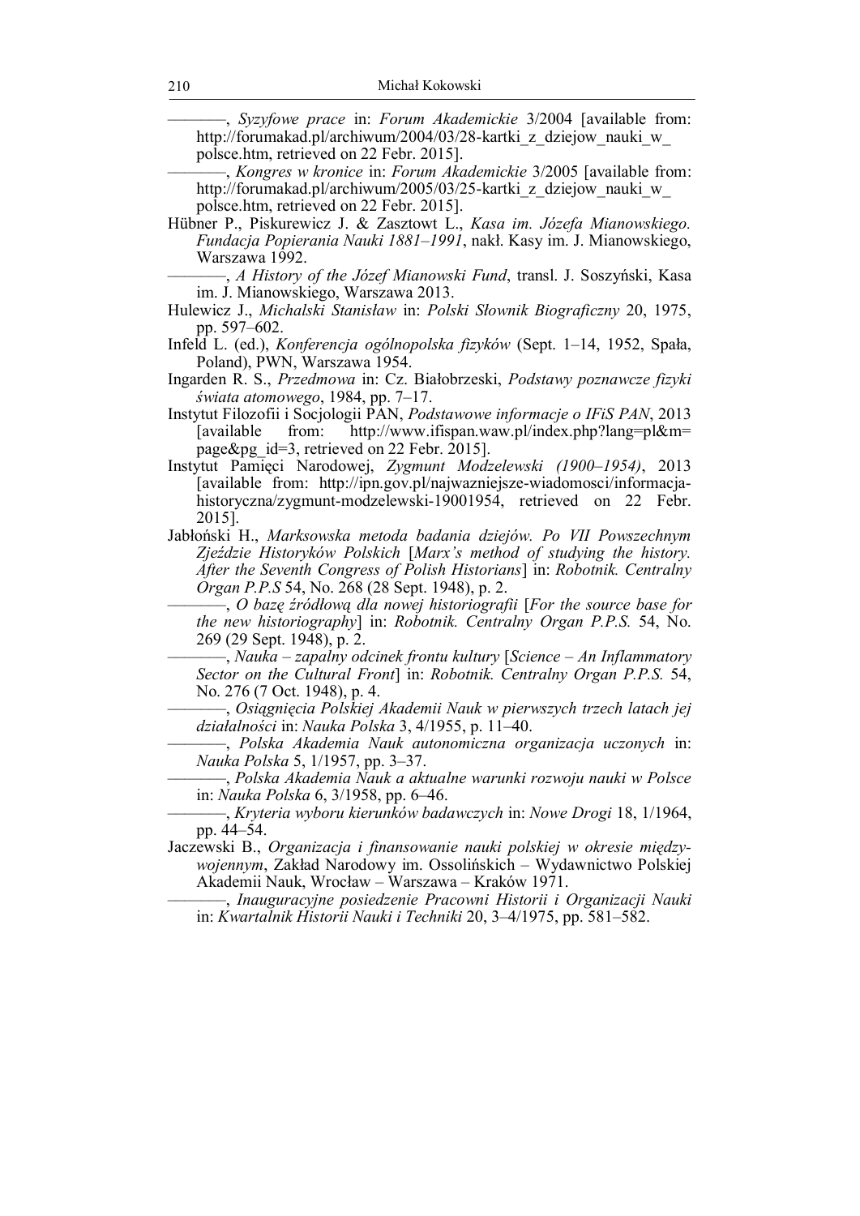————, *Syzyfowe prace* in: *Forum Akademickie* 3/2004 [available from: http://forumakad.pl/archiwum/2004/03/28-kartki_z_dziejow_nauki_w_polsce.htm, retrieved on 22 Febr. 2015].

————, *Kongres w kronice* in: *Forum Akademickie* 3/2005 [available from: http://forumakad.pl/archiwum/2005/03/25-kartki_z_dziejow_nauki_w_polsce.htm, retrieved on 22 Febr. 2015].

Hübner P., Piskurewicz J. & Zasztowt L., *Kasa im. Józefa Mianowskiego. Fundacja Popierania Nauki 1881–1991*, nakł. Kasy im. J. Mianowskiego, Warszawa 1992.

————, *A History of the Józef Mianowski Fund*, transl. J. Soszyński, Kasa im. J. Mianowskiego, Warszawa 2013.

Hulewicz J., *Michalski Stanisław* in: *Polski Słownik Biograficzny* 20, 1975, pp. 597–602.

Infeld L. (ed.), *Konferencja ogólnopolska fizyków* (Sept. 1–14, 1952, Spała, Poland), PWN, Warszawa 1954.

Ingarden R. S., *Przedmowa* in: Cz. Białobrzeski, *Podstawy poznawcze fizyki świata atomowego*, 1984, pp. 7–17.

Instytut Filozofii i Socjologii PAN, *Podstawowe informacje o IFiS PAN*, 2013 [available from: http://www.ifispan.waw.pl/index.php?lang=pl&m=page&pg_id=3, retrieved on 22 Febr. 2015].

Instytut Pamięci Narodowej, *Zygmunt Modzelewski (1900–1954)*, 2013 [available from: http://ipn.gov.pl/najwazniejsze-wiadomosci/informacja-historyczna/zygmunt-modzelewski-19001954, retrieved on 22 Febr. 2015].

Jabłoński H., *Marksowska metoda badania dziejów. Po VII Powszechnym Zjeździe Historyków Polskich* [*Marx's method of studying the history. After the Seventh Congress of Polish Historians*] in: *Robotnik. Centralny Organ P.P.S* 54, No. 268 (28 Sept. 1948), p. 2.

————, *O bazę źródłową dla nowej historiografii* [*For the source base for the new historiography*] in: *Robotnik. Centralny Organ P.P.S.* 54, No. 269 (29 Sept. 1948), p. 2.

————, *Nauka – zapalny odcinek frontu kultury* [*Science – An Inflammatory Sector on the Cultural Front*] in: *Robotnik. Centralny Organ P.P.S.* 54, No. 276 (7 Oct. 1948), p. 4.

————, *Osiągnięcia Polskiej Akademii Nauk w pierwszych trzech latach jej działalności* in: *Nauka Polska* 3, 4/1955, p. 11–40.

————, *Polska Akademia Nauk autonomiczna organizacja uczonych* in: *Nauka Polska* 5, 1/1957, pp. 3–37.

————, *Polska Akademia Nauk a aktualne warunki rozwoju nauki w Polsce* in: *Nauka Polska* 6, 3/1958, pp. 6–46.

————, *Kryteria wyboru kierunków badawczych* in: *Nowe Drogi* 18, 1/1964, pp. 44–54.

Jaczewski B., *Organizacja i finansowanie nauki polskiej w okresie międzywojennym*, Zakład Narodowy im. Ossolińskich – Wydawnictwo Polskiej Akademii Nauk, Wrocław – Warszawa – Kraków 1971.

————, *Inauguracyjne posiedzenie Pracowni Historii i Organizacji Nauki* in: *Kwartalnik Historii Nauki i Techniki* 20, 3–4/1975, pp. 581–582.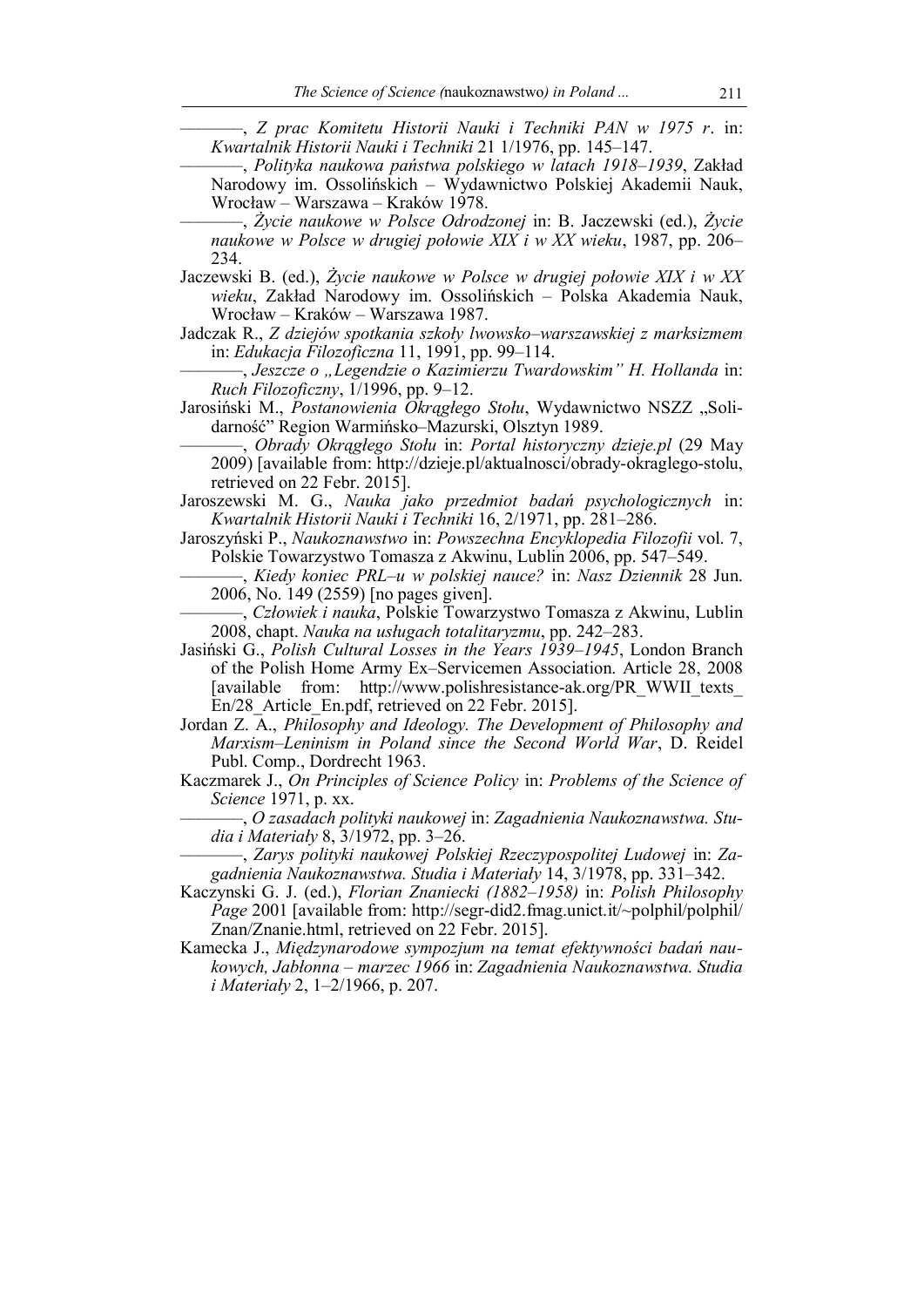————, *Z prac Komitetu Historii Nauki i Techniki PAN w 1975 r*. in: *Kwartalnik Historii Nauki i Techniki* 21 1/1976, pp. 145–147.

————, *Polityka naukowa państwa polskiego w latach 1918–1939*, Zakład Narodowy im. Ossolińskich – Wydawnictwo Polskiej Akademii Nauk, Wrocław – Warszawa – Kraków 1978.

————, *Życie naukowe w Polsce Odrodzonej* in: B. Jaczewski (ed.), *Życie naukowe w Polsce w drugiej połowie XIX i w XX wieku*, 1987, pp. 206–234.

Jaczewski B. (ed.), *Życie naukowe w Polsce w drugiej połowie XIX i w XX wieku*, Zakład Narodowy im. Ossolińskich – Polska Akademia Nauk, Wrocław – Kraków – Warszawa 1987.

Jadczak R., *Z dziejów spotkania szkoły lwowsko–warszawskiej z marksizmem* in: *Edukacja Filozoficzna* 11, 1991, pp. 99–114.

————, *Jeszcze o „Legendzie o Kazimierzu Twardowskim" H. Hollanda* in: *Ruch Filozoficzny*, 1/1996, pp. 9–12.

Jarosiński M., *Postanowienia Okrągłego Stołu*, Wydawnictwo NSZZ „Solidarność" Region Warmińsko–Mazurski, Olsztyn 1989.

————, *Obrady Okrągłego Stołu* in: *Portal historyczny dzieje.pl* (29 May 2009) [available from: http://dzieje.pl/aktualnosci/obrady-okraglego-stolu, retrieved on 22 Febr. 2015].

Jaroszewski M. G., *Nauka jako przedmiot badań psychologicznych* in: *Kwartalnik Historii Nauki i Techniki* 16, 2/1971, pp. 281–286.

Jaroszyński P., *Naukoznawstwo* in: *Powszechna Encyklopedia Filozofii* vol. 7, Polskie Towarzystwo Tomasza z Akwinu, Lublin 2006, pp. 547–549.

————, *Kiedy koniec PRL–u w polskiej nauce?* in: *Nasz Dziennik* 28 Jun. 2006, No. 149 (2559) [no pages given].

————, *Człowiek i nauka*, Polskie Towarzystwo Tomasza z Akwinu, Lublin 2008, chapt. *Nauka na usługach totalitaryzmu*, pp. 242–283.

Jasiński G., *Polish Cultural Losses in the Years 1939–1945*, London Branch of the Polish Home Army Ex–Servicemen Association. Article 28, 2008 [available from: http://www.polishresistance-ak.org/PR_WWII_texts_En/28_Article_En.pdf, retrieved on 22 Febr. 2015].

Jordan Z. A., *Philosophy and Ideology. The Development of Philosophy and Marxism–Leninism in Poland since the Second World War*, D. Reidel Publ. Comp., Dordrecht 1963.

Kaczmarek J., *On Principles of Science Policy* in: *Problems of the Science of Science* 1971, p. xx.

————, *O zasadach polityki naukowej* in: *Zagadnienia Naukoznawstwa. Studia i Materiały* 8, 3/1972, pp. 3–26.

————, *Zarys polityki naukowej Polskiej Rzeczypospolitej Ludowej* in: *Zagadnienia Naukoznawstwa. Studia i Materiały* 14, 3/1978, pp. 331–342.

Kaczynski G. J. (ed.), *Florian Znaniecki (1882–1958)* in: *Polish Philosophy Page* 2001 [available from: http://segr-did2.fmag.unict.it/~polphil/polphil/Znan/Znanie.html, retrieved on 22 Febr. 2015].

Kamecka J., *Międzynarodowe sympozjum na temat efektywności badań naukowych, Jabłonna – marzec 1966* in: *Zagadnienia Naukoznawstwa. Studia i Materiały* 2, 1–2/1966, p. 207.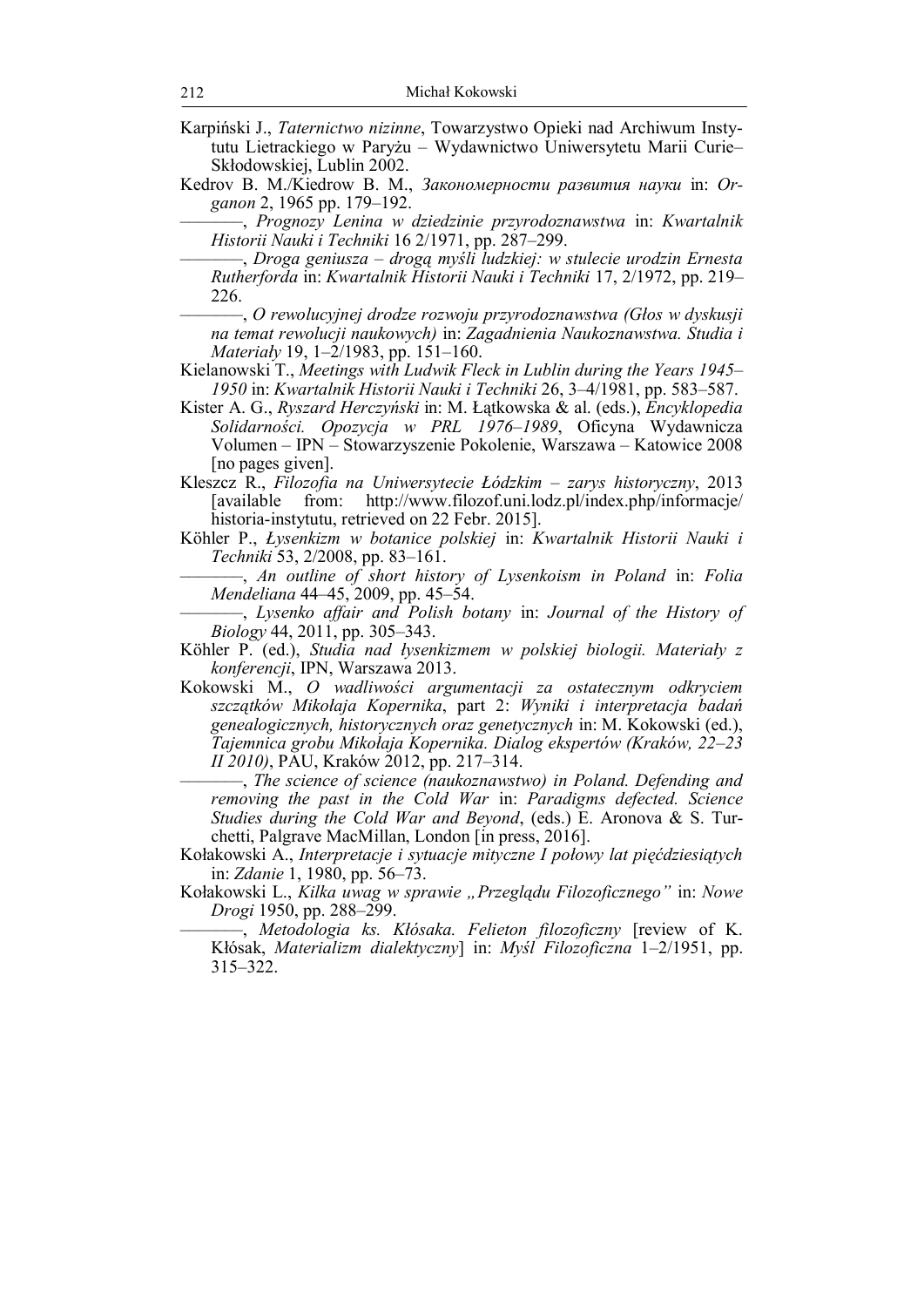Karpiński J., *Taternictwo nizinne*, Towarzystwo Opieki nad Archiwum Instytutu Lietrackiego w Paryżu – Wydawnictwo Uniwersytetu Marii Curie–Skłodowskiej, Lublin 2002.

Kedrov B. M./Kiedrow B. M., *Закономерности развития науки* in: *Organon* 2, 1965 pp. 179–192.

———, *Prognozy Lenina w dziedzinie przyrodoznawstwa* in: *Kwartalnik Historii Nauki i Techniki* 16 2/1971, pp. 287–299.

———, *Droga geniusza – drogą myśli ludzkiej: w stulecie urodzin Ernesta Rutherforda* in: *Kwartalnik Historii Nauki i Techniki* 17, 2/1972, pp. 219–226.

———, *O rewolucyjnej drodze rozwoju przyrodoznawstwa (Głos w dyskusji na temat rewolucji naukowych)* in: *Zagadnienia Naukoznawstwa. Studia i Materiały* 19, 1–2/1983, pp. 151–160.

Kielanowski T., *Meetings with Ludwik Fleck in Lublin during the Years 1945–1950* in: *Kwartalnik Historii Nauki i Techniki* 26, 3–4/1981, pp. 583–587.

Kister A. G., *Ryszard Herczyński* in: M. Łątkowska & al. (eds.), *Encyklopedia Solidarności. Opozycja w PRL 1976–1989*, Oficyna Wydawnicza Volumen – IPN – Stowarzyszenie Pokolenie, Warszawa – Katowice 2008 [no pages given].

Kleszcz R., *Filozofia na Uniwersytecie Łódzkim – zarys historyczny*, 2013 [available from: http://www.filozof.uni.lodz.pl/index.php/informacje/historia-instytutu, retrieved on 22 Febr. 2015].

Köhler P., *Łysenkizm w botanice polskiej* in: *Kwartalnik Historii Nauki i Techniki* 53, 2/2008, pp. 83–161.

———, *An outline of short history of Lysenkoism in Poland* in: *Folia Mendeliana* 44–45, 2009, pp. 45–54.

———, *Lysenko affair and Polish botany* in: *Journal of the History of Biology* 44, 2011, pp. 305–343.

Köhler P. (ed.), *Studia nad łysenkizmem w polskiej biologii. Materiały z konferencji*, IPN, Warszawa 2013.

Kokowski M., *O wadliwości argumentacji za ostatecznym odkryciem szczątków Mikołaja Kopernika*, part 2: *Wyniki i interpretacja badań genealogicznych, historycznych oraz genetycznych* in: M. Kokowski (ed.), *Tajemnica grobu Mikołaja Kopernika. Dialog ekspertów (Kraków, 22–23 II 2010)*, PAU, Kraków 2012, pp. 217–314.

———, *The science of science (naukoznawstwo) in Poland. Defending and removing the past in the Cold War* in: *Paradigms defected. Science Studies during the Cold War and Beyond*, (eds.) E. Aronova & S. Turchetti, Palgrave MacMillan, London [in press, 2016].

Kołakowski A., *Interpretacje i sytuacje mityczne I połowy lat pięćdziesiątych* in: *Zdanie* 1, 1980, pp. 56–73.

Kołakowski L., *Kilka uwag w sprawie „Przeglądu Filozoficznego”* in: *Nowe Drogi* 1950, pp. 288–299.

———, *Metodologia ks. Kłósaka. Felieton filozoficzny* [review of K. Kłósak, *Materializm dialektyczny*] in: *Myśl Filozoficzna* 1–2/1951, pp. 315–322.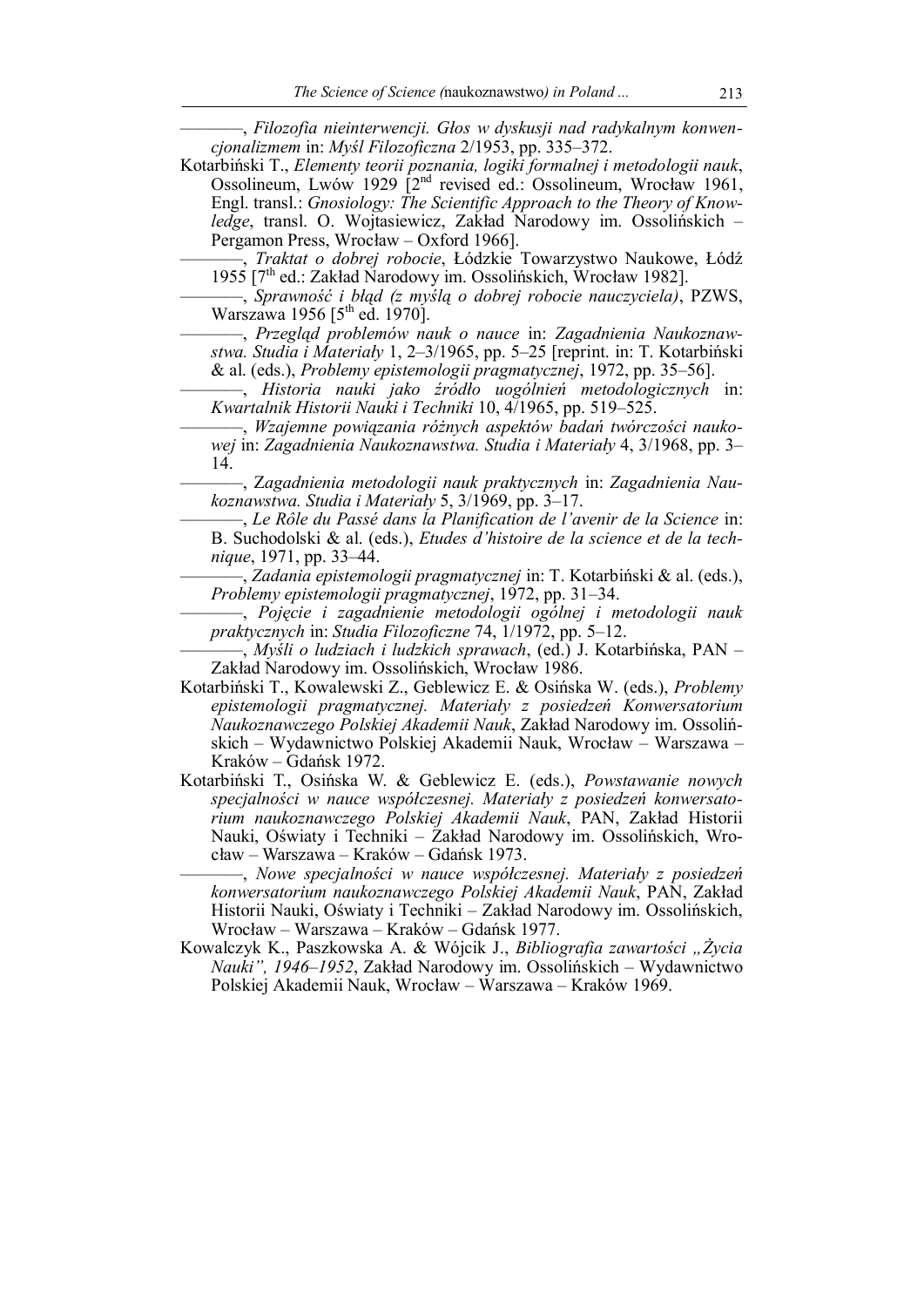———, *Filozofia nieinterwencji. Głos w dyskusji nad radykalnym konwencjonalizmem* in: *Myśl Filozoficzna* 2/1953, pp. 335–372.

Kotarbiński T., *Elementy teorii poznania, logiki formalnej i metodologii nauk*, Ossolineum, Lwów 1929 [2nd revised ed.: Ossolineum, Wrocław 1961, Engl. transl.: *Gnosiology: The Scientific Approach to the Theory of Knowledge*, transl. O. Wojtasiewicz, Zakład Narodowy im. Ossolińskich – Pergamon Press, Wrocław – Oxford 1966].

———, *Traktat o dobrej robocie*, Łódzkie Towarzystwo Naukowe, Łódź 1955 [7th ed.: Zakład Narodowy im. Ossolińskich, Wrocław 1982].

———, *Sprawność i błąd (z myślą o dobrej robocie nauczyciela)*, PZWS, Warszawa 1956 [5th ed. 1970].

———, *Przegląd problemów nauk o nauce* in: *Zagadnienia Naukoznawstwa. Studia i Materiały* 1, 2–3/1965, pp. 5–25 [reprint. in: T. Kotarbiński & al. (eds.), *Problemy epistemologii pragmatycznej*, 1972, pp. 35–56].

———, *Historia nauki jako źródło uogólnień metodologicznych* in: *Kwartalnik Historii Nauki i Techniki* 10, 4/1965, pp. 519–525.

———, *Wzajemne powiązania różnych aspektów badań twórczości naukowej* in: *Zagadnienia Naukoznawstwa. Studia i Materiały* 4, 3/1968, pp. 3–14.

———, *Zagadnienia metodologii nauk praktycznych* in: *Zagadnienia Naukoznawstwa. Studia i Materiały* 5, 3/1969, pp. 3–17.

———, *Le Rôle du Passé dans la Planification de l'avenir de la Science* in: B. Suchodolski & al. (eds.), *Etudes d'histoire de la science et de la technique*, 1971, pp. 33–44.

———, *Zadania epistemologii pragmatycznej* in: T. Kotarbiński & al. (eds.), *Problemy epistemologii pragmatycznej*, 1972, pp. 31–34.

———, *Pojęcie i zagadnienie metodologii ogólnej i metodologii nauk praktycznych* in: *Studia Filozoficzne* 74, 1/1972, pp. 5–12.

———, *Myśli o ludziach i ludzkich sprawach*, (ed.) J. Kotarbińska, PAN – Zakład Narodowy im. Ossolińskich, Wrocław 1986.

Kotarbiński T., Kowalewski Z., Geblewicz E. & Osińska W. (eds.), *Problemy epistemologii pragmatycznej. Materiały z posiedzeń Konwersatorium Naukoznawczego Polskiej Akademii Nauk*, Zakład Narodowy im. Ossolińskich – Wydawnictwo Polskiej Akademii Nauk, Wrocław – Warszawa – Kraków – Gdańsk 1972.

Kotarbiński T., Osińska W. & Geblewicz E. (eds.), *Powstawanie nowych specjalności w nauce współczesnej. Materiały z posiedzeń konwersatorium naukoznawczego Polskiej Akademii Nauk*, PAN, Zakład Historii Nauki, Oświaty i Techniki – Zakład Narodowy im. Ossolińskich, Wrocław – Warszawa – Kraków – Gdańsk 1973.

———, *Nowe specjalności w nauce współczesnej. Materiały z posiedzeń konwersatorium naukoznawczego Polskiej Akademii Nauk*, PAN, Zakład Historii Nauki, Oświaty i Techniki – Zakład Narodowy im. Ossolińskich, Wrocław – Warszawa – Kraków – Gdańsk 1977.

Kowalczyk K., Paszkowska A. & Wójcik J., *Bibliografia zawartości „Życia Nauki", 1946–1952*, Zakład Narodowy im. Ossolińskich – Wydawnictwo Polskiej Akademii Nauk, Wrocław – Warszawa – Kraków 1969.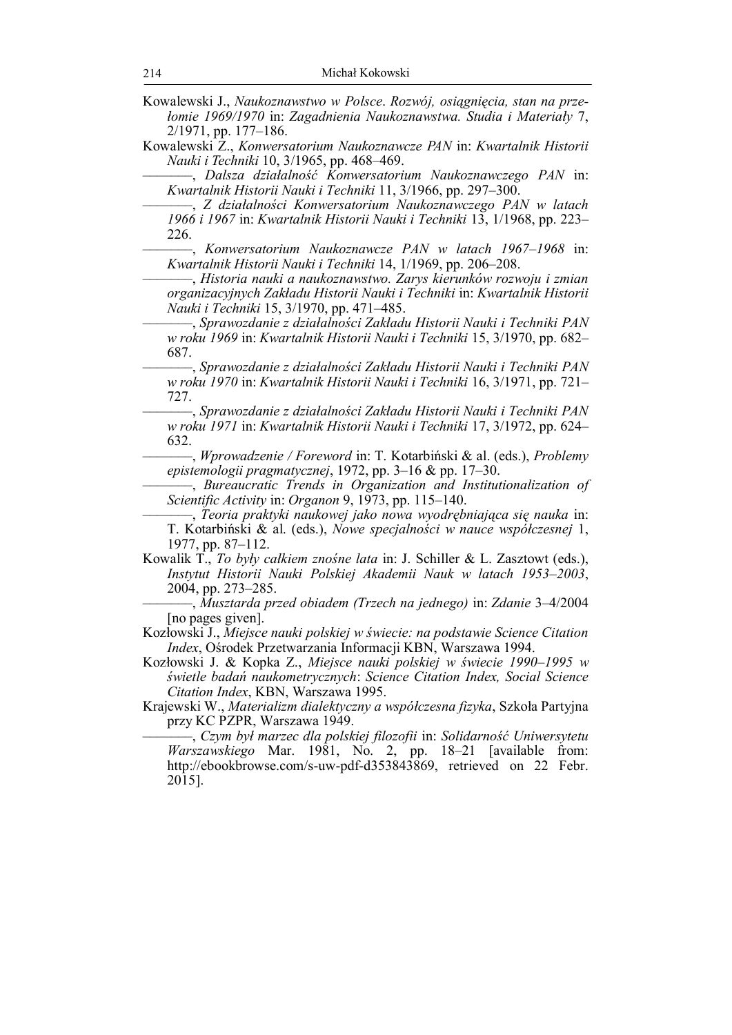Kowalewski J., *Naukoznawstwo w Polsce*. *Rozwój, osiągnięcia, stan na przełomie 1969/1970* in: *Zagadnienia Naukoznawstwa. Studia i Materiały* 7, 2/1971, pp. 177–186.

Kowalewski Z., *Konwersatorium Naukoznawcze PAN* in: *Kwartalnik Historii Nauki i Techniki* 10, 3/1965, pp. 468–469.

———, *Dalsza działalność Konwersatorium Naukoznawczego PAN* in: *Kwartalnik Historii Nauki i Techniki* 11, 3/1966, pp. 297–300.

———, *Z działalności Konwersatorium Naukoznawczego PAN w latach 1966 i 1967* in: *Kwartalnik Historii Nauki i Techniki* 13, 1/1968, pp. 223–226.

———, *Konwersatorium Naukoznawcze PAN w latach 1967–1968* in: *Kwartalnik Historii Nauki i Techniki* 14, 1/1969, pp. 206–208.

———, *Historia nauki a naukoznawstwo. Zarys kierunków rozwoju i zmian organizacyjnych Zakładu Historii Nauki i Techniki* in: *Kwartalnik Historii Nauki i Techniki* 15, 3/1970, pp. 471–485.

———, *Sprawozdanie z działalności Zakładu Historii Nauki i Techniki PAN w roku 1969* in: *Kwartalnik Historii Nauki i Techniki* 15, 3/1970, pp. 682–687.

———, *Sprawozdanie z działalności Zakładu Historii Nauki i Techniki PAN w roku 1970* in: *Kwartalnik Historii Nauki i Techniki* 16, 3/1971, pp. 721–727.

———, *Sprawozdanie z działalności Zakładu Historii Nauki i Techniki PAN w roku 1971* in: *Kwartalnik Historii Nauki i Techniki* 17, 3/1972, pp. 624–632.

———, *Wprowadzenie / Foreword* in: T. Kotarbiński & al. (eds.), *Problemy epistemologii pragmatycznej*, 1972, pp. 3–16 & pp. 17–30.

———, *Bureaucratic Trends in Organization and Institutionalization of Scientific Activity* in: *Organon* 9, 1973, pp. 115–140.

———, *Teoria praktyki naukowej jako nowa wyodrębniająca się nauka* in: T. Kotarbiński & al. (eds.), *Nowe specjalności w nauce współczesnej* 1, 1977, pp. 87–112.

Kowalik T., *To były całkiem znośne lata* in: J. Schiller & L. Zasztowt (eds.), *Instytut Historii Nauki Polskiej Akademii Nauk w latach 1953–2003*, 2004, pp. 273–285.

———, *Musztarda przed obiadem (Trzech na jednego)* in: *Zdanie* 3–4/2004 [no pages given].

Kozłowski J., *Miejsce nauki polskiej w świecie: na podstawie Science Citation Index*, Ośrodek Przetwarzania Informacji KBN, Warszawa 1994.

Kozłowski J. & Kopka Z., *Miejsce nauki polskiej w świecie 1990–1995 w świetle badań naukometrycznych*: *Science Citation Index, Social Science Citation Index*, KBN, Warszawa 1995.

Krajewski W., *Materializm dialektyczny a współczesna fizyka*, Szkoła Partyjna przy KC PZPR, Warszawa 1949.

———, *Czym był marzec dla polskiej filozofii* in: *Solidarność Uniwersytetu Warszawskiego* Mar. 1981, No. 2, pp. 18–21 [available from: http://ebookbrowse.com/s-uw-pdf-d353843869, retrieved on 22 Febr. 2015].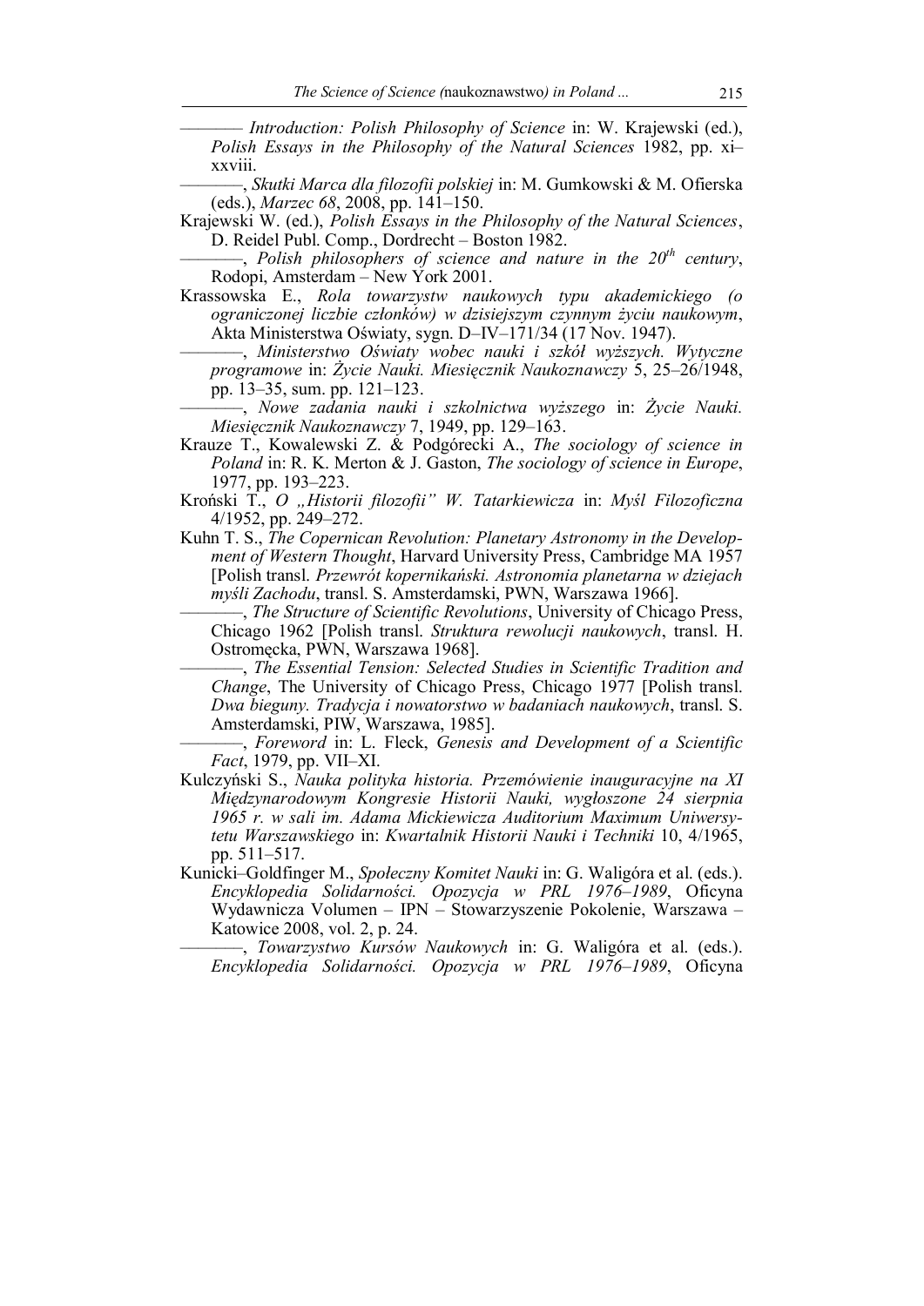———— *Introduction: Polish Philosophy of Science* in: W. Krajewski (ed.), *Polish Essays in the Philosophy of the Natural Sciences* 1982, pp. xi–xxviii.

————, *Skutki Marca dla filozofii polskiej* in: M. Gumkowski & M. Ofierska (eds.), *Marzec 68*, 2008, pp. 141–150.

Krajewski W. (ed.), *Polish Essays in the Philosophy of the Natural Sciences*, D. Reidel Publ. Comp., Dordrecht – Boston 1982.

————, *Polish philosophers of science and nature in the 20$^{th}$ century*, Rodopi, Amsterdam – New York 2001.

Krassowska E., *Rola towarzystw naukowych typu akademickiego (o ograniczonej liczbie członków) w dzisiejszym czynnym życiu naukowym*, Akta Ministerstwa Oświaty, sygn. D–IV–171/34 (17 Nov. 1947).

————, *Ministerstwo Oświaty wobec nauki i szkół wyższych. Wytyczne programowe* in: *Życie Nauki. Miesięcznik Naukoznawczy* 5, 25–26/1948, pp. 13–35, sum. pp. 121–123.

————, *Nowe zadania nauki i szkolnictwa wyższego* in: *Życie Nauki. Miesięcznik Naukoznawczy* 7, 1949, pp. 129–163.

Krauze T., Kowalewski Z. & Podgórecki A., *The sociology of science in Poland* in: R. K. Merton & J. Gaston, *The sociology of science in Europe*, 1977, pp. 193–223.

Kroński T., *O „Historii filozofii" W. Tatarkiewicza* in: *Myśl Filozoficzna* 4/1952, pp. 249–272.

Kuhn T. S., *The Copernican Revolution: Planetary Astronomy in the Development of Western Thought*, Harvard University Press, Cambridge MA 1957 [Polish transl. *Przewrót kopernikański. Astronomia planetarna w dziejach myśli Zachodu*, transl. S. Amsterdamski, PWN, Warszawa 1966].

————, *The Structure of Scientific Revolutions*, University of Chicago Press, Chicago 1962 [Polish transl. *Struktura rewolucji naukowych*, transl. H. Ostromęcka, PWN, Warszawa 1968].

————, *The Essential Tension: Selected Studies in Scientific Tradition and Change*, The University of Chicago Press, Chicago 1977 [Polish transl. *Dwa bieguny. Tradycja i nowatorstwo w badaniach naukowych*, transl. S. Amsterdamski, PIW, Warszawa, 1985].

————, *Foreword* in: L. Fleck, *Genesis and Development of a Scientific Fact*, 1979, pp. VII–XI.

Kulczyński S., *Nauka polityka historia. Przemówienie inauguracyjne na XI Międzynarodowym Kongresie Historii Nauki, wygłoszone 24 sierpnia 1965 r. w sali im. Adama Mickiewicza Auditorium Maximum Uniwersytetu Warszawskiego* in: *Kwartalnik Historii Nauki i Techniki* 10, 4/1965, pp. 511–517.

Kunicki–Goldfinger M., *Społeczny Komitet Nauki* in: G. Waligóra et al. (eds.). *Encyklopedia Solidarności. Opozycja w PRL 1976–1989*, Oficyna Wydawnicza Volumen – IPN – Stowarzyszenie Pokolenie, Warszawa – Katowice 2008, vol. 2, p. 24.

————, *Towarzystwo Kursów Naukowych* in: G. Waligóra et al. (eds.). *Encyklopedia Solidarności. Opozycja w PRL 1976–1989*, Oficyna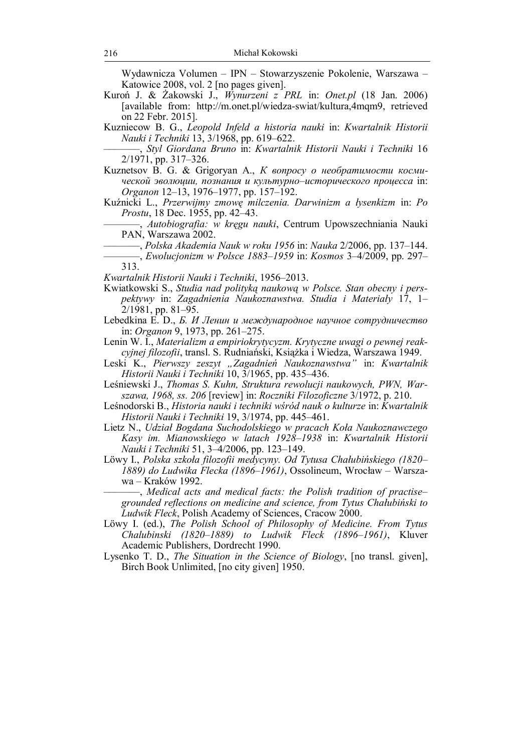Wydawnicza Volumen – IPN – Stowarzyszenie Pokolenie, Warszawa – Katowice 2008, vol. 2 [no pages given].

Kuroń J. & Żakowski J., *Wynurzeni z PRL* in: *Onet.pl* (18 Jan. 2006) [available from: http://m.onet.pl/wiedza-swiat/kultura,4mqm9, retrieved on 22 Febr. 2015].

Kuzniecow B. G., *Leopold Infeld a historia nauki* in: *Kwartalnik Historii Nauki i Techniki* 13, 3/1968, pp. 619–622.

———, *Styl Giordana Bruno* in: *Kwartalnik Historii Nauki i Techniki* 16 2/1971, pp. 317–326.

Kuznetsov B. G. & Grigoryan A., *К вопросу о необратимости космической эволюции, познания и культурно–исторического процесса* in: *Organon* 12–13, 1976–1977, pp. 157–192.

Kuźnicki L., *Przerwijmy zmowę milczenia. Darwinizm a łysenkizm* in: *Po Prostu*, 18 Dec. 1955, pp. 42–43.

———, *Autobiografia: w kręgu nauki*, Centrum Upowszechniania Nauki PAN, Warszawa 2002.

———, *Polska Akademia Nauk w roku 1956* in: *Nauka* 2/2006, pp. 137–144.

———, *Ewolucjonizm w Polsce 1883–1959* in: *Kosmos* 3–4/2009, pp. 297–313.

*Kwartalnik Historii Nauki i Techniki*, 1956–2013.

Kwiatkowski S., *Studia nad polityką naukową w Polsce. Stan obecny i perspektywy* in: *Zagadnienia Naukoznawstwa. Studia i Materiały* 17, 1–2/1981, pp. 81–95.

Lebedkina E. D., *Б. И Ленин и международное научное сотрудничество* in: *Organon* 9, 1973, pp. 261–275.

Lenin W. I., *Materializm a empiriokrytycyzm. Krytyczne uwagi o pewnej reakcyjnej filozofii*, transl. S. Rudniański, Książka i Wiedza, Warszawa 1949.

Leski K., *Pierwszy zeszyt „Zagadnień Naukoznawstwa”* in: *Kwartalnik Historii Nauki i Techniki* 10, 3/1965, pp. 435–436.

Leśniewski J., *Thomas S. Kuhn, Struktura rewolucji naukowych, PWN, Warszawa, 1968, ss. 206* [review] in: *Roczniki Filozoficzne* 3/1972, p. 210.

Leśnodorski B., *Historia nauki i techniki wśród nauk o kulturze* in: *Kwartalnik Historii Nauki i Techniki* 19, 3/1974, pp. 445–461.

Lietz N., *Udział Bogdana Suchodolskiego w pracach Koła Naukoznawczego Kasy im. Mianowskiego w latach 1928–1938* in: *Kwartalnik Historii Nauki i Techniki* 51, 3–4/2006, pp. 123–149.

Löwy I., *Polska szkoła filozofii medycyny. Od Tytusa Chałubińskiego (1820–1889) do Ludwika Flecka (1896–1961)*, Ossolineum, Wrocław – Warszawa – Kraków 1992.

———, *Medical acts and medical facts: the Polish tradition of practise–grounded reflections on medicine and science, from Tytus Chałubiński to Ludwik Fleck*, Polish Academy of Sciences, Cracow 2000.

Löwy I. (ed.), *The Polish School of Philosophy of Medicine. From Tytus Chalubinski (1820–1889) to Ludwik Fleck (1896–1961)*, Kluver Academic Publishers, Dordrecht 1990.

Lysenko T. D., *The Situation in the Science of Biology*, [no transl. given], Birch Book Unlimited, [no city given] 1950.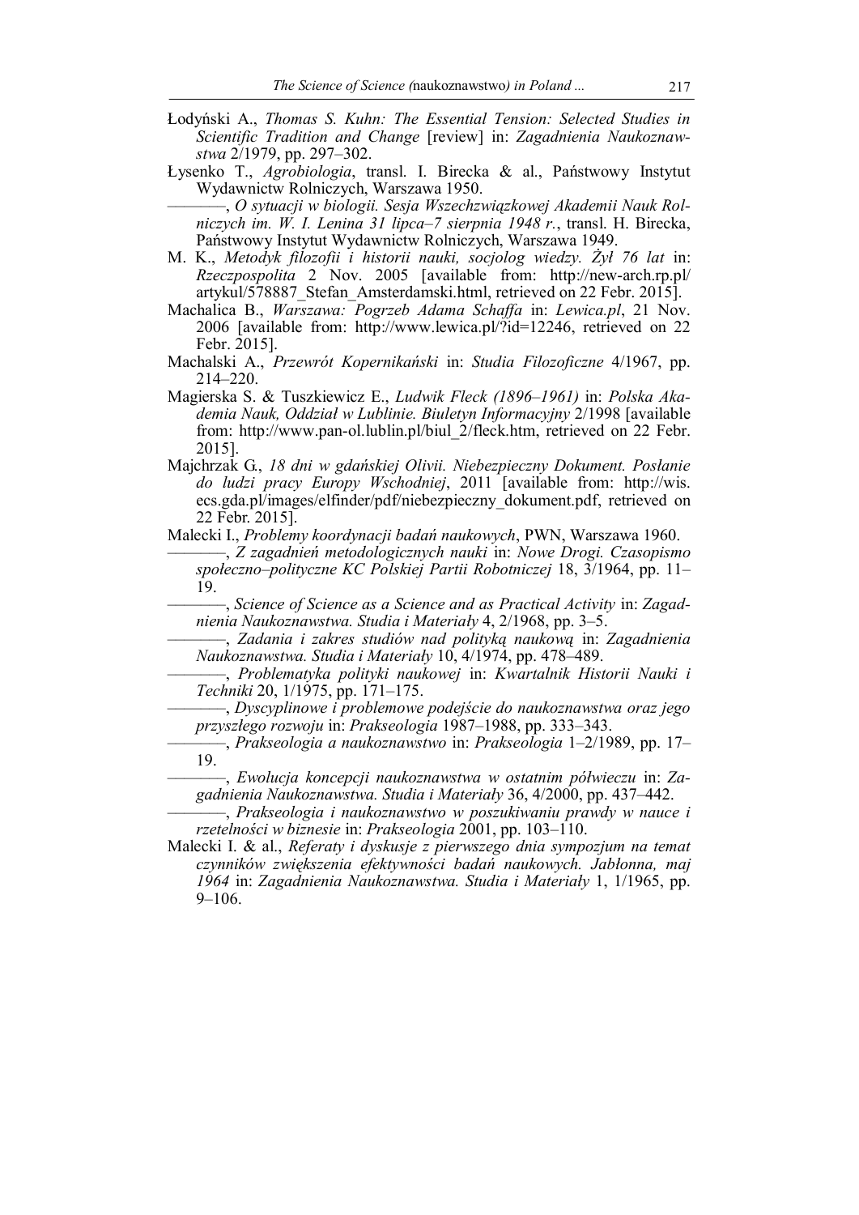Łodyński A., *Thomas S. Kuhn: The Essential Tension: Selected Studies in Scientific Tradition and Change* [review] in: *Zagadnienia Naukoznawstwa* 2/1979, pp. 297–302.

Łysenko T., *Agrobiologia*, transl. I. Birecka & al., Państwowy Instytut Wydawnictw Rolniczych, Warszawa 1950.

———, *O sytuacji w biologii. Sesja Wszechzwiązkowej Akademii Nauk Rolniczych im. W. I. Lenina 31 lipca–7 sierpnia 1948 r.*, transl. H. Birecka, Państwowy Instytut Wydawnictw Rolniczych, Warszawa 1949.

M. K., *Metodyk filozofii i historii nauki, socjolog wiedzy. Żył 76 lat* in: *Rzeczpospolita* 2 Nov. 2005 [available from: http://new-arch.rp.pl/artykul/578887_Stefan_Amsterdamski.html, retrieved on 22 Febr. 2015].

Machalica B., *Warszawa: Pogrzeb Adama Schaffa* in: *Lewica.pl*, 21 Nov. 2006 [available from: http://www.lewica.pl/?id=12246, retrieved on 22 Febr. 2015].

Machalski A., *Przewrót Kopernikański* in: *Studia Filozoficzne* 4/1967, pp. 214–220.

Magierska S. & Tuszkiewicz E., *Ludwik Fleck (1896–1961)* in: *Polska Akademia Nauk, Oddział w Lublinie. Biuletyn Informacyjny* 2/1998 [available from: http://www.pan-ol.lublin.pl/biul_2/fleck.htm, retrieved on 22 Febr. 2015].

Majchrzak G., *18 dni w gdańskiej Olivii. Niebezpieczny Dokument. Posłanie do ludzi pracy Europy Wschodniej*, 2011 [available from: http://wis.ecs.gda.pl/images/elfinder/pdf/niebezpieczny_dokument.pdf, retrieved on 22 Febr. 2015].

Malecki I., *Problemy koordynacji badań naukowych*, PWN, Warszawa 1960.

———, *Z zagadnień metodologicznych nauki* in: *Nowe Drogi. Czasopismo społeczno–polityczne KC Polskiej Partii Robotniczej* 18, 3/1964, pp. 11–19.

———, *Science of Science as a Science and as Practical Activity* in: *Zagadnienia Naukoznawstwa. Studia i Materiały* 4, 2/1968, pp. 3–5.

———, *Zadania i zakres studiów nad polityką naukową* in: *Zagadnienia Naukoznawstwa. Studia i Materiały* 10, 4/1974, pp. 478–489.

———, *Problematyka polityki naukowej* in: *Kwartalnik Historii Nauki i Techniki* 20, 1/1975, pp. 171–175.

———, *Dyscyplinowe i problemowe podejście do naukoznawstwa oraz jego przyszłego rozwoju* in: *Prakseologia* 1987–1988, pp. 333–343.

———, *Prakseologia a naukoznawstwo* in: *Prakseologia* 1–2/1989, pp. 17–19.

———, *Ewolucja koncepcji naukoznawstwa w ostatnim półwieczu* in: *Zagadnienia Naukoznawstwa. Studia i Materiały* 36, 4/2000, pp. 437–442.

———, *Prakseologia i naukoznawstwo w poszukiwaniu prawdy w nauce i rzetelności w biznesie* in: *Prakseologia* 2001, pp. 103–110.

Malecki I. & al., *Referaty i dyskusje z pierwszego dnia sympozjum na temat czynników zwiększenia efektywności badań naukowych. Jabłonna, maj 1964* in: *Zagadnienia Naukoznawstwa. Studia i Materiały* 1, 1/1965, pp. 9–106.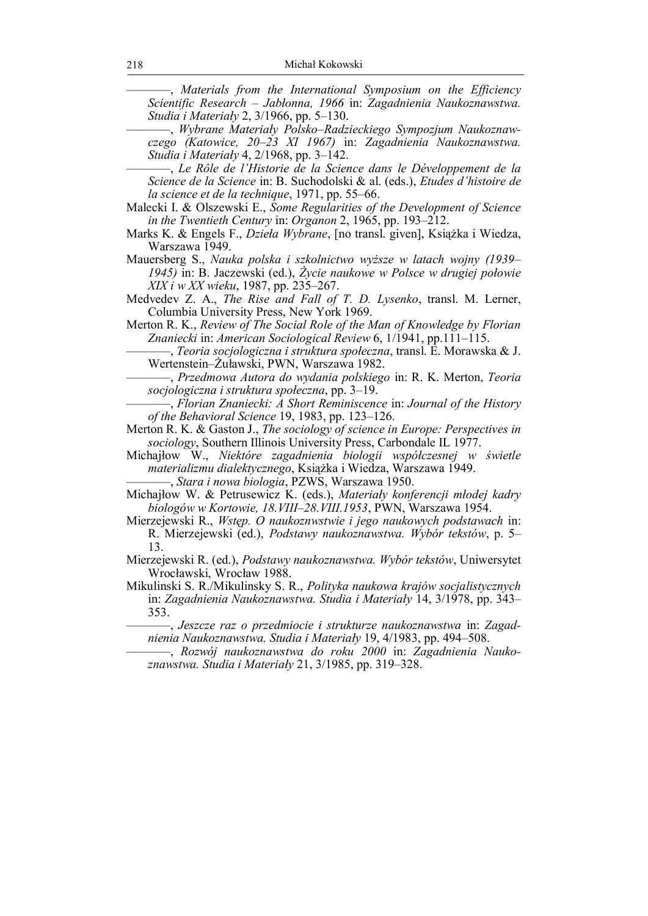————, *Materials from the International Symposium on the Efficiency Scientific Research – Jabłonna, 1966* in: *Zagadnienia Naukoznawstwa. Studia i Materiały* 2, 3/1966, pp. 5–130.

————, *Wybrane Materiały Polsko–Radzieckiego Sympozjum Naukoznawczego (Katowice, 20–23 XI 1967)* in: *Zagadnienia Naukoznawstwa. Studia i Materiały* 4, 2/1968, pp. 3–142.

————, *Le Rôle de l'Historie de la Science dans le Développement de la Science de la Science* in: B. Suchodolski & al. (eds.), *Etudes d'histoire de la science et de la technique*, 1971, pp. 55–66.

Malecki I. & Olszewski E., *Some Regularities of the Development of Science in the Twentieth Century* in: *Organon* 2, 1965, pp. 193–212.

Marks K. & Engels F., *Dzieła Wybrane*, [no transl. given], Książka i Wiedza, Warszawa 1949.

Mauersberg S., *Nauka polska i szkolnictwo wyższe w latach wojny (1939–1945)* in: B. Jaczewski (ed.), *Życie naukowe w Polsce w drugiej połowie XIX i w XX wieku*, 1987, pp. 235–267.

Medvedev Z. A., *The Rise and Fall of T. D. Lysenko*, transl. M. Lerner, Columbia University Press, New York 1969.

Merton R. K., *Review of The Social Role of the Man of Knowledge by Florian Znaniecki* in: *American Sociological Review* 6, 1/1941, pp.111–115.

————, *Teoria socjologiczna i struktura społeczna*, transl. E. Morawska & J. Wertenstein–Żuławski, PWN, Warszawa 1982.

————, *Przedmowa Autora do wydania polskiego* in: R. K. Merton, *Teoria socjologiczna i struktura społeczna*, pp. 3–19.

————, *Florian Znaniecki: A Short Reminiscence* in: *Journal of the History of the Behavioral Science* 19, 1983, pp. 123–126.

Merton R. K. & Gaston J., *The sociology of science in Europe: Perspectives in sociology*, Southern Illinois University Press, Carbondale IL 1977.

Michajłow W., *Niektóre zagadnienia biologii współczesnej w świetle materializmu dialektycznego*, Książka i Wiedza, Warszawa 1949.

————, *Stara i nowa biologia*, PZWS, Warszawa 1950.

Michajłow W. & Petrusewicz K. (eds.), *Materiały konferencji młodej kadry biologów w Kortowie, 18.VIII–28.VIII.1953*, PWN, Warszawa 1954.

Mierzejewski R., *Wstęp. O naukoznwstwie i jego naukowych podstawach* in: R. Mierzejewski (ed.), *Podstawy naukoznawstwa. Wybór tekstów*, p. 5–13.

Mierzejewski R. (ed.), *Podstawy naukoznawstwa. Wybór tekstów*, Uniwersytet Wrocławski, Wrocław 1988.

Mikulinski S. R./Mikulinsky S. R., *Polityka naukowa krajów socjalistycznych* in: *Zagadnienia Naukoznawstwa. Studia i Materiały* 14, 3/1978, pp. 343–353.

————, *Jeszcze raz o przedmiocie i strukturze naukoznawstwa* in: *Zagadnienia Naukoznawstwa. Studia i Materiały* 19, 4/1983, pp. 494–508.

————, *Rozwój naukoznawstwa do roku 2000* in: *Zagadnienia Naukoznawstwa. Studia i Materiały* 21, 3/1985, pp. 319–328.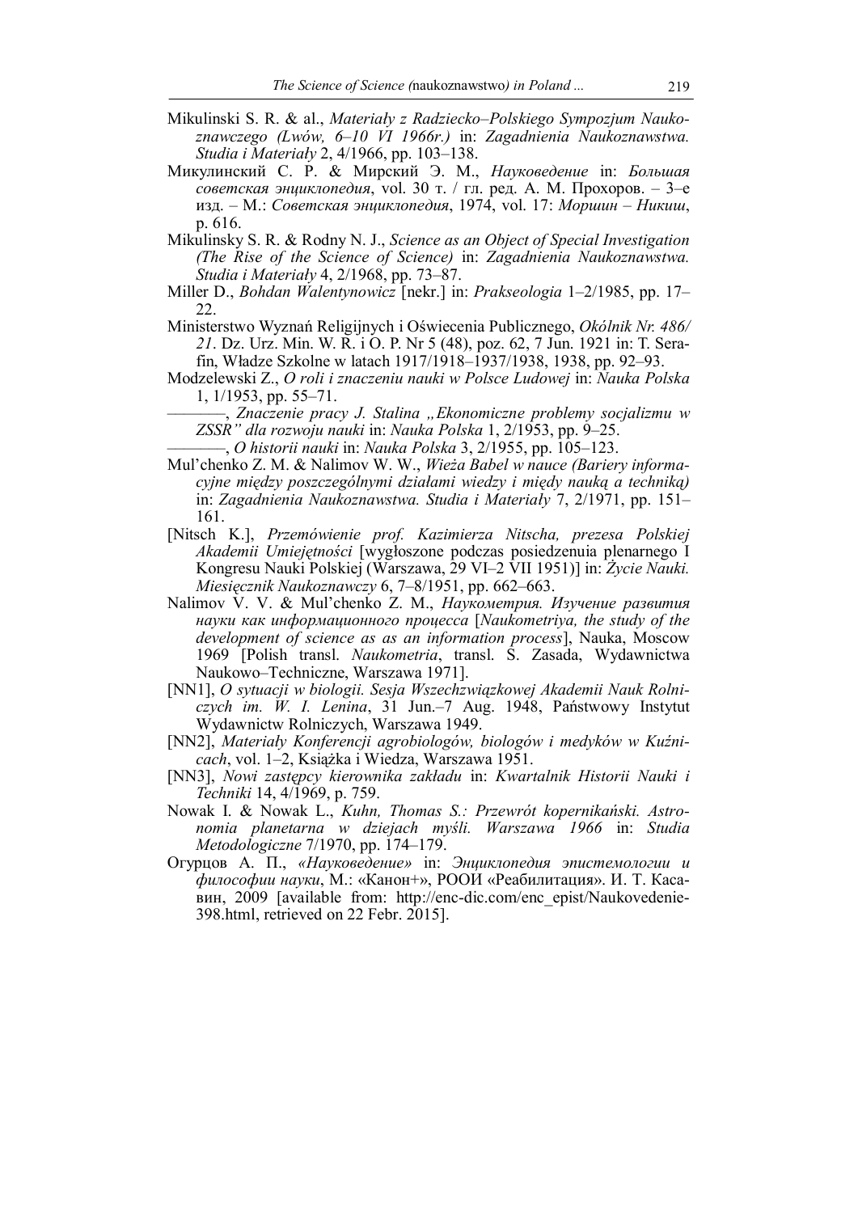Mikulinski S. R. & al., *Materiały z Radziecko–Polskiego Sympozjum Naukoznawczego (Lwów, 6–10 VI 1966r.)* in: *Zagadnienia Naukoznawstwa. Studia i Materiały* 2, 4/1966, pp. 103–138.

Микулинский С. Р. & Мирский Э. М., *Науковедение* in: *Большая советская энциклопедия*, vol. 30 т. / гл. ред. А. М. Прохоров. – 3–е изд. – М.: *Советская энциклопедия*, 1974, vol. 17: *Моршин – Никиш*, p. 616.

Mikulinsky S. R. & Rodny N. J., *Science as an Object of Special Investigation (The Rise of the Science of Science)* in: *Zagadnienia Naukoznawstwa. Studia i Materiały* 4, 2/1968, pp. 73–87.

Miller D., *Bohdan Walentynowicz* [nekr.] in: *Prakseologia* 1–2/1985, pp. 17–22.

Ministerstwo Wyznań Religijnych i Oświecenia Publicznego, *Okólnik Nr. 486/21*. Dz. Urz. Min. W. R. i O. P. Nr 5 (48), poz. 62, 7 Jun. 1921 in: T. Serafin, Władze Szkolne w latach 1917/1918–1937/1938, 1938, pp. 92–93.

Modzelewski Z., *O roli i znaczeniu nauki w Polsce Ludowej* in: *Nauka Polska* 1, 1/1953, pp. 55–71.

————, *Znaczenie pracy J. Stalina „Ekonomiczne problemy socjalizmu w ZSSR" dla rozwoju nauki* in: *Nauka Polska* 1, 2/1953, pp. 9–25.

————, *O historii nauki* in: *Nauka Polska* 3, 2/1955, pp. 105–123.

Mul'chenko Z. M. & Nalimov W. W., *Wieża Babel w nauce (Bariery informacyjne między poszczególnymi działami wiedzy i między nauką a techniką)* in: *Zagadnienia Naukoznawstwa. Studia i Materiały* 7, 2/1971, pp. 151–161.

[Nitsch K.], *Przemówienie prof. Kazimierza Nitscha, prezesa Polskiej Akademii Umiejętności* [wygłoszone podczas posiedzenuia plenarnego I Kongresu Nauki Polskiej (Warszawa, 29 VI–2 VII 1951)] in: *Życie Nauki. Miesięcznik Naukoznawczy* 6, 7–8/1951, pp. 662–663.

Nalimov V. V. & Mul'chenko Z. M., *Наукометрия. Изучение развития науки как информационного процесса* [*Naukometriya, the study of the development of science as as an information process*], Nauka, Moscow 1969 [Polish transl. *Naukometria*, transl. S. Zasada, Wydawnictwa Naukowo–Techniczne, Warszawa 1971].

[NN1], *O sytuacji w biologii. Sesja Wszechzwiązkowej Akademii Nauk Rolniczych im. W. I. Lenina*, 31 Jun.–7 Aug. 1948, Państwowy Instytut Wydawnictw Rolniczych, Warszawa 1949.

[NN2], *Materiały Konferencji agrobiologów, biologów i medyków w Kuźnicach*, vol. 1–2, Książka i Wiedza, Warszawa 1951.

[NN3], *Nowi zastępcy kierownika zakładu* in: *Kwartalnik Historii Nauki i Techniki* 14, 4/1969, p. 759.

Nowak I. & Nowak L., *Kuhn, Thomas S.: Przewrót kopernikański. Astronomia planetarna w dziejach myśli. Warszawa 1966* in: *Studia Metodologiczne* 7/1970, pp. 174–179.

Огурцов А. П., *«Науковедение»* in: *Энциклопедия эпистемологии и философии науки*, М.: «Канон+», РООИ «Реабилитация». И. Т. Касавин, 2009 [available from: http://enc-dic.com/enc_epist/Naukovedenie-398.html, retrieved on 22 Febr. 2015].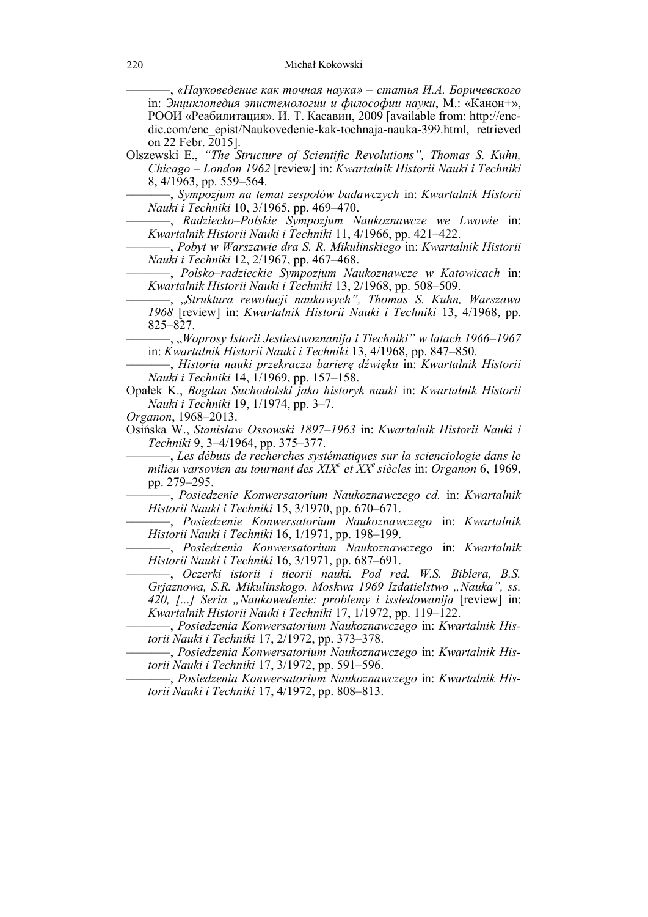———, *«Науковедение как точная наука» – статья И.А. Боричевского* in: *Энциклопедия эпистемологии и философии науки*, М.: «Канон+», РООИ «Реабилитация». И. Т. Касавин, 2009 [available from: http://enc-dic.com/enc_epist/Naukovedenie-kak-tochnaja-nauka-399.html, retrieved on 22 Febr. 2015].

Olszewski E., *"The Structure of Scientific Revolutions", Thomas S. Kuhn, Chicago – London 1962* [review] in: *Kwartalnik Historii Nauki i Techniki* 8, 4/1963, pp. 559–564.

———, *Sympozjum na temat zespołów badawczych* in: *Kwartalnik Historii Nauki i Techniki* 10, 3/1965, pp. 469–470.

———, *Radziecko–Polskie Sympozjum Naukoznawcze we Lwowie* in: *Kwartalnik Historii Nauki i Techniki* 11, 4/1966, pp. 421–422.

———, *Pobyt w Warszawie dra S. R. Mikulinskiego* in: *Kwartalnik Historii Nauki i Techniki* 12, 2/1967, pp. 467–468.

———, *Polsko–radzieckie Sympozjum Naukoznawcze w Katowicach* in: *Kwartalnik Historii Nauki i Techniki* 13, 2/1968, pp. 508–509.

———, *„Struktura rewolucji naukowych", Thomas S. Kuhn, Warszawa 1968* [review] in: *Kwartalnik Historii Nauki i Techniki* 13, 4/1968, pp. 825–827.

———, *„Woprosy Istorii Jestiestwoznanija i Tiechniki" w latach 1966–1967* in: *Kwartalnik Historii Nauki i Techniki* 13, 4/1968, pp. 847–850.

———, *Historia nauki przekracza barierę dźwięku* in: *Kwartalnik Historii Nauki i Techniki* 14, 1/1969, pp. 157–158.

Opałek K., *Bogdan Suchodolski jako historyk nauki* in: *Kwartalnik Historii Nauki i Techniki* 19, 1/1974, pp. 3–7.

*Organon*, 1968–2013.

Osińska W., *Stanisław Ossowski 1897–1963* in: *Kwartalnik Historii Nauki i Techniki* 9, 3–4/1964, pp. 375–377.

———, *Les débuts de recherches systématiques sur la scienciologie dans le milieu varsovien au tournant des XIX[e] et XX[e] siècles* in: *Organon* 6, 1969, pp. 279–295.

———, *Posiedzenie Konwersatorium Naukoznawczego cd.* in: *Kwartalnik Historii Nauki i Techniki* 15, 3/1970, pp. 670–671.

———, *Posiedzenie Konwersatorium Naukoznawczego* in: *Kwartalnik Historii Nauki i Techniki* 16, 1/1971, pp. 198–199.

———, *Posiedzenia Konwersatorium Naukoznawczego* in: *Kwartalnik Historii Nauki i Techniki* 16, 3/1971, pp. 687–691.

———, *Oczerki istorii i tieorii nauki. Pod red. W.S. Biblera, B.S. Grjaznowa, S.R. Mikulinskogo. Moskwa 1969 Izdatielstwo „Nauka", ss. 420, [...] Seria „Naukowedenie: problemy i issledowanija* [review] in: *Kwartalnik Historii Nauki i Techniki* 17, 1/1972, pp. 119–122.

———, *Posiedzenia Konwersatorium Naukoznawczego* in: *Kwartalnik Historii Nauki i Techniki* 17, 2/1972, pp. 373–378.

———, *Posiedzenia Konwersatorium Naukoznawczego* in: *Kwartalnik Historii Nauki i Techniki* 17, 3/1972, pp. 591–596.

———, *Posiedzenia Konwersatorium Naukoznawczego* in: *Kwartalnik Historii Nauki i Techniki* 17, 4/1972, pp. 808–813.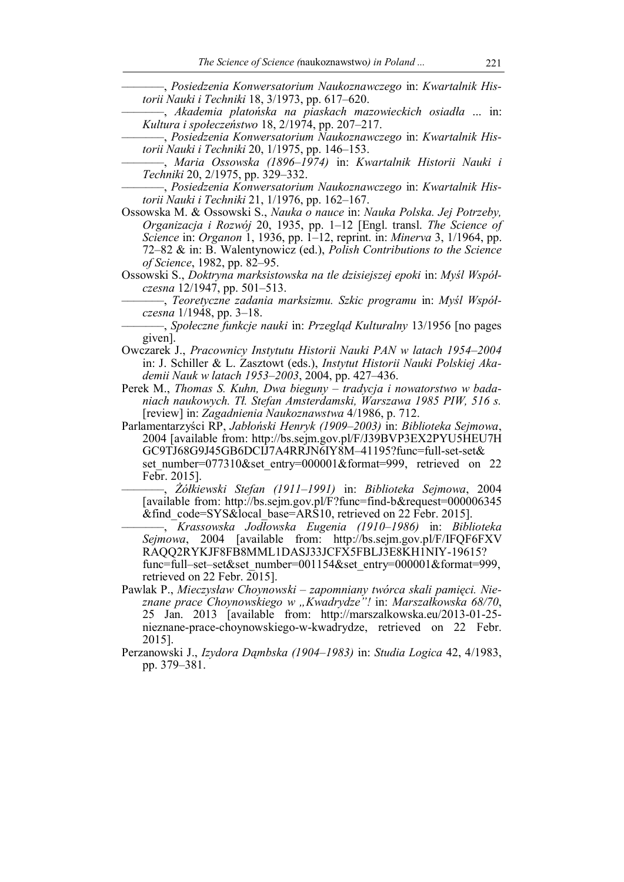———, *Posiedzenia Konwersatorium Naukoznawczego* in: *Kwartalnik Historii Nauki i Techniki* 18, 3/1973, pp. 617–620.

———, *Akademia platońska na piaskach mazowieckich osiadła ...* in: *Kultura i społeczeństwo* 18, 2/1974, pp. 207–217.

———, *Posiedzenia Konwersatorium Naukoznawczego* in: *Kwartalnik Historii Nauki i Techniki* 20, 1/1975, pp. 146–153.

———, *Maria Ossowska (1896–1974)* in: *Kwartalnik Historii Nauki i Techniki* 20, 2/1975, pp. 329–332.

———, *Posiedzenia Konwersatorium Naukoznawczego* in: *Kwartalnik Historii Nauki i Techniki* 21, 1/1976, pp. 162–167.

Ossowska M. & Ossowski S., *Nauka o nauce* in: *Nauka Polska. Jej Potrzeby, Organizacja i Rozwój* 20, 1935, pp. 1–12 [Engl. transl. *The Science of Science* in: *Organon* 1, 1936, pp. 1–12, reprint. in: *Minerva* 3, 1/1964, pp. 72–82 & in: B. Walentynowicz (ed.), *Polish Contributions to the Science of Science*, 1982, pp. 82–95.

Ossowski S., *Doktryna marksistowska na tle dzisiejszej epoki* in: *Myśl Współczesna* 12/1947, pp. 501–513.

———, *Teoretyczne zadania marksizmu. Szkic programu* in: *Myśl Współczesna* 1/1948, pp. 3–18.

———, *Społeczne funkcje nauki* in: *Przegląd Kulturalny* 13/1956 [no pages given].

Owczarek J., *Pracownicy Instytutu Historii Nauki PAN w latach 1954–2004* in: J. Schiller & L. Zasztowt (eds.), *Instytut Historii Nauki Polskiej Akademii Nauk w latach 1953–2003*, 2004, pp. 427–436.

Perek M., *Thomas S. Kuhn, Dwa bieguny – tradycja i nowatorstwo w badaniach naukowych. Tł. Stefan Amsterdamski, Warszawa 1985 PIW, 516 s.* [review] in: *Zagadnienia Naukoznawstwa* 4/1986, p. 712.

Parlamentarzyści RP, *Jabłoński Henryk (1909–2003)* in: *Biblioteka Sejmowa*, 2004 [available from: http://bs.sejm.gov.pl/F/J39BVP3EX2PYU5HEU7HGC9TJ68G9J45GB6DCIJ7A4RRJN6IY8M–41195?func=full-set-set&set_number=077310&set_entry=000001&format=999, retrieved on 22 Febr. 2015].

———, *Żółkiewski Stefan (1911–1991)* in: *Biblioteka Sejmowa*, 2004 [available from: http://bs.sejm.gov.pl/F?func=find-b&request=000006345&find_code=SYS&local_base=ARS10, retrieved on 22 Febr. 2015].

———, *Krassowska Jodłowska Eugenia (1910–1986)* in: *Biblioteka Sejmowa*, 2004 [available from: http://bs.sejm.gov.pl/F/IFQF6FXVRAQQ2RYKJF8FB8MML1DASJ33JCFX5FBLJ3E8KH1NIY-19615?func=full–set–set&set_number=001154&set_entry=000001&format=999, retrieved on 22 Febr. 2015].

Pawlak P., *Mieczysław Choynowski – zapomniany twórca skali pamięci. Nieznane prace Choynowskiego w „Kwadrydze"!* in: *Marszałkowska 68/70*, 25 Jan. 2013 [available from: http://marszalkowska.eu/2013-01-25-nieznane-prace-choynowskiego-w-kwadrydze, retrieved on 22 Febr. 2015].

Perzanowski J., *Izydora Dąmbska (1904–1983)* in: *Studia Logica* 42, 4/1983, pp. 379–381.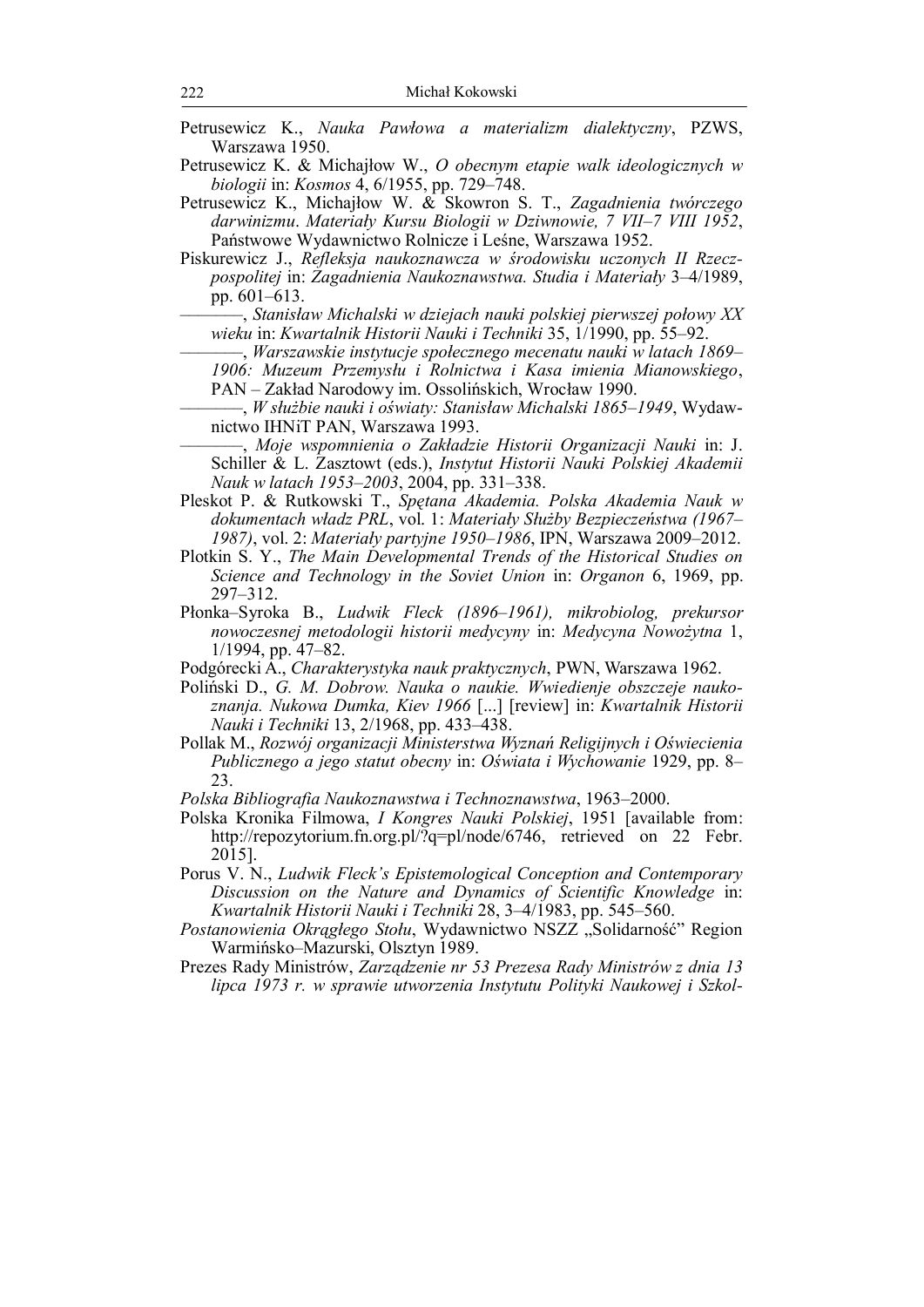Petrusewicz K., *Nauka Pawłowa a materializm dialektyczny*, PZWS, Warszawa 1950.

Petrusewicz K. & Michajłow W., *O obecnym etapie walk ideologicznych w biologii* in: *Kosmos* 4, 6/1955, pp. 729–748.

Petrusewicz K., Michajłow W. & Skowron S. T., *Zagadnienia twórczego darwinizmu*. *Materiały Kursu Biologii w Dziwnowie, 7 VII–7 VIII 1952*, Państwowe Wydawnictwo Rolnicze i Leśne, Warszawa 1952.

Piskurewicz J., *Refleksja naukoznawcza w środowisku uczonych II Rzeczpospolitej* in: *Zagadnienia Naukoznawstwa. Studia i Materiały* 3–4/1989, pp. 601–613.

————, *Stanisław Michalski w dziejach nauki polskiej pierwszej połowy XX wieku* in: *Kwartalnik Historii Nauki i Techniki* 35, 1/1990, pp. 55–92.

————, *Warszawskie instytucje społecznego mecenatu nauki w latach 1869–1906: Muzeum Przemysłu i Rolnictwa i Kasa imienia Mianowskiego*, PAN – Zakład Narodowy im. Ossolińskich, Wrocław 1990.

————, *W służbie nauki i oświaty: Stanisław Michalski 1865–1949*, Wydawnictwo IHNiT PAN, Warszawa 1993.

————, *Moje wspomnienia o Zakładzie Historii Organizacji Nauki* in: J. Schiller & L. Zasztowt (eds.), *Instytut Historii Nauki Polskiej Akademii Nauk w latach 1953–2003*, 2004, pp. 331–338.

Pleskot P. & Rutkowski T., *Spętana Akademia. Polska Akademia Nauk w dokumentach władz PRL*, vol. 1: *Materiały Służby Bezpieczeństwa (1967–1987)*, vol. 2: *Materiały partyjne 1950–1986*, IPN, Warszawa 2009–2012.

Plotkin S. Y., *The Main Developmental Trends of the Historical Studies on Science and Technology in the Soviet Union* in: *Organon* 6, 1969, pp. 297–312.

Płonka–Syroka B., *Ludwik Fleck (1896–1961), mikrobiolog, prekursor nowoczesnej metodologii historii medycyny* in: *Medycyna Nowożytna* 1, 1/1994, pp. 47–82.

Podgórecki A., *Charakterystyka nauk praktycznych*, PWN, Warszawa 1962.

Poliński D., *G. M. Dobrow. Nauka o naukie. Wwiedienje obszczeje naukoznanja. Nukowa Dumka, Kiev 1966* [...] [review] in: *Kwartalnik Historii Nauki i Techniki* 13, 2/1968, pp. 433–438.

Pollak M., *Rozwój organizacji Ministerstwa Wyznań Religijnych i Oświecenia Publicznego a jego statut obecny* in: *Oświata i Wychowanie* 1929, pp. 8–23.

*Polska Bibliografia Naukoznawstwa i Technoznawstwa*, 1963–2000.

Polska Kronika Filmowa, *I Kongres Nauki Polskiej*, 1951 [available from: http://repozytorium.fn.org.pl/?q=pl/node/6746, retrieved on 22 Febr. 2015].

Porus V. N., *Ludwik Fleck's Epistemological Conception and Contemporary Discussion on the Nature and Dynamics of Scientific Knowledge* in: *Kwartalnik Historii Nauki i Techniki* 28, 3–4/1983, pp. 545–560.

*Postanowienia Okrągłego Stołu*, Wydawnictwo NSZZ „Solidarność" Region Warmińsko–Mazurski, Olsztyn 1989.

Prezes Rady Ministrów, *Zarządzenie nr 53 Prezesa Rady Ministrów z dnia 13 lipca 1973 r. w sprawie utworzenia Instytutu Polityki Naukowej i Szkol-*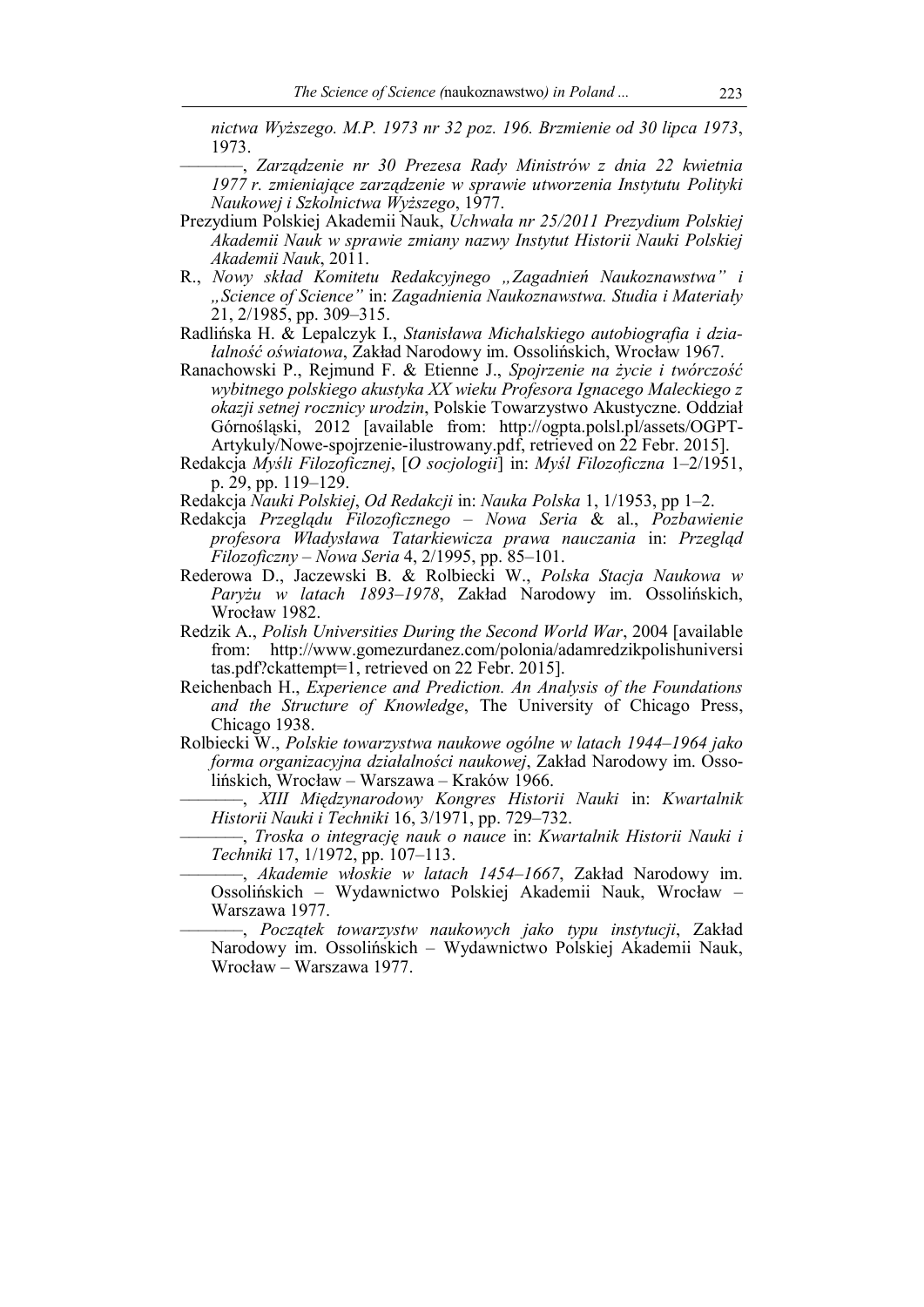*nictwa Wyższego. M.P. 1973 nr 32 poz. 196. Brzmienie od 30 lipca 1973*, 1973.

————, *Zarządzenie nr 30 Prezesa Rady Ministrów z dnia 22 kwietnia 1977 r. zmieniające zarządzenie w sprawie utworzenia Instytutu Polityki Naukowej i Szkolnictwa Wyższego*, 1977.

Prezydium Polskiej Akademii Nauk, *Uchwała nr 25/2011 Prezydium Polskiej Akademii Nauk w sprawie zmiany nazwy Instytut Historii Nauki Polskiej Akademii Nauk*, 2011.

R., *Nowy skład Komitetu Redakcyjnego „Zagadnień Naukoznawstwa" i „Science of Science"* in: *Zagadnienia Naukoznawstwa. Studia i Materiały* 21, 2/1985, pp. 309–315.

Radlińska H. & Lepalczyk I., *Stanisława Michalskiego autobiografia i działalność oświatowa*, Zakład Narodowy im. Ossolińskich, Wrocław 1967.

Ranachowski P., Rejmund F. & Etienne J., *Spojrzenie na życie i twórczość wybitnego polskiego akustyka XX wieku Profesora Ignacego Maleckiego z okazji setnej rocznicy urodzin*, Polskie Towarzystwo Akustyczne. Oddział Górnośląski, 2012 [available from: http://ogpta.polsl.pl/assets/OGPT-Artykuly/Nowe-spojrzenie-ilustrowany.pdf, retrieved on 22 Febr. 2015].

Redakcja *Myśli Filozoficznej*, [*O socjologii*] in: *Myśl Filozoficzna* 1–2/1951, p. 29, pp. 119–129.

Redakcja *Nauki Polskiej*, *Od Redakcji* in: *Nauka Polska* 1, 1/1953, pp 1–2.

Redakcja *Przeglądu Filozoficznego – Nowa Seria* & al., *Pozbawienie profesora Władysława Tatarkiewicza prawa nauczania* in: *Przegląd Filozoficzny – Nowa Seria* 4, 2/1995, pp. 85–101.

Rederowa D., Jaczewski B. & Rolbiecki W., *Polska Stacja Naukowa w Paryżu w latach 1893–1978*, Zakład Narodowy im. Ossolińskich, Wrocław 1982.

Redzik A., *Polish Universities During the Second World War*, 2004 [available from: http://www.gomezurdanez.com/polonia/adamredzikpolishuniversitas.pdf?ckattempt=1, retrieved on 22 Febr. 2015].

Reichenbach H., *Experience and Prediction. An Analysis of the Foundations and the Structure of Knowledge*, The University of Chicago Press, Chicago 1938.

Rolbiecki W., *Polskie towarzystwa naukowe ogólne w latach 1944–1964 jako forma organizacyjna działalności naukowej*, Zakład Narodowy im. Ossolińskich, Wrocław – Warszawa – Kraków 1966.

————, *XIII Międzynarodowy Kongres Historii Nauki* in: *Kwartalnik Historii Nauki i Techniki* 16, 3/1971, pp. 729–732.

————, *Troska o integrację nauk o nauce* in: *Kwartalnik Historii Nauki i Techniki* 17, 1/1972, pp. 107–113.

————, *Akademie włoskie w latach 1454–1667*, Zakład Narodowy im. Ossolińskich – Wydawnictwo Polskiej Akademii Nauk, Wrocław – Warszawa 1977.

————, *Początek towarzystw naukowych jako typu instytucji*, Zakład Narodowy im. Ossolińskich – Wydawnictwo Polskiej Akademii Nauk, Wrocław – Warszawa 1977.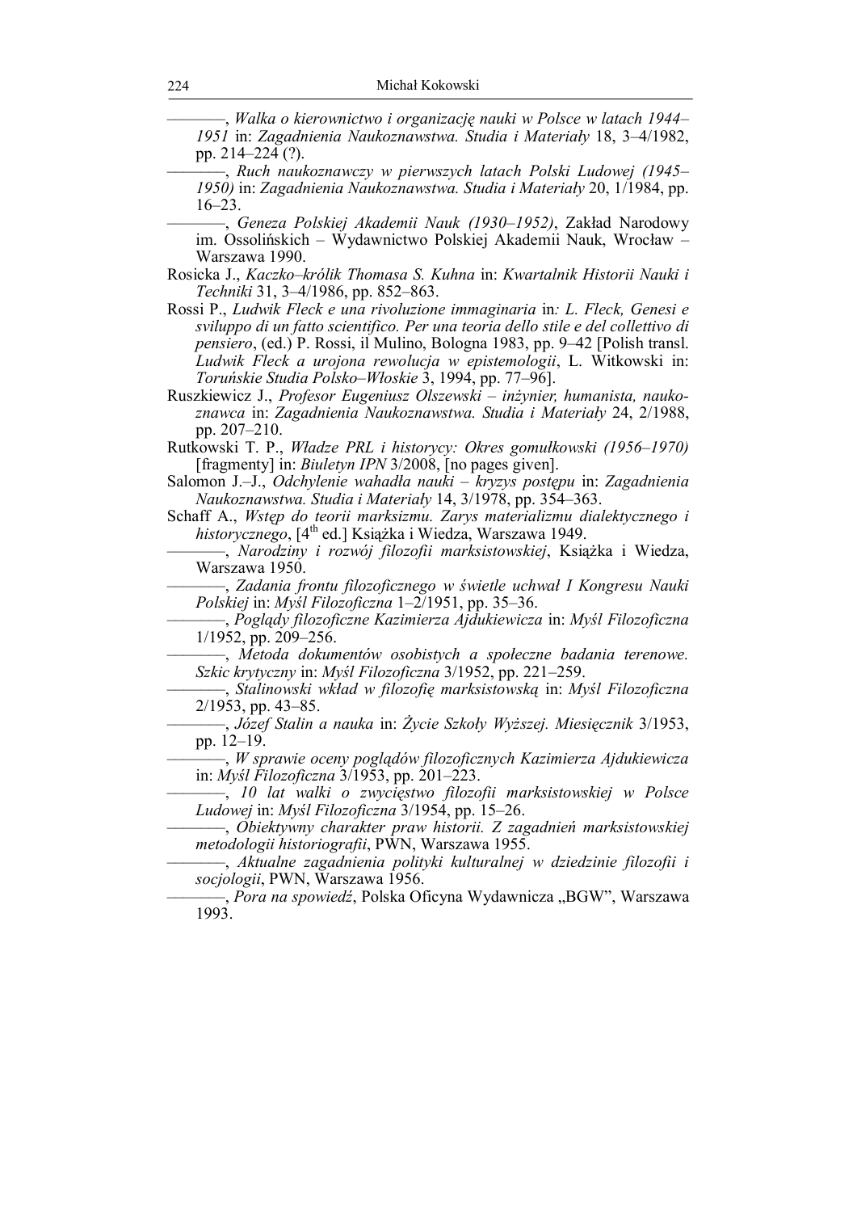————, *Walka o kierownictwo i organizację nauki w Polsce w latach 1944–1951* in: *Zagadnienia Naukoznawstwa. Studia i Materiały* 18, 3–4/1982, pp. 214–224 (?).

————, *Ruch naukoznawczy w pierwszych latach Polski Ludowej (1945–1950)* in: *Zagadnienia Naukoznawstwa. Studia i Materiały* 20, 1/1984, pp. 16–23.

————, *Geneza Polskiej Akademii Nauk (1930–1952)*, Zakład Narodowy im. Ossolińskich – Wydawnictwo Polskiej Akademii Nauk, Wrocław – Warszawa 1990.

Rosicka J., *Kaczko–królik Thomasa S. Kuhna* in: *Kwartalnik Historii Nauki i Techniki* 31, 3–4/1986, pp. 852–863.

Rossi P., *Ludwik Fleck e una rivoluzione immaginaria* in*: L. Fleck, Genesi e sviluppo di un fatto scientifico. Per una teoria dello stile e del collettivo di pensiero*, (ed.) P. Rossi, il Mulino, Bologna 1983, pp. 9–42 [Polish transl. *Ludwik Fleck a urojona rewolucja w epistemologii*, L. Witkowski in: *Toruńskie Studia Polsko–Włoskie* 3, 1994, pp. 77–96].

Ruszkiewicz J., *Profesor Eugeniusz Olszewski – inżynier, humanista, naukoznawca* in: *Zagadnienia Naukoznawstwa. Studia i Materiały* 24, 2/1988, pp. 207–210.

Rutkowski T. P., *Władze PRL i historycy: Okres gomułkowski (1956–1970)* [fragmenty] in: *Biuletyn IPN* 3/2008, [no pages given].

Salomon J.–J., *Odchylenie wahadła nauki – kryzys postępu* in: *Zagadnienia Naukoznawstwa. Studia i Materiały* 14, 3/1978, pp. 354–363.

Schaff A., *Wstęp do teorii marksizmu. Zarys materializmu dialektycznego i historycznego*, [4th ed.] Książka i Wiedza, Warszawa 1949.

————, *Narodziny i rozwój filozofii marksistowskiej*, Książka i Wiedza, Warszawa 1950.

————, *Zadania frontu filozoficznego w świetle uchwał I Kongresu Nauki Polskiej* in: *Myśl Filozoficzna* 1–2/1951, pp. 35–36.

————, *Poglądy filozoficzne Kazimierza Ajdukiewicza* in: *Myśl Filozoficzna* 1/1952, pp. 209–256.

————, *Metoda dokumentów osobistych a społeczne badania terenowe. Szkic krytyczny* in: *Myśl Filozoficzna* 3/1952, pp. 221–259.

————, *Stalinowski wkład w filozofię marksistowską* in: *Myśl Filozoficzna* 2/1953, pp. 43–85.

————, *Józef Stalin a nauka* in: *Życie Szkoły Wyższej. Miesięcznik* 3/1953, pp. 12–19.

————, *W sprawie oceny poglądów filozoficznych Kazimierza Ajdukiewicza* in: *Myśl Filozoficzna* 3/1953, pp. 201–223.

————, *10 lat walki o zwycięstwo filozofii marksistowskiej w Polsce Ludowej* in: *Myśl Filozoficzna* 3/1954, pp. 15–26.

————, *Obiektywny charakter praw historii. Z zagadnień marksistowskiej metodologii historiografii*, PWN, Warszawa 1955.

————, *Aktualne zagadnienia polityki kulturalnej w dziedzinie filozofii i socjologii*, PWN, Warszawa 1956.

————, *Pora na spowiedź*, Polska Oficyna Wydawnicza „BGW", Warszawa 1993.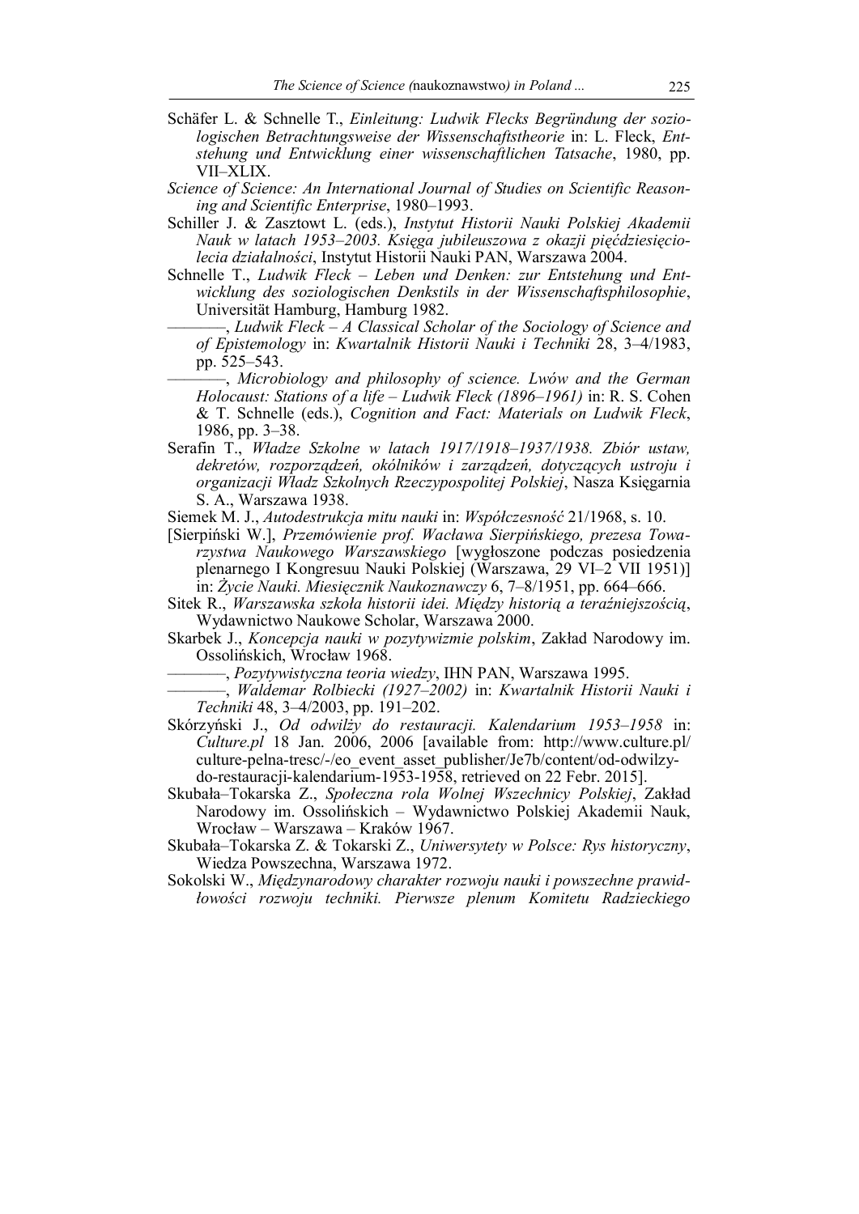Schäfer L. & Schnelle T., *Einleitung: Ludwik Flecks Begründung der soziologischen Betrachtungsweise der Wissenschaftstheorie* in: L. Fleck, *Entstehung und Entwicklung einer wissenschaftlichen Tatsache*, 1980, pp. VII–XLIX.

*Science of Science: An International Journal of Studies on Scientific Reasoning and Scientific Enterprise*, 1980–1993.

Schiller J. & Zasztowt L. (eds.), *Instytut Historii Nauki Polskiej Akademii Nauk w latach 1953–2003. Księga jubileuszowa z okazji pięćdziesięciolecia działalności*, Instytut Historii Nauki PAN, Warszawa 2004.

Schnelle T., *Ludwik Fleck – Leben und Denken: zur Entstehung und Entwicklung des soziologischen Denkstils in der Wissenschaftsphilosophie*, Universität Hamburg, Hamburg 1982.

———, *Ludwik Fleck – A Classical Scholar of the Sociology of Science and of Epistemology* in: *Kwartalnik Historii Nauki i Techniki* 28, 3–4/1983, pp. 525–543.

———, *Microbiology and philosophy of science. Lwów and the German Holocaust: Stations of a life – Ludwik Fleck (1896–1961)* in: R. S. Cohen & T. Schnelle (eds.), *Cognition and Fact: Materials on Ludwik Fleck*, 1986, pp. 3–38.

Serafin T., *Władze Szkolne w latach 1917/1918–1937/1938. Zbiór ustaw, dekretów, rozporządzeń, okólników i zarządzeń, dotyczących ustroju i organizacji Władz Szkolnych Rzeczypospolitej Polskiej*, Nasza Księgarnia S. A., Warszawa 1938.

Siemek M. J., *Autodestrukcja mitu nauki* in: *Współczesność* 21/1968, s. 10.

[Sierpiński W.], *Przemówienie prof. Wacława Sierpińskiego, prezesa Towarzystwa Naukowego Warszawskiego* [wygłoszone podczas posiedzenia plenarnego I Kongresuu Nauki Polskiej (Warszawa, 29 VI–2 VII 1951)] in: *Życie Nauki. Miesięcznik Naukoznawczy* 6, 7–8/1951, pp. 664–666.

Sitek R., *Warszawska szkoła historii idei. Między historią a teraźniejszością*, Wydawnictwo Naukowe Scholar, Warszawa 2000.

Skarbek J., *Koncepcja nauki w pozytywizmie polskim*, Zakład Narodowy im. Ossolińskich, Wrocław 1968.

———, *Pozytywistyczna teoria wiedzy*, IHN PAN, Warszawa 1995.

———, *Waldemar Rolbiecki (1927–2002)* in: *Kwartalnik Historii Nauki i Techniki* 48, 3–4/2003, pp. 191–202.

Skórzyński J., *Od odwilży do restauracji. Kalendarium 1953–1958* in: *Culture.pl* 18 Jan. 2006, 2006 [available from: http://www.culture.pl/culture-pelna-tresc/-/eo_event_asset_publisher/Je7b/content/od-odwilzy-do-restauracji-kalendarium-1953-1958, retrieved on 22 Febr. 2015].

Skubała–Tokarska Z., *Społeczna rola Wolnej Wszechnicy Polskiej*, Zakład Narodowy im. Ossolińskich – Wydawnictwo Polskiej Akademii Nauk, Wrocław – Warszawa – Kraków 1967.

Skubała–Tokarska Z. & Tokarski Z., *Uniwersytety w Polsce: Rys historyczny*, Wiedza Powszechna, Warszawa 1972.

Sokolski W., *Międzynarodowy charakter rozwoju nauki i powszechne prawidłowości rozwoju techniki. Pierwsze plenum Komitetu Radzieckiego*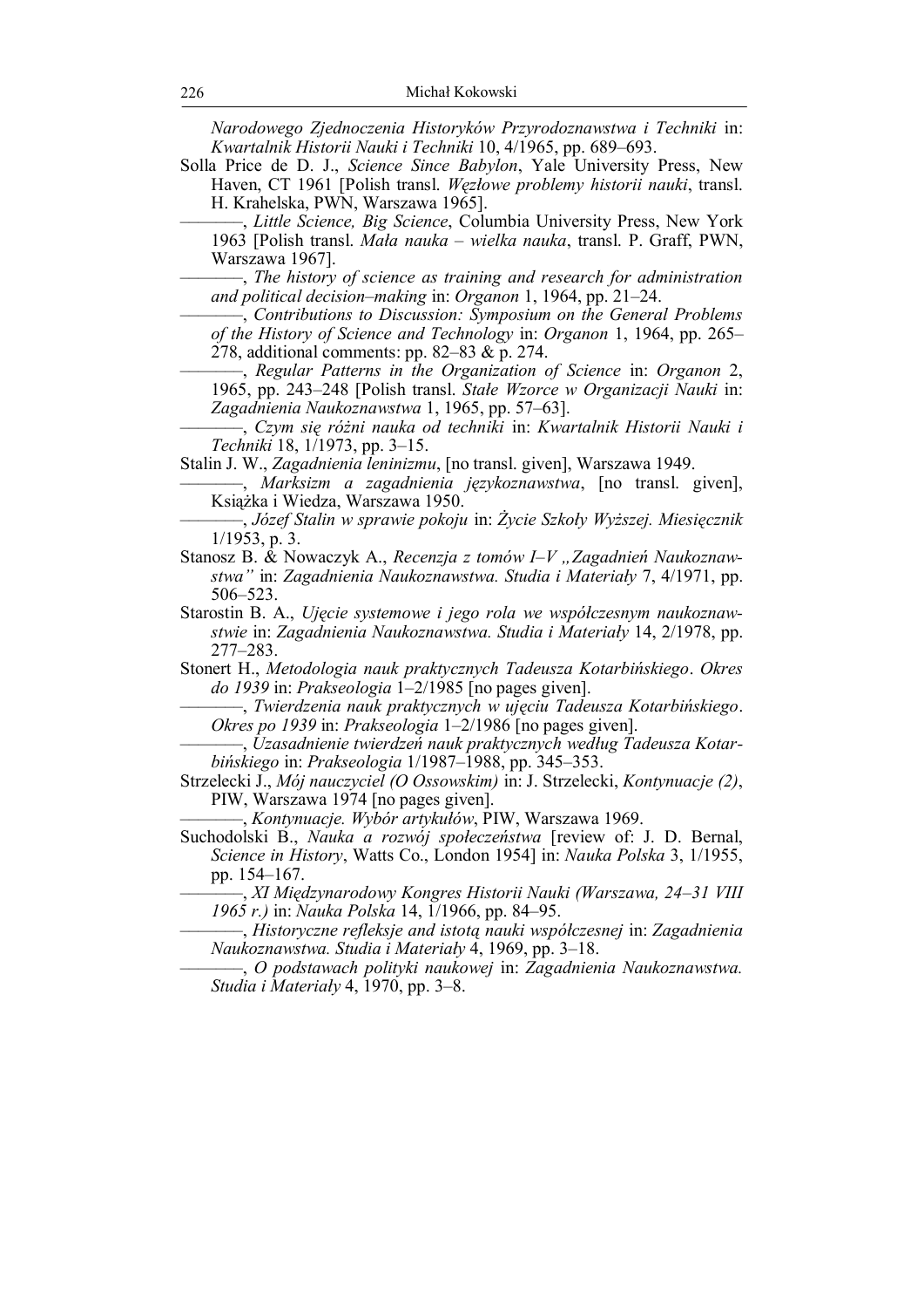*Narodowego Zjednoczenia Historyków Przyrodoznawstwa i Techniki* in: *Kwartalnik Historii Nauki i Techniki* 10, 4/1965, pp. 689–693.

Solla Price de D. J., *Science Since Babylon*, Yale University Press, New Haven, CT 1961 [Polish transl. *Węzłowe problemy historii nauki*, transl. H. Krahelska, PWN, Warszawa 1965].

————, *Little Science, Big Science*, Columbia University Press, New York 1963 [Polish transl. *Mała nauka – wielka nauka*, transl. P. Graff, PWN, Warszawa 1967].

————, *The history of science as training and research for administration and political decision–making* in: *Organon* 1, 1964, pp. 21–24.

————, *Contributions to Discussion: Symposium on the General Problems of the History of Science and Technology* in: *Organon* 1, 1964, pp. 265–278, additional comments: pp. 82–83 & p. 274.

————, *Regular Patterns in the Organization of Science* in: *Organon* 2, 1965, pp. 243–248 [Polish transl. *Stałe Wzorce w Organizacji Nauki* in: *Zagadnienia Naukoznawstwa* 1, 1965, pp. 57–63].

————, *Czym się różni nauka od techniki* in: *Kwartalnik Historii Nauki i Techniki* 18, 1/1973, pp. 3–15.

Stalin J. W., *Zagadnienia leninizmu*, [no transl. given], Warszawa 1949.

————, *Marksizm a zagadnienia językoznawstwa*, [no transl. given], Książka i Wiedza, Warszawa 1950.

————, *Józef Stalin w sprawie pokoju* in: *Życie Szkoły Wyższej. Miesięcznik* 1/1953, p. 3.

Stanosz B. & Nowaczyk A., *Recenzja z tomów I–V „Zagadnień Naukoznawstwa"* in: *Zagadnienia Naukoznawstwa. Studia i Materiały* 7, 4/1971, pp. 506–523.

Starostin B. A., *Ujęcie systemowe i jego rola we współczesnym naukoznawstwie* in: *Zagadnienia Naukoznawstwa. Studia i Materiały* 14, 2/1978, pp. 277–283.

Stonert H., *Metodologia nauk praktycznych Tadeusza Kotarbińskiego*. *Okres do 1939* in: *Prakseologia* 1–2/1985 [no pages given].

————, *Twierdzenia nauk praktycznych w ujęciu Tadeusza Kotarbińskiego*. *Okres po 1939* in: *Prakseologia* 1–2/1986 [no pages given].

————, *Uzasadnienie twierdzeń nauk praktycznych według Tadeusza Kotarbińskiego* in: *Prakseologia* 1/1987–1988, pp. 345–353.

Strzelecki J., *Mój nauczyciel (O Ossowskim)* in: J. Strzelecki, *Kontynuacje (2)*, PIW, Warszawa 1974 [no pages given].

————, *Kontynuacje. Wybór artykułów*, PIW, Warszawa 1969.

Suchodolski B., *Nauka a rozwój społeczeństwa* [review of: J. D. Bernal, *Science in History*, Watts Co., London 1954] in: *Nauka Polska* 3, 1/1955, pp. 154–167.

————, *XI Międzynarodowy Kongres Historii Nauki (Warszawa, 24–31 VIII 1965 r.)* in: *Nauka Polska* 14, 1/1966, pp. 84–95.

————, *Historyczne refleksje and istotą nauki współczesnej* in: *Zagadnienia Naukoznawstwa. Studia i Materiały* 4, 1969, pp. 3–18.

————, *O podstawach polityki naukowej* in: *Zagadnienia Naukoznawstwa. Studia i Materiały* 4, 1970, pp. 3–8.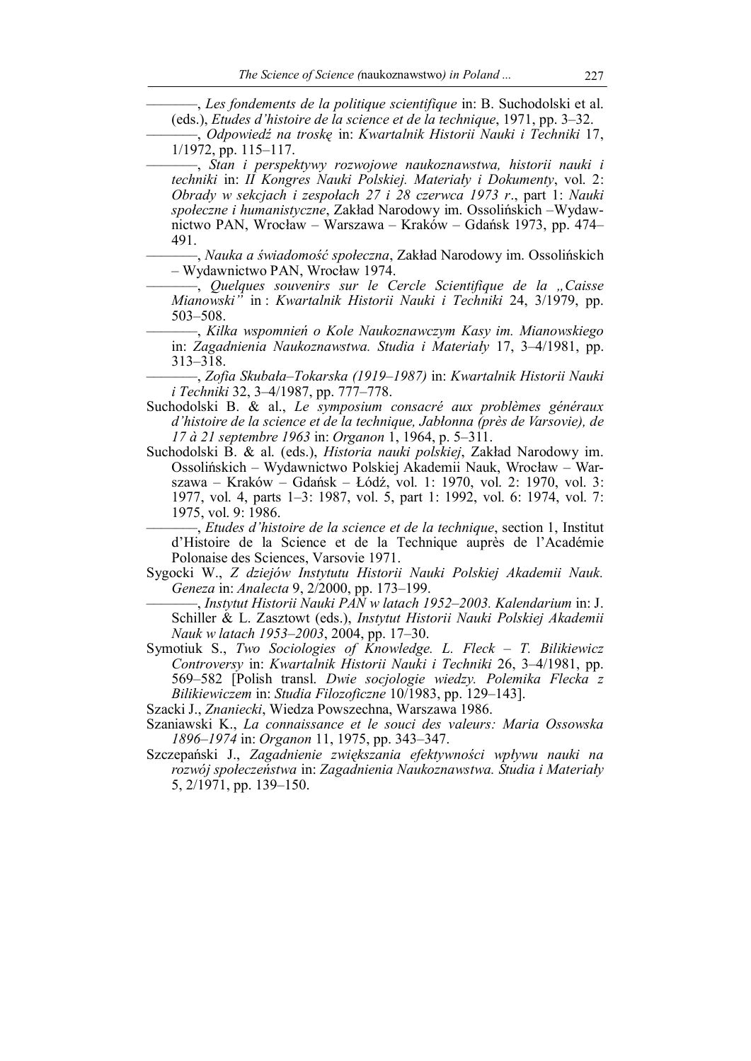———, *Les fondements de la politique scientifique* in: B. Suchodolski et al. (eds.), *Etudes d'histoire de la science et de la technique*, 1971, pp. 3–32.

———, *Odpowiedź na troskę* in: *Kwartalnik Historii Nauki i Techniki* 17, 1/1972, pp. 115–117.

———, *Stan i perspektywy rozwojowe naukoznawstwa, historii nauki i techniki* in: *II Kongres Nauki Polskiej. Materiały i Dokumenty*, vol. 2: *Obrady w sekcjach i zespołach 27 i 28 czerwca 1973 r*., part 1: *Nauki społeczne i humanistyczne*, Zakład Narodowy im. Ossolińskich –Wydawnictwo PAN, Wrocław – Warszawa – Kraków – Gdańsk 1973, pp. 474–491.

———, *Nauka a świadomość społeczna*, Zakład Narodowy im. Ossolińskich – Wydawnictwo PAN, Wrocław 1974.

———, *Quelques souvenirs sur le Cercle Scientifique de la „Caisse Mianowski"* in : *Kwartalnik Historii Nauki i Techniki* 24, 3/1979, pp. 503–508.

———, *Kilka wspomnień o Kole Naukoznawczym Kasy im. Mianowskiego* in: *Zagadnienia Naukoznawstwa. Studia i Materiały* 17, 3–4/1981, pp. 313–318.

———, *Zofia Skubała–Tokarska (1919–1987)* in: *Kwartalnik Historii Nauki i Techniki* 32, 3–4/1987, pp. 777–778.

Suchodolski B. & al., *Le symposium consacré aux problèmes généraux d'histoire de la science et de la technique, Jabłonna (près de Varsovie), de 17 à 21 septembre 1963* in: *Organon* 1, 1964, p. 5–311.

Suchodolski B. & al. (eds.), *Historia nauki polskiej*, Zakład Narodowy im. Ossolińskich – Wydawnictwo Polskiej Akademii Nauk, Wrocław – Warszawa – Kraków – Gdańsk – Łódź, vol. 1: 1970, vol. 2: 1970, vol. 3: 1977, vol. 4, parts 1–3: 1987, vol. 5, part 1: 1992, vol. 6: 1974, vol. 7: 1975, vol. 9: 1986.

———, *Etudes d'histoire de la science et de la technique*, section 1, Institut d'Histoire de la Science et de la Technique auprès de l'Académie Polonaise des Sciences, Varsovie 1971.

Sygocki W., *Z dziejów Instytutu Historii Nauki Polskiej Akademii Nauk. Geneza* in: *Analecta* 9, 2/2000, pp. 173–199.

———, *Instytut Historii Nauki PAN w latach 1952–2003. Kalendarium* in: J. Schiller & L. Zasztowt (eds.), *Instytut Historii Nauki Polskiej Akademii Nauk w latach 1953–2003*, 2004, pp. 17–30.

Symotiuk S., *Two Sociologies of Knowledge. L. Fleck – T. Bilikiewicz Controversy* in: *Kwartalnik Historii Nauki i Techniki* 26, 3–4/1981, pp. 569–582 [Polish transl. *Dwie socjologie wiedzy. Polemika Flecka z Bilikiewiczem* in: *Studia Filozoficzne* 10/1983, pp. 129–143].

Szacki J., *Znaniecki*, Wiedza Powszechna, Warszawa 1986.

Szaniawski K., *La connaissance et le souci des valeurs: Maria Ossowska 1896–1974* in: *Organon* 11, 1975, pp. 343–347.

Szczepański J., *Zagadnienie zwiększania efektywności wpływu nauki na rozwój społeczeństwa* in: *Zagadnienia Naukoznawstwa. Studia i Materiały* 5, 2/1971, pp. 139–150.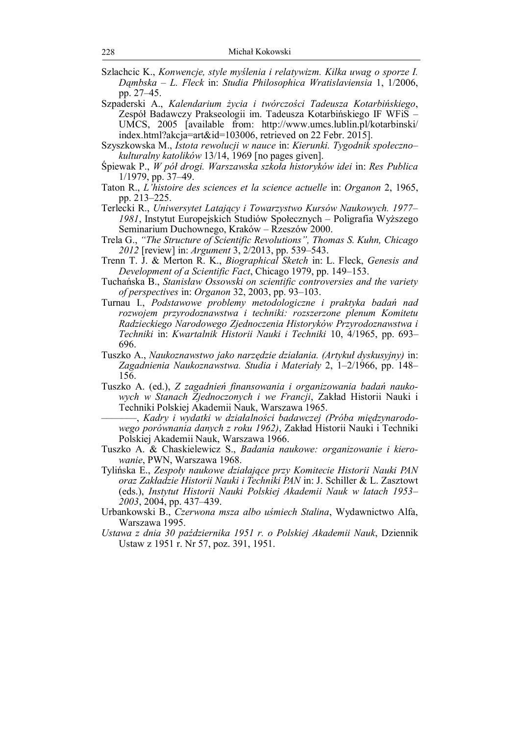Szlachcic K., *Konwencje, style myślenia i relatywizm. Kilka uwag o sporze I. Dąmbska – L. Fleck* in: *Studia Philosophica Wratislaviensia* 1, 1/2006, pp. 27–45.

Szpaderski A., *Kalendarium życia i twórczości Tadeusza Kotarbińskiego*, Zespół Badawczy Prakseologii im. Tadeusza Kotarbińskiego IF WFiS – UMCS, 2005 [available from: http://www.umcs.lublin.pl/kotarbinski/index.html?akcja=art&id=103006, retrieved on 22 Febr. 2015].

Szyszkowska M., *Istota rewolucji w nauce* in: *Kierunki. Tygodnik społeczno–kulturalny katolików* 13/14, 1969 [no pages given].

Śpiewak P., *W pół drogi. Warszawska szkoła historyków idei* in: *Res Publica* 1/1979, pp. 37–49.

Taton R., *L'histoire des sciences et la science actuelle* in: *Organon* 2, 1965, pp. 213–225.

Terlecki R., *Uniwersytet Latający i Towarzystwo Kursów Naukowych. 1977–1981*, Instytut Europejskich Studiów Społecznych – Poligrafia Wyższego Seminarium Duchownego, Kraków – Rzeszów 2000.

Trela G., *"The Structure of Scientific Revolutions", Thomas S. Kuhn, Chicago 2012* [review] in: *Argument* 3, 2/2013, pp. 539–543.

Trenn T. J. & Merton R. K., *Biographical Sketch* in: L. Fleck, *Genesis and Development of a Scientific Fact*, Chicago 1979, pp. 149–153.

Tuchańska B., *Stanisław Ossowski on scientific controversies and the variety of perspectives* in: *Organon* 32, 2003, pp. 93–103.

Turnau I., *Podstawowe problemy metodologiczne i praktyka badań nad rozwojem przyrodoznawstwa i techniki: rozszerzone plenum Komitetu Radzieckiego Narodowego Zjednoczenia Historyków Przyrodoznawstwa i Techniki* in: *Kwartalnik Historii Nauki i Techniki* 10, 4/1965, pp. 693–696.

Tuszko A., *Naukoznawstwo jako narzędzie działania. (Artykuł dyskusyjny)* in: *Zagadnienia Naukoznawstwa. Studia i Materiały* 2, 1–2/1966, pp. 148–156.

Tuszko A. (ed.), *Z zagadnień finansowania i organizowania badań naukowych w Stanach Zjednoczonych i we Francji*, Zakład Historii Nauki i Techniki Polskiej Akademii Nauk, Warszawa 1965.

———, *Kadry i wydatki w działalności badawczej (Próba międzynarodowego porównania danych z roku 1962)*, Zakład Historii Nauki i Techniki Polskiej Akademii Nauk, Warszawa 1966.

Tuszko A. & Chaskielewicz S., *Badania naukowe: organizowanie i kierowanie*, PWN, Warszawa 1968.

Tylińska E., *Zespoły naukowe działające przy Komitecie Historii Nauki PAN oraz Zakładzie Historii Nauki i Techniki PAN* in: J. Schiller & L. Zasztowt (eds.), *Instytut Historii Nauki Polskiej Akademii Nauk w latach 1953–2003*, 2004, pp. 437–439.

Urbankowski B., *Czerwona msza albo uśmiech Stalina*, Wydawnictwo Alfa, Warszawa 1995.

*Ustawa z dnia 30 października 1951 r. o Polskiej Akademii Nauk*, Dziennik Ustaw z 1951 r. Nr 57, poz. 391, 1951.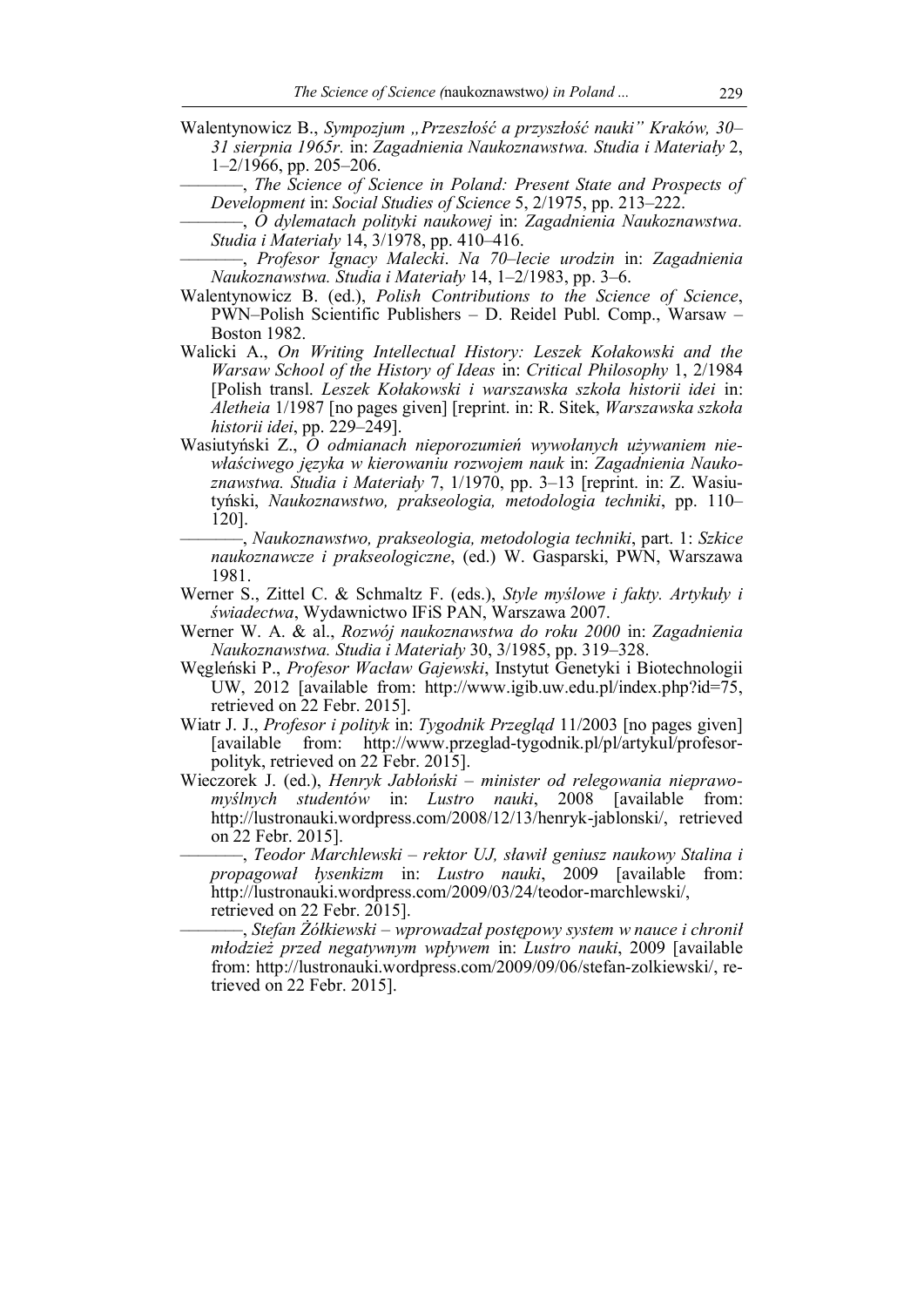Walentynowicz B., *Sympozjum „Przeszłość a przyszłość nauki" Kraków, 30–31 sierpnia 1965r.* in: *Zagadnienia Naukoznawstwa. Studia i Materiały* 2, 1–2/1966, pp. 205–206.

———, *The Science of Science in Poland: Present State and Prospects of Development* in: *Social Studies of Science* 5, 2/1975, pp. 213–222.

———, *O dylematach polityki naukowej* in: *Zagadnienia Naukoznawstwa. Studia i Materiały* 14, 3/1978, pp. 410–416.

———, *Profesor Ignacy Malecki. Na 70–lecie urodzin* in: *Zagadnienia Naukoznawstwa. Studia i Materiały* 14, 1–2/1983, pp. 3–6.

Walentynowicz B. (ed.), *Polish Contributions to the Science of Science*, PWN–Polish Scientific Publishers – D. Reidel Publ. Comp., Warsaw – Boston 1982.

Walicki A., *On Writing Intellectual History: Leszek Kołakowski and the Warsaw School of the History of Ideas* in: *Critical Philosophy* 1, 2/1984 [Polish transl. *Leszek Kołakowski i warszawska szkoła historii idei* in: *Aletheia* 1/1987 [no pages given] [reprint. in: R. Sitek, *Warszawska szkoła historii idei*, pp. 229–249].

Wasiutyński Z., *O odmianach nieporozumień wywołanych używaniem niewłaściwego języka w kierowaniu rozwojem nauk* in: *Zagadnienia Naukoznawstwa. Studia i Materiały* 7, 1/1970, pp. 3–13 [reprint. in: Z. Wasiutyński, *Naukoznawstwo, prakseologia, metodologia techniki*, pp. 110–120].

———, *Naukoznawstwo, prakseologia, metodologia techniki*, part. 1: *Szkice naukoznawcze i prakseologiczne*, (ed.) W. Gasparski, PWN, Warszawa 1981.

Werner S., Zittel C. & Schmaltz F. (eds.), *Style myślowe i fakty. Artykuły i świadectwa*, Wydawnictwo IFiS PAN, Warszawa 2007.

Werner W. A. & al., *Rozwój naukoznawstwa do roku 2000* in: *Zagadnienia Naukoznawstwa. Studia i Materiały* 30, 3/1985, pp. 319–328.

Węgleński P., *Profesor Wacław Gajewski*, Instytut Genetyki i Biotechnologii UW, 2012 [available from: http://www.igib.uw.edu.pl/index.php?id=75, retrieved on 22 Febr. 2015].

Wiatr J. J., *Profesor i polityk* in: *Tygodnik Przegląd* 11/2003 [no pages given] [available from: http://www.przeglad-tygodnik.pl/pl/artykul/profesor-polityk, retrieved on 22 Febr. 2015].

Wieczorek J. (ed.), *Henryk Jabłoński – minister od relegowania nieprawomyślnych studentów* in: *Lustro nauki*, 2008 [available from: http://lustronauki.wordpress.com/2008/12/13/henryk-jablonski/, retrieved on 22 Febr. 2015].

———, *Teodor Marchlewski – rektor UJ, sławił geniusz naukowy Stalina i propagował łysenkizm* in: *Lustro nauki*, 2009 [available from: http://lustronauki.wordpress.com/2009/03/24/teodor-marchlewski/, retrieved on 22 Febr. 2015].

———, *Stefan Żółkiewski – wprowadzał postępowy system w nauce i chronił młodzież przed negatywnym wpływem* in: *Lustro nauki*, 2009 [available from: http://lustronauki.wordpress.com/2009/09/06/stefan-zolkiewski/, retrieved on 22 Febr. 2015].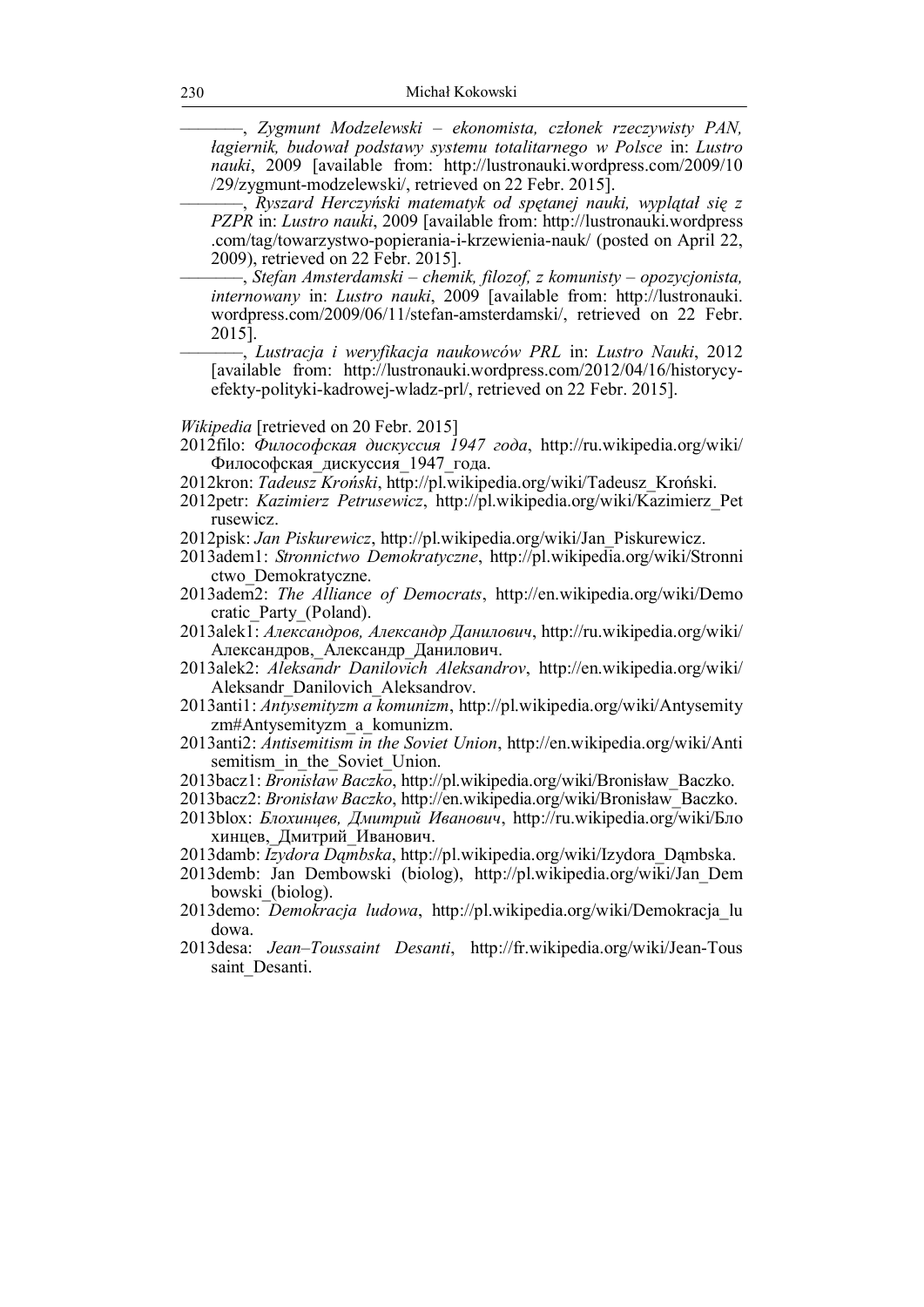————, *Zygmunt Modzelewski – ekonomista, członek rzeczywisty PAN, łagiernik, budował podstawy systemu totalitarnego w Polsce* in: *Lustro nauki*, 2009 [available from: http://lustronauki.wordpress.com/2009/10/29/zygmunt-modzelewski/, retrieved on 22 Febr. 2015].

————, *Ryszard Herczyński matematyk od spętanej nauki, wyplątał się z PZPR* in: *Lustro nauki*, 2009 [available from: http://lustronauki.wordpress.com/tag/towarzystwo-popierania-i-krzewienia-nauk/ (posted on April 22, 2009), retrieved on 22 Febr. 2015].

————, *Stefan Amsterdamski – chemik, filozof, z komunisty – opozycjonista, internowany* in: *Lustro nauki*, 2009 [available from: http://lustronauki.wordpress.com/2009/06/11/stefan-amsterdamski/, retrieved on 22 Febr. 2015].

————, *Lustracja i weryfikacja naukowców PRL* in: *Lustro Nauki*, 2012 [available from: http://lustronauki.wordpress.com/2012/04/16/historycy-efekty-polityki-kadrowej-wladz-prl/, retrieved on 22 Febr. 2015].

*Wikipedia* [retrieved on 20 Febr. 2015]

2012filo: *Философская дискуссия 1947 года*, http://ru.wikipedia.org/wiki/Философская_дискуссия_1947_года.

2012kron: *Tadeusz Kroński*, http://pl.wikipedia.org/wiki/Tadeusz_Kroński.

2012petr: *Kazimierz Petrusewicz*, http://pl.wikipedia.org/wiki/Kazimierz_Petrusewicz.

2012pisk: *Jan Piskurewicz*, http://pl.wikipedia.org/wiki/Jan_Piskurewicz.

2013adem1: *Stronnictwo Demokratyczne*, http://pl.wikipedia.org/wiki/Stronnictwo_Demokratyczne.

2013adem2: *The Alliance of Democrats*, http://en.wikipedia.org/wiki/Democratic_Party_(Poland).

2013alek1: *Александров, Александр Данилович*, http://ru.wikipedia.org/wiki/Александров,_Александр_Данилович.

2013alek2: *Aleksandr Danilovich Aleksandrov*, http://en.wikipedia.org/wiki/Aleksandr_Danilovich_Aleksandrov.

2013anti1: *Antysemityzm a komunizm*, http://pl.wikipedia.org/wiki/Antysemityzm#Antysemityzm_a_komunizm.

2013anti2: *Antisemitism in the Soviet Union*, http://en.wikipedia.org/wiki/Antisemitism_in_the_Soviet_Union.

2013bacz1: *Bronisław Baczko*, http://pl.wikipedia.org/wiki/Bronisław_Baczko.

2013bacz2: *Bronisław Baczko*, http://en.wikipedia.org/wiki/Bronisław_Baczko.

2013blox: *Блохинцев, Дмитрий Иванович*, http://ru.wikipedia.org/wiki/Блохинцев,_Дмитрий_Иванович.

2013damb: *Izydora Dąmbska*, http://pl.wikipedia.org/wiki/Izydora_Dąmbska.

2013demb: Jan Dembowski (biolog), http://pl.wikipedia.org/wiki/Jan_Dembowski_(biolog).

2013demo: *Demokracja ludowa*, http://pl.wikipedia.org/wiki/Demokracja_ludowa.

2013desa: *Jean–Toussaint Desanti*, http://fr.wikipedia.org/wiki/Jean-Toussaint_Desanti.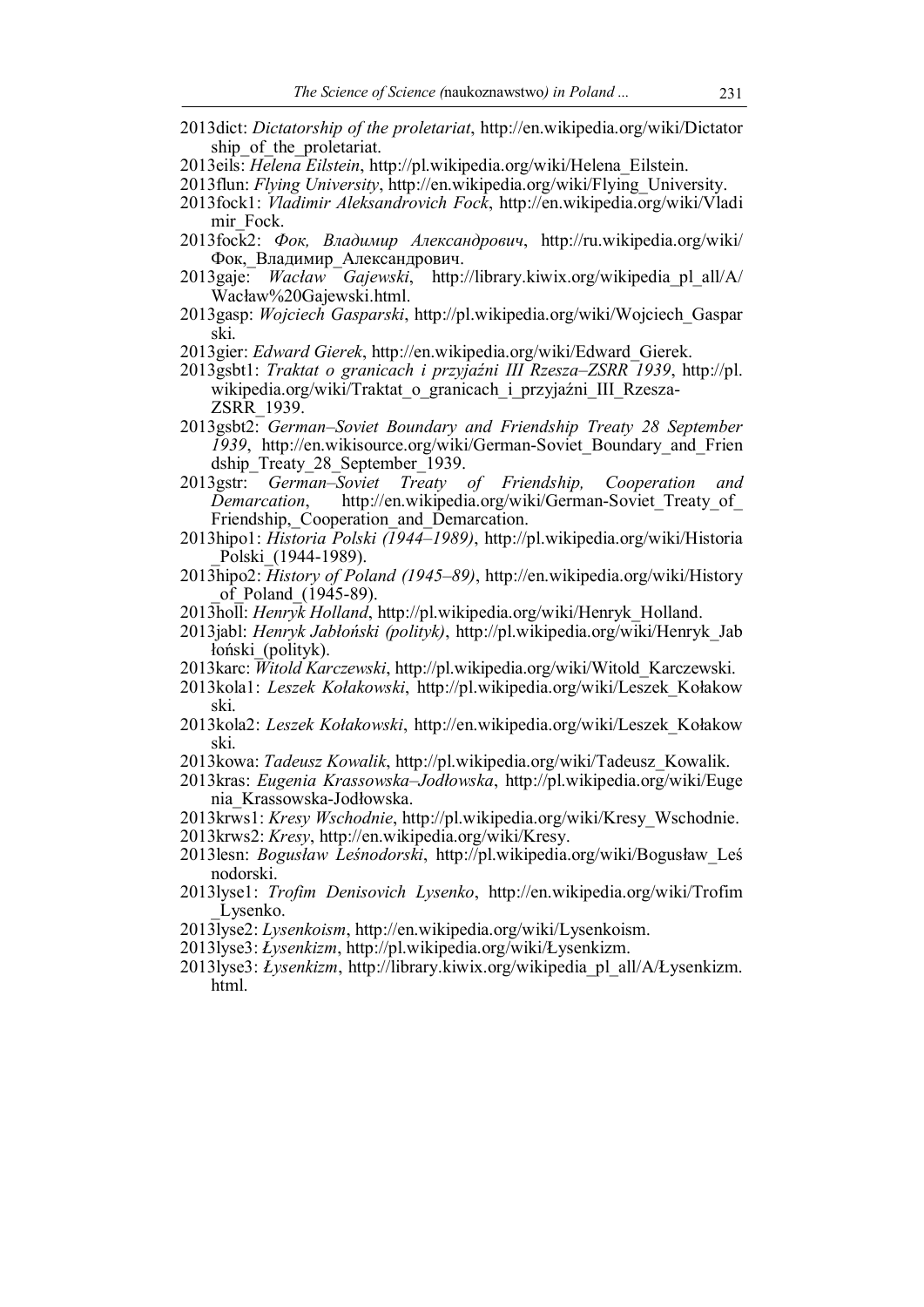2013dict: *Dictatorship of the proletariat*, http://en.wikipedia.org/wiki/Dictatorship_of_the_proletariat.

2013eils: *Helena Eilstein*, http://pl.wikipedia.org/wiki/Helena_Eilstein.

2013flun: *Flying University*, http://en.wikipedia.org/wiki/Flying_University.

2013fock1: *Vladimir Aleksandrovich Fock*, http://en.wikipedia.org/wiki/Vladimir_Fock.

2013fock2: *Фок, Владимир Александрович*, http://ru.wikipedia.org/wiki/Фок,_Владимир_Александрович.

2013gaje: *Wacław Gajewski*, http://library.kiwix.org/wikipedia_pl_all/A/Wacław%20Gajewski.html.

2013gasp: *Wojciech Gasparski*, http://pl.wikipedia.org/wiki/Wojciech_Gasparski.

2013gier: *Edward Gierek*, http://en.wikipedia.org/wiki/Edward_Gierek.

2013gsbt1: *Traktat o granicach i przyjaźni III Rzesza–ZSRR 1939*, http://pl.wikipedia.org/wiki/Traktat_o_granicach_i_przyjaźni_III_Rzesza-ZSRR_1939.

2013gsbt2: *German–Soviet Boundary and Friendship Treaty 28 September 1939*, http://en.wikisource.org/wiki/German-Soviet_Boundary_and_Friendship_Treaty_28_September_1939.

2013gstr: *German–Soviet Treaty of Friendship, Cooperation and Demarcation*, http://en.wikipedia.org/wiki/German-Soviet_Treaty_of_Friendship,_Cooperation_and_Demarcation.

2013hipo1: *Historia Polski (1944–1989)*, http://pl.wikipedia.org/wiki/Historia_Polski_(1944-1989).

2013hipo2: *History of Poland (1945–89)*, http://en.wikipedia.org/wiki/History_of_Poland_(1945-89).

2013holl: *Henryk Holland*, http://pl.wikipedia.org/wiki/Henryk_Holland.

2013jabl: *Henryk Jabłoński (polityk)*, http://pl.wikipedia.org/wiki/Henryk_Jabłoński_(polityk).

2013karc: *Witold Karczewski*, http://pl.wikipedia.org/wiki/Witold_Karczewski.

2013kola1: *Leszek Kołakowski*, http://pl.wikipedia.org/wiki/Leszek_Kołakowski.

2013kola2: *Leszek Kołakowski*, http://en.wikipedia.org/wiki/Leszek_Kołakowski.

2013kowa: *Tadeusz Kowalik*, http://pl.wikipedia.org/wiki/Tadeusz_Kowalik.

2013kras: *Eugenia Krassowska–Jodłowska*, http://pl.wikipedia.org/wiki/Eugenia_Krassowska-Jodłowska.

2013krws1: *Kresy Wschodnie*, http://pl.wikipedia.org/wiki/Kresy_Wschodnie.

2013krws2: *Kresy*, http://en.wikipedia.org/wiki/Kresy.

2013lesn: *Bogusław Leśnodorski*, http://pl.wikipedia.org/wiki/Bogusław_Leśnodorski.

2013lyse1: *Trofim Denisovich Lysenko*, http://en.wikipedia.org/wiki/Trofim_Lysenko.

2013lyse2: *Lysenkoism*, http://en.wikipedia.org/wiki/Lysenkoism.

2013lyse3: *Łysenkizm*, http://pl.wikipedia.org/wiki/Łysenkizm.

2013lyse3: *Łysenkizm*, http://library.kiwix.org/wikipedia_pl_all/A/Łysenkizm.html.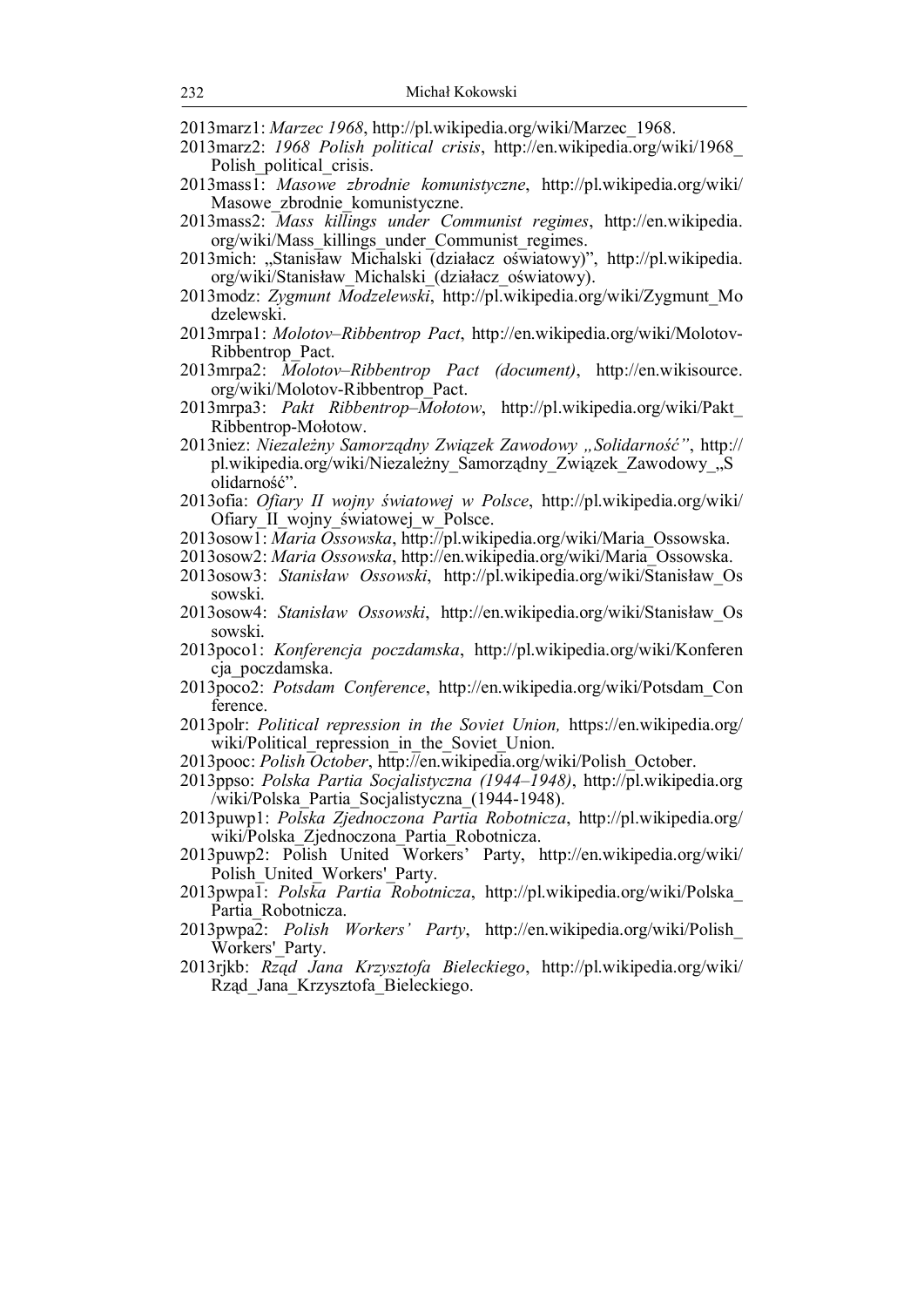2013marz1: *Marzec 1968*, http://pl.wikipedia.org/wiki/Marzec_1968.

2013marz2: *1968 Polish political crisis*, http://en.wikipedia.org/wiki/1968_Polish_political_crisis.

2013mass1: *Masowe zbrodnie komunistyczne*, http://pl.wikipedia.org/wiki/Masowe_zbrodnie_komunistyczne.

2013mass2: *Mass killings under Communist regimes*, http://en.wikipedia.org/wiki/Mass_killings_under_Communist_regimes.

2013mich: „Stanisław Michalski (działacz oświatowy)", http://pl.wikipedia.org/wiki/Stanisław_Michalski_(działacz_oświatowy).

2013modz: *Zygmunt Modzelewski*, http://pl.wikipedia.org/wiki/Zygmunt_Modzelewski.

2013mrpa1: *Molotov–Ribbentrop Pact*, http://en.wikipedia.org/wiki/Molotov-Ribbentrop_Pact.

2013mrpa2: *Molotov–Ribbentrop Pact (document)*, http://en.wikisource.org/wiki/Molotov-Ribbentrop_Pact.

2013mrpa3: *Pakt Ribbentrop–Mołotow*, http://pl.wikipedia.org/wiki/Pakt_Ribbentrop-Mołotow.

2013niez: *Niezależny Samorządny Związek Zawodowy „Solidarność"*, http://pl.wikipedia.org/wiki/Niezależny_Samorządny_Związek_Zawodowy_„Solidarność".

2013ofia: *Ofiary II wojny światowej w Polsce*, http://pl.wikipedia.org/wiki/Ofiary_II_wojny_światowej_w_Polsce.

2013osow1: *Maria Ossowska*, http://pl.wikipedia.org/wiki/Maria_Ossowska.

2013osow2: *Maria Ossowska*, http://en.wikipedia.org/wiki/Maria_Ossowska.

2013osow3: *Stanisław Ossowski*, http://pl.wikipedia.org/wiki/Stanisław_Ossowski.

2013osow4: *Stanisław Ossowski*, http://en.wikipedia.org/wiki/Stanisław_Ossowski.

2013poco1: *Konferencja poczdamska*, http://pl.wikipedia.org/wiki/Konferencja_poczdamska.

2013poco2: *Potsdam Conference*, http://en.wikipedia.org/wiki/Potsdam_Conference.

2013polr: *Political repression in the Soviet Union,* https://en.wikipedia.org/wiki/Political_repression_in_the_Soviet_Union.

2013pooc: *Polish October*, http://en.wikipedia.org/wiki/Polish_October.

2013ppso: *Polska Partia Socjalistyczna (1944–1948)*, http://pl.wikipedia.org/wiki/Polska_Partia_Socjalistyczna_(1944-1948).

2013puwp1: *Polska Zjednoczona Partia Robotnicza*, http://pl.wikipedia.org/wiki/Polska_Zjednoczona_Partia_Robotnicza.

2013puwp2: Polish United Workers' Party, http://en.wikipedia.org/wiki/Polish_United_Workers'_Party.

2013pwpa1: *Polska Partia Robotnicza*, http://pl.wikipedia.org/wiki/Polska_Partia_Robotnicza.

2013pwpa2: *Polish Workers' Party*, http://en.wikipedia.org/wiki/Polish_Workers'_Party.

2013rjkb: *Rząd Jana Krzysztofa Bieleckiego*, http://pl.wikipedia.org/wiki/Rząd_Jana_Krzysztofa_Bieleckiego.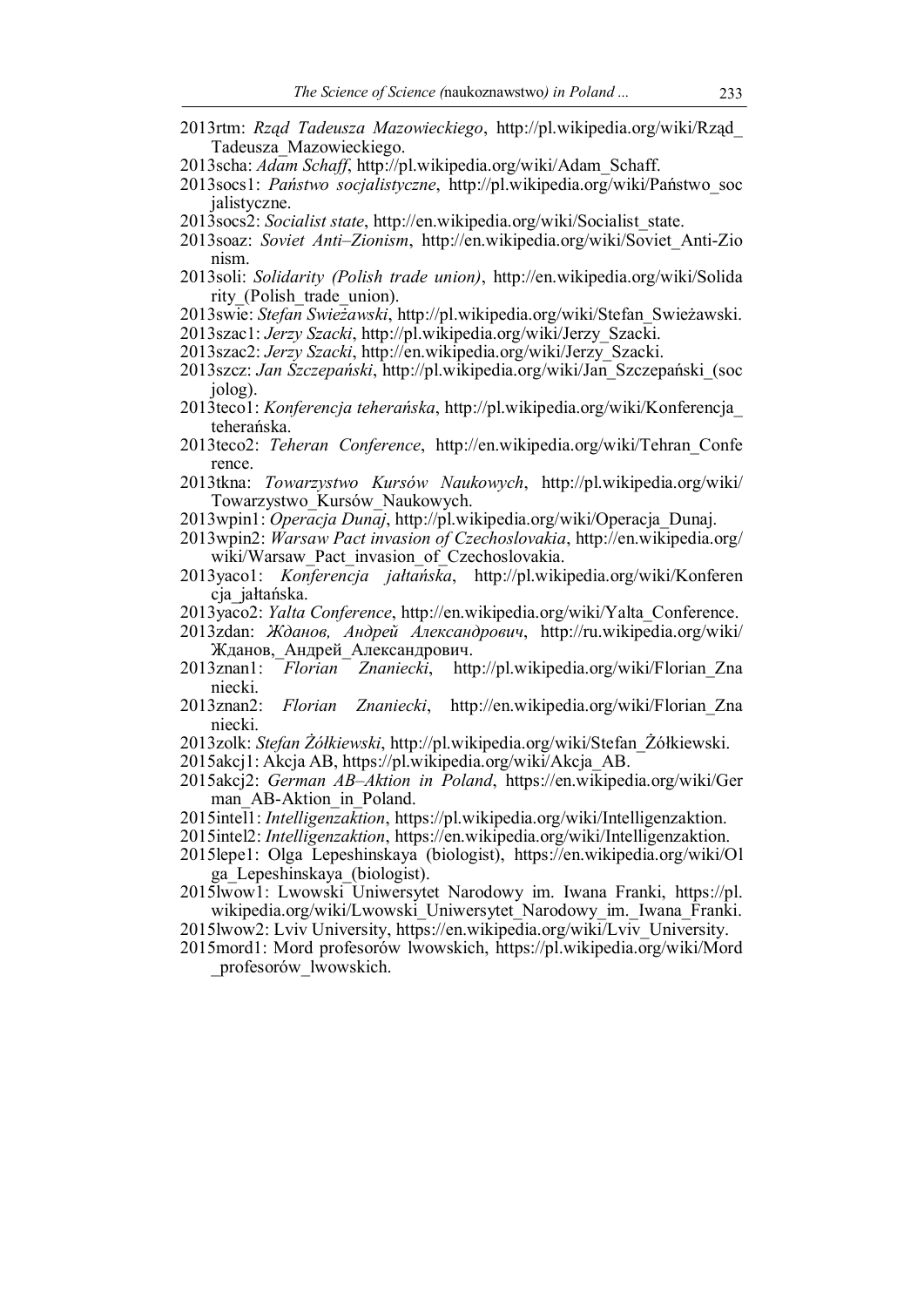2013rtm: *Rząd Tadeusza Mazowieckiego*, http://pl.wikipedia.org/wiki/Rząd_Tadeusza_Mazowieckiego.

2013scha: *Adam Schaff*, http://pl.wikipedia.org/wiki/Adam_Schaff.

2013socs1: *Państwo socjalistyczne*, http://pl.wikipedia.org/wiki/Państwo_socjalistyczne.

2013socs2: *Socialist state*, http://en.wikipedia.org/wiki/Socialist_state.

2013soaz: *Soviet Anti–Zionism*, http://en.wikipedia.org/wiki/Soviet_Anti-Zionism.

2013soli: *Solidarity (Polish trade union)*, http://en.wikipedia.org/wiki/Solidarity_(Polish_trade_union).

2013swie: *Stefan Swieżawski*, http://pl.wikipedia.org/wiki/Stefan_Swieżawski.

2013szac1: *Jerzy Szacki*, http://pl.wikipedia.org/wiki/Jerzy_Szacki.

2013szac2: *Jerzy Szacki*, http://en.wikipedia.org/wiki/Jerzy_Szacki.

2013szcz: *Jan Szczepański*, http://pl.wikipedia.org/wiki/Jan_Szczepański_(socjolog).

2013teco1: *Konferencja teherańska*, http://pl.wikipedia.org/wiki/Konferencja_teherańska.

2013teco2: *Teheran Conference*, http://en.wikipedia.org/wiki/Tehran_Conference.

2013tkna: *Towarzystwo Kursów Naukowych*, http://pl.wikipedia.org/wiki/Towarzystwo_Kursów_Naukowych.

2013wpin1: *Operacja Dunaj*, http://pl.wikipedia.org/wiki/Operacja_Dunaj.

2013wpin2: *Warsaw Pact invasion of Czechoslovakia*, http://en.wikipedia.org/wiki/Warsaw_Pact_invasion_of_Czechoslovakia.

2013yaco1: *Konferencja jałtańska*, http://pl.wikipedia.org/wiki/Konferencja_jałtańska.

2013yaco2: *Yalta Conference*, http://en.wikipedia.org/wiki/Yalta_Conference.

2013zdan: *Жданов, Андрей Александрович*, http://ru.wikipedia.org/wiki/Жданов,_Андрей_Александрович.

2013znan1: *Florian Znaniecki*, http://pl.wikipedia.org/wiki/Florian_Znaniecki.

2013znan2: *Florian Znaniecki*, http://en.wikipedia.org/wiki/Florian_Znaniecki.

2013zolk: *Stefan Żółkiewski*, http://pl.wikipedia.org/wiki/Stefan_Żółkiewski.

2015akcj1: Akcja AB, https://pl.wikipedia.org/wiki/Akcja_AB.

2015akcj2: *German AB–Aktion in Poland*, https://en.wikipedia.org/wiki/German_AB-Aktion_in_Poland.

2015intel1: *Intelligenzaktion*, https://pl.wikipedia.org/wiki/Intelligenzaktion.

2015intel2: *Intelligenzaktion*, https://en.wikipedia.org/wiki/Intelligenzaktion.

2015lepe1: Olga Lepeshinskaya (biologist), https://en.wikipedia.org/wiki/Olga_Lepeshinskaya_(biologist).

2015lwow1: Lwowski Uniwersytet Narodowy im. Iwana Franki, https://pl.wikipedia.org/wiki/Lwowski_Uniwersytet_Narodowy_im._Iwana_Franki.

2015lwow2: Lviv University, https://en.wikipedia.org/wiki/Lviv_University.

2015mord1: Mord profesorów lwowskich, https://pl.wikipedia.org/wiki/Mord_profesorów_lwowskich.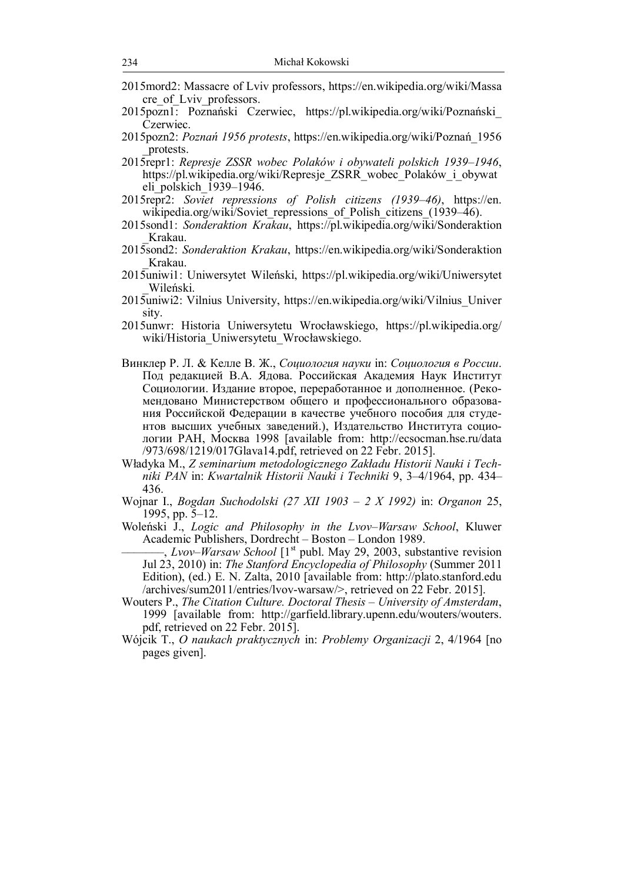2015mord2: Massacre of Lviv professors, https://en.wikipedia.org/wiki/Massacre_of_Lviv_professors.

2015pozn1: Poznański Czerwiec, https://pl.wikipedia.org/wiki/Poznański_Czerwiec.

2015pozn2: *Poznań 1956 protests*, https://en.wikipedia.org/wiki/Poznań_1956_protests.

2015repr1: *Represje ZSSR wobec Polaków i obywateli polskich 1939–1946*, https://pl.wikipedia.org/wiki/Represje_ZSRR_wobec_Polaków_i_obywateli_polskich_1939–1946.

2015repr2: *Soviet repressions of Polish citizens (1939–46)*, https://en.wikipedia.org/wiki/Soviet_repressions_of_Polish_citizens_(1939–46).

2015sond1: *Sonderaktion Krakau*, https://pl.wikipedia.org/wiki/Sonderaktion_Krakau.

2015sond2: *Sonderaktion Krakau*, https://en.wikipedia.org/wiki/Sonderaktion_Krakau.

2015uniwi1: Uniwersytet Wileński, https://pl.wikipedia.org/wiki/Uniwersytet_Wileński.

2015uniwi2: Vilnius University, https://en.wikipedia.org/wiki/Vilnius_University.

2015unwr: Historia Uniwersytetu Wrocławskiego, https://pl.wikipedia.org/wiki/Historia_Uniwersytetu_Wrocławskiego.

Винклер Р. Л. & Келле В. Ж., *Социология науки* in: *Социология в России*. Под редакцией В.А. Ядова. Российская Академия Наук Институт Социологии. Издание второе, переработанное и дополненное. (Рекомендовано Министерством общего и профессионального образования Российской Федерации в качестве учебного пособия для студентов высших учебных заведений.), Издательство Института социологии РАН, Москва 1998 [available from: http://ecsocman.hse.ru/data/973/698/1219/017Glava14.pdf, retrieved on 22 Febr. 2015].

Władyka M., *Z seminarium metodologicznego Zakładu Historii Nauki i Techniki PAN* in: *Kwartalnik Historii Nauki i Techniki* 9, 3–4/1964, pp. 434–436.

Wojnar I., *Bogdan Suchodolski (27 XII 1903 – 2 X 1992)* in: *Organon* 25, 1995, pp. 5–12.

Woleński J., *Logic and Philosophy in the Lvov–Warsaw School*, Kluwer Academic Publishers, Dordrecht – Boston – London 1989.

————, *Lvov–Warsaw School* [1st publ. May 29, 2003, substantive revision Jul 23, 2010) in: *The Stanford Encyclopedia of Philosophy* (Summer 2011 Edition), (ed.) E. N. Zalta, 2010 [available from: http://plato.stanford.edu/archives/sum2011/entries/lvov-warsaw/>, retrieved on 22 Febr. 2015].

Wouters P., *The Citation Culture. Doctoral Thesis – University of Amsterdam*, 1999 [available from: http://garfield.library.upenn.edu/wouters/wouters.pdf, retrieved on 22 Febr. 2015].

Wójcik T., *O naukach praktycznych* in: *Problemy Organizacji* 2, 4/1964 [no pages given].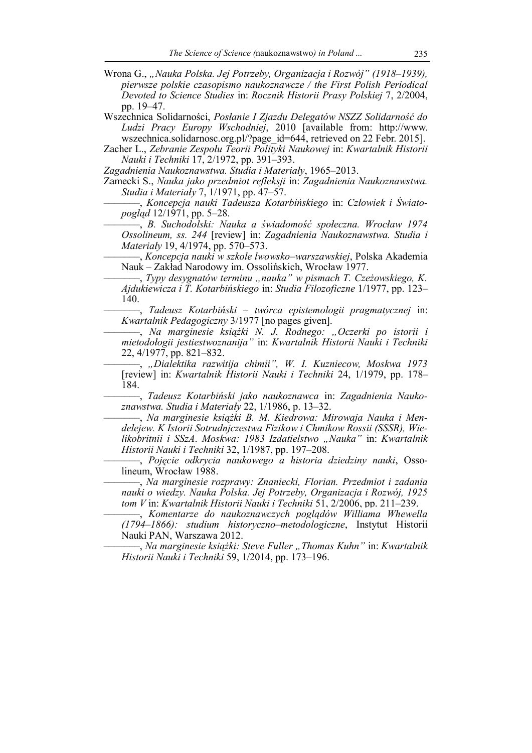Wrona G., *„Nauka Polska. Jej Potrzeby, Organizacja i Rozwój" (1918–1939), pierwsze polskie czasopismo naukoznawcze / the First Polish Periodical Devoted to Science Studies* in: *Rocznik Historii Prasy Polskiej* 7, 2/2004, pp. 19–47.

Wszechnica Solidarności, *Posłanie I Zjazdu Delegatów NSZZ Solidarność do Ludzi Pracy Europy Wschodniej*, 2010 [available from: http://www.wszechnica.solidarnosc.org.pl/?page_id=644, retrieved on 22 Febr. 2015].

Zacher L., *Zebranie Zespołu Teorii Polityki Naukowej* in: *Kwartalnik Historii Nauki i Techniki* 17, 2/1972, pp. 391–393.

*Zagadnienia Naukoznawstwa. Studia i Materiały*, 1965–2013.

Zamecki S., *Nauka jako przedmiot refleksji* in: *Zagadnienia Naukoznawstwa. Studia i Materiały* 7, 1/1971, pp. 47–57.

———, *Koncepcja nauki Tadeusza Kotarbińskiego* in: *Człowiek i Światopogląd* 12/1971, pp. 5–28.

———, *B. Suchodolski: Nauka a świadomość społeczna. Wrocław 1974 Ossolineum, ss. 244* [review] in: *Zagadnienia Naukoznawstwa. Studia i Materiały* 19, 4/1974, pp. 570–573.

———, *Koncepcja nauki w szkole lwowsko–warszawskiej*, Polska Akademia Nauk – Zakład Narodowy im. Ossolińskich, Wrocław 1977.

———, *Typy desygnatów terminu „nauka" w pismach T. Czeżowskiego, K. Ajdukiewicza i T. Kotarbińskiego* in: *Studia Filozoficzne* 1/1977, pp. 123–140.

———, *Tadeusz Kotarbiński – twórca epistemologii pragmatycznej* in: *Kwartalnik Pedagogiczny* 3/1977 [no pages given].

———, *Na marginesie książki N. J. Rodnego: „Oczerki po istorii i mietodołogii jestiestwoznanija"* in: *Kwartalnik Historii Nauki i Techniki* 22, 4/1977, pp. 821–832.

———, *„Dialektika razwitija chimii", W. I. Kuzniecow, Moskwa 1973* [review] in: *Kwartalnik Historii Nauki i Techniki* 24, 1/1979, pp. 178–184.

———, *Tadeusz Kotarbiński jako naukoznawca* in: *Zagadnienia Naukoznawstwa. Studia i Materiały* 22, 1/1986, p. 13–32.

———, *Na marginesie książki B. M. Kiedrowa: Mirowaja Nauka i Mendelejew. K Istorii Sotrudnjczestwa Fizikow i Chmikow Rossii (SSSR), Wielikobritnii i SSzA. Moskwa: 1983 Izdatielstwo „Nauka"* in: *Kwartalnik Historii Nauki i Techniki* 32, 1/1987, pp. 197–208.

———, *Pojęcie odkrycia naukowego a historia dziedziny nauki*, Ossolineum, Wrocław 1988.

———, *Na marginesie rozprawy: Znaniecki, Florian. Przedmiot i zadania nauki o wiedzy. Nauka Polska. Jej Potrzeby, Organizacja i Rozwój, 1925 tom V* in: *Kwartalnik Historii Nauki i Techniki* 51, 2/2006, pp. 211–239.

———, *Komentarze do naukoznawczych poglądów Williama Whewella (1794–1866): studium historyczno–metodologiczne*, Instytut Historii Nauki PAN, Warszawa 2012.

———, *Na marginesie książki: Steve Fuller „Thomas Kuhn"* in: *Kwartalnik Historii Nauki i Techniki* 59, 1/2014, pp. 173–196.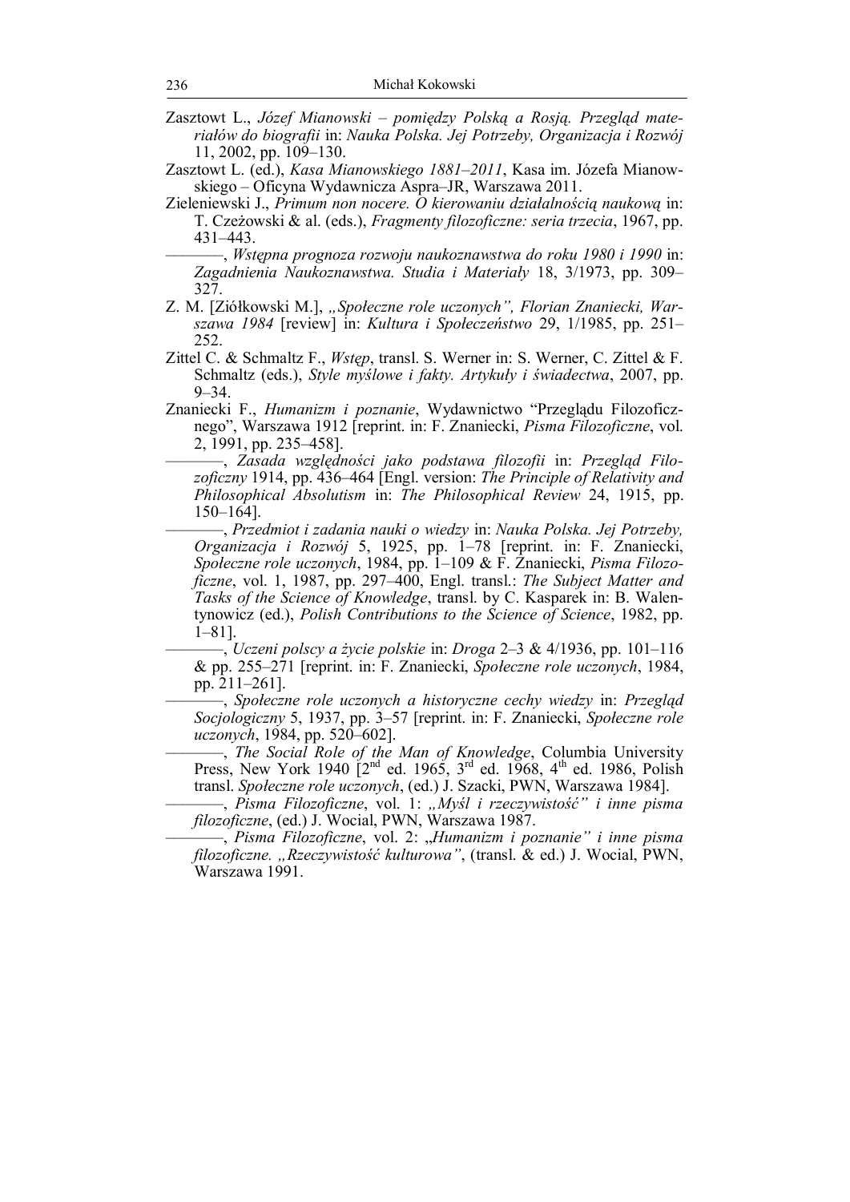Zasztowt L., *Józef Mianowski – pomiędzy Polską a Rosją. Przegląd materiałów do biografii* in: *Nauka Polska. Jej Potrzeby, Organizacja i Rozwój* 11, 2002, pp. 109–130.

Zasztowt L. (ed.), *Kasa Mianowskiego 1881–2011*, Kasa im. Józefa Mianowskiego – Oficyna Wydawnicza Aspra–JR, Warszawa 2011.

Zieleniewski J., *Primum non nocere. O kierowaniu działalnością naukową* in: T. Czeżowski & al. (eds.), *Fragmenty filozoficzne: seria trzecia*, 1967, pp. 431–443.

————, *Wstępna prognoza rozwoju naukoznawstwa do roku 1980 i 1990* in: *Zagadnienia Naukoznawstwa. Studia i Materiały* 18, 3/1973, pp. 309–327.

Z. M. [Ziółkowski M.], *„Społeczne role uczonych", Florian Znaniecki, Warszawa 1984* [review] in: *Kultura i Społeczeństwo* 29, 1/1985, pp. 251–252.

Zittel C. & Schmaltz F., *Wstęp*, transl. S. Werner in: S. Werner, C. Zittel & F. Schmaltz (eds.), *Style myślowe i fakty. Artykuły i świadectwa*, 2007, pp. 9–34.

Znaniecki F., *Humanizm i poznanie*, Wydawnictwo "Przeglądu Filozoficznego", Warszawa 1912 [reprint. in: F. Znaniecki, *Pisma Filozoficzne*, vol. 2, 1991, pp. 235–458].

————, *Zasada względności jako podstawa filozofii* in: *Przegląd Filozoficzny* 1914, pp. 436–464 [Engl. version: *The Principle of Relativity and Philosophical Absolutism* in: *The Philosophical Review* 24, 1915, pp. 150–164].

————, *Przedmiot i zadania nauki o wiedzy* in: *Nauka Polska. Jej Potrzeby, Organizacja i Rozwój* 5, 1925, pp. 1–78 [reprint. in: F. Znaniecki, *Społeczne role uczonych*, 1984, pp. 1–109 & F. Znaniecki, *Pisma Filozoficzne*, vol. 1, 1987, pp. 297–400, Engl. transl.: *The Subject Matter and Tasks of the Science of Knowledge*, transl. by C. Kasparek in: B. Walentynowicz (ed.), *Polish Contributions to the Science of Science*, 1982, pp. 1–81].

————, *Uczeni polscy a życie polskie* in: *Droga* 2–3 & 4/1936, pp. 101–116 & pp. 255–271 [reprint. in: F. Znaniecki, *Społeczne role uczonych*, 1984, pp. 211–261].

————, *Społeczne role uczonych a historyczne cechy wiedzy* in: *Przegląd Socjologiczny* 5, 1937, pp. 3–57 [reprint. in: F. Znaniecki, *Społeczne role uczonych*, 1984, pp. 520–602].

————, *The Social Role of the Man of Knowledge*, Columbia University Press, New York 1940 [2nd ed. 1965, 3rd ed. 1968, 4th ed. 1986, Polish transl. *Społeczne role uczonych*, (ed.) J. Szacki, PWN, Warszawa 1984].

————, *Pisma Filozoficzne*, vol. 1: *„Myśl i rzeczywistość" i inne pisma filozoficzne*, (ed.) J. Wocial, PWN, Warszawa 1987.

————, *Pisma Filozoficzne*, vol. 2: *„Humanizm i poznanie" i inne pisma filozoficzne. „Rzeczywistość kulturowa"*, (transl. & ed.) J. Wocial, PWN, Warszawa 1991.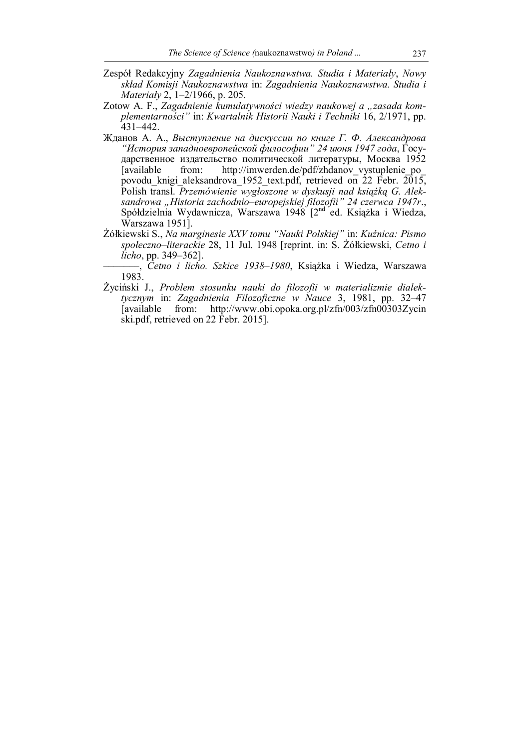Zespół Redakcyjny *Zagadnienia Naukoznawstwa. Studia i Materiały*, *Nowy skład Komisji Naukoznawstwa* in: *Zagadnienia Naukoznawstwa. Studia i Materiały* 2, 1–2/1966, p. 205.

Zotow A. F., *Zagadnienie kumulatywności wiedzy naukowej a „zasada komplementarności"* in: *Kwartalnik Historii Nauki i Techniki* 16, 2/1971, pp. 431–442.

Жданов А. А., *Выступление на дискуссии по книге Г. Ф. Александрова "История западноевропейской философии" 24 июня 1947 года*, Государственное издательство политической литературы, Москва 1952 [available from: http://imwerden.de/pdf/zhdanov_vystuplenie_po_povodu_knigi_aleksandrova_1952_text.pdf, retrieved on 22 Febr. 2015, Polish transl. *Przemówienie wygłoszone w dyskusji nad książką G. Aleksandrowa „Historia zachodnio–europejskiej filozofii" 24 czerwca 1947r*., Spółdzielnia Wydawnicza, Warszawa 1948 [2nd ed. Książka i Wiedza, Warszawa 1951].

Żółkiewski S., *Na marginesie XXV tomu "Nauki Polskiej"* in: *Kuźnica: Pismo społeczno–literackie* 28, 11 Jul. 1948 [reprint. in: S. Żółkiewski, *Cetno i licho*, pp. 349–362].

———, *Cetno i licho. Szkice 1938–1980*, Książka i Wiedza, Warszawa 1983.

Życiński J., *Problem stosunku nauki do filozofii w materializmie dialektycznym* in: *Zagadnienia Filozoficzne w Nauce* 3, 1981, pp. 32–47 [available from: http://www.obi.opoka.org.pl/zfn/003/zfn00303Zycinski.pdf, retrieved on 22 Febr. 2015].